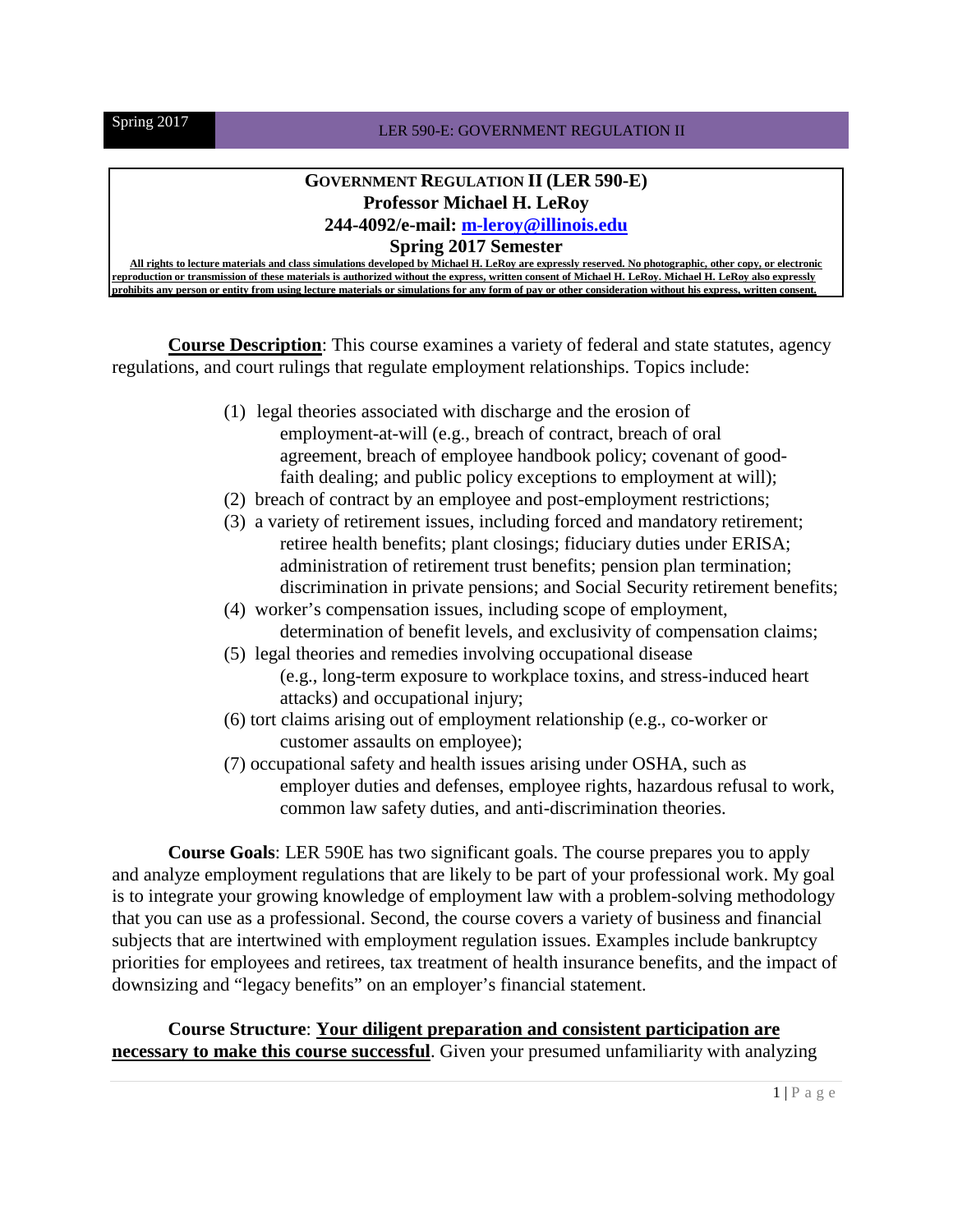# GOVERNMENT REGULATION II (LER 590-E)

**Professor Michael H. LeRoy**

**244-4092/e-mail: [m-leroy@illinois.edu](mailto:m-leroy@illinois.edu)**

**Spring 2017 Semester**

**All rights to lecture materials and class simulations developed by Michael H. LeRoy are expressly reserved. No photographic, other copy, or electronic reproduction or transmission of these materials is authorized without the express, written consent of Michael H. LeRoy. Michael H. LeRoy also expressly prohibits any person or entity from using lecture materials or simulations for any form of pay or other consideration without his express, written consent.**

**Course Description**: This course examines a variety of federal and state statutes, agency regulations, and court rulings that regulate employment relationships. Topics include:

(1) legal theories associated with discharge and the erosion of employment-at-will (e.g., breach of contract, breach of oral agreement, breach of employee handbook policy; covenant of good-faith dealing; and public policy exceptions to employment at will);

(2) breach of contract by an employee and post-employment restrictions;

(3) a variety of retirement issues, including forced and mandatory retirement; retiree health benefits; plant closings; fiduciary duties under ERISA; administration of retirement trust benefits; pension plan termination; discrimination in private pensions; and Social Security retirement benefits;

(4) worker's compensation issues, including scope of employment, determination of benefit levels, and exclusivity of compensation claims;

(5) legal theories and remedies involving occupational disease (e.g., long-term exposure to workplace toxins, and stress-induced heart attacks) and occupational injury;

(6) tort claims arising out of employment relationship (e.g., co-worker or customer assaults on employee);

(7) occupational safety and health issues arising under OSHA, such as employer duties and defenses, employee rights, hazardous refusal to work, common law safety duties, and anti-discrimination theories.

**Course Goals**: LER 590E has two significant goals. The course prepares you to apply and analyze employment regulations that are likely to be part of your professional work. My goal is to integrate your growing knowledge of employment law with a problem-solving methodology that you can use as a professional. Second, the course covers a variety of business and financial subjects that are intertwined with employment regulation issues. Examples include bankruptcy priorities for employees and retirees, tax treatment of health insurance benefits, and the impact of downsizing and "legacy benefits" on an employer's financial statement.

**Course Structure**: **Your diligent preparation and consistent participation are necessary to make this course successful**. Given your presumed unfamiliarity with analyzing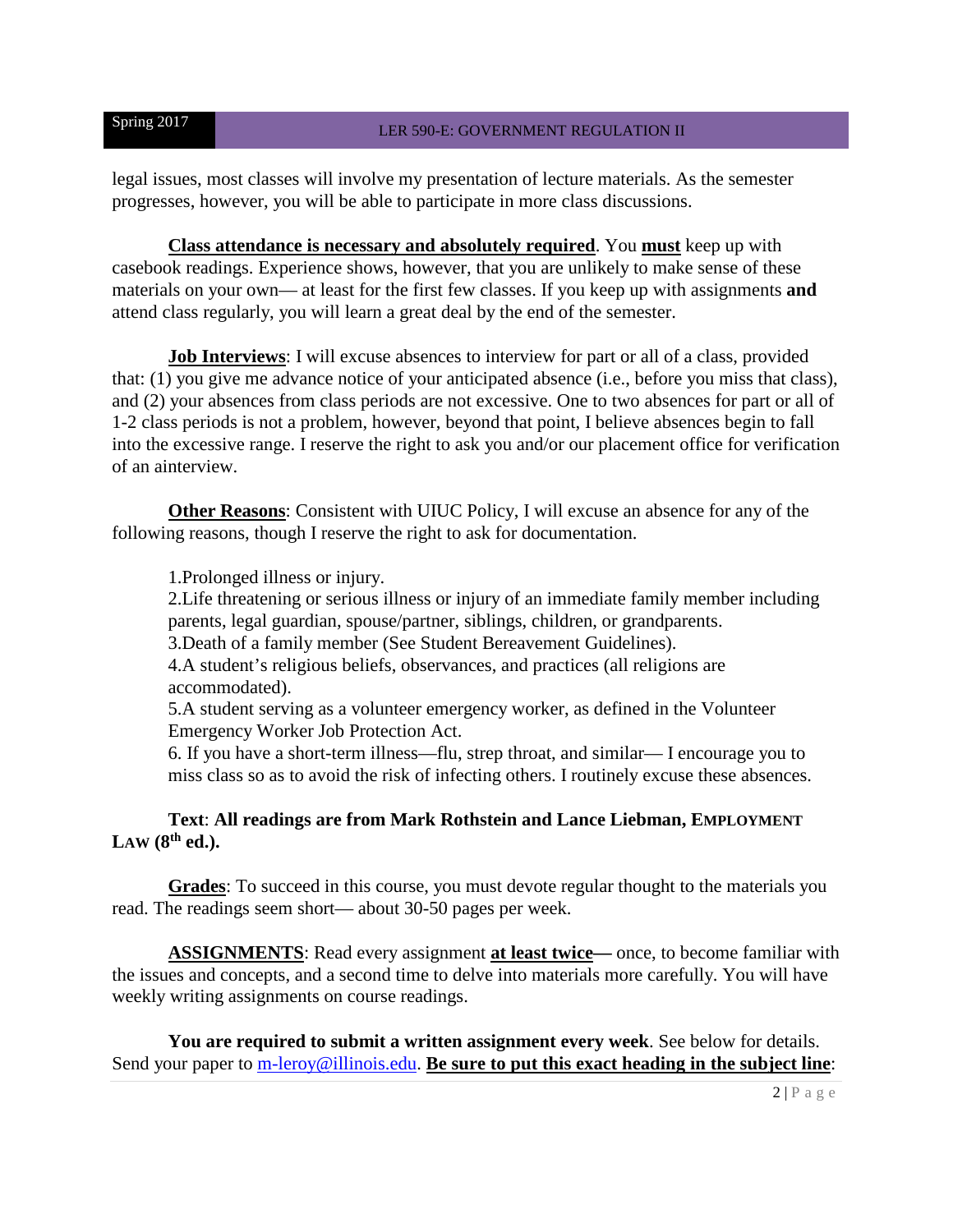legal issues, most classes will involve my presentation of lecture materials. As the semester progresses, however, you will be able to participate in more class discussions.

**Class attendance is necessary and absolutely required**. You **must** keep up with casebook readings. Experience shows, however, that you are unlikely to make sense of these materials on your own— at least for the first few classes. If you keep up with assignments **and** attend class regularly, you will learn a great deal by the end of the semester.

**Job Interviews**: I will excuse absences to interview for part or all of a class, provided that: (1) you give me advance notice of your anticipated absence (i.e., before you miss that class), and (2) your absences from class periods are not excessive. One to two absences for part or all of 1-2 class periods is not a problem, however, beyond that point, I believe absences begin to fall into the excessive range. I reserve the right to ask you and/or our placement office for verification of an ainterview.

**Other Reasons**: Consistent with UIUC Policy, I will excuse an absence for any of the following reasons, though I reserve the right to ask for documentation.

1. Prolonged illness or injury.
2. Life threatening or serious illness or injury of an immediate family member including parents, legal guardian, spouse/partner, siblings, children, or grandparents.
3. Death of a family member (See Student Bereavement Guidelines).
4. A student's religious beliefs, observances, and practices (all religions are accommodated).
5. A student serving as a volunteer emergency worker, as defined in the Volunteer Emergency Worker Job Protection Act.
6. If you have a short-term illness—flu, strep throat, and similar— I encourage you to miss class so as to avoid the risk of infecting others. I routinely excuse these absences.

**Text**: **All readings are from Mark Rothstein and Lance Liebman, EMPLOYMENT LAW (8th ed.).**

**Grades**: To succeed in this course, you must devote regular thought to the materials you read. The readings seem short— about 30-50 pages per week.

**ASSIGNMENTS**: Read every assignment **at least twice—** once, to become familiar with the issues and concepts, and a second time to delve into materials more carefully. You will have weekly writing assignments on course readings.

**You are required to submit a written assignment every week**. See below for details. Send your paper to m-leroy@illinois.edu. **Be sure to put this exact heading in the subject line**: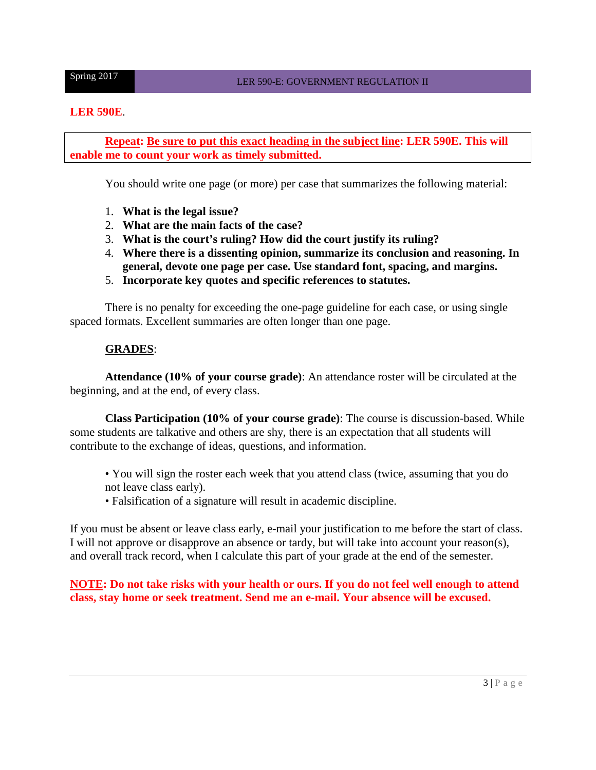**LER 590E**.

**Repeat: Be sure to put this exact heading in the subject line: LER 590E. This will enable me to count your work as timely submitted.**

You should write one page (or more) per case that summarizes the following material:

1. **What is the legal issue?**
2. **What are the main facts of the case?**
3. **What is the court's ruling? How did the court justify its ruling?**
4. **Where there is a dissenting opinion, summarize its conclusion and reasoning. In general, devote one page per case. Use standard font, spacing, and margins.**
5. **Incorporate key quotes and specific references to statutes.**

There is no penalty for exceeding the one-page guideline for each case, or using single spaced formats. Excellent summaries are often longer than one page.

**GRADES**:

**Attendance (10% of your course grade)**: An attendance roster will be circulated at the beginning, and at the end, of every class.

**Class Participation (10% of your course grade)**: The course is discussion-based. While some students are talkative and others are shy, there is an expectation that all students will contribute to the exchange of ideas, questions, and information.

- You will sign the roster each week that you attend class (twice, assuming that you do not leave class early).
- Falsification of a signature will result in academic discipline.

If you must be absent or leave class early, e-mail your justification to me before the start of class. I will not approve or disapprove an absence or tardy, but will take into account your reason(s), and overall track record, when I calculate this part of your grade at the end of the semester.

**NOTE: Do not take risks with your health or ours. If you do not feel well enough to attend class, stay home or seek treatment. Send me an e-mail. Your absence will be excused.**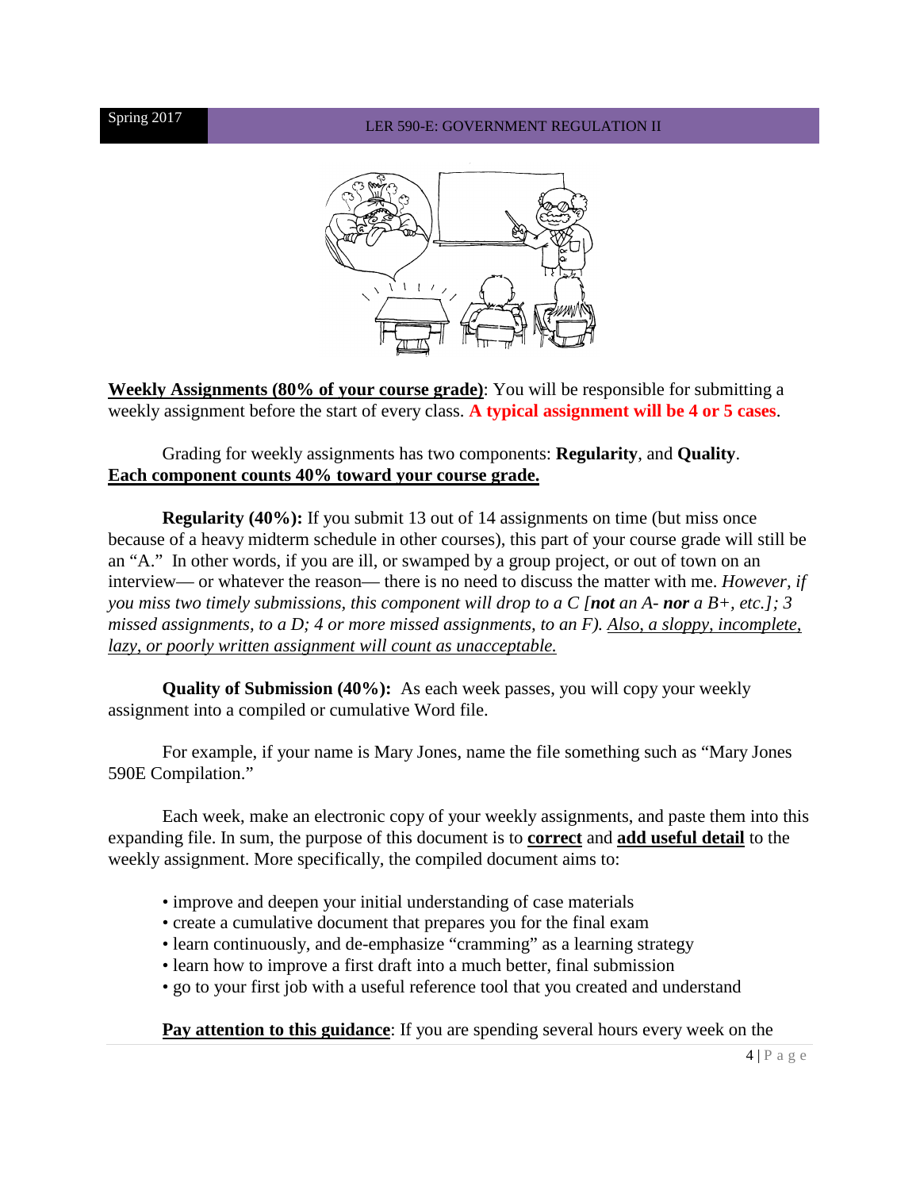**Weekly Assignments (80% of your course grade)**: You will be responsible for submitting a weekly assignment before the start of every class. **A typical assignment will be 4 or 5 cases**.

Grading for weekly assignments has two components: **Regularity**, and **Quality**. **Each component counts 40% toward your course grade.**

**Regularity (40%):** If you submit 13 out of 14 assignments on time (but miss once because of a heavy midterm schedule in other courses), this part of your course grade will still be an "A." In other words, if you are ill, or swamped by a group project, or out of town on an interview— or whatever the reason— there is no need to discuss the matter with me. *However, if you miss two timely submissions, this component will drop to a C [**not** an A- **nor** a B+, etc.]; 3 missed assignments, to a D; 4 or more missed assignments, to an F). Also, a sloppy, incomplete, lazy, or poorly written assignment will count as unacceptable.*

**Quality of Submission (40%):** As each week passes, you will copy your weekly assignment into a compiled or cumulative Word file.

For example, if your name is Mary Jones, name the file something such as "Mary Jones 590E Compilation."

Each week, make an electronic copy of your weekly assignments, and paste them into this expanding file. In sum, the purpose of this document is to **correct** and **add useful detail** to the weekly assignment. More specifically, the compiled document aims to:

- improve and deepen your initial understanding of case materials
- create a cumulative document that prepares you for the final exam
- learn continuously, and de-emphasize "cramming" as a learning strategy
- learn how to improve a first draft into a much better, final submission
- go to your first job with a useful reference tool that you created and understand

**Pay attention to this guidance**: If you are spending several hours every week on the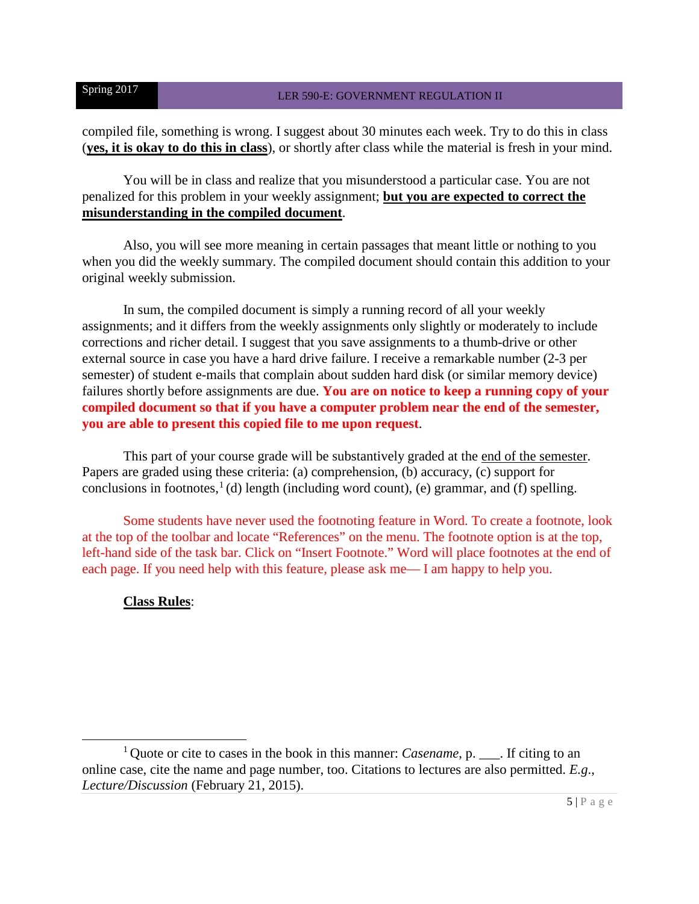compiled file, something is wrong. I suggest about 30 minutes each week. Try to do this in class (**yes, it is okay to do this in class**), or shortly after class while the material is fresh in your mind.

You will be in class and realize that you misunderstood a particular case. You are not penalized for this problem in your weekly assignment; **but you are expected to correct the misunderstanding in the compiled document**.

Also, you will see more meaning in certain passages that meant little or nothing to you when you did the weekly summary. The compiled document should contain this addition to your original weekly submission.

In sum, the compiled document is simply a running record of all your weekly assignments; and it differs from the weekly assignments only slightly or moderately to include corrections and richer detail. I suggest that you save assignments to a thumb-drive or other external source in case you have a hard drive failure. I receive a remarkable number (2-3 per semester) of student e-mails that complain about sudden hard disk (or similar memory device) failures shortly before assignments are due. **You are on notice to keep a running copy of your compiled document so that if you have a computer problem near the end of the semester, you are able to present this copied file to me upon request**.

This part of your course grade will be substantively graded at the end of the semester. Papers are graded using these criteria: (a) comprehension, (b) accuracy, (c) support for conclusions in footnotes,[1] (d) length (including word count), (e) grammar, and (f) spelling.

Some students have never used the footnoting feature in Word. To create a footnote, look at the top of the toolbar and locate "References" on the menu. The footnote option is at the top, left-hand side of the task bar. Click on "Insert Footnote." Word will place footnotes at the end of each page. If you need help with this feature, please ask me— I am happy to help you.

**Class Rules**:

---

[1] Quote or cite to cases in the book in this manner: *Casename*, p. ___. If citing to an online case, cite the name and page number, too. Citations to lectures are also permitted. *E.g.*, *Lecture/Discussion* (February 21, 2015).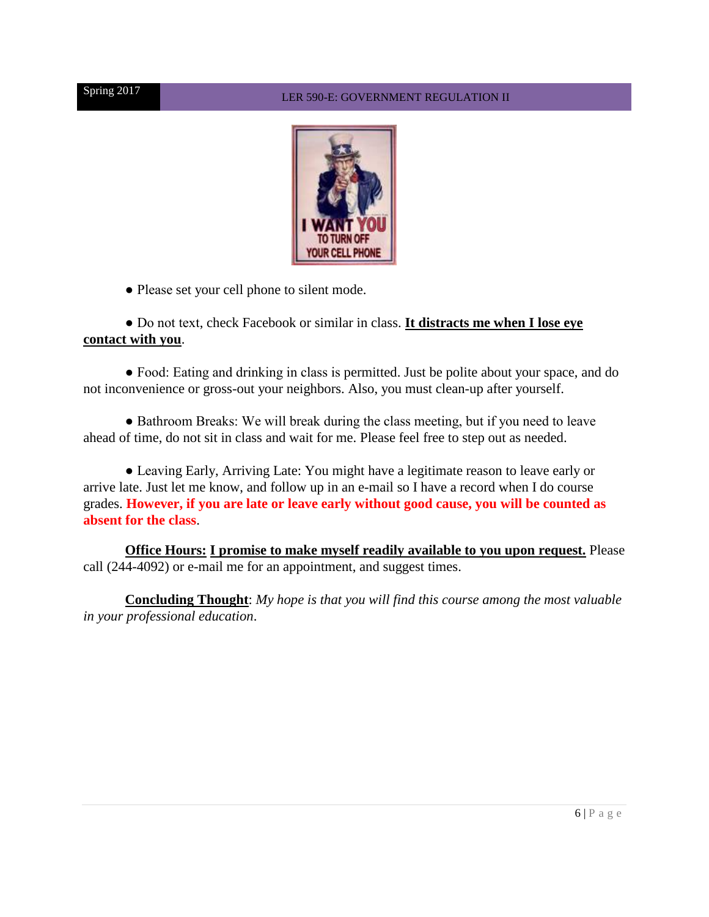- Please set your cell phone to silent mode.

- Do not text, check Facebook or similar in class. **It distracts me when I lose eye contact with you**.

- Food: Eating and drinking in class is permitted. Just be polite about your space, and do not inconvenience or gross-out your neighbors. Also, you must clean-up after yourself.

- Bathroom Breaks: We will break during the class meeting, but if you need to leave ahead of time, do not sit in class and wait for me. Please feel free to step out as needed.

- Leaving Early, Arriving Late: You might have a legitimate reason to leave early or arrive late. Just let me know, and follow up in an e-mail so I have a record when I do course grades. **However, if you are late or leave early without good cause, you will be counted as absent for the class**.

**Office Hours:** **I promise to make myself readily available to you upon request.** Please call (244-4092) or e-mail me for an appointment, and suggest times.

**Concluding Thought**: *My hope is that you will find this course among the most valuable in your professional education*.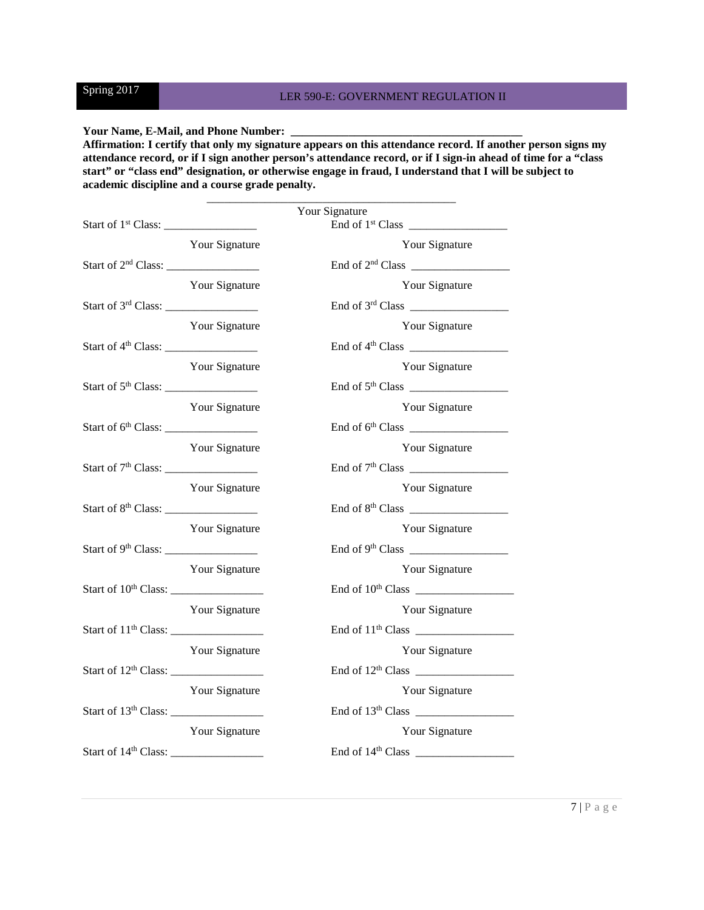**Your Name, E-Mail, and Phone Number: _______________________________________**

**Affirmation: I certify that only my signature appears on this attendance record. If another person signs my attendance record, or if I sign another person's attendance record, or if I sign-in ahead of time for a "class start" or "class end" designation, or otherwise engage in fraud, I understand that I will be subject to academic discipline and a course grade penalty.**

_____________________________________________

Your Signature

Start of 1st Class: ________________ End of 1st Class ________________

Your Signature Your Signature

Start of 2nd Class: ________________ End of 2nd Class ________________

Your Signature Your Signature

Start of 3rd Class: ________________ End of 3rd Class ________________

Your Signature Your Signature

Start of 4th Class: ________________ End of 4th Class ________________

Your Signature Your Signature

Start of 5th Class: ________________ End of 5th Class ________________

Your Signature Your Signature

Start of 6th Class: ________________ End of 6th Class ________________

Your Signature Your Signature

Start of 7th Class: ________________ End of 7th Class ________________

Your Signature Your Signature

Start of 8th Class: ________________ End of 8th Class ________________

Your Signature Your Signature

Start of 9th Class: ________________ End of 9th Class ________________

Your Signature Your Signature

Start of 10th Class: ________________ End of 10th Class ________________

Your Signature Your Signature

Start of 11th Class: ________________ End of 11th Class ________________

Your Signature Your Signature

Start of 12th Class: ________________ End of 12th Class ________________

Your Signature Your Signature

Start of 13th Class: ________________ End of 13th Class ________________

Your Signature Your Signature

Start of 14th Class: ________________ End of 14th Class ________________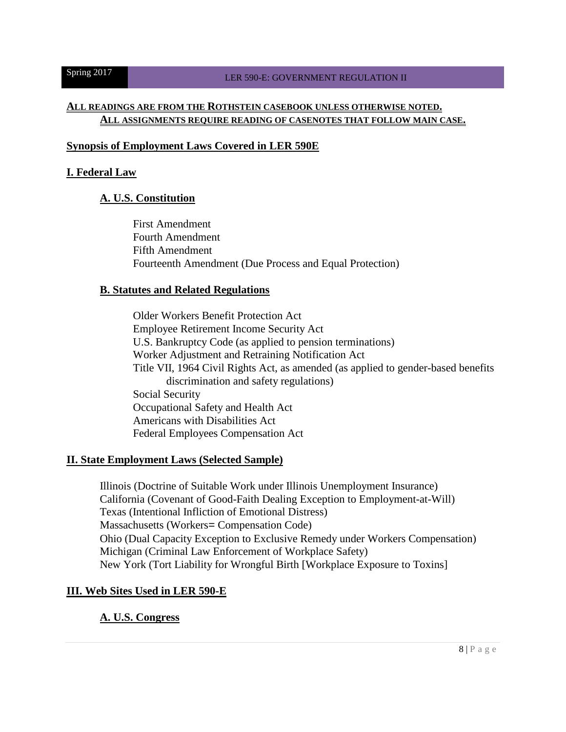**ALL READINGS ARE FROM THE ROTHSTEIN CASEBOOK UNLESS OTHERWISE NOTED.**
**ALL ASSIGNMENTS REQUIRE READING OF CASENOTES THAT FOLLOW MAIN CASE.**

## Synopsis of Employment Laws Covered in LER 590E

### I. Federal Law

#### A. U.S. Constitution

First Amendment
Fourth Amendment
Fifth Amendment
Fourteenth Amendment (Due Process and Equal Protection)

#### B. Statutes and Related Regulations

Older Workers Benefit Protection Act
Employee Retirement Income Security Act
U.S. Bankruptcy Code (as applied to pension terminations)
Worker Adjustment and Retraining Notification Act
Title VII, 1964 Civil Rights Act, as amended (as applied to gender-based benefits discrimination and safety regulations)
Social Security
Occupational Safety and Health Act
Americans with Disabilities Act
Federal Employees Compensation Act

### II. State Employment Laws (Selected Sample)

Illinois (Doctrine of Suitable Work under Illinois Unemployment Insurance)
California (Covenant of Good-Faith Dealing Exception to Employment-at-Will)
Texas (Intentional Infliction of Emotional Distress)
Massachusetts (Workers= Compensation Code)
Ohio (Dual Capacity Exception to Exclusive Remedy under Workers Compensation)
Michigan (Criminal Law Enforcement of Workplace Safety)
New York (Tort Liability for Wrongful Birth [Workplace Exposure to Toxins]

### III. Web Sites Used in LER 590-E

#### A. U.S. Congress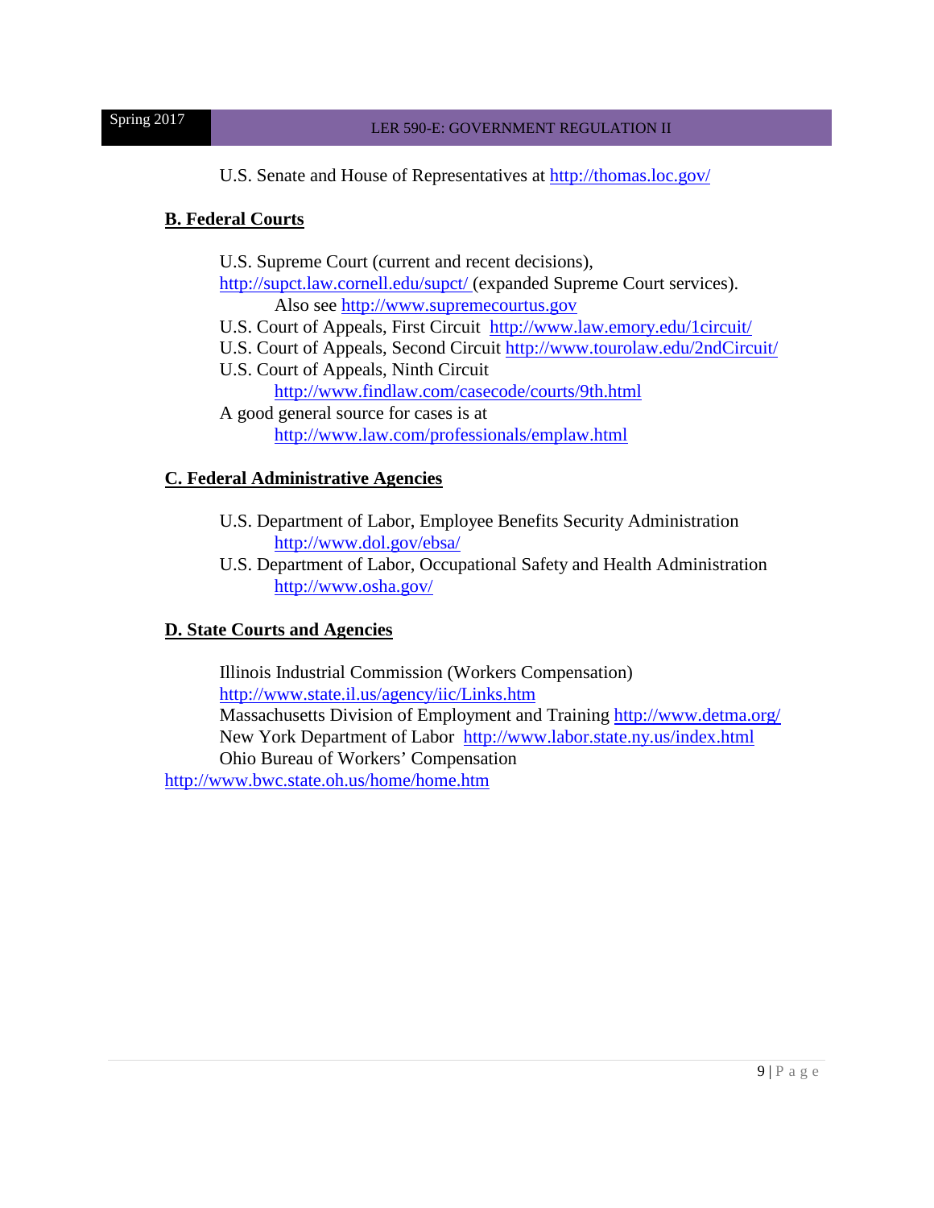U.S. Senate and House of Representatives at http://thomas.loc.gov/

**B. Federal Courts**

U.S. Supreme Court (current and recent decisions), http://supct.law.cornell.edu/supct/ (expanded Supreme Court services). Also see http://www.supremecourtus.gov

U.S. Court of Appeals, First Circuit http://www.law.emory.edu/1circuit/

U.S. Court of Appeals, Second Circuit http://www.tourolaw.edu/2ndCircuit/

U.S. Court of Appeals, Ninth Circuit http://www.findlaw.com/casecode/courts/9th.html

A good general source for cases is at http://www.law.com/professionals/emplaw.html

**C. Federal Administrative Agencies**

U.S. Department of Labor, Employee Benefits Security Administration http://www.dol.gov/ebsa/

U.S. Department of Labor, Occupational Safety and Health Administration http://www.osha.gov/

**D. State Courts and Agencies**

Illinois Industrial Commission (Workers Compensation) http://www.state.il.us/agency/iic/Links.htm

Massachusetts Division of Employment and Training http://www.detma.org/

New York Department of Labor http://www.labor.state.ny.us/index.html

Ohio Bureau of Workers' Compensation http://www.bwc.state.oh.us/home/home.htm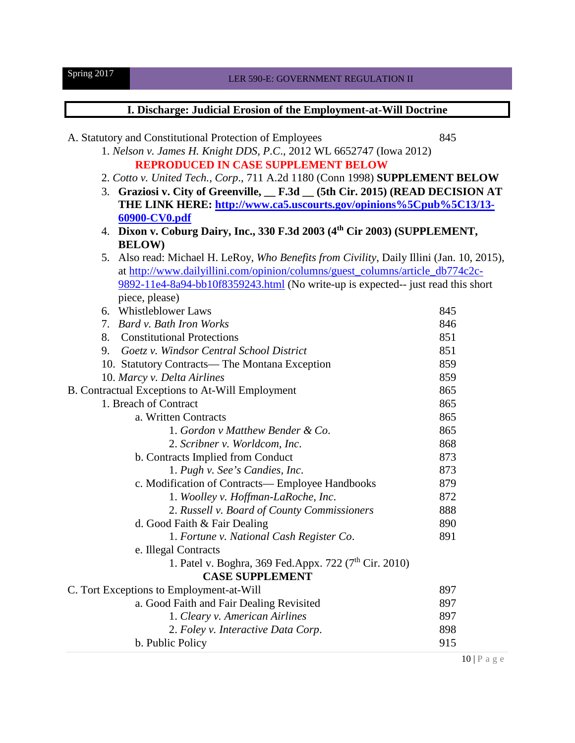## I. Discharge: Judicial Erosion of the Employment-at-Will Doctrine

A. Statutory and Constitutional Protection of Employees — 845

1. *Nelson v. James H. Knight DDS, P.C.*, 2012 WL 6652747 (Iowa 2012) **REPRODUCED IN CASE SUPPLEMENT BELOW**
2. *Cotto v. United Tech., Corp.*, 711 A.2d 1180 (Conn 1998) **SUPPLEMENT BELOW**
3. **Graziosi v. City of Greenville, __ F.3d __ (5th Cir. 2015) (READ DECISION AT THE LINK HERE: http://www.ca5.uscourts.gov/opinions%5Cpub%5C13/13-60900-CV0.pdf**
4. **Dixon v. Coburg Dairy, Inc., 330 F.3d 2003 (4th Cir 2003) (SUPPLEMENT, BELOW)**
5. Also read: Michael H. LeRoy, *Who Benefits from Civility*, Daily Illini (Jan. 10, 2015), at http://www.dailyillini.com/opinion/columns/guest_columns/article_db774c2c-9892-11e4-8a94-bb10f8359243.html (No write-up is expected-- just read this short piece, please)
6. Whistleblower Laws — 845
7. *Bard v. Bath Iron Works* — 846
8. Constitutional Protections — 851
9. *Goetz v. Windsor Central School District* — 851
10. Statutory Contracts— The Montana Exception — 859
10. *Marcy v. Delta Airlines* — 859

B. Contractual Exceptions to At-Will Employment — 865

1. Breach of Contract — 865
   - a. Written Contracts — 865
     1. *Gordon v Matthew Bender & Co.* — 865
     2. *Scribner v. Worldcom, Inc.* — 868
   - b. Contracts Implied from Conduct — 873
     1. *Pugh v. See's Candies, Inc.* — 873
   - c. Modification of Contracts— Employee Handbooks — 879
     1. *Woolley v. Hoffman-LaRoche, Inc.* — 872
     2. *Russell v. Board of County Commissioners* — 888
   - d. Good Faith & Fair Dealing — 890
     1. *Fortune v. National Cash Register Co.* — 891
   - e. Illegal Contracts
     1. Patel v. Boghra, 369 Fed.Appx. 722 (7th Cir. 2010)

**CASE SUPPLEMENT**

C. Tort Exceptions to Employment-at-Will — 897

- a. Good Faith and Fair Dealing Revisited — 897
  1. *Cleary v. American Airlines* — 897
  2. *Foley v. Interactive Data Corp.* — 898
- b. Public Policy — 915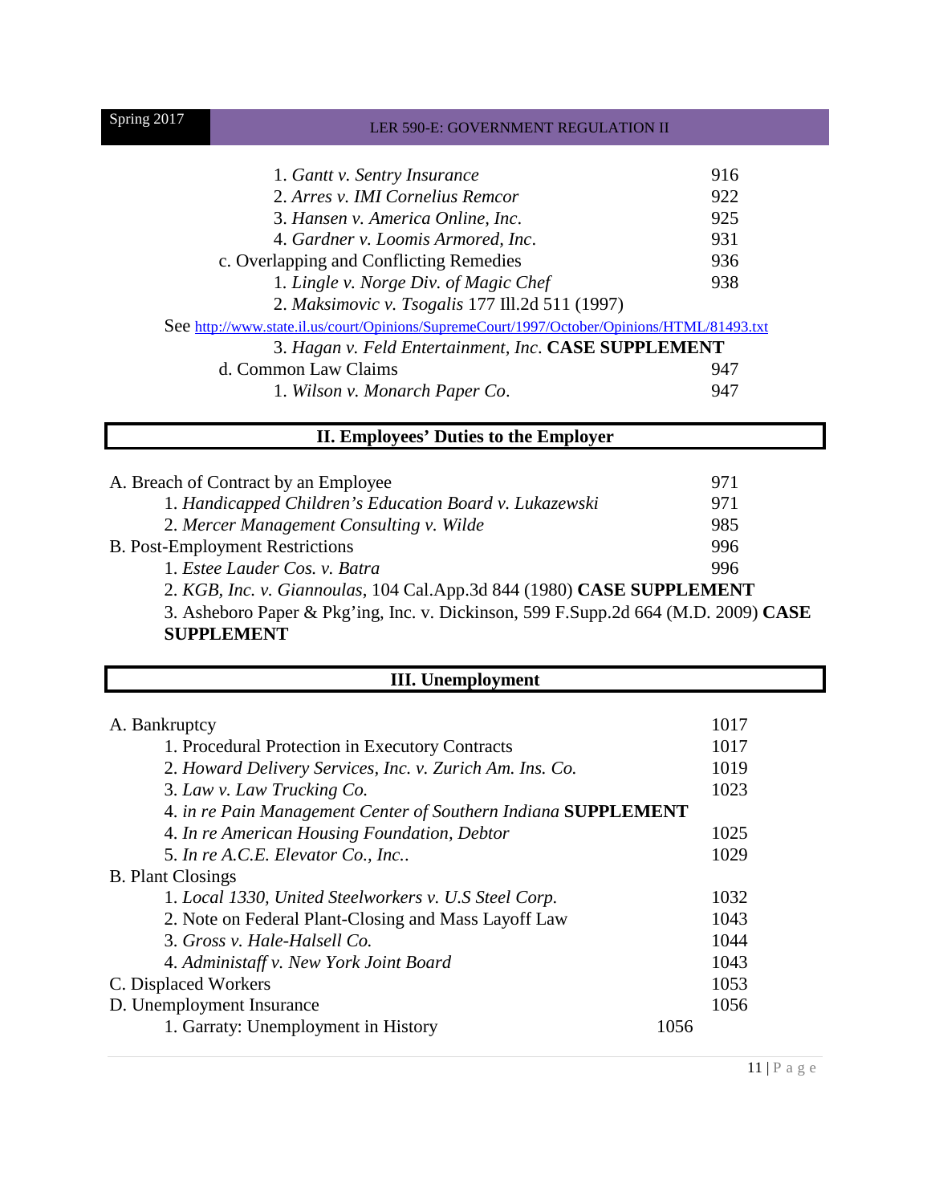1. *Gantt v. Sentry Insurance* 916
2. *Arres v. IMI Cornelius Remcor* 922
3. *Hansen v. America Online, Inc*. 925
4. *Gardner v. Loomis Armored, Inc*. 931

c. Overlapping and Conflicting Remedies 936

1. *Lingle v. Norge Div. of Magic Chef* 938
2. *Maksimovic v. Tsogalis* 177 Ill.2d 511 (1997)

See http://www.state.il.us/court/Opinions/SupremeCourt/1997/October/Opinions/HTML/81493.txt

3. *Hagan v. Feld Entertainment, Inc*. **CASE SUPPLEMENT**

d. Common Law Claims 947

1. *Wilson v. Monarch Paper Co*. 947

## II. Employees' Duties to the Employer

A. Breach of Contract by an Employee 971

1. *Handicapped Children's Education Board v. Lukazewski* 971
2. *Mercer Management Consulting v. Wilde* 985

B. Post-Employment Restrictions 996

1. *Estee Lauder Cos. v. Batra* 996
2. *KGB, Inc. v. Giannoulas*, 104 Cal.App.3d 844 (1980) **CASE SUPPLEMENT**
3. Asheboro Paper & Pkg'ing, Inc. v. Dickinson, 599 F.Supp.2d 664 (M.D. 2009) **CASE SUPPLEMENT**

## III. Unemployment

A. Bankruptcy 1017

1. Procedural Protection in Executory Contracts 1017
2. *Howard Delivery Services, Inc. v. Zurich Am. Ins. Co.* 1019
3. *Law v. Law Trucking Co.* 1023
4. *in re Pain Management Center of Southern Indiana* **SUPPLEMENT**
4. *In re American Housing Foundation, Debtor* 1025
5. *In re A.C.E. Elevator Co., Inc.*. 1029

B. Plant Closings

1. *Local 1330, United Steelworkers v. U.S Steel Corp.* 1032
2. Note on Federal Plant-Closing and Mass Layoff Law 1043
3. *Gross v. Hale-Halsell Co.* 1044
4. *Administaff v. New York Joint Board* 1043

C. Displaced Workers 1053

D. Unemployment Insurance 1056

1. Garraty: Unemployment in History 1056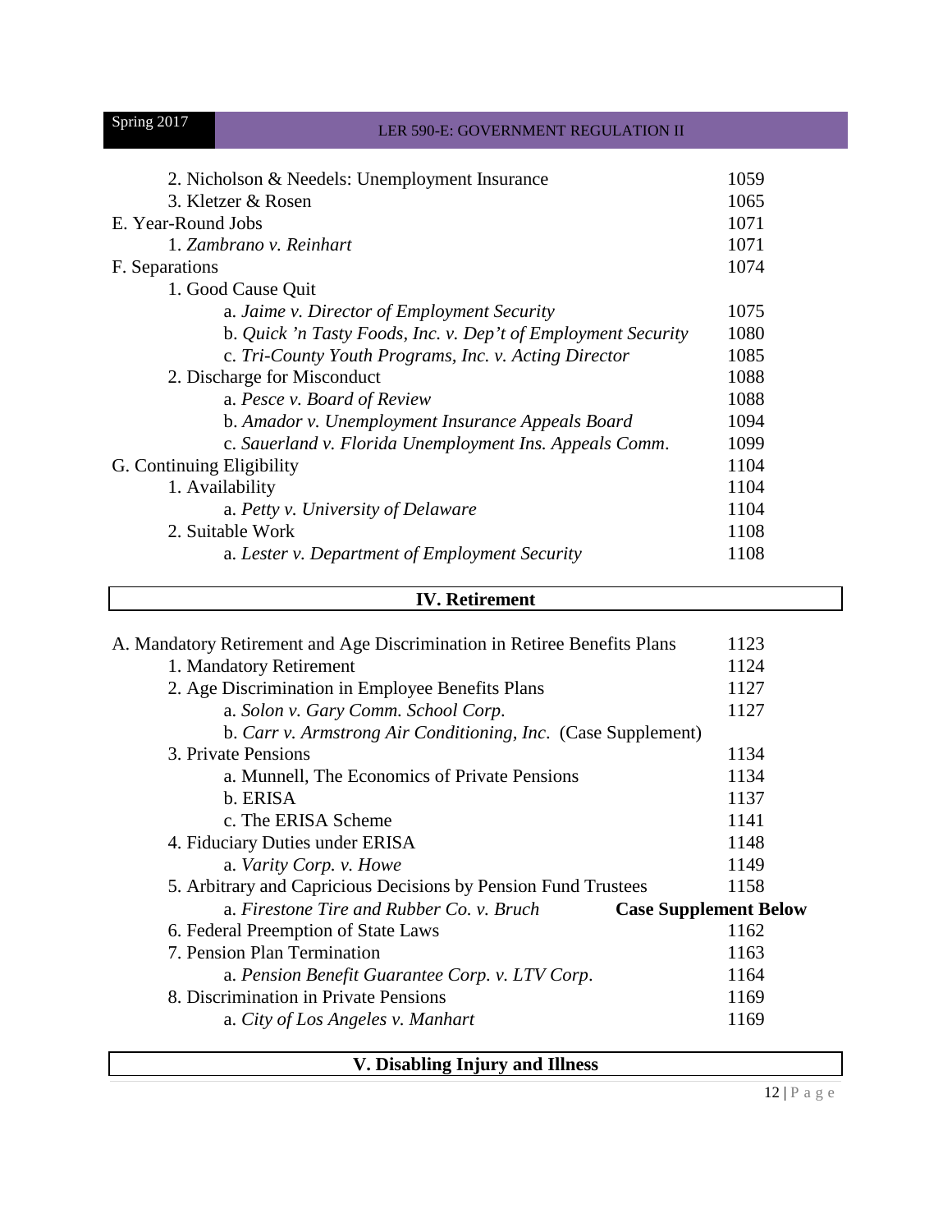| | |
|---|---|
| 2. Nicholson & Needels: Unemployment Insurance | 1059 |
| 3. Kletzer & Rosen | 1065 |
| E. Year-Round Jobs | 1071 |
| 1. *Zambrano v. Reinhart* | 1071 |
| F. Separations | 1074 |
| 1. Good Cause Quit | |
| a. *Jaime v. Director of Employment Security* | 1075 |
| b. *Quick 'n Tasty Foods, Inc. v. Dep't of Employment Security* | 1080 |
| c. *Tri-County Youth Programs, Inc. v. Acting Director* | 1085 |
| 2. Discharge for Misconduct | 1088 |
| a. *Pesce v. Board of Review* | 1088 |
| b. *Amador v. Unemployment Insurance Appeals Board* | 1094 |
| c. *Sauerland v. Florida Unemployment Ins. Appeals Comm.* | 1099 |
| G. Continuing Eligibility | 1104 |
| 1. Availability | 1104 |
| a. *Petty v. University of Delaware* | 1104 |
| 2. Suitable Work | 1108 |
| a. *Lester v. Department of Employment Security* | 1108 |

## IV. Retirement

| | |
|---|---|
| A. Mandatory Retirement and Age Discrimination in Retiree Benefits Plans | 1123 |
| 1. Mandatory Retirement | 1124 |
| 2. Age Discrimination in Employee Benefits Plans | 1127 |
| a. *Solon v. Gary Comm. School Corp.* | 1127 |
| b. *Carr v. Armstrong Air Conditioning, Inc*. (Case Supplement) | |
| 3. Private Pensions | 1134 |
| a. Munnell, The Economics of Private Pensions | 1134 |
| b. ERISA | 1137 |
| c. The ERISA Scheme | 1141 |
| 4. Fiduciary Duties under ERISA | 1148 |
| a. *Varity Corp. v. Howe* | 1149 |
| 5. Arbitrary and Capricious Decisions by Pension Fund Trustees | 1158 |
| a. *Firestone Tire and Rubber Co. v. Bruch* | **Case Supplement Below** |
| 6. Federal Preemption of State Laws | 1162 |
| 7. Pension Plan Termination | 1163 |
| a. *Pension Benefit Guarantee Corp. v. LTV Corp.* | 1164 |
| 8. Discrimination in Private Pensions | 1169 |
| a. *City of Los Angeles v. Manhart* | 1169 |

## V. Disabling Injury and Illness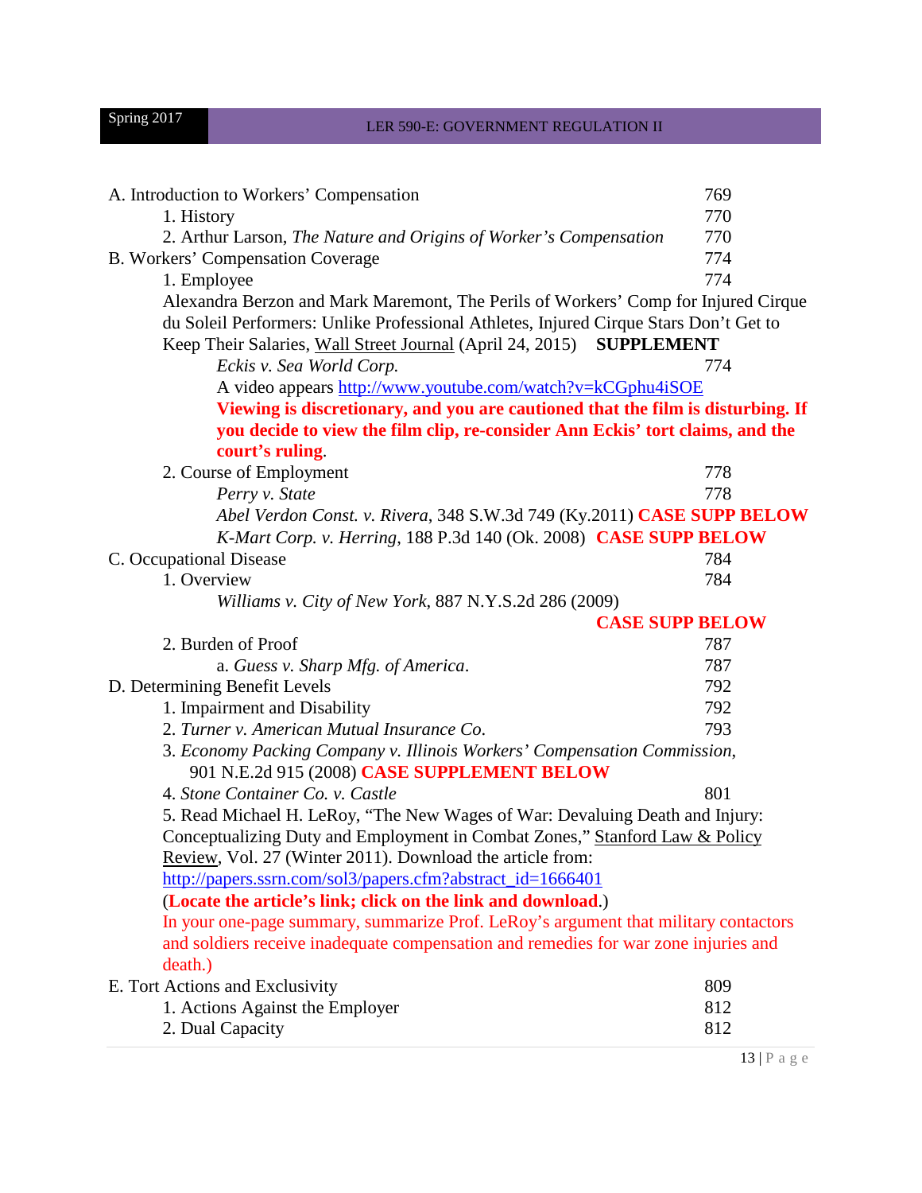A. Introduction to Workers' Compensation 769

1. History 770
2. Arthur Larson, *The Nature and Origins of Worker's Compensation* 770

B. Workers' Compensation Coverage 774

1. Employee 774

Alexandra Berzon and Mark Maremont, The Perils of Workers' Comp for Injured Cirque du Soleil Performers: Unlike Professional Athletes, Injured Cirque Stars Don't Get to Keep Their Salaries, Wall Street Journal (April 24, 2015) **SUPPLEMENT**

*Eckis v. Sea World Corp.* 774

A video appears http://www.youtube.com/watch?v=kCGphu4iSOE

**Viewing is discretionary, and you are cautioned that the film is disturbing. If you decide to view the film clip, re-consider Ann Eckis' tort claims, and the court's ruling**.

2. Course of Employment 778

*Perry v. State* 778

*Abel Verdon Const. v. Rivera*, 348 S.W.3d 749 (Ky.2011) **CASE SUPP BELOW**

*K-Mart Corp. v. Herring*, 188 P.3d 140 (Ok. 2008) **CASE SUPP BELOW**

C. Occupational Disease 784

1. Overview 784

*Williams v. City of New York*, 887 N.Y.S.2d 286 (2009) **CASE SUPP BELOW**

2. Burden of Proof 787

a. *Guess v. Sharp Mfg. of America*. 787

D. Determining Benefit Levels 792

1. Impairment and Disability 792
2. *Turner v. American Mutual Insurance Co.* 793
3. *Economy Packing Company v. Illinois Workers' Compensation Commission*, 901 N.E.2d 915 (2008) **CASE SUPPLEMENT BELOW**
4. *Stone Container Co. v. Castle* 801
5. Read Michael H. LeRoy, "The New Wages of War: Devaluing Death and Injury: Conceptualizing Duty and Employment in Combat Zones," Stanford Law & Policy Review, Vol. 27 (Winter 2011). Download the article from: http://papers.ssrn.com/sol3/papers.cfm?abstract_id=1666401

(**Locate the article's link; click on the link and download**.)

In your one-page summary, summarize Prof. LeRoy's argument that military contactors and soldiers receive inadequate compensation and remedies for war zone injuries and death.)

E. Tort Actions and Exclusivity 809

1. Actions Against the Employer 812
2. Dual Capacity 812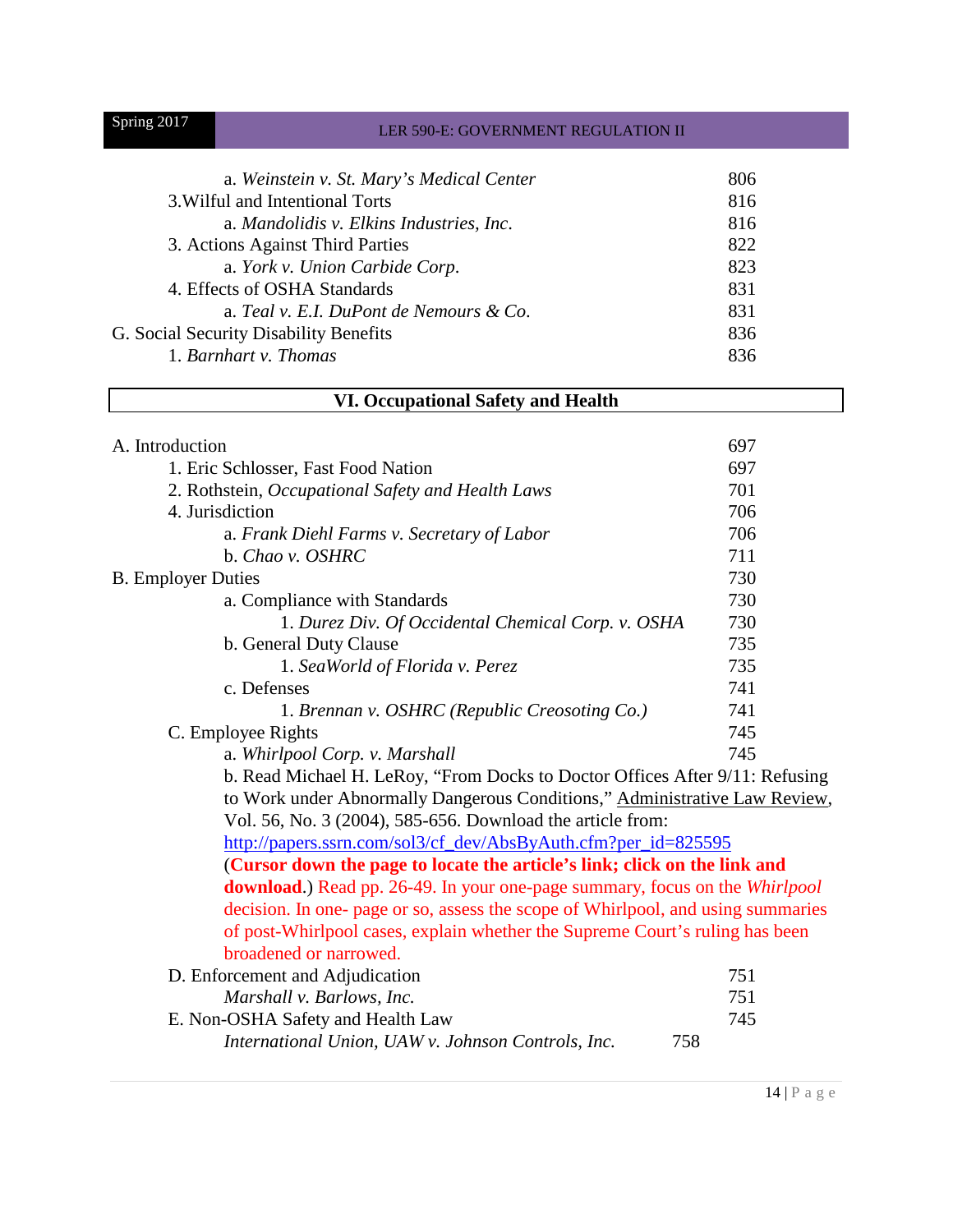a. *Weinstein v. St. Mary's Medical Center* 806
3.Wilful and Intentional Torts 816
a. *Mandolidis v. Elkins Industries, Inc.* 816
3. Actions Against Third Parties 822
a. *York v. Union Carbide Corp.* 823
4. Effects of OSHA Standards 831
a. *Teal v. E.I. DuPont de Nemours & Co.* 831
G. Social Security Disability Benefits 836
1. *Barnhart v. Thomas* 836

## VI. Occupational Safety and Health

A. Introduction 697
1. Eric Schlosser, Fast Food Nation 697
2. Rothstein, *Occupational Safety and Health Laws* 701
4. Jurisdiction 706
a. *Frank Diehl Farms v. Secretary of Labor* 706
b. *Chao v. OSHRC* 711
B. Employer Duties 730
a. Compliance with Standards 730
1. *Durez Div. Of Occidental Chemical Corp. v. OSHA* 730
b. General Duty Clause 735
1. *SeaWorld of Florida v. Perez* 735
c. Defenses 741
1. *Brennan v. OSHRC (Republic Creosoting Co.)* 741
C. Employee Rights 745
a. *Whirlpool Corp. v. Marshall* 745
b. Read Michael H. LeRoy, "From Docks to Doctor Offices After 9/11: Refusing to Work under Abnormally Dangerous Conditions," Administrative Law Review, Vol. 56, No. 3 (2004), 585-656. Download the article from: http://papers.ssrn.com/sol3/cf_dev/AbsByAuth.cfm?per_id=825595 (**Cursor down the page to locate the article's link; click on the link and download.**) Read pp. 26-49. In your one-page summary, focus on the *Whirlpool* decision. In one- page or so, assess the scope of Whirlpool, and using summaries of post-Whirlpool cases, explain whether the Supreme Court's ruling has been broadened or narrowed.
D. Enforcement and Adjudication 751
*Marshall v. Barlows, Inc.* 751
E. Non-OSHA Safety and Health Law 745
*International Union, UAW v. Johnson Controls, Inc.* 758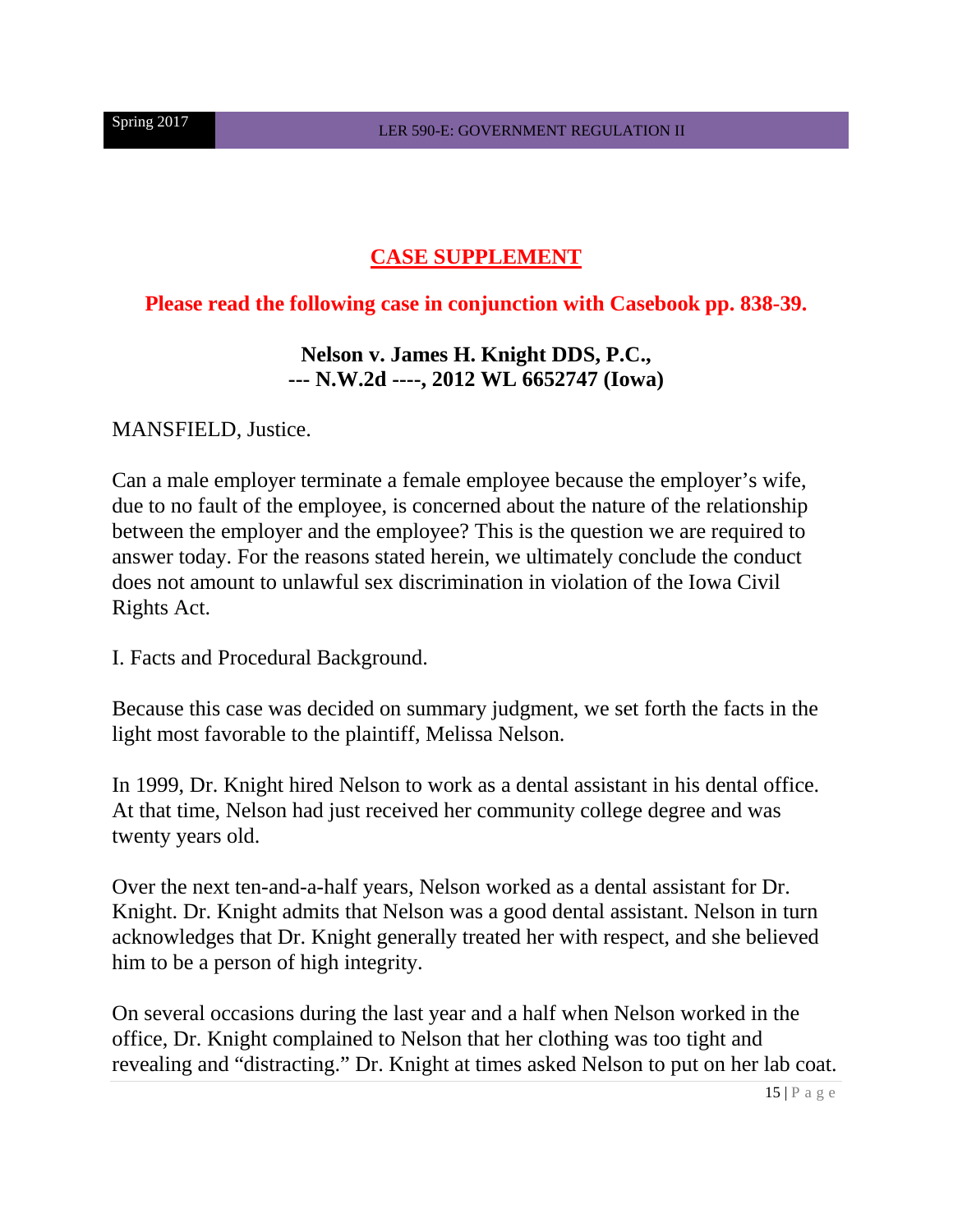## CASE SUPPLEMENT

**Please read the following case in conjunction with Casebook pp. 838-39.**

**Nelson v. James H. Knight DDS, P.C.,**
**--- N.W.2d ----, 2012 WL 6652747 (Iowa)**

MANSFIELD, Justice.

Can a male employer terminate a female employee because the employer's wife, due to no fault of the employee, is concerned about the nature of the relationship between the employer and the employee? This is the question we are required to answer today. For the reasons stated herein, we ultimately conclude the conduct does not amount to unlawful sex discrimination in violation of the Iowa Civil Rights Act.

I. Facts and Procedural Background.

Because this case was decided on summary judgment, we set forth the facts in the light most favorable to the plaintiff, Melissa Nelson.

In 1999, Dr. Knight hired Nelson to work as a dental assistant in his dental office. At that time, Nelson had just received her community college degree and was twenty years old.

Over the next ten-and-a-half years, Nelson worked as a dental assistant for Dr. Knight. Dr. Knight admits that Nelson was a good dental assistant. Nelson in turn acknowledges that Dr. Knight generally treated her with respect, and she believed him to be a person of high integrity.

On several occasions during the last year and a half when Nelson worked in the office, Dr. Knight complained to Nelson that her clothing was too tight and revealing and "distracting." Dr. Knight at times asked Nelson to put on her lab coat.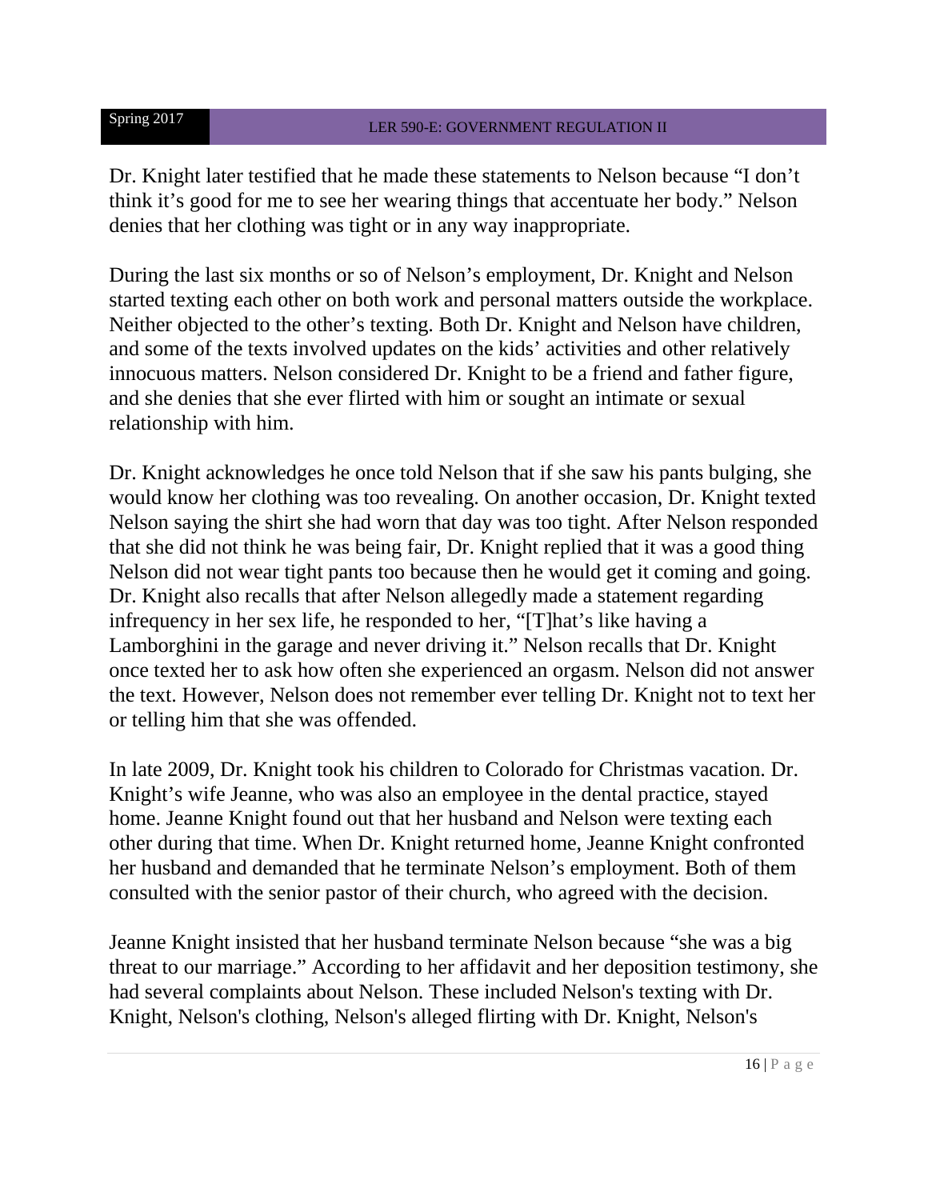Dr. Knight later testified that he made these statements to Nelson because "I don't think it's good for me to see her wearing things that accentuate her body." Nelson denies that her clothing was tight or in any way inappropriate.

During the last six months or so of Nelson's employment, Dr. Knight and Nelson started texting each other on both work and personal matters outside the workplace. Neither objected to the other's texting. Both Dr. Knight and Nelson have children, and some of the texts involved updates on the kids' activities and other relatively innocuous matters. Nelson considered Dr. Knight to be a friend and father figure, and she denies that she ever flirted with him or sought an intimate or sexual relationship with him.

Dr. Knight acknowledges he once told Nelson that if she saw his pants bulging, she would know her clothing was too revealing. On another occasion, Dr. Knight texted Nelson saying the shirt she had worn that day was too tight. After Nelson responded that she did not think he was being fair, Dr. Knight replied that it was a good thing Nelson did not wear tight pants too because then he would get it coming and going. Dr. Knight also recalls that after Nelson allegedly made a statement regarding infrequency in her sex life, he responded to her, "[T]hat's like having a Lamborghini in the garage and never driving it." Nelson recalls that Dr. Knight once texted her to ask how often she experienced an orgasm. Nelson did not answer the text. However, Nelson does not remember ever telling Dr. Knight not to text her or telling him that she was offended.

In late 2009, Dr. Knight took his children to Colorado for Christmas vacation. Dr. Knight's wife Jeanne, who was also an employee in the dental practice, stayed home. Jeanne Knight found out that her husband and Nelson were texting each other during that time. When Dr. Knight returned home, Jeanne Knight confronted her husband and demanded that he terminate Nelson's employment. Both of them consulted with the senior pastor of their church, who agreed with the decision.

Jeanne Knight insisted that her husband terminate Nelson because "she was a big threat to our marriage." According to her affidavit and her deposition testimony, she had several complaints about Nelson. These included Nelson's texting with Dr. Knight, Nelson's clothing, Nelson's alleged flirting with Dr. Knight, Nelson's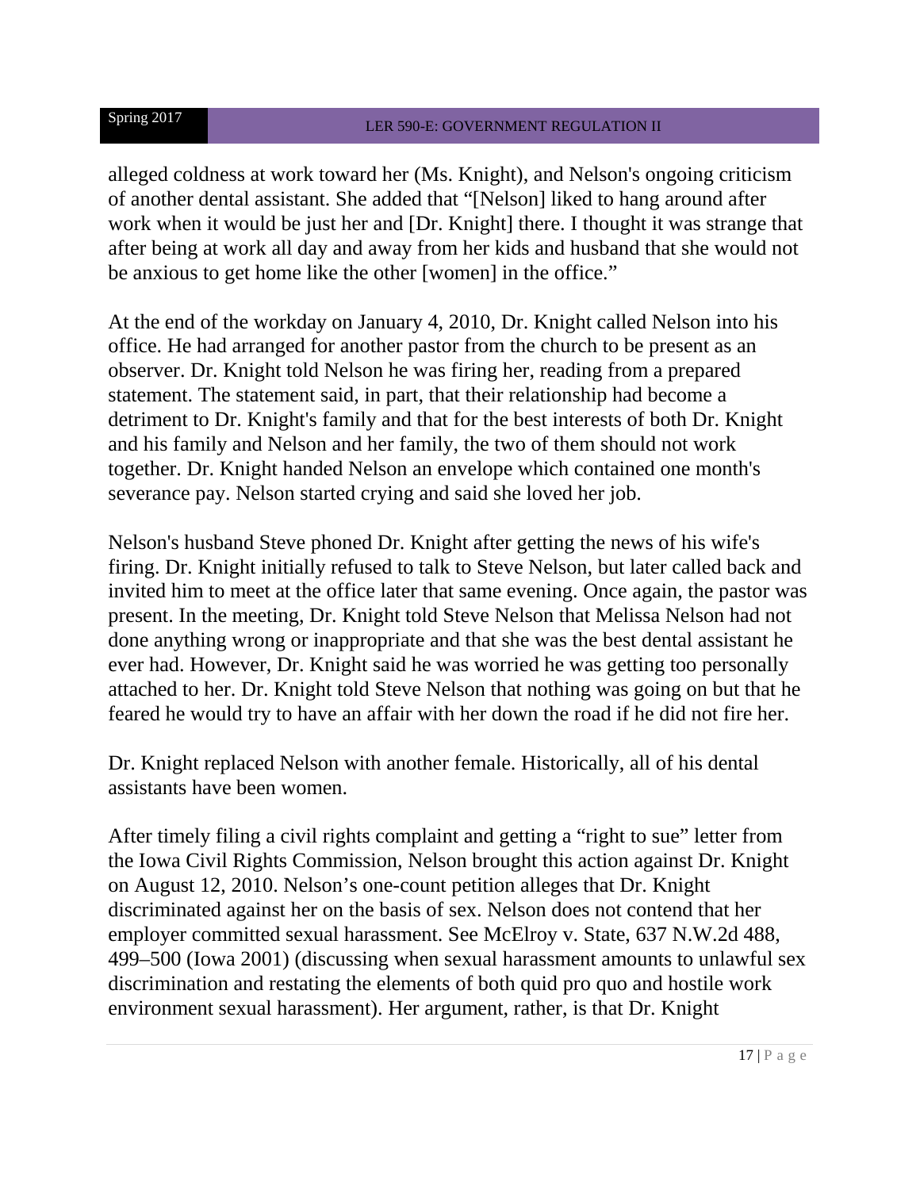alleged coldness at work toward her (Ms. Knight), and Nelson's ongoing criticism of another dental assistant. She added that "[Nelson] liked to hang around after work when it would be just her and [Dr. Knight] there. I thought it was strange that after being at work all day and away from her kids and husband that she would not be anxious to get home like the other [women] in the office."

At the end of the workday on January 4, 2010, Dr. Knight called Nelson into his office. He had arranged for another pastor from the church to be present as an observer. Dr. Knight told Nelson he was firing her, reading from a prepared statement. The statement said, in part, that their relationship had become a detriment to Dr. Knight's family and that for the best interests of both Dr. Knight and his family and Nelson and her family, the two of them should not work together. Dr. Knight handed Nelson an envelope which contained one month's severance pay. Nelson started crying and said she loved her job.

Nelson's husband Steve phoned Dr. Knight after getting the news of his wife's firing. Dr. Knight initially refused to talk to Steve Nelson, but later called back and invited him to meet at the office later that same evening. Once again, the pastor was present. In the meeting, Dr. Knight told Steve Nelson that Melissa Nelson had not done anything wrong or inappropriate and that she was the best dental assistant he ever had. However, Dr. Knight said he was worried he was getting too personally attached to her. Dr. Knight told Steve Nelson that nothing was going on but that he feared he would try to have an affair with her down the road if he did not fire her.

Dr. Knight replaced Nelson with another female. Historically, all of his dental assistants have been women.

After timely filing a civil rights complaint and getting a "right to sue" letter from the Iowa Civil Rights Commission, Nelson brought this action against Dr. Knight on August 12, 2010. Nelson's one-count petition alleges that Dr. Knight discriminated against her on the basis of sex. Nelson does not contend that her employer committed sexual harassment. See McElroy v. State, 637 N.W.2d 488, 499–500 (Iowa 2001) (discussing when sexual harassment amounts to unlawful sex discrimination and restating the elements of both quid pro quo and hostile work environment sexual harassment). Her argument, rather, is that Dr. Knight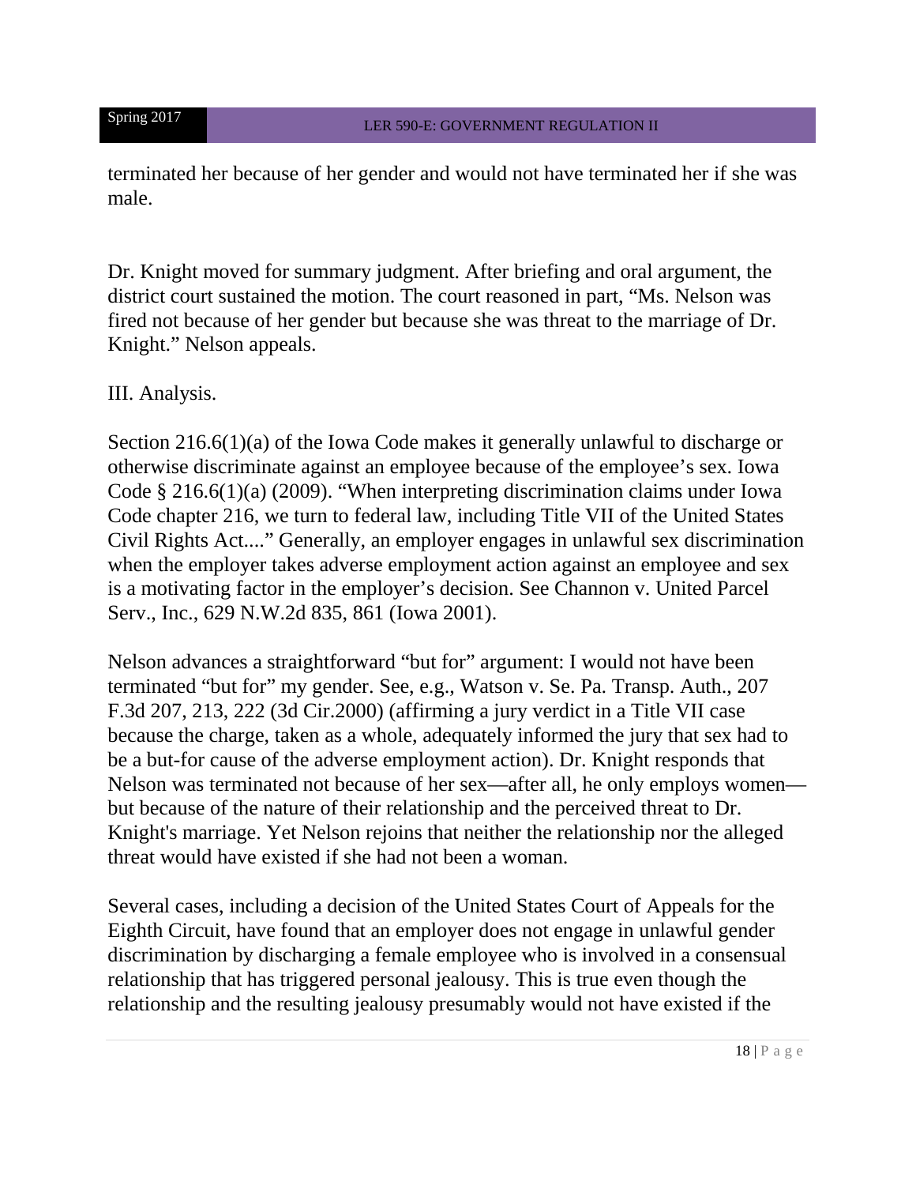terminated her because of her gender and would not have terminated her if she was male.

Dr. Knight moved for summary judgment. After briefing and oral argument, the district court sustained the motion. The court reasoned in part, "Ms. Nelson was fired not because of her gender but because she was threat to the marriage of Dr. Knight." Nelson appeals.

III. Analysis.

Section 216.6(1)(a) of the Iowa Code makes it generally unlawful to discharge or otherwise discriminate against an employee because of the employee's sex. Iowa Code § 216.6(1)(a) (2009). "When interpreting discrimination claims under Iowa Code chapter 216, we turn to federal law, including Title VII of the United States Civil Rights Act...." Generally, an employer engages in unlawful sex discrimination when the employer takes adverse employment action against an employee and sex is a motivating factor in the employer's decision. See Channon v. United Parcel Serv., Inc., 629 N.W.2d 835, 861 (Iowa 2001).

Nelson advances a straightforward "but for" argument: I would not have been terminated "but for" my gender. See, e.g., Watson v. Se. Pa. Transp. Auth., 207 F.3d 207, 213, 222 (3d Cir.2000) (affirming a jury verdict in a Title VII case because the charge, taken as a whole, adequately informed the jury that sex had to be a but-for cause of the adverse employment action). Dr. Knight responds that Nelson was terminated not because of her sex—after all, he only employs women—but because of the nature of their relationship and the perceived threat to Dr. Knight's marriage. Yet Nelson rejoins that neither the relationship nor the alleged threat would have existed if she had not been a woman.

Several cases, including a decision of the United States Court of Appeals for the Eighth Circuit, have found that an employer does not engage in unlawful gender discrimination by discharging a female employee who is involved in a consensual relationship that has triggered personal jealousy. This is true even though the relationship and the resulting jealousy presumably would not have existed if the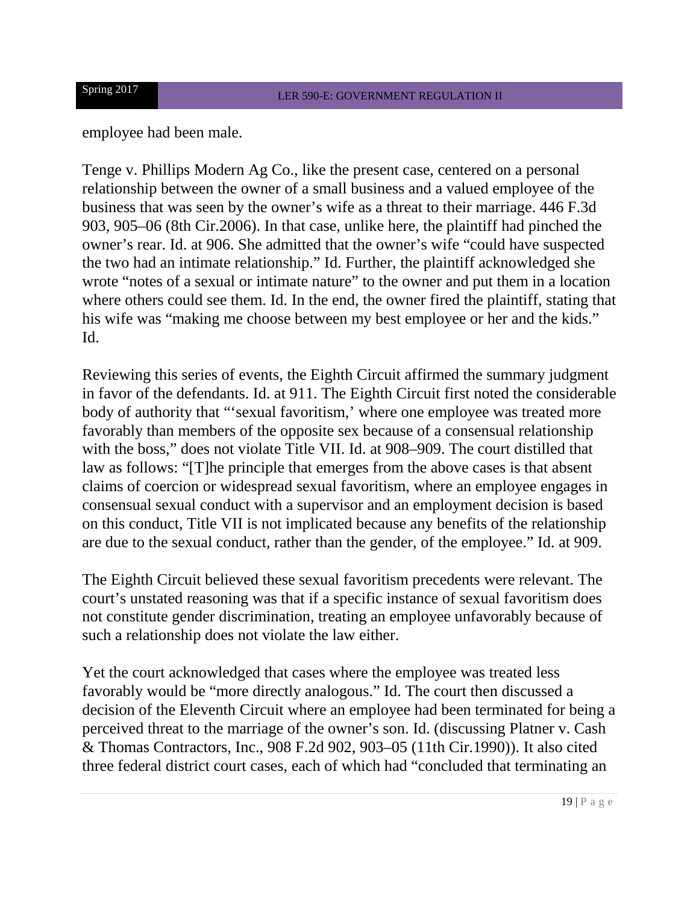employee had been male.

Tenge v. Phillips Modern Ag Co., like the present case, centered on a personal relationship between the owner of a small business and a valued employee of the business that was seen by the owner's wife as a threat to their marriage. 446 F.3d 903, 905–06 (8th Cir.2006). In that case, unlike here, the plaintiff had pinched the owner's rear. Id. at 906. She admitted that the owner's wife "could have suspected the two had an intimate relationship." Id. Further, the plaintiff acknowledged she wrote "notes of a sexual or intimate nature" to the owner and put them in a location where others could see them. Id. In the end, the owner fired the plaintiff, stating that his wife was "making me choose between my best employee or her and the kids." Id.

Reviewing this series of events, the Eighth Circuit affirmed the summary judgment in favor of the defendants. Id. at 911. The Eighth Circuit first noted the considerable body of authority that "'sexual favoritism,' where one employee was treated more favorably than members of the opposite sex because of a consensual relationship with the boss," does not violate Title VII. Id. at 908–909. The court distilled that law as follows: "[T]he principle that emerges from the above cases is that absent claims of coercion or widespread sexual favoritism, where an employee engages in consensual sexual conduct with a supervisor and an employment decision is based on this conduct, Title VII is not implicated because any benefits of the relationship are due to the sexual conduct, rather than the gender, of the employee." Id. at 909.

The Eighth Circuit believed these sexual favoritism precedents were relevant. The court's unstated reasoning was that if a specific instance of sexual favoritism does not constitute gender discrimination, treating an employee unfavorably because of such a relationship does not violate the law either.

Yet the court acknowledged that cases where the employee was treated less favorably would be "more directly analogous." Id. The court then discussed a decision of the Eleventh Circuit where an employee had been terminated for being a perceived threat to the marriage of the owner's son. Id. (discussing Platner v. Cash & Thomas Contractors, Inc., 908 F.2d 902, 903–05 (11th Cir.1990)). It also cited three federal district court cases, each of which had "concluded that terminating an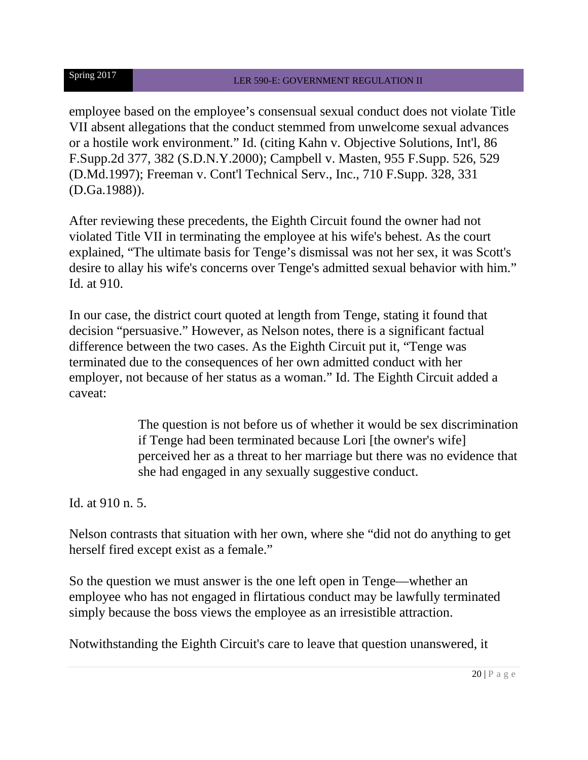employee based on the employee's consensual sexual conduct does not violate Title VII absent allegations that the conduct stemmed from unwelcome sexual advances or a hostile work environment." Id. (citing Kahn v. Objective Solutions, Int'l, 86 F.Supp.2d 377, 382 (S.D.N.Y.2000); Campbell v. Masten, 955 F.Supp. 526, 529 (D.Md.1997); Freeman v. Cont'l Technical Serv., Inc., 710 F.Supp. 328, 331 (D.Ga.1988)).

After reviewing these precedents, the Eighth Circuit found the owner had not violated Title VII in terminating the employee at his wife's behest. As the court explained, "The ultimate basis for Tenge's dismissal was not her sex, it was Scott's desire to allay his wife's concerns over Tenge's admitted sexual behavior with him." Id. at 910.

In our case, the district court quoted at length from Tenge, stating it found that decision "persuasive." However, as Nelson notes, there is a significant factual difference between the two cases. As the Eighth Circuit put it, "Tenge was terminated due to the consequences of her own admitted conduct with her employer, not because of her status as a woman." Id. The Eighth Circuit added a caveat:

> The question is not before us of whether it would be sex discrimination if Tenge had been terminated because Lori [the owner's wife] perceived her as a threat to her marriage but there was no evidence that she had engaged in any sexually suggestive conduct.

Id. at 910 n. 5.

Nelson contrasts that situation with her own, where she "did not do anything to get herself fired except exist as a female."

So the question we must answer is the one left open in Tenge—whether an employee who has not engaged in flirtatious conduct may be lawfully terminated simply because the boss views the employee as an irresistible attraction.

Notwithstanding the Eighth Circuit's care to leave that question unanswered, it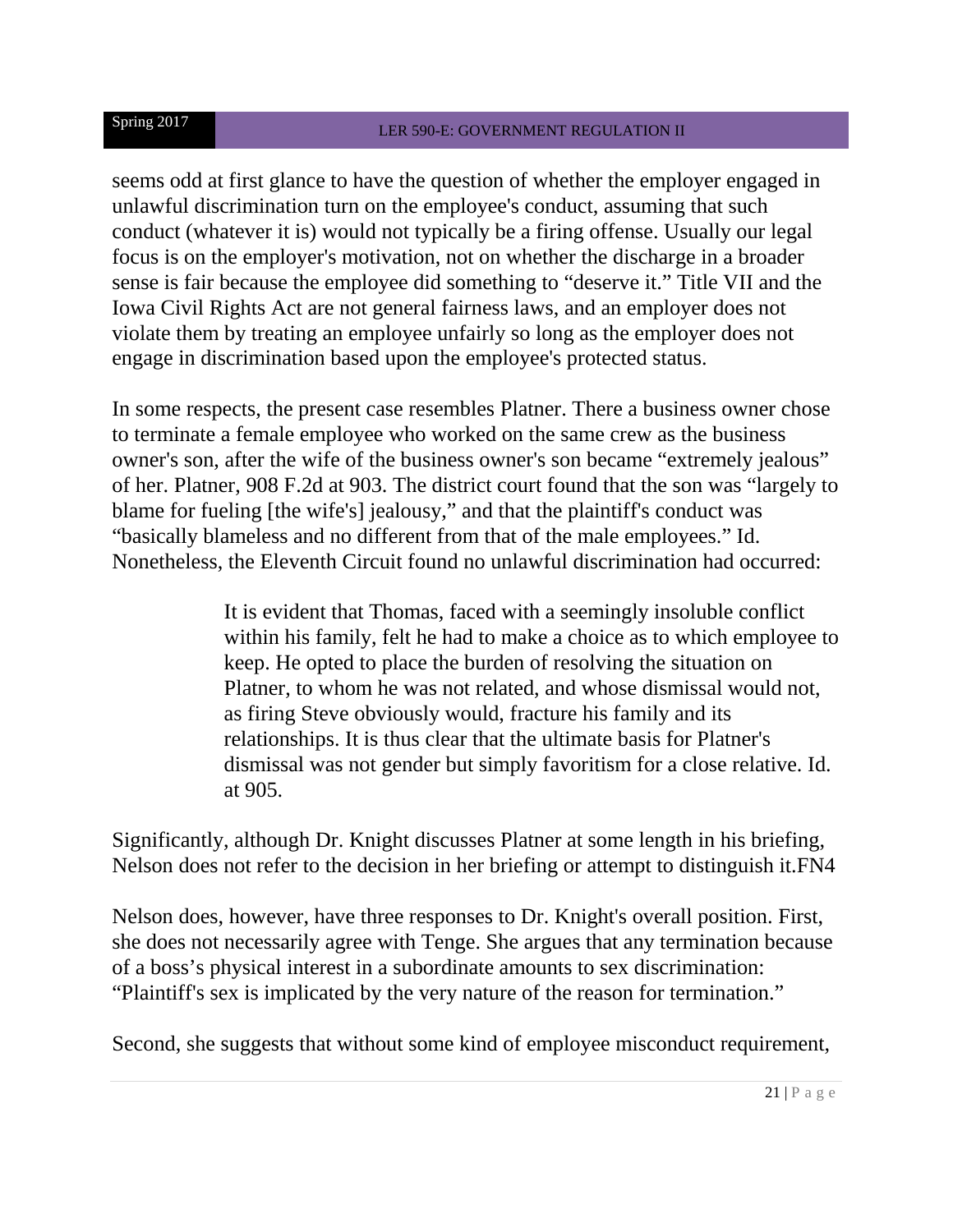seems odd at first glance to have the question of whether the employer engaged in unlawful discrimination turn on the employee's conduct, assuming that such conduct (whatever it is) would not typically be a firing offense. Usually our legal focus is on the employer's motivation, not on whether the discharge in a broader sense is fair because the employee did something to "deserve it." Title VII and the Iowa Civil Rights Act are not general fairness laws, and an employer does not violate them by treating an employee unfairly so long as the employer does not engage in discrimination based upon the employee's protected status.

In some respects, the present case resembles Platner. There a business owner chose to terminate a female employee who worked on the same crew as the business owner's son, after the wife of the business owner's son became "extremely jealous" of her. Platner, 908 F.2d at 903. The district court found that the son was "largely to blame for fueling [the wife's] jealousy," and that the plaintiff's conduct was "basically blameless and no different from that of the male employees." Id. Nonetheless, the Eleventh Circuit found no unlawful discrimination had occurred:

> It is evident that Thomas, faced with a seemingly insoluble conflict within his family, felt he had to make a choice as to which employee to keep. He opted to place the burden of resolving the situation on Platner, to whom he was not related, and whose dismissal would not, as firing Steve obviously would, fracture his family and its relationships. It is thus clear that the ultimate basis for Platner's dismissal was not gender but simply favoritism for a close relative. Id. at 905.

Significantly, although Dr. Knight discusses Platner at some length in his briefing, Nelson does not refer to the decision in her briefing or attempt to distinguish it.FN4

Nelson does, however, have three responses to Dr. Knight's overall position. First, she does not necessarily agree with Tenge. She argues that any termination because of a boss's physical interest in a subordinate amounts to sex discrimination: "Plaintiff's sex is implicated by the very nature of the reason for termination."

Second, she suggests that without some kind of employee misconduct requirement,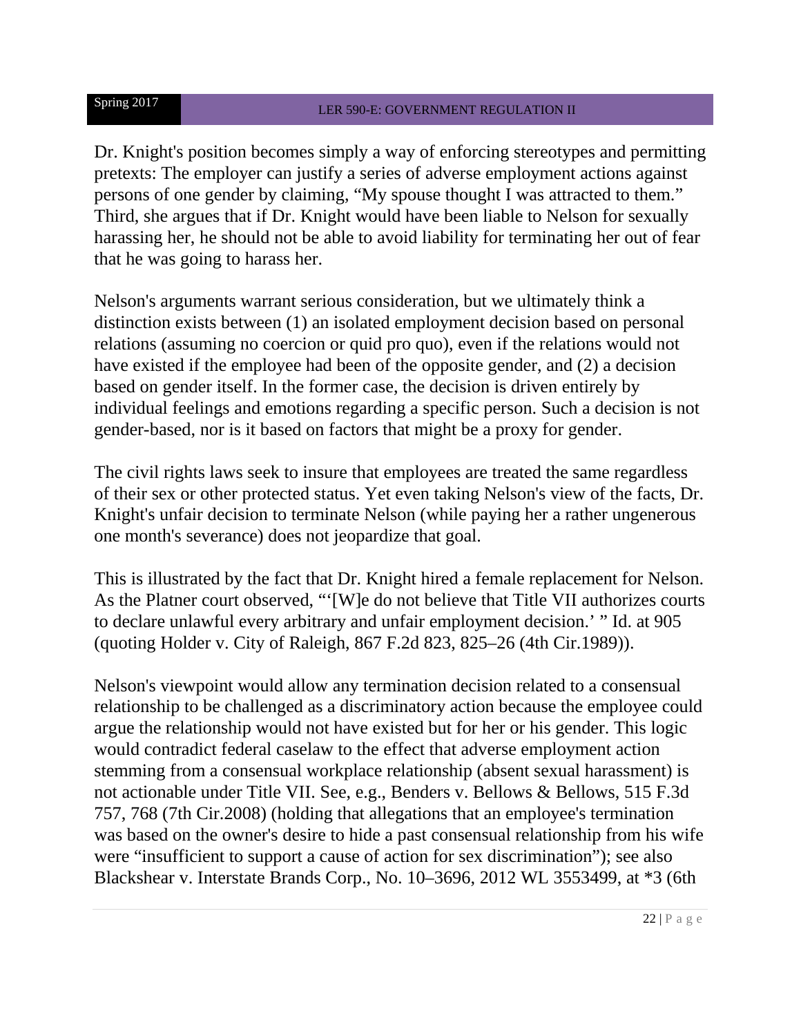Dr. Knight's position becomes simply a way of enforcing stereotypes and permitting pretexts: The employer can justify a series of adverse employment actions against persons of one gender by claiming, "My spouse thought I was attracted to them." Third, she argues that if Dr. Knight would have been liable to Nelson for sexually harassing her, he should not be able to avoid liability for terminating her out of fear that he was going to harass her.

Nelson's arguments warrant serious consideration, but we ultimately think a distinction exists between (1) an isolated employment decision based on personal relations (assuming no coercion or quid pro quo), even if the relations would not have existed if the employee had been of the opposite gender, and (2) a decision based on gender itself. In the former case, the decision is driven entirely by individual feelings and emotions regarding a specific person. Such a decision is not gender-based, nor is it based on factors that might be a proxy for gender.

The civil rights laws seek to insure that employees are treated the same regardless of their sex or other protected status. Yet even taking Nelson's view of the facts, Dr. Knight's unfair decision to terminate Nelson (while paying her a rather ungenerous one month's severance) does not jeopardize that goal.

This is illustrated by the fact that Dr. Knight hired a female replacement for Nelson. As the Platner court observed, "'[W]e do not believe that Title VII authorizes courts to declare unlawful every arbitrary and unfair employment decision.' " Id. at 905 (quoting Holder v. City of Raleigh, 867 F.2d 823, 825–26 (4th Cir.1989)).

Nelson's viewpoint would allow any termination decision related to a consensual relationship to be challenged as a discriminatory action because the employee could argue the relationship would not have existed but for her or his gender. This logic would contradict federal caselaw to the effect that adverse employment action stemming from a consensual workplace relationship (absent sexual harassment) is not actionable under Title VII. See, e.g., Benders v. Bellows & Bellows, 515 F.3d 757, 768 (7th Cir.2008) (holding that allegations that an employee's termination was based on the owner's desire to hide a past consensual relationship from his wife were "insufficient to support a cause of action for sex discrimination"); see also Blackshear v. Interstate Brands Corp., No. 10–3696, 2012 WL 3553499, at *3 (6th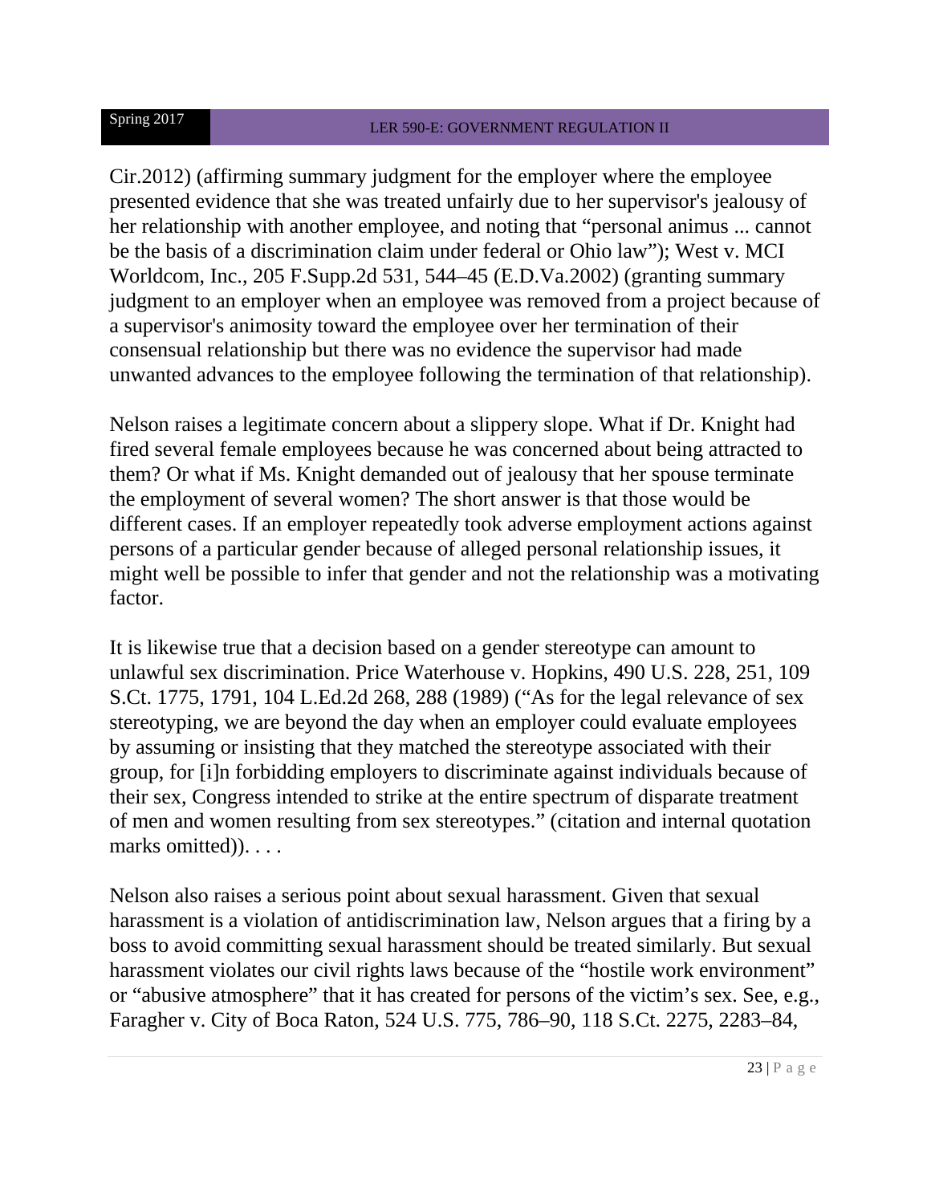Cir.2012) (affirming summary judgment for the employer where the employee presented evidence that she was treated unfairly due to her supervisor's jealousy of her relationship with another employee, and noting that "personal animus ... cannot be the basis of a discrimination claim under federal or Ohio law"); West v. MCI Worldcom, Inc., 205 F.Supp.2d 531, 544–45 (E.D.Va.2002) (granting summary judgment to an employer when an employee was removed from a project because of a supervisor's animosity toward the employee over her termination of their consensual relationship but there was no evidence the supervisor had made unwanted advances to the employee following the termination of that relationship).

Nelson raises a legitimate concern about a slippery slope. What if Dr. Knight had fired several female employees because he was concerned about being attracted to them? Or what if Ms. Knight demanded out of jealousy that her spouse terminate the employment of several women? The short answer is that those would be different cases. If an employer repeatedly took adverse employment actions against persons of a particular gender because of alleged personal relationship issues, it might well be possible to infer that gender and not the relationship was a motivating factor.

It is likewise true that a decision based on a gender stereotype can amount to unlawful sex discrimination. Price Waterhouse v. Hopkins, 490 U.S. 228, 251, 109 S.Ct. 1775, 1791, 104 L.Ed.2d 268, 288 (1989) ("As for the legal relevance of sex stereotyping, we are beyond the day when an employer could evaluate employees by assuming or insisting that they matched the stereotype associated with their group, for [i]n forbidding employers to discriminate against individuals because of their sex, Congress intended to strike at the entire spectrum of disparate treatment of men and women resulting from sex stereotypes." (citation and internal quotation marks omitted)). . . .

Nelson also raises a serious point about sexual harassment. Given that sexual harassment is a violation of antidiscrimination law, Nelson argues that a firing by a boss to avoid committing sexual harassment should be treated similarly. But sexual harassment violates our civil rights laws because of the "hostile work environment" or "abusive atmosphere" that it has created for persons of the victim's sex. See, e.g., Faragher v. City of Boca Raton, 524 U.S. 775, 786–90, 118 S.Ct. 2275, 2283–84,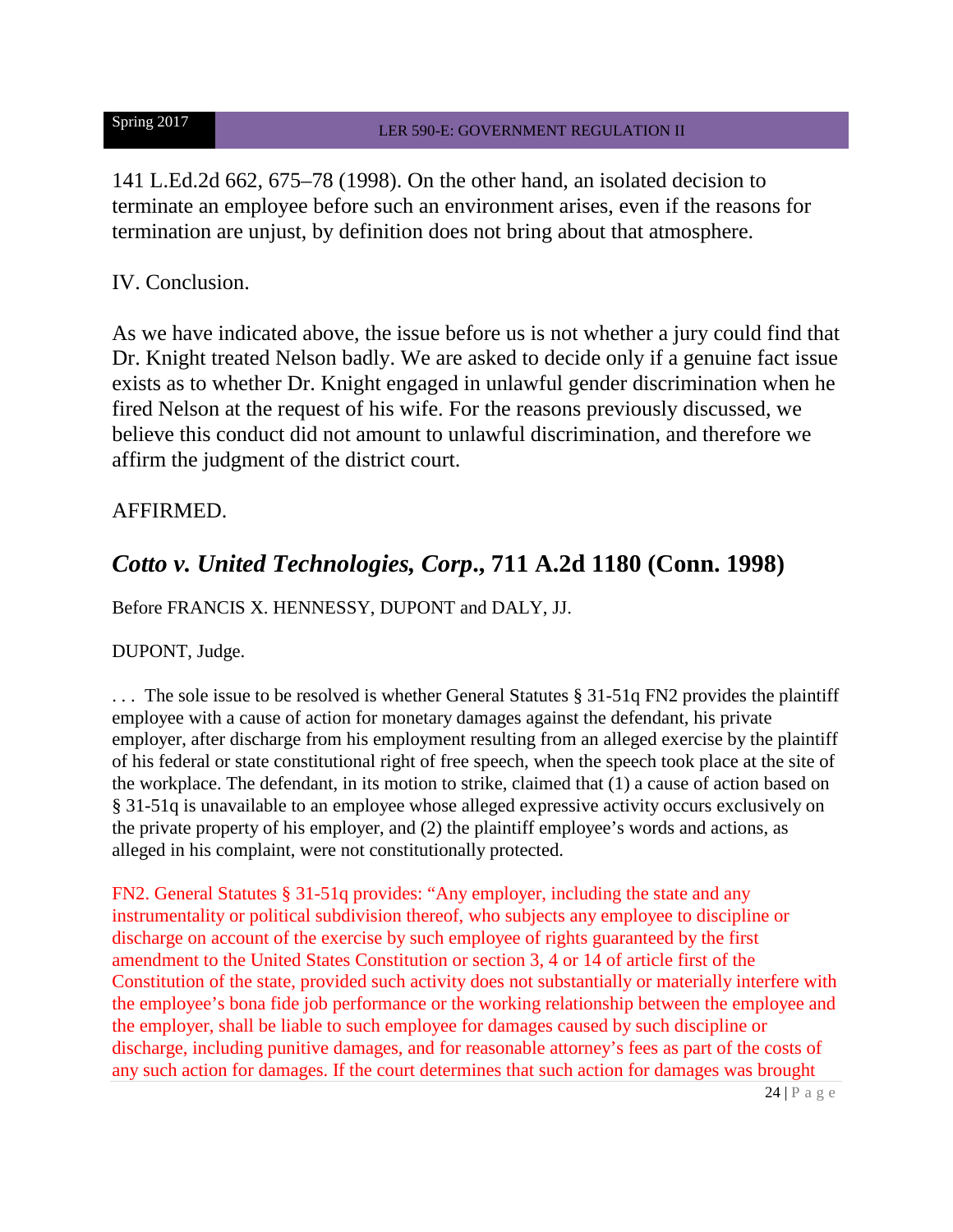141 L.Ed.2d 662, 675–78 (1998). On the other hand, an isolated decision to terminate an employee before such an environment arises, even if the reasons for termination are unjust, by definition does not bring about that atmosphere.

IV. Conclusion.

As we have indicated above, the issue before us is not whether a jury could find that Dr. Knight treated Nelson badly. We are asked to decide only if a genuine fact issue exists as to whether Dr. Knight engaged in unlawful gender discrimination when he fired Nelson at the request of his wife. For the reasons previously discussed, we believe this conduct did not amount to unlawful discrimination, and therefore we affirm the judgment of the district court.

AFFIRMED.

## *Cotto v. United Technologies, Corp.,* 711 A.2d 1180 (Conn. 1998)

Before FRANCIS X. HENNESSY, DUPONT and DALY, JJ.

DUPONT, Judge.

. . . The sole issue to be resolved is whether General Statutes § 31-51q FN2 provides the plaintiff employee with a cause of action for monetary damages against the defendant, his private employer, after discharge from his employment resulting from an alleged exercise by the plaintiff of his federal or state constitutional right of free speech, when the speech took place at the site of the workplace. The defendant, in its motion to strike, claimed that (1) a cause of action based on § 31-51q is unavailable to an employee whose alleged expressive activity occurs exclusively on the private property of his employer, and (2) the plaintiff employee's words and actions, as alleged in his complaint, were not constitutionally protected.

FN2. General Statutes § 31-51q provides: "Any employer, including the state and any instrumentality or political subdivision thereof, who subjects any employee to discipline or discharge on account of the exercise by such employee of rights guaranteed by the first amendment to the United States Constitution or section 3, 4 or 14 of article first of the Constitution of the state, provided such activity does not substantially or materially interfere with the employee's bona fide job performance or the working relationship between the employee and the employer, shall be liable to such employee for damages caused by such discipline or discharge, including punitive damages, and for reasonable attorney's fees as part of the costs of any such action for damages. If the court determines that such action for damages was brought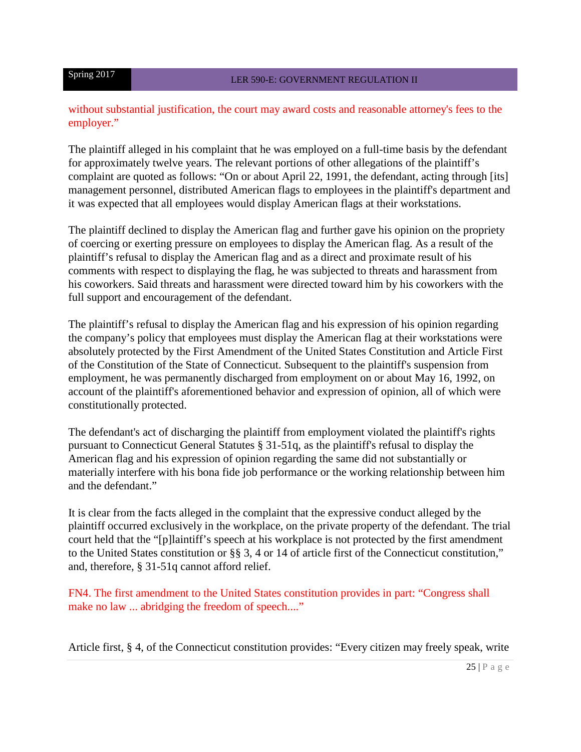without substantial justification, the court may award costs and reasonable attorney's fees to the employer."

The plaintiff alleged in his complaint that he was employed on a full-time basis by the defendant for approximately twelve years. The relevant portions of other allegations of the plaintiff's complaint are quoted as follows: "On or about April 22, 1991, the defendant, acting through [its] management personnel, distributed American flags to employees in the plaintiff's department and it was expected that all employees would display American flags at their workstations.

The plaintiff declined to display the American flag and further gave his opinion on the propriety of coercing or exerting pressure on employees to display the American flag. As a result of the plaintiff's refusal to display the American flag and as a direct and proximate result of his comments with respect to displaying the flag, he was subjected to threats and harassment from his coworkers. Said threats and harassment were directed toward him by his coworkers with the full support and encouragement of the defendant.

The plaintiff's refusal to display the American flag and his expression of his opinion regarding the company's policy that employees must display the American flag at their workstations were absolutely protected by the First Amendment of the United States Constitution and Article First of the Constitution of the State of Connecticut. Subsequent to the plaintiff's suspension from employment, he was permanently discharged from employment on or about May 16, 1992, on account of the plaintiff's aforementioned behavior and expression of opinion, all of which were constitutionally protected.

The defendant's act of discharging the plaintiff from employment violated the plaintiff's rights pursuant to Connecticut General Statutes § 31-51q, as the plaintiff's refusal to display the American flag and his expression of opinion regarding the same did not substantially or materially interfere with his bona fide job performance or the working relationship between him and the defendant."

It is clear from the facts alleged in the complaint that the expressive conduct alleged by the plaintiff occurred exclusively in the workplace, on the private property of the defendant. The trial court held that the "[p]laintiff's speech at his workplace is not protected by the first amendment to the United States constitution or §§ 3, 4 or 14 of article first of the Connecticut constitution," and, therefore, § 31-51q cannot afford relief.

FN4. The first amendment to the United States constitution provides in part: "Congress shall make no law ... abridging the freedom of speech...."

Article first, § 4, of the Connecticut constitution provides: "Every citizen may freely speak, write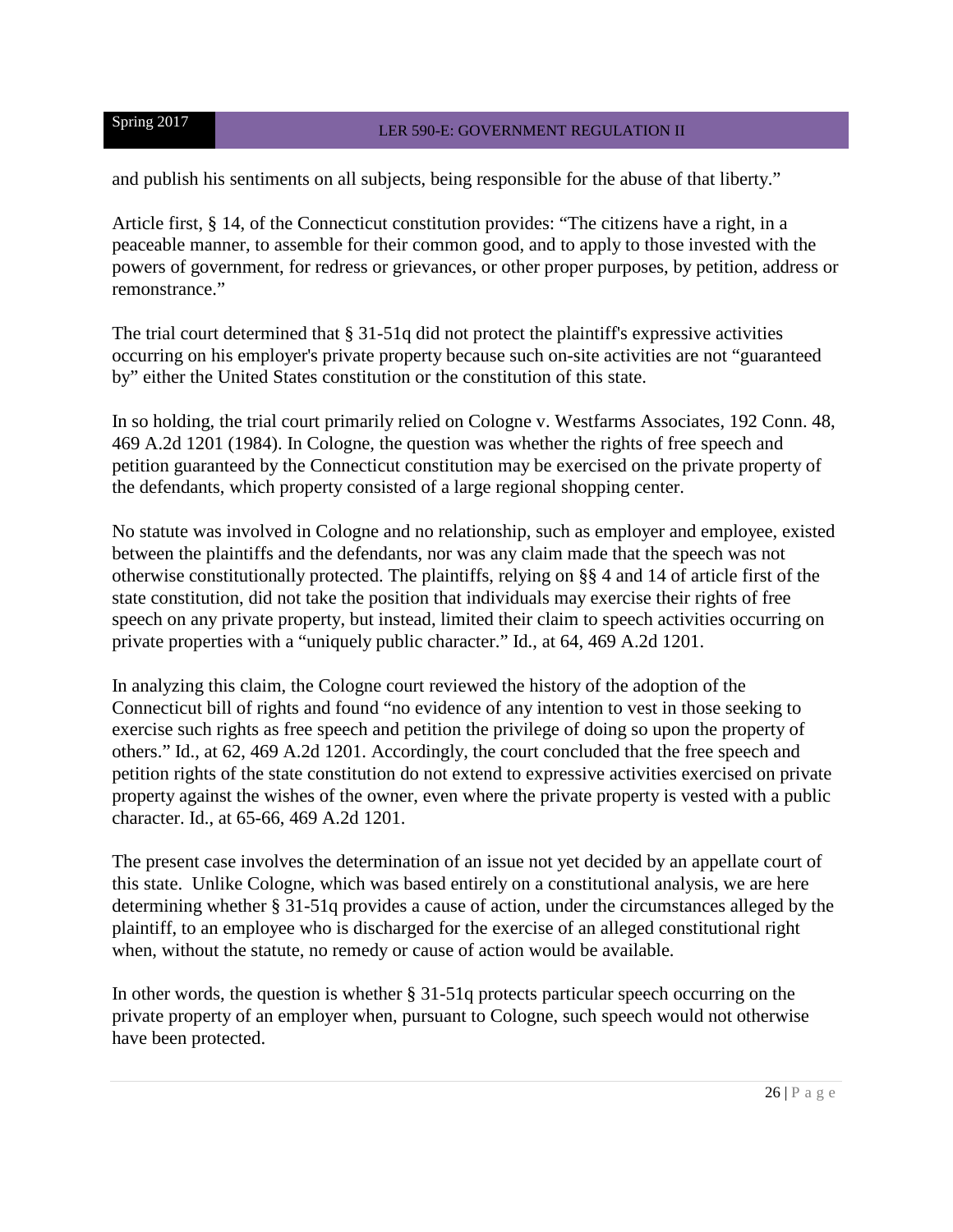and publish his sentiments on all subjects, being responsible for the abuse of that liberty."

Article first, § 14, of the Connecticut constitution provides: "The citizens have a right, in a peaceable manner, to assemble for their common good, and to apply to those invested with the powers of government, for redress or grievances, or other proper purposes, by petition, address or remonstrance."

The trial court determined that § 31-51q did not protect the plaintiff's expressive activities occurring on his employer's private property because such on-site activities are not "guaranteed by" either the United States constitution or the constitution of this state.

In so holding, the trial court primarily relied on Cologne v. Westfarms Associates, 192 Conn. 48, 469 A.2d 1201 (1984). In Cologne, the question was whether the rights of free speech and petition guaranteed by the Connecticut constitution may be exercised on the private property of the defendants, which property consisted of a large regional shopping center.

No statute was involved in Cologne and no relationship, such as employer and employee, existed between the plaintiffs and the defendants, nor was any claim made that the speech was not otherwise constitutionally protected. The plaintiffs, relying on §§ 4 and 14 of article first of the state constitution, did not take the position that individuals may exercise their rights of free speech on any private property, but instead, limited their claim to speech activities occurring on private properties with a "uniquely public character." Id., at 64, 469 A.2d 1201.

In analyzing this claim, the Cologne court reviewed the history of the adoption of the Connecticut bill of rights and found "no evidence of any intention to vest in those seeking to exercise such rights as free speech and petition the privilege of doing so upon the property of others." Id., at 62, 469 A.2d 1201. Accordingly, the court concluded that the free speech and petition rights of the state constitution do not extend to expressive activities exercised on private property against the wishes of the owner, even where the private property is vested with a public character. Id., at 65-66, 469 A.2d 1201.

The present case involves the determination of an issue not yet decided by an appellate court of this state. Unlike Cologne, which was based entirely on a constitutional analysis, we are here determining whether § 31-51q provides a cause of action, under the circumstances alleged by the plaintiff, to an employee who is discharged for the exercise of an alleged constitutional right when, without the statute, no remedy or cause of action would be available.

In other words, the question is whether § 31-51q protects particular speech occurring on the private property of an employer when, pursuant to Cologne, such speech would not otherwise have been protected.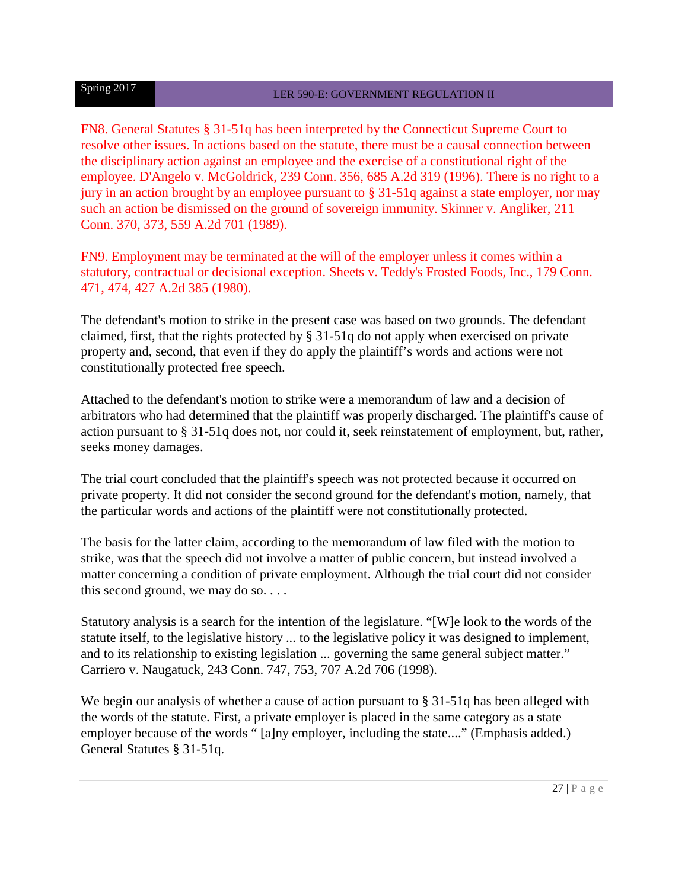FN8. General Statutes § 31-51q has been interpreted by the Connecticut Supreme Court to resolve other issues. In actions based on the statute, there must be a causal connection between the disciplinary action against an employee and the exercise of a constitutional right of the employee. D'Angelo v. McGoldrick, 239 Conn. 356, 685 A.2d 319 (1996). There is no right to a jury in an action brought by an employee pursuant to § 31-51q against a state employer, nor may such an action be dismissed on the ground of sovereign immunity. Skinner v. Angliker, 211 Conn. 370, 373, 559 A.2d 701 (1989).

FN9. Employment may be terminated at the will of the employer unless it comes within a statutory, contractual or decisional exception. Sheets v. Teddy's Frosted Foods, Inc., 179 Conn. 471, 474, 427 A.2d 385 (1980).

The defendant's motion to strike in the present case was based on two grounds. The defendant claimed, first, that the rights protected by § 31-51q do not apply when exercised on private property and, second, that even if they do apply the plaintiff's words and actions were not constitutionally protected free speech.

Attached to the defendant's motion to strike were a memorandum of law and a decision of arbitrators who had determined that the plaintiff was properly discharged. The plaintiff's cause of action pursuant to § 31-51q does not, nor could it, seek reinstatement of employment, but, rather, seeks money damages.

The trial court concluded that the plaintiff's speech was not protected because it occurred on private property. It did not consider the second ground for the defendant's motion, namely, that the particular words and actions of the plaintiff were not constitutionally protected.

The basis for the latter claim, according to the memorandum of law filed with the motion to strike, was that the speech did not involve a matter of public concern, but instead involved a matter concerning a condition of private employment. Although the trial court did not consider this second ground, we may do so. . . .

Statutory analysis is a search for the intention of the legislature. "[W]e look to the words of the statute itself, to the legislative history ... to the legislative policy it was designed to implement, and to its relationship to existing legislation ... governing the same general subject matter." Carriero v. Naugatuck, 243 Conn. 747, 753, 707 A.2d 706 (1998).

We begin our analysis of whether a cause of action pursuant to § 31-51q has been alleged with the words of the statute. First, a private employer is placed in the same category as a state employer because of the words " [a]ny employer, including the state...." (Emphasis added.) General Statutes § 31-51q.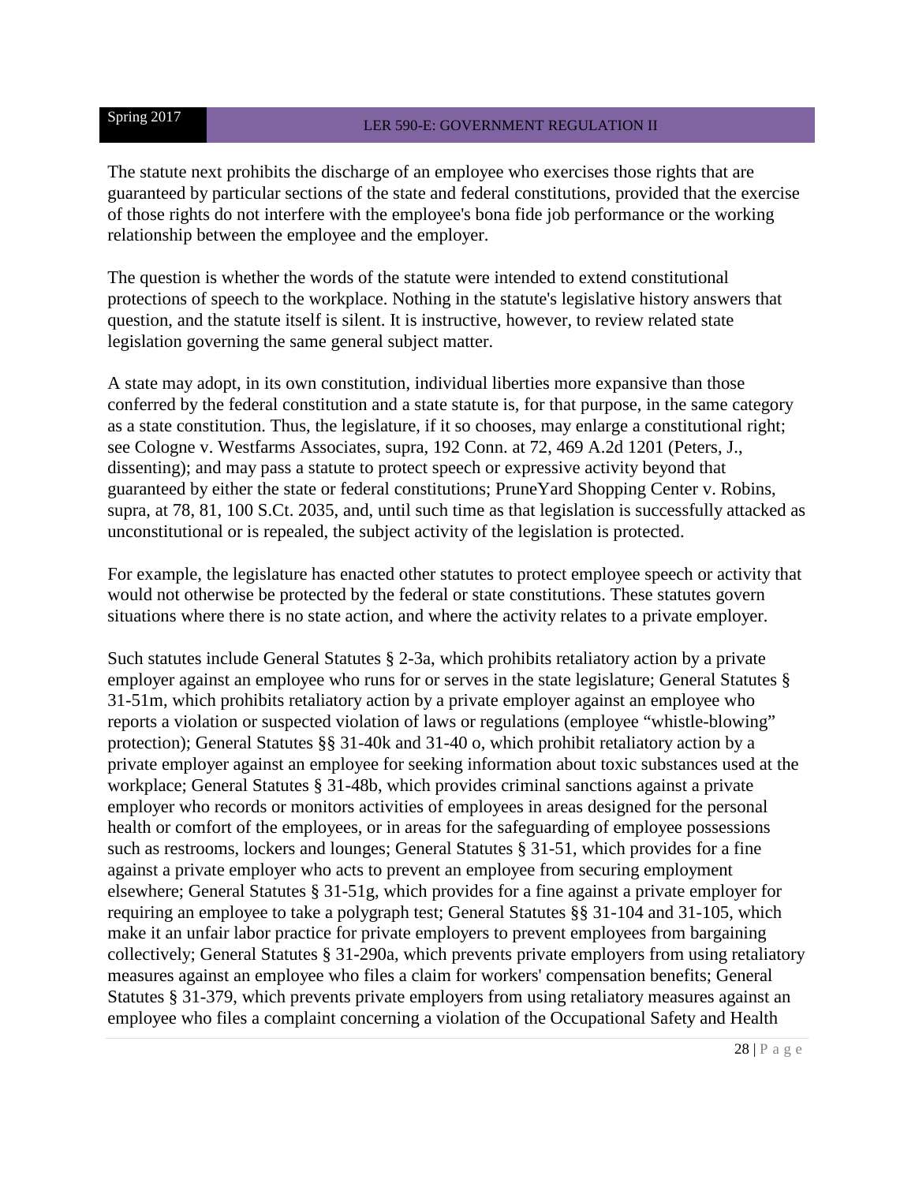The statute next prohibits the discharge of an employee who exercises those rights that are guaranteed by particular sections of the state and federal constitutions, provided that the exercise of those rights do not interfere with the employee's bona fide job performance or the working relationship between the employee and the employer.

The question is whether the words of the statute were intended to extend constitutional protections of speech to the workplace. Nothing in the statute's legislative history answers that question, and the statute itself is silent. It is instructive, however, to review related state legislation governing the same general subject matter.

A state may adopt, in its own constitution, individual liberties more expansive than those conferred by the federal constitution and a state statute is, for that purpose, in the same category as a state constitution. Thus, the legislature, if it so chooses, may enlarge a constitutional right; see Cologne v. Westfarms Associates, supra, 192 Conn. at 72, 469 A.2d 1201 (Peters, J., dissenting); and may pass a statute to protect speech or expressive activity beyond that guaranteed by either the state or federal constitutions; PruneYard Shopping Center v. Robins, supra, at 78, 81, 100 S.Ct. 2035, and, until such time as that legislation is successfully attacked as unconstitutional or is repealed, the subject activity of the legislation is protected.

For example, the legislature has enacted other statutes to protect employee speech or activity that would not otherwise be protected by the federal or state constitutions. These statutes govern situations where there is no state action, and where the activity relates to a private employer.

Such statutes include General Statutes § 2-3a, which prohibits retaliatory action by a private employer against an employee who runs for or serves in the state legislature; General Statutes § 31-51m, which prohibits retaliatory action by a private employer against an employee who reports a violation or suspected violation of laws or regulations (employee "whistle-blowing" protection); General Statutes §§ 31-40k and 31-40 o, which prohibit retaliatory action by a private employer against an employee for seeking information about toxic substances used at the workplace; General Statutes § 31-48b, which provides criminal sanctions against a private employer who records or monitors activities of employees in areas designed for the personal health or comfort of the employees, or in areas for the safeguarding of employee possessions such as restrooms, lockers and lounges; General Statutes § 31-51, which provides for a fine against a private employer who acts to prevent an employee from securing employment elsewhere; General Statutes § 31-51g, which provides for a fine against a private employer for requiring an employee to take a polygraph test; General Statutes §§ 31-104 and 31-105, which make it an unfair labor practice for private employers to prevent employees from bargaining collectively; General Statutes § 31-290a, which prevents private employers from using retaliatory measures against an employee who files a claim for workers' compensation benefits; General Statutes § 31-379, which prevents private employers from using retaliatory measures against an employee who files a complaint concerning a violation of the Occupational Safety and Health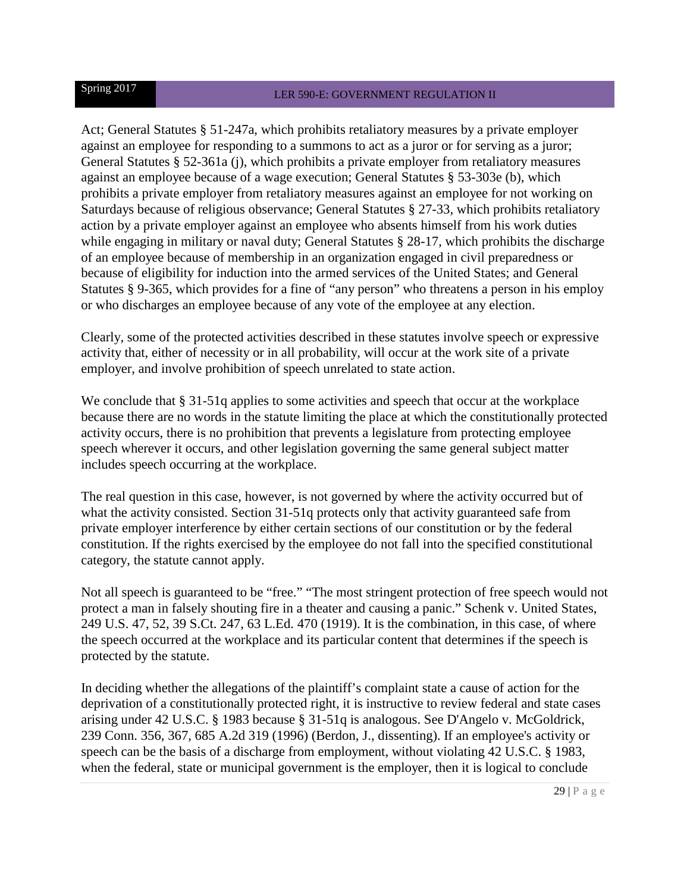Act; General Statutes § 51-247a, which prohibits retaliatory measures by a private employer against an employee for responding to a summons to act as a juror or for serving as a juror; General Statutes § 52-361a (j), which prohibits a private employer from retaliatory measures against an employee because of a wage execution; General Statutes § 53-303e (b), which prohibits a private employer from retaliatory measures against an employee for not working on Saturdays because of religious observance; General Statutes § 27-33, which prohibits retaliatory action by a private employer against an employee who absents himself from his work duties while engaging in military or naval duty; General Statutes § 28-17, which prohibits the discharge of an employee because of membership in an organization engaged in civil preparedness or because of eligibility for induction into the armed services of the United States; and General Statutes § 9-365, which provides for a fine of "any person" who threatens a person in his employ or who discharges an employee because of any vote of the employee at any election.

Clearly, some of the protected activities described in these statutes involve speech or expressive activity that, either of necessity or in all probability, will occur at the work site of a private employer, and involve prohibition of speech unrelated to state action.

We conclude that § 31-51q applies to some activities and speech that occur at the workplace because there are no words in the statute limiting the place at which the constitutionally protected activity occurs, there is no prohibition that prevents a legislature from protecting employee speech wherever it occurs, and other legislation governing the same general subject matter includes speech occurring at the workplace.

The real question in this case, however, is not governed by where the activity occurred but of what the activity consisted. Section 31-51q protects only that activity guaranteed safe from private employer interference by either certain sections of our constitution or by the federal constitution. If the rights exercised by the employee do not fall into the specified constitutional category, the statute cannot apply.

Not all speech is guaranteed to be "free." "The most stringent protection of free speech would not protect a man in falsely shouting fire in a theater and causing a panic." Schenk v. United States, 249 U.S. 47, 52, 39 S.Ct. 247, 63 L.Ed. 470 (1919). It is the combination, in this case, of where the speech occurred at the workplace and its particular content that determines if the speech is protected by the statute.

In deciding whether the allegations of the plaintiff's complaint state a cause of action for the deprivation of a constitutionally protected right, it is instructive to review federal and state cases arising under 42 U.S.C. § 1983 because § 31-51q is analogous. See D'Angelo v. McGoldrick, 239 Conn. 356, 367, 685 A.2d 319 (1996) (Berdon, J., dissenting). If an employee's activity or speech can be the basis of a discharge from employment, without violating 42 U.S.C. § 1983, when the federal, state or municipal government is the employer, then it is logical to conclude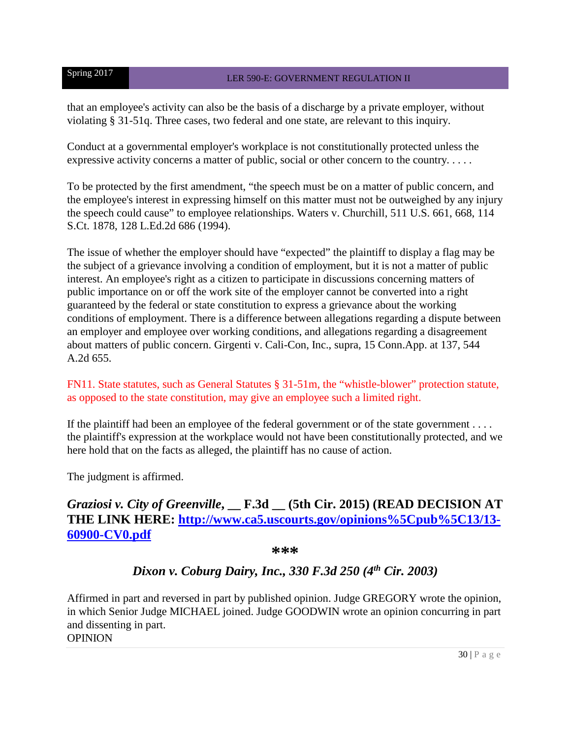that an employee's activity can also be the basis of a discharge by a private employer, without violating § 31-51q. Three cases, two federal and one state, are relevant to this inquiry.

Conduct at a governmental employer's workplace is not constitutionally protected unless the expressive activity concerns a matter of public, social or other concern to the country. . . . .

To be protected by the first amendment, "the speech must be on a matter of public concern, and the employee's interest in expressing himself on this matter must not be outweighed by any injury the speech could cause" to employee relationships. Waters v. Churchill, 511 U.S. 661, 668, 114 S.Ct. 1878, 128 L.Ed.2d 686 (1994).

The issue of whether the employer should have "expected" the plaintiff to display a flag may be the subject of a grievance involving a condition of employment, but it is not a matter of public interest. An employee's right as a citizen to participate in discussions concerning matters of public importance on or off the work site of the employer cannot be converted into a right guaranteed by the federal or state constitution to express a grievance about the working conditions of employment. There is a difference between allegations regarding a dispute between an employer and employee over working conditions, and allegations regarding a disagreement about matters of public concern. Girgenti v. Cali-Con, Inc., supra, 15 Conn.App. at 137, 544 A.2d 655.

FN11. State statutes, such as General Statutes § 31-51m, the "whistle-blower" protection statute, as opposed to the state constitution, may give an employee such a limited right.

If the plaintiff had been an employee of the federal government or of the state government . . . . the plaintiff's expression at the workplace would not have been constitutionally protected, and we here hold that on the facts as alleged, the plaintiff has no cause of action.

The judgment is affirmed.

## *Graziosi v. City of Greenville*, __ F.3d __ (5th Cir. 2015) (READ DECISION AT THE LINK HERE: [http://www.ca5.uscourts.gov/opinions%5Cpub%5C13/13-60900-CV0.pdf](http://www.ca5.uscourts.gov/opinions%5Cpub%5C13/13-60900-CV0.pdf)

***

## *Dixon v. Coburg Dairy, Inc., 330 F.3d 250 (4th Cir. 2003)*

Affirmed in part and reversed in part by published opinion. Judge GREGORY wrote the opinion, in which Senior Judge MICHAEL joined. Judge GOODWIN wrote an opinion concurring in part and dissenting in part.
OPINION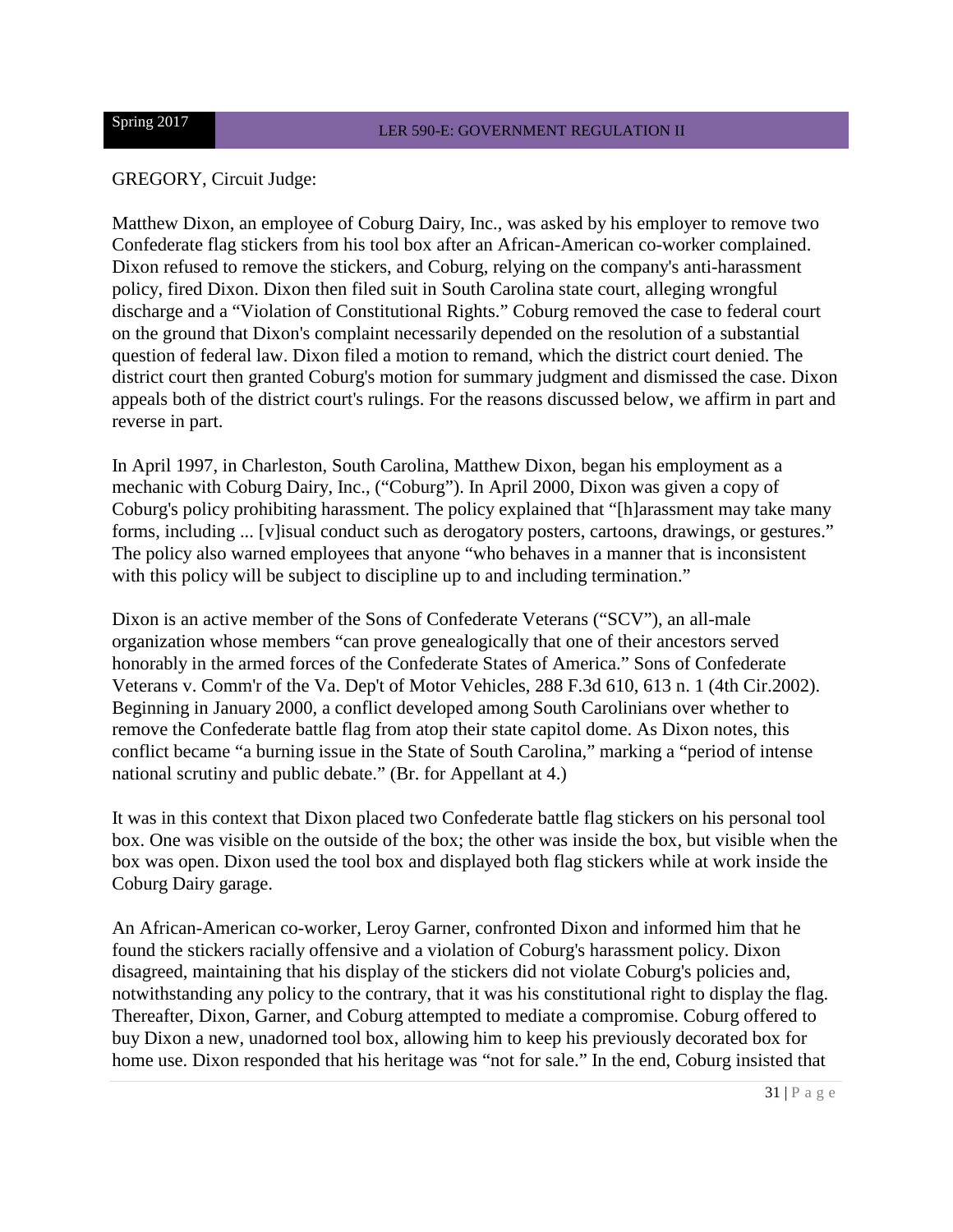GREGORY, Circuit Judge:

Matthew Dixon, an employee of Coburg Dairy, Inc., was asked by his employer to remove two Confederate flag stickers from his tool box after an African-American co-worker complained. Dixon refused to remove the stickers, and Coburg, relying on the company's anti-harassment policy, fired Dixon. Dixon then filed suit in South Carolina state court, alleging wrongful discharge and a "Violation of Constitutional Rights." Coburg removed the case to federal court on the ground that Dixon's complaint necessarily depended on the resolution of a substantial question of federal law. Dixon filed a motion to remand, which the district court denied. The district court then granted Coburg's motion for summary judgment and dismissed the case. Dixon appeals both of the district court's rulings. For the reasons discussed below, we affirm in part and reverse in part.

In April 1997, in Charleston, South Carolina, Matthew Dixon, began his employment as a mechanic with Coburg Dairy, Inc., ("Coburg"). In April 2000, Dixon was given a copy of Coburg's policy prohibiting harassment. The policy explained that "[h]arassment may take many forms, including ... [v]isual conduct such as derogatory posters, cartoons, drawings, or gestures." The policy also warned employees that anyone "who behaves in a manner that is inconsistent with this policy will be subject to discipline up to and including termination."

Dixon is an active member of the Sons of Confederate Veterans ("SCV"), an all-male organization whose members "can prove genealogically that one of their ancestors served honorably in the armed forces of the Confederate States of America." Sons of Confederate Veterans v. Comm'r of the Va. Dep't of Motor Vehicles, 288 F.3d 610, 613 n. 1 (4th Cir.2002). Beginning in January 2000, a conflict developed among South Carolinians over whether to remove the Confederate battle flag from atop their state capitol dome. As Dixon notes, this conflict became "a burning issue in the State of South Carolina," marking a "period of intense national scrutiny and public debate." (Br. for Appellant at 4.)

It was in this context that Dixon placed two Confederate battle flag stickers on his personal tool box. One was visible on the outside of the box; the other was inside the box, but visible when the box was open. Dixon used the tool box and displayed both flag stickers while at work inside the Coburg Dairy garage.

An African-American co-worker, Leroy Garner, confronted Dixon and informed him that he found the stickers racially offensive and a violation of Coburg's harassment policy. Dixon disagreed, maintaining that his display of the stickers did not violate Coburg's policies and, notwithstanding any policy to the contrary, that it was his constitutional right to display the flag. Thereafter, Dixon, Garner, and Coburg attempted to mediate a compromise. Coburg offered to buy Dixon a new, unadorned tool box, allowing him to keep his previously decorated box for home use. Dixon responded that his heritage was "not for sale." In the end, Coburg insisted that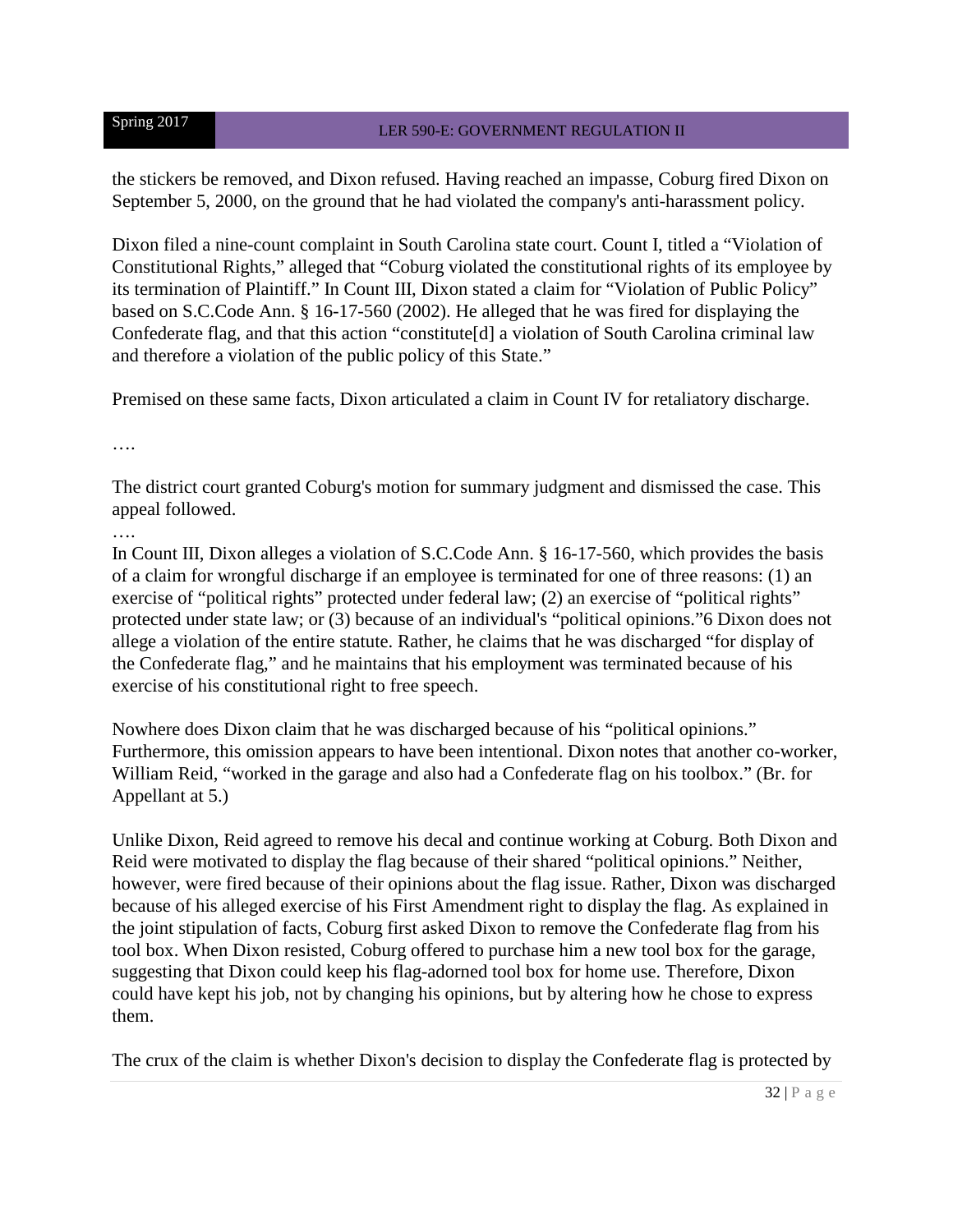the stickers be removed, and Dixon refused. Having reached an impasse, Coburg fired Dixon on September 5, 2000, on the ground that he had violated the company's anti-harassment policy.

Dixon filed a nine-count complaint in South Carolina state court. Count I, titled a "Violation of Constitutional Rights," alleged that "Coburg violated the constitutional rights of its employee by its termination of Plaintiff." In Count III, Dixon stated a claim for "Violation of Public Policy" based on S.C.Code Ann. § 16-17-560 (2002). He alleged that he was fired for displaying the Confederate flag, and that this action "constitute[d] a violation of South Carolina criminal law and therefore a violation of the public policy of this State."

Premised on these same facts, Dixon articulated a claim in Count IV for retaliatory discharge.

….

The district court granted Coburg's motion for summary judgment and dismissed the case. This appeal followed.

….

In Count III, Dixon alleges a violation of S.C.Code Ann. § 16-17-560, which provides the basis of a claim for wrongful discharge if an employee is terminated for one of three reasons: (1) an exercise of "political rights" protected under federal law; (2) an exercise of "political rights" protected under state law; or (3) because of an individual's "political opinions."6 Dixon does not allege a violation of the entire statute. Rather, he claims that he was discharged "for display of the Confederate flag," and he maintains that his employment was terminated because of his exercise of his constitutional right to free speech.

Nowhere does Dixon claim that he was discharged because of his "political opinions." Furthermore, this omission appears to have been intentional. Dixon notes that another co-worker, William Reid, "worked in the garage and also had a Confederate flag on his toolbox." (Br. for Appellant at 5.)

Unlike Dixon, Reid agreed to remove his decal and continue working at Coburg. Both Dixon and Reid were motivated to display the flag because of their shared "political opinions." Neither, however, were fired because of their opinions about the flag issue. Rather, Dixon was discharged because of his alleged exercise of his First Amendment right to display the flag. As explained in the joint stipulation of facts, Coburg first asked Dixon to remove the Confederate flag from his tool box. When Dixon resisted, Coburg offered to purchase him a new tool box for the garage, suggesting that Dixon could keep his flag-adorned tool box for home use. Therefore, Dixon could have kept his job, not by changing his opinions, but by altering how he chose to express them.

The crux of the claim is whether Dixon's decision to display the Confederate flag is protected by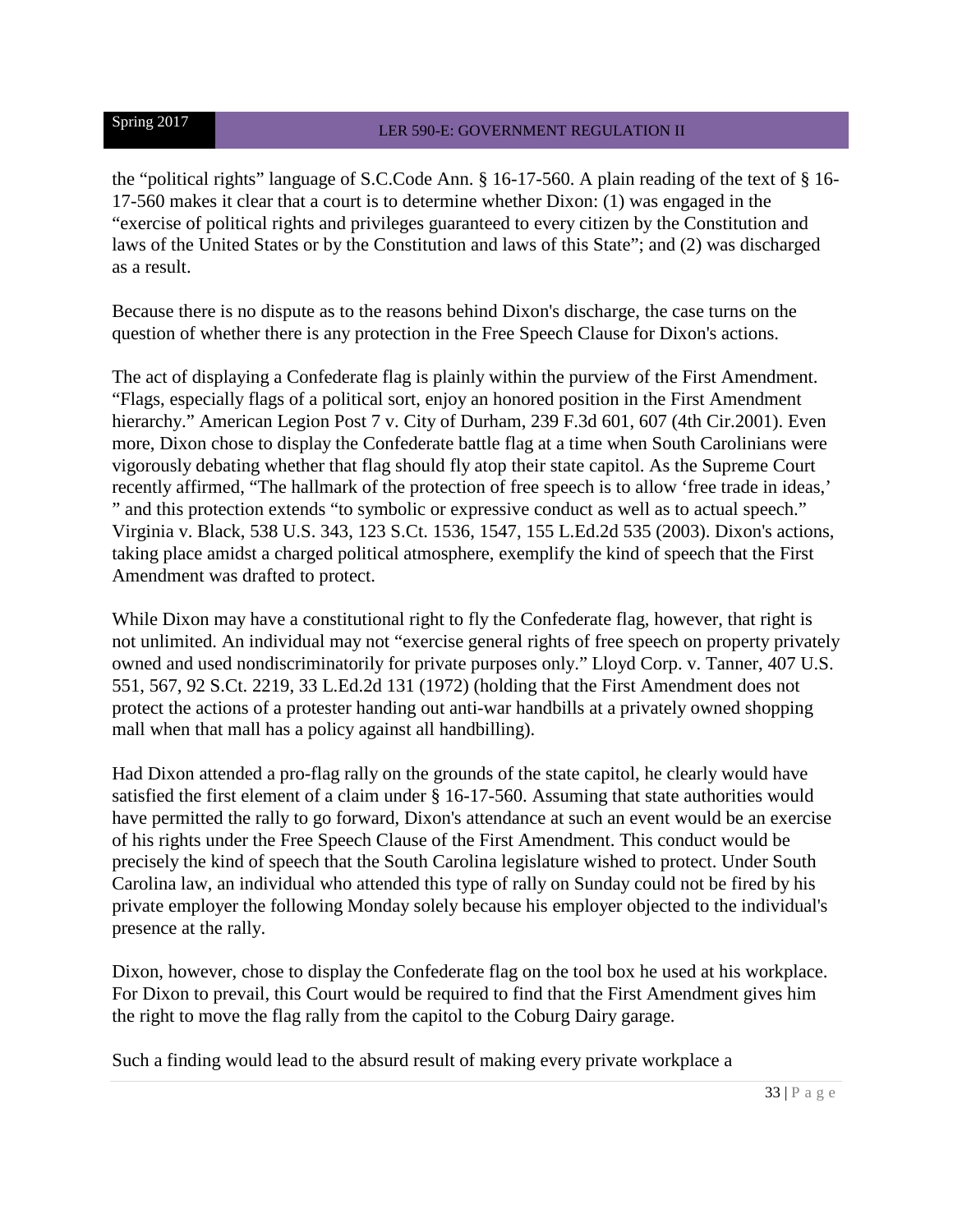the "political rights" language of S.C.Code Ann. § 16-17-560. A plain reading of the text of § 16-17-560 makes it clear that a court is to determine whether Dixon: (1) was engaged in the "exercise of political rights and privileges guaranteed to every citizen by the Constitution and laws of the United States or by the Constitution and laws of this State"; and (2) was discharged as a result.

Because there is no dispute as to the reasons behind Dixon's discharge, the case turns on the question of whether there is any protection in the Free Speech Clause for Dixon's actions.

The act of displaying a Confederate flag is plainly within the purview of the First Amendment. "Flags, especially flags of a political sort, enjoy an honored position in the First Amendment hierarchy." American Legion Post 7 v. City of Durham, 239 F.3d 601, 607 (4th Cir.2001). Even more, Dixon chose to display the Confederate battle flag at a time when South Carolinians were vigorously debating whether that flag should fly atop their state capitol. As the Supreme Court recently affirmed, "The hallmark of the protection of free speech is to allow 'free trade in ideas,' " and this protection extends "to symbolic or expressive conduct as well as to actual speech." Virginia v. Black, 538 U.S. 343, 123 S.Ct. 1536, 1547, 155 L.Ed.2d 535 (2003). Dixon's actions, taking place amidst a charged political atmosphere, exemplify the kind of speech that the First Amendment was drafted to protect.

While Dixon may have a constitutional right to fly the Confederate flag, however, that right is not unlimited. An individual may not "exercise general rights of free speech on property privately owned and used nondiscriminatorily for private purposes only." Lloyd Corp. v. Tanner, 407 U.S. 551, 567, 92 S.Ct. 2219, 33 L.Ed.2d 131 (1972) (holding that the First Amendment does not protect the actions of a protester handing out anti-war handbills at a privately owned shopping mall when that mall has a policy against all handbilling).

Had Dixon attended a pro-flag rally on the grounds of the state capitol, he clearly would have satisfied the first element of a claim under § 16-17-560. Assuming that state authorities would have permitted the rally to go forward, Dixon's attendance at such an event would be an exercise of his rights under the Free Speech Clause of the First Amendment. This conduct would be precisely the kind of speech that the South Carolina legislature wished to protect. Under South Carolina law, an individual who attended this type of rally on Sunday could not be fired by his private employer the following Monday solely because his employer objected to the individual's presence at the rally.

Dixon, however, chose to display the Confederate flag on the tool box he used at his workplace. For Dixon to prevail, this Court would be required to find that the First Amendment gives him the right to move the flag rally from the capitol to the Coburg Dairy garage.

Such a finding would lead to the absurd result of making every private workplace a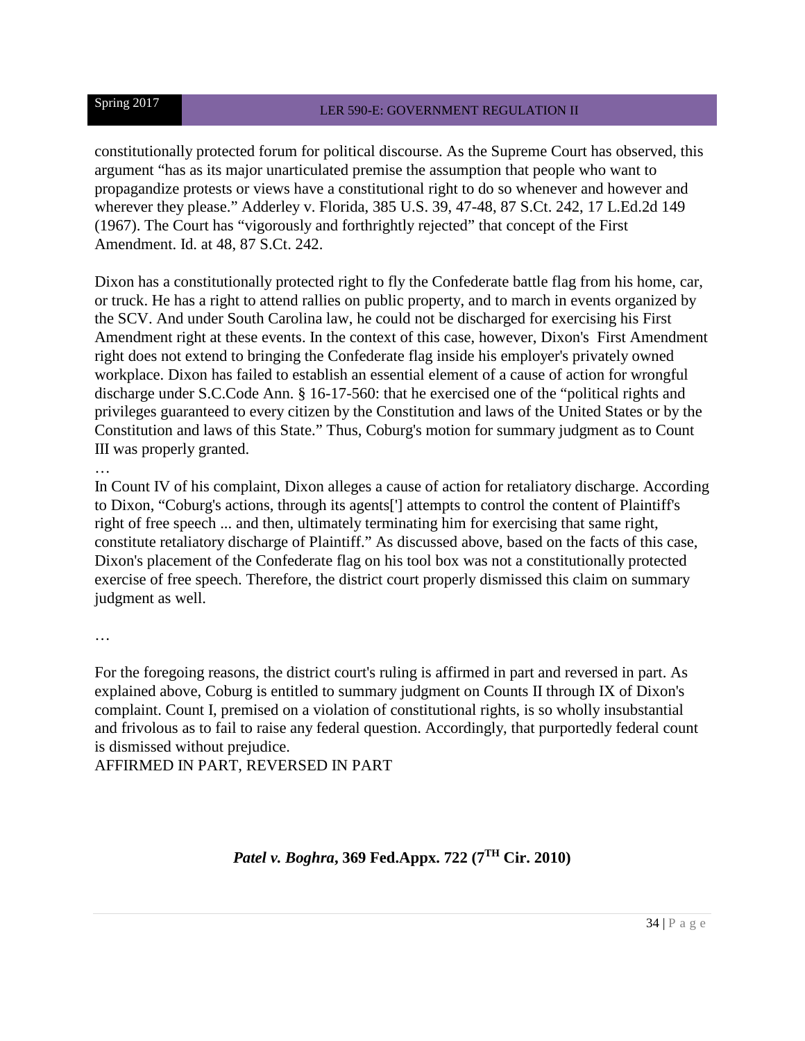constitutionally protected forum for political discourse. As the Supreme Court has observed, this argument "has as its major unarticulated premise the assumption that people who want to propagandize protests or views have a constitutional right to do so whenever and however and wherever they please." Adderley v. Florida, 385 U.S. 39, 47-48, 87 S.Ct. 242, 17 L.Ed.2d 149 (1967). The Court has "vigorously and forthrightly rejected" that concept of the First Amendment. Id. at 48, 87 S.Ct. 242.

Dixon has a constitutionally protected right to fly the Confederate battle flag from his home, car, or truck. He has a right to attend rallies on public property, and to march in events organized by the SCV. And under South Carolina law, he could not be discharged for exercising his First Amendment right at these events. In the context of this case, however, Dixon's First Amendment right does not extend to bringing the Confederate flag inside his employer's privately owned workplace. Dixon has failed to establish an essential element of a cause of action for wrongful discharge under S.C.Code Ann. § 16-17-560: that he exercised one of the "political rights and privileges guaranteed to every citizen by the Constitution and laws of the United States or by the Constitution and laws of this State." Thus, Coburg's motion for summary judgment as to Count III was properly granted.

…

In Count IV of his complaint, Dixon alleges a cause of action for retaliatory discharge. According to Dixon, "Coburg's actions, through its agents['] attempts to control the content of Plaintiff's right of free speech ... and then, ultimately terminating him for exercising that same right, constitute retaliatory discharge of Plaintiff." As discussed above, based on the facts of this case, Dixon's placement of the Confederate flag on his tool box was not a constitutionally protected exercise of free speech. Therefore, the district court properly dismissed this claim on summary judgment as well.

…

For the foregoing reasons, the district court's ruling is affirmed in part and reversed in part. As explained above, Coburg is entitled to summary judgment on Counts II through IX of Dixon's complaint. Count I, premised on a violation of constitutional rights, is so wholly insubstantial and frivolous as to fail to raise any federal question. Accordingly, that purportedly federal count is dismissed without prejudice.

AFFIRMED IN PART, REVERSED IN PART

## ***Patel v. Boghra*, 369 Fed.Appx. 722 (7TH Cir. 2010)**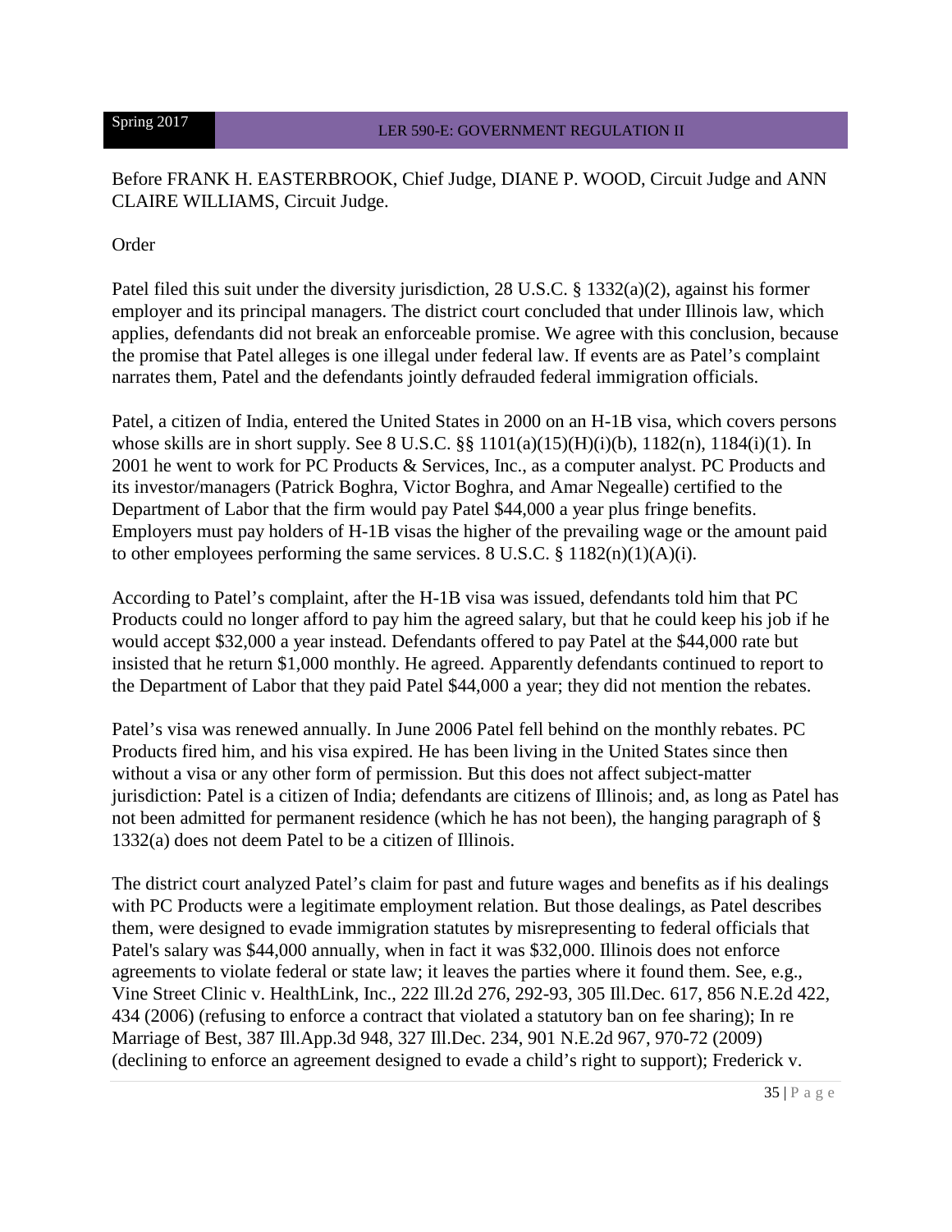Before FRANK H. EASTERBROOK, Chief Judge, DIANE P. WOOD, Circuit Judge and ANN CLAIRE WILLIAMS, Circuit Judge.

Order

Patel filed this suit under the diversity jurisdiction, 28 U.S.C. § 1332(a)(2), against his former employer and its principal managers. The district court concluded that under Illinois law, which applies, defendants did not break an enforceable promise. We agree with this conclusion, because the promise that Patel alleges is one illegal under federal law. If events are as Patel's complaint narrates them, Patel and the defendants jointly defrauded federal immigration officials.

Patel, a citizen of India, entered the United States in 2000 on an H-1B visa, which covers persons whose skills are in short supply. See 8 U.S.C. §§ 1101(a)(15)(H)(i)(b), 1182(n), 1184(i)(1). In 2001 he went to work for PC Products & Services, Inc., as a computer analyst. PC Products and its investor/managers (Patrick Boghra, Victor Boghra, and Amar Negealle) certified to the Department of Labor that the firm would pay Patel $44,000 a year plus fringe benefits. Employers must pay holders of H-1B visas the higher of the prevailing wage or the amount paid to other employees performing the same services. 8 U.S.C. § 1182(n)(1)(A)(i).

According to Patel's complaint, after the H-1B visa was issued, defendants told him that PC Products could no longer afford to pay him the agreed salary, but that he could keep his job if he would accept $32,000 a year instead. Defendants offered to pay Patel at the $44,000 rate but insisted that he return $1,000 monthly. He agreed. Apparently defendants continued to report to the Department of Labor that they paid Patel $44,000 a year; they did not mention the rebates.

Patel's visa was renewed annually. In June 2006 Patel fell behind on the monthly rebates. PC Products fired him, and his visa expired. He has been living in the United States since then without a visa or any other form of permission. But this does not affect subject-matter jurisdiction: Patel is a citizen of India; defendants are citizens of Illinois; and, as long as Patel has not been admitted for permanent residence (which he has not been), the hanging paragraph of § 1332(a) does not deem Patel to be a citizen of Illinois.

The district court analyzed Patel's claim for past and future wages and benefits as if his dealings with PC Products were a legitimate employment relation. But those dealings, as Patel describes them, were designed to evade immigration statutes by misrepresenting to federal officials that Patel's salary was $44,000 annually, when in fact it was $32,000. Illinois does not enforce agreements to violate federal or state law; it leaves the parties where it found them. See, e.g., Vine Street Clinic v. HealthLink, Inc., 222 Ill.2d 276, 292-93, 305 Ill.Dec. 617, 856 N.E.2d 422, 434 (2006) (refusing to enforce a contract that violated a statutory ban on fee sharing); In re Marriage of Best, 387 Ill.App.3d 948, 327 Ill.Dec. 234, 901 N.E.2d 967, 970-72 (2009) (declining to enforce an agreement designed to evade a child's right to support); Frederick v.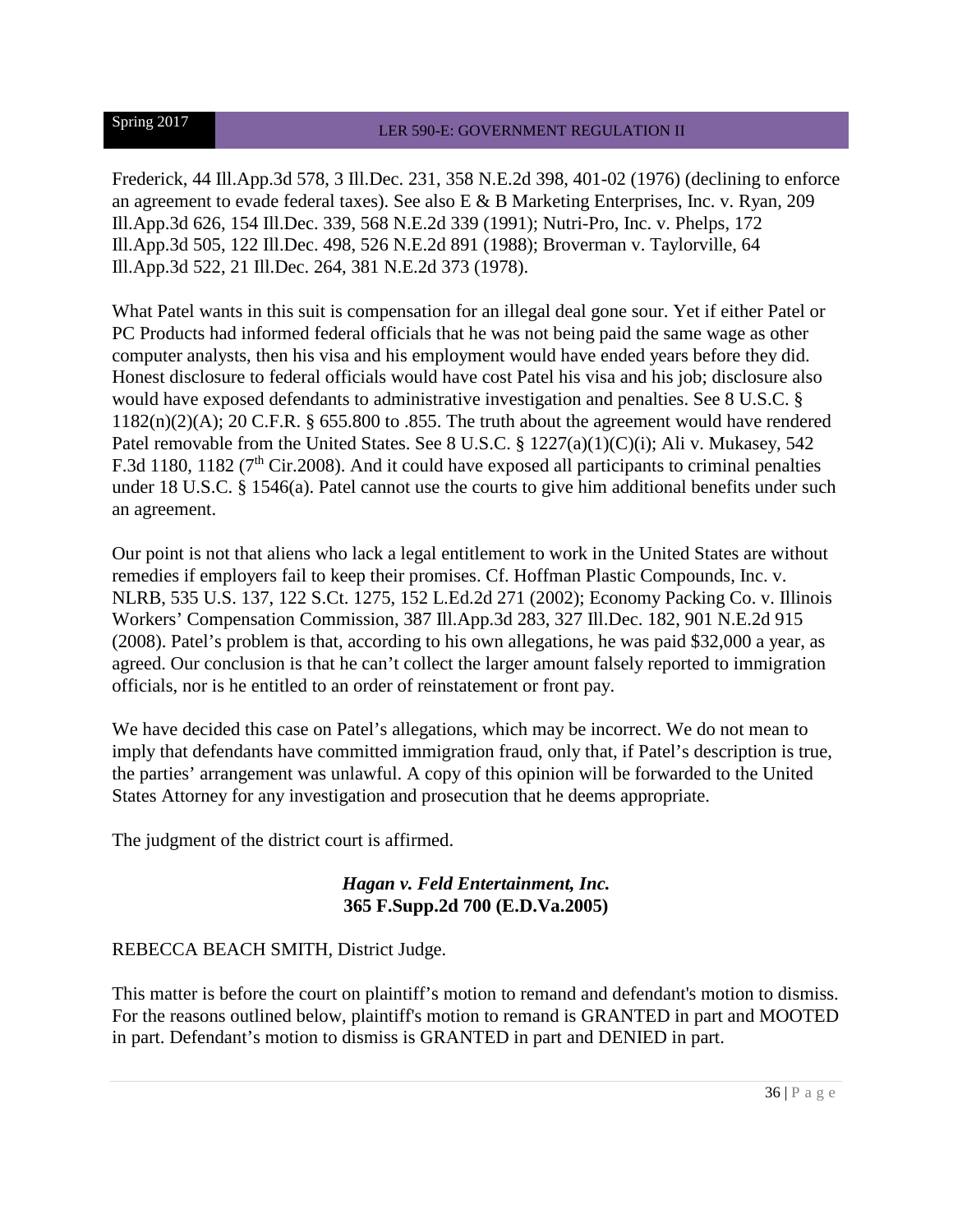Frederick, 44 Ill.App.3d 578, 3 Ill.Dec. 231, 358 N.E.2d 398, 401-02 (1976) (declining to enforce an agreement to evade federal taxes). See also E & B Marketing Enterprises, Inc. v. Ryan, 209 Ill.App.3d 626, 154 Ill.Dec. 339, 568 N.E.2d 339 (1991); Nutri-Pro, Inc. v. Phelps, 172 Ill.App.3d 505, 122 Ill.Dec. 498, 526 N.E.2d 891 (1988); Broverman v. Taylorville, 64 Ill.App.3d 522, 21 Ill.Dec. 264, 381 N.E.2d 373 (1978).

What Patel wants in this suit is compensation for an illegal deal gone sour. Yet if either Patel or PC Products had informed federal officials that he was not being paid the same wage as other computer analysts, then his visa and his employment would have ended years before they did. Honest disclosure to federal officials would have cost Patel his visa and his job; disclosure also would have exposed defendants to administrative investigation and penalties. See 8 U.S.C. § 1182(n)(2)(A); 20 C.F.R. § 655.800 to .855. The truth about the agreement would have rendered Patel removable from the United States. See 8 U.S.C. § 1227(a)(1)(C)(i); Ali v. Mukasey, 542 F.3d 1180, 1182 (7th Cir.2008). And it could have exposed all participants to criminal penalties under 18 U.S.C. § 1546(a). Patel cannot use the courts to give him additional benefits under such an agreement.

Our point is not that aliens who lack a legal entitlement to work in the United States are without remedies if employers fail to keep their promises. Cf. Hoffman Plastic Compounds, Inc. v. NLRB, 535 U.S. 137, 122 S.Ct. 1275, 152 L.Ed.2d 271 (2002); Economy Packing Co. v. Illinois Workers' Compensation Commission, 387 Ill.App.3d 283, 327 Ill.Dec. 182, 901 N.E.2d 915 (2008). Patel's problem is that, according to his own allegations, he was paid $32,000 a year, as agreed. Our conclusion is that he can't collect the larger amount falsely reported to immigration officials, nor is he entitled to an order of reinstatement or front pay.

We have decided this case on Patel's allegations, which may be incorrect. We do not mean to imply that defendants have committed immigration fraud, only that, if Patel's description is true, the parties' arrangement was unlawful. A copy of this opinion will be forwarded to the United States Attorney for any investigation and prosecution that he deems appropriate.

The judgment of the district court is affirmed.

### *Hagan v. Feld Entertainment, Inc.*
### 365 F.Supp.2d 700 (E.D.Va.2005)

REBECCA BEACH SMITH, District Judge.

This matter is before the court on plaintiff's motion to remand and defendant's motion to dismiss. For the reasons outlined below, plaintiff's motion to remand is GRANTED in part and MOOTED in part. Defendant's motion to dismiss is GRANTED in part and DENIED in part.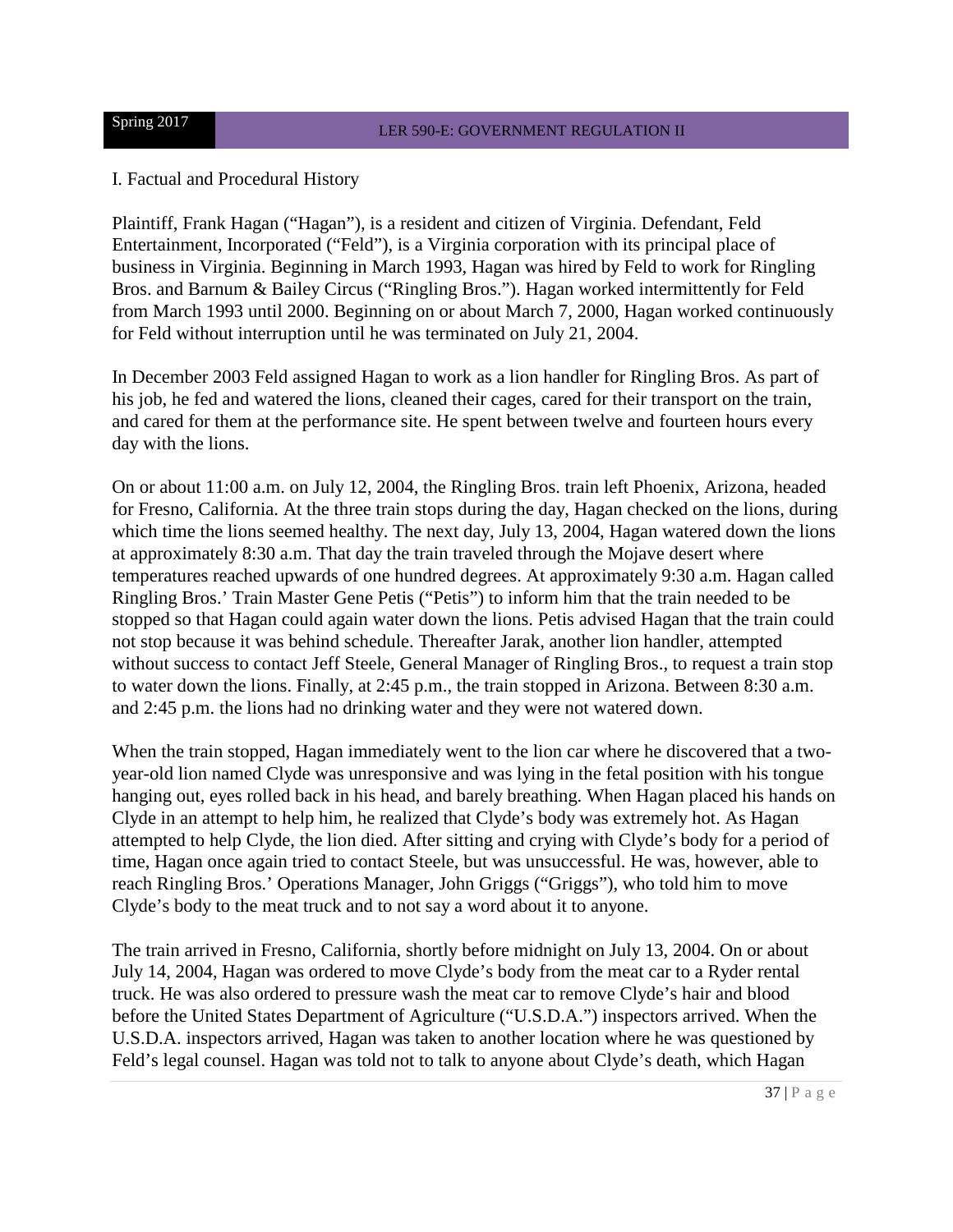## I. Factual and Procedural History

Plaintiff, Frank Hagan ("Hagan"), is a resident and citizen of Virginia. Defendant, Feld Entertainment, Incorporated ("Feld"), is a Virginia corporation with its principal place of business in Virginia. Beginning in March 1993, Hagan was hired by Feld to work for Ringling Bros. and Barnum & Bailey Circus ("Ringling Bros."). Hagan worked intermittently for Feld from March 1993 until 2000. Beginning on or about March 7, 2000, Hagan worked continuously for Feld without interruption until he was terminated on July 21, 2004.

In December 2003 Feld assigned Hagan to work as a lion handler for Ringling Bros. As part of his job, he fed and watered the lions, cleaned their cages, cared for their transport on the train, and cared for them at the performance site. He spent between twelve and fourteen hours every day with the lions.

On or about 11:00 a.m. on July 12, 2004, the Ringling Bros. train left Phoenix, Arizona, headed for Fresno, California. At the three train stops during the day, Hagan checked on the lions, during which time the lions seemed healthy. The next day, July 13, 2004, Hagan watered down the lions at approximately 8:30 a.m. That day the train traveled through the Mojave desert where temperatures reached upwards of one hundred degrees. At approximately 9:30 a.m. Hagan called Ringling Bros.' Train Master Gene Petis ("Petis") to inform him that the train needed to be stopped so that Hagan could again water down the lions. Petis advised Hagan that the train could not stop because it was behind schedule. Thereafter Jarak, another lion handler, attempted without success to contact Jeff Steele, General Manager of Ringling Bros., to request a train stop to water down the lions. Finally, at 2:45 p.m., the train stopped in Arizona. Between 8:30 a.m. and 2:45 p.m. the lions had no drinking water and they were not watered down.

When the train stopped, Hagan immediately went to the lion car where he discovered that a two-year-old lion named Clyde was unresponsive and was lying in the fetal position with his tongue hanging out, eyes rolled back in his head, and barely breathing. When Hagan placed his hands on Clyde in an attempt to help him, he realized that Clyde's body was extremely hot. As Hagan attempted to help Clyde, the lion died. After sitting and crying with Clyde's body for a period of time, Hagan once again tried to contact Steele, but was unsuccessful. He was, however, able to reach Ringling Bros.' Operations Manager, John Griggs ("Griggs"), who told him to move Clyde's body to the meat truck and to not say a word about it to anyone.

The train arrived in Fresno, California, shortly before midnight on July 13, 2004. On or about July 14, 2004, Hagan was ordered to move Clyde's body from the meat car to a Ryder rental truck. He was also ordered to pressure wash the meat car to remove Clyde's hair and blood before the United States Department of Agriculture ("U.S.D.A.") inspectors arrived. When the U.S.D.A. inspectors arrived, Hagan was taken to another location where he was questioned by Feld's legal counsel. Hagan was told not to talk to anyone about Clyde's death, which Hagan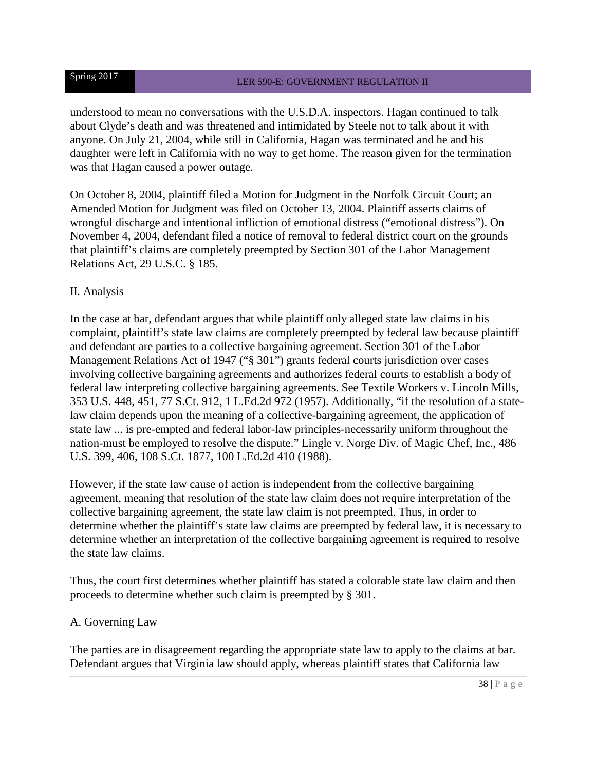understood to mean no conversations with the U.S.D.A. inspectors. Hagan continued to talk about Clyde's death and was threatened and intimidated by Steele not to talk about it with anyone. On July 21, 2004, while still in California, Hagan was terminated and he and his daughter were left in California with no way to get home. The reason given for the termination was that Hagan caused a power outage.

On October 8, 2004, plaintiff filed a Motion for Judgment in the Norfolk Circuit Court; an Amended Motion for Judgment was filed on October 13, 2004. Plaintiff asserts claims of wrongful discharge and intentional infliction of emotional distress ("emotional distress"). On November 4, 2004, defendant filed a notice of removal to federal district court on the grounds that plaintiff's claims are completely preempted by Section 301 of the Labor Management Relations Act, 29 U.S.C. § 185.

II. Analysis

In the case at bar, defendant argues that while plaintiff only alleged state law claims in his complaint, plaintiff's state law claims are completely preempted by federal law because plaintiff and defendant are parties to a collective bargaining agreement. Section 301 of the Labor Management Relations Act of 1947 ("§ 301") grants federal courts jurisdiction over cases involving collective bargaining agreements and authorizes federal courts to establish a body of federal law interpreting collective bargaining agreements. See Textile Workers v. Lincoln Mills, 353 U.S. 448, 451, 77 S.Ct. 912, 1 L.Ed.2d 972 (1957). Additionally, "if the resolution of a state-law claim depends upon the meaning of a collective-bargaining agreement, the application of state law ... is pre-empted and federal labor-law principles-necessarily uniform throughout the nation-must be employed to resolve the dispute." Lingle v. Norge Div. of Magic Chef, Inc., 486 U.S. 399, 406, 108 S.Ct. 1877, 100 L.Ed.2d 410 (1988).

However, if the state law cause of action is independent from the collective bargaining agreement, meaning that resolution of the state law claim does not require interpretation of the collective bargaining agreement, the state law claim is not preempted. Thus, in order to determine whether the plaintiff's state law claims are preempted by federal law, it is necessary to determine whether an interpretation of the collective bargaining agreement is required to resolve the state law claims.

Thus, the court first determines whether plaintiff has stated a colorable state law claim and then proceeds to determine whether such claim is preempted by § 301.

A. Governing Law

The parties are in disagreement regarding the appropriate state law to apply to the claims at bar. Defendant argues that Virginia law should apply, whereas plaintiff states that California law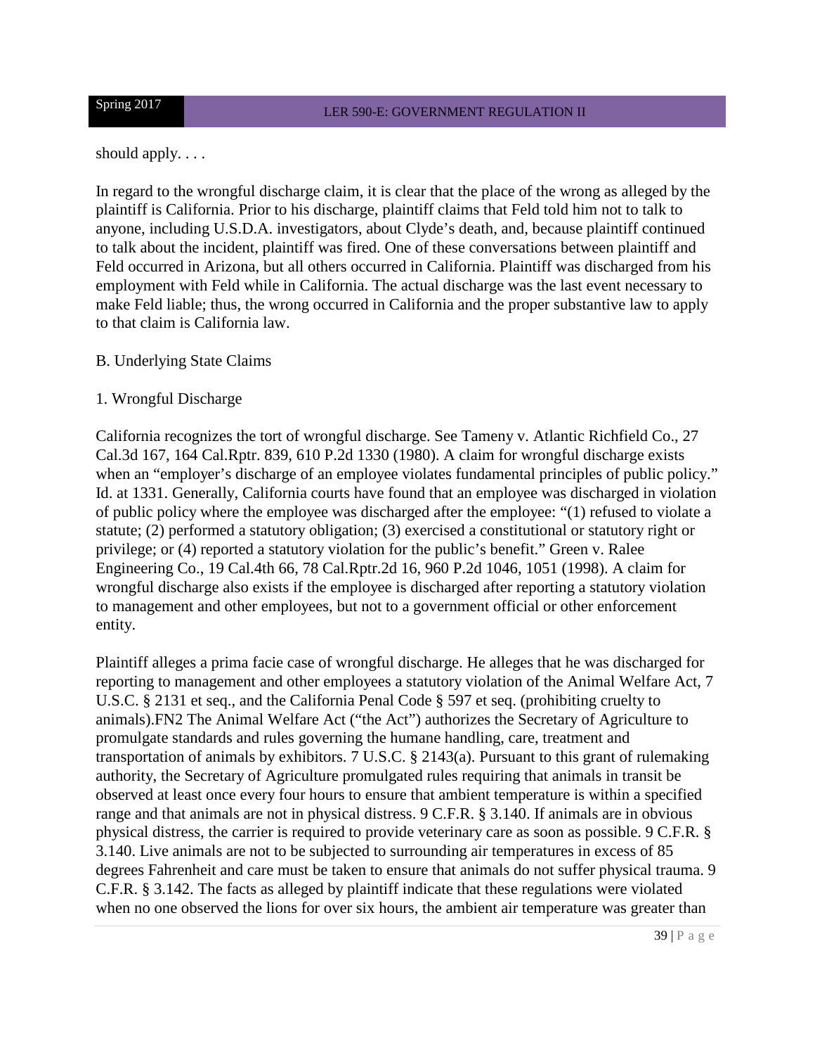should apply. . . .

In regard to the wrongful discharge claim, it is clear that the place of the wrong as alleged by the plaintiff is California. Prior to his discharge, plaintiff claims that Feld told him not to talk to anyone, including U.S.D.A. investigators, about Clyde's death, and, because plaintiff continued to talk about the incident, plaintiff was fired. One of these conversations between plaintiff and Feld occurred in Arizona, but all others occurred in California. Plaintiff was discharged from his employment with Feld while in California. The actual discharge was the last event necessary to make Feld liable; thus, the wrong occurred in California and the proper substantive law to apply to that claim is California law.

B. Underlying State Claims

1. Wrongful Discharge

California recognizes the tort of wrongful discharge. See Tameny v. Atlantic Richfield Co., 27 Cal.3d 167, 164 Cal.Rptr. 839, 610 P.2d 1330 (1980). A claim for wrongful discharge exists when an "employer's discharge of an employee violates fundamental principles of public policy." Id. at 1331. Generally, California courts have found that an employee was discharged in violation of public policy where the employee was discharged after the employee: "(1) refused to violate a statute; (2) performed a statutory obligation; (3) exercised a constitutional or statutory right or privilege; or (4) reported a statutory violation for the public's benefit." Green v. Ralee Engineering Co., 19 Cal.4th 66, 78 Cal.Rptr.2d 16, 960 P.2d 1046, 1051 (1998). A claim for wrongful discharge also exists if the employee is discharged after reporting a statutory violation to management and other employees, but not to a government official or other enforcement entity.

Plaintiff alleges a prima facie case of wrongful discharge. He alleges that he was discharged for reporting to management and other employees a statutory violation of the Animal Welfare Act, 7 U.S.C. § 2131 et seq., and the California Penal Code § 597 et seq. (prohibiting cruelty to animals).FN2 The Animal Welfare Act ("the Act") authorizes the Secretary of Agriculture to promulgate standards and rules governing the humane handling, care, treatment and transportation of animals by exhibitors. 7 U.S.C. § 2143(a). Pursuant to this grant of rulemaking authority, the Secretary of Agriculture promulgated rules requiring that animals in transit be observed at least once every four hours to ensure that ambient temperature is within a specified range and that animals are not in physical distress. 9 C.F.R. § 3.140. If animals are in obvious physical distress, the carrier is required to provide veterinary care as soon as possible. 9 C.F.R. § 3.140. Live animals are not to be subjected to surrounding air temperatures in excess of 85 degrees Fahrenheit and care must be taken to ensure that animals do not suffer physical trauma. 9 C.F.R. § 3.142. The facts as alleged by plaintiff indicate that these regulations were violated when no one observed the lions for over six hours, the ambient air temperature was greater than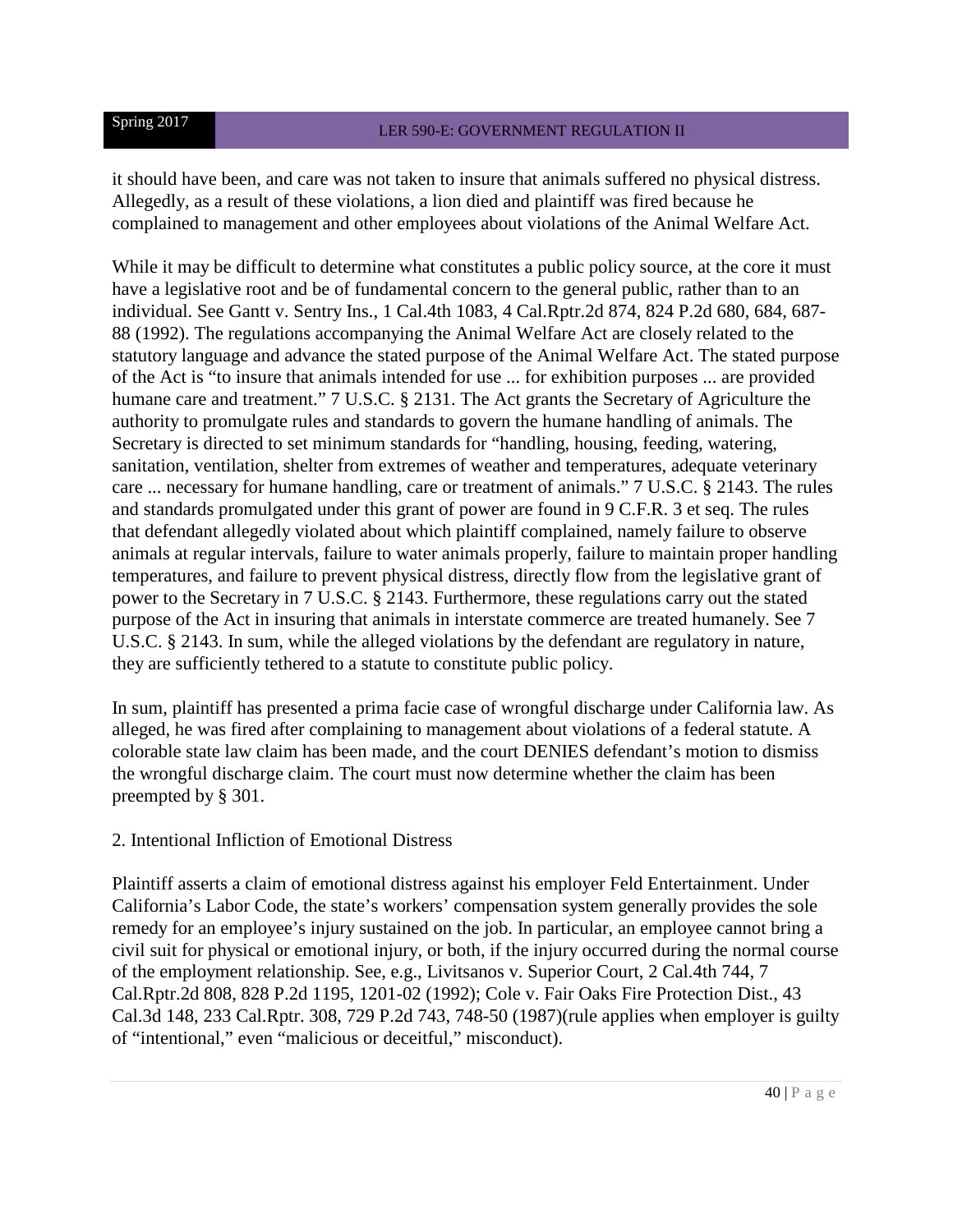it should have been, and care was not taken to insure that animals suffered no physical distress. Allegedly, as a result of these violations, a lion died and plaintiff was fired because he complained to management and other employees about violations of the Animal Welfare Act.

While it may be difficult to determine what constitutes a public policy source, at the core it must have a legislative root and be of fundamental concern to the general public, rather than to an individual. See Gantt v. Sentry Ins., 1 Cal.4th 1083, 4 Cal.Rptr.2d 874, 824 P.2d 680, 684, 687-88 (1992). The regulations accompanying the Animal Welfare Act are closely related to the statutory language and advance the stated purpose of the Animal Welfare Act. The stated purpose of the Act is "to insure that animals intended for use ... for exhibition purposes ... are provided humane care and treatment." 7 U.S.C. § 2131. The Act grants the Secretary of Agriculture the authority to promulgate rules and standards to govern the humane handling of animals. The Secretary is directed to set minimum standards for "handling, housing, feeding, watering, sanitation, ventilation, shelter from extremes of weather and temperatures, adequate veterinary care ... necessary for humane handling, care or treatment of animals." 7 U.S.C. § 2143. The rules and standards promulgated under this grant of power are found in 9 C.F.R. 3 et seq. The rules that defendant allegedly violated about which plaintiff complained, namely failure to observe animals at regular intervals, failure to water animals properly, failure to maintain proper handling temperatures, and failure to prevent physical distress, directly flow from the legislative grant of power to the Secretary in 7 U.S.C. § 2143. Furthermore, these regulations carry out the stated purpose of the Act in insuring that animals in interstate commerce are treated humanely. See 7 U.S.C. § 2143. In sum, while the alleged violations by the defendant are regulatory in nature, they are sufficiently tethered to a statute to constitute public policy.

In sum, plaintiff has presented a prima facie case of wrongful discharge under California law. As alleged, he was fired after complaining to management about violations of a federal statute. A colorable state law claim has been made, and the court DENIES defendant's motion to dismiss the wrongful discharge claim. The court must now determine whether the claim has been preempted by § 301.

2. Intentional Infliction of Emotional Distress

Plaintiff asserts a claim of emotional distress against his employer Feld Entertainment. Under California's Labor Code, the state's workers' compensation system generally provides the sole remedy for an employee's injury sustained on the job. In particular, an employee cannot bring a civil suit for physical or emotional injury, or both, if the injury occurred during the normal course of the employment relationship. See, e.g., Livitsanos v. Superior Court, 2 Cal.4th 744, 7 Cal.Rptr.2d 808, 828 P.2d 1195, 1201-02 (1992); Cole v. Fair Oaks Fire Protection Dist., 43 Cal.3d 148, 233 Cal.Rptr. 308, 729 P.2d 743, 748-50 (1987)(rule applies when employer is guilty of "intentional," even "malicious or deceitful," misconduct).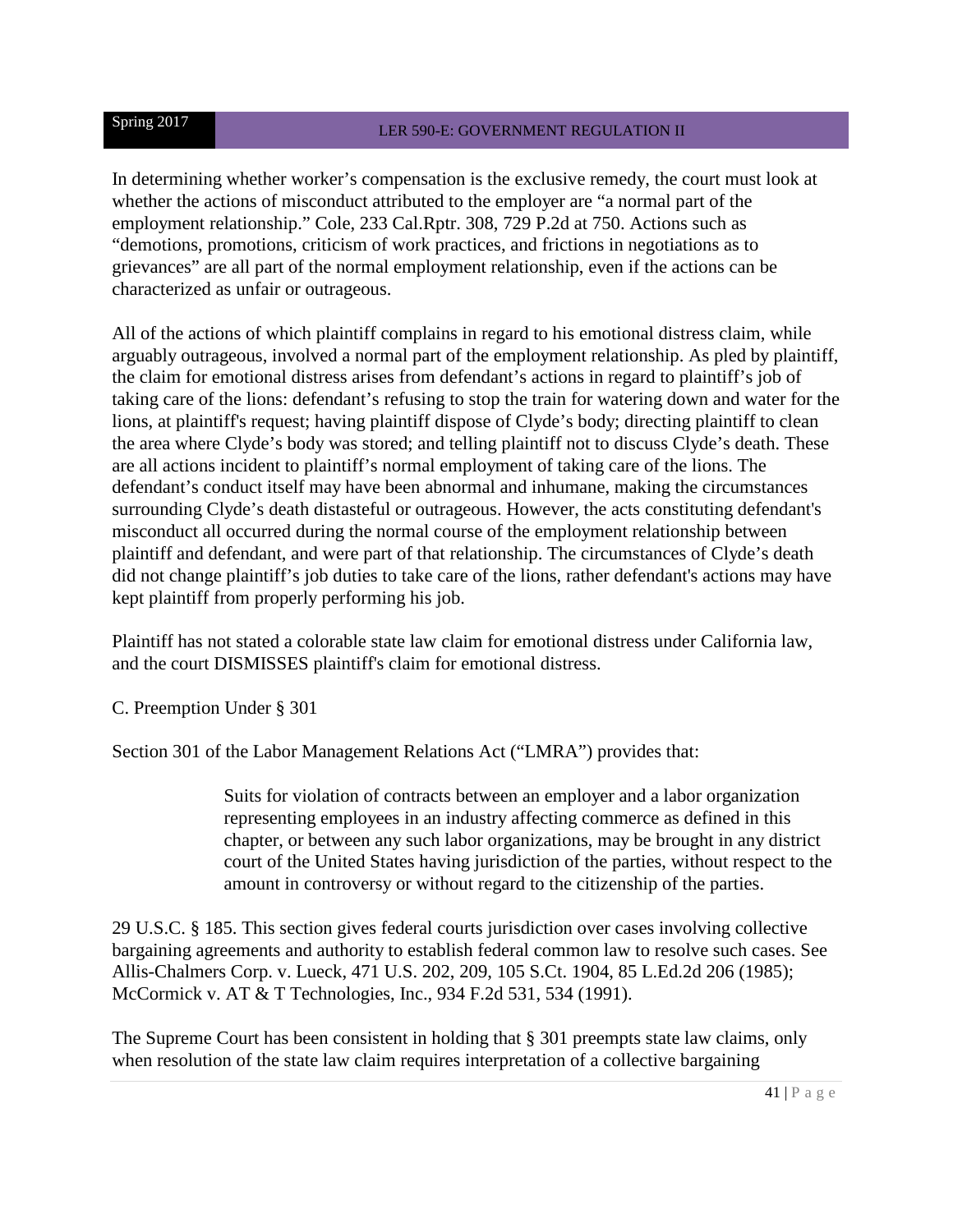In determining whether worker's compensation is the exclusive remedy, the court must look at whether the actions of misconduct attributed to the employer are "a normal part of the employment relationship." Cole, 233 Cal.Rptr. 308, 729 P.2d at 750. Actions such as "demotions, promotions, criticism of work practices, and frictions in negotiations as to grievances" are all part of the normal employment relationship, even if the actions can be characterized as unfair or outrageous.

All of the actions of which plaintiff complains in regard to his emotional distress claim, while arguably outrageous, involved a normal part of the employment relationship. As pled by plaintiff, the claim for emotional distress arises from defendant's actions in regard to plaintiff's job of taking care of the lions: defendant's refusing to stop the train for watering down and water for the lions, at plaintiff's request; having plaintiff dispose of Clyde's body; directing plaintiff to clean the area where Clyde's body was stored; and telling plaintiff not to discuss Clyde's death. These are all actions incident to plaintiff's normal employment of taking care of the lions. The defendant's conduct itself may have been abnormal and inhumane, making the circumstances surrounding Clyde's death distasteful or outrageous. However, the acts constituting defendant's misconduct all occurred during the normal course of the employment relationship between plaintiff and defendant, and were part of that relationship. The circumstances of Clyde's death did not change plaintiff's job duties to take care of the lions, rather defendant's actions may have kept plaintiff from properly performing his job.

Plaintiff has not stated a colorable state law claim for emotional distress under California law, and the court DISMISSES plaintiff's claim for emotional distress.

C. Preemption Under § 301

Section 301 of the Labor Management Relations Act ("LMRA") provides that:

> Suits for violation of contracts between an employer and a labor organization representing employees in an industry affecting commerce as defined in this chapter, or between any such labor organizations, may be brought in any district court of the United States having jurisdiction of the parties, without respect to the amount in controversy or without regard to the citizenship of the parties.

29 U.S.C. § 185. This section gives federal courts jurisdiction over cases involving collective bargaining agreements and authority to establish federal common law to resolve such cases. See Allis-Chalmers Corp. v. Lueck, 471 U.S. 202, 209, 105 S.Ct. 1904, 85 L.Ed.2d 206 (1985); McCormick v. AT & T Technologies, Inc., 934 F.2d 531, 534 (1991).

The Supreme Court has been consistent in holding that § 301 preempts state law claims, only when resolution of the state law claim requires interpretation of a collective bargaining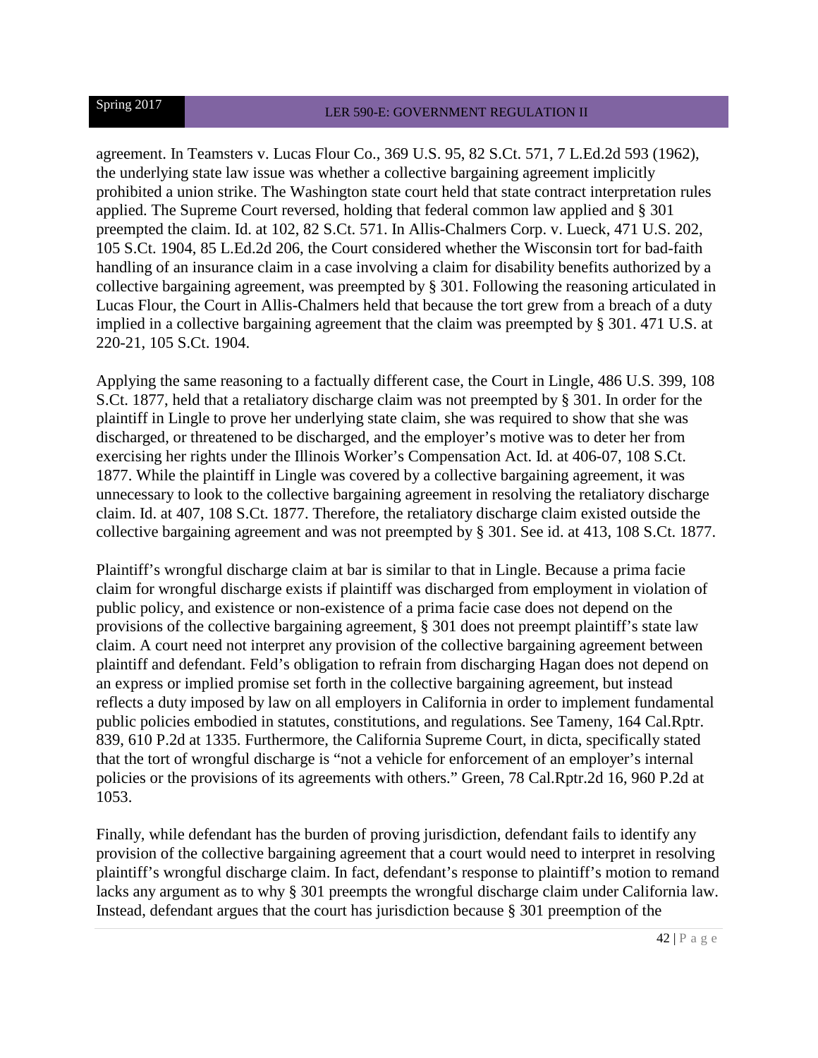agreement. In Teamsters v. Lucas Flour Co., 369 U.S. 95, 82 S.Ct. 571, 7 L.Ed.2d 593 (1962), the underlying state law issue was whether a collective bargaining agreement implicitly prohibited a union strike. The Washington state court held that state contract interpretation rules applied. The Supreme Court reversed, holding that federal common law applied and § 301 preempted the claim. Id. at 102, 82 S.Ct. 571. In Allis-Chalmers Corp. v. Lueck, 471 U.S. 202, 105 S.Ct. 1904, 85 L.Ed.2d 206, the Court considered whether the Wisconsin tort for bad-faith handling of an insurance claim in a case involving a claim for disability benefits authorized by a collective bargaining agreement, was preempted by § 301. Following the reasoning articulated in Lucas Flour, the Court in Allis-Chalmers held that because the tort grew from a breach of a duty implied in a collective bargaining agreement that the claim was preempted by § 301. 471 U.S. at 220-21, 105 S.Ct. 1904.

Applying the same reasoning to a factually different case, the Court in Lingle, 486 U.S. 399, 108 S.Ct. 1877, held that a retaliatory discharge claim was not preempted by § 301. In order for the plaintiff in Lingle to prove her underlying state claim, she was required to show that she was discharged, or threatened to be discharged, and the employer's motive was to deter her from exercising her rights under the Illinois Worker's Compensation Act. Id. at 406-07, 108 S.Ct. 1877. While the plaintiff in Lingle was covered by a collective bargaining agreement, it was unnecessary to look to the collective bargaining agreement in resolving the retaliatory discharge claim. Id. at 407, 108 S.Ct. 1877. Therefore, the retaliatory discharge claim existed outside the collective bargaining agreement and was not preempted by § 301. See id. at 413, 108 S.Ct. 1877.

Plaintiff's wrongful discharge claim at bar is similar to that in Lingle. Because a prima facie claim for wrongful discharge exists if plaintiff was discharged from employment in violation of public policy, and existence or non-existence of a prima facie case does not depend on the provisions of the collective bargaining agreement, § 301 does not preempt plaintiff's state law claim. A court need not interpret any provision of the collective bargaining agreement between plaintiff and defendant. Feld's obligation to refrain from discharging Hagan does not depend on an express or implied promise set forth in the collective bargaining agreement, but instead reflects a duty imposed by law on all employers in California in order to implement fundamental public policies embodied in statutes, constitutions, and regulations. See Tameny, 164 Cal.Rptr. 839, 610 P.2d at 1335. Furthermore, the California Supreme Court, in dicta, specifically stated that the tort of wrongful discharge is "not a vehicle for enforcement of an employer's internal policies or the provisions of its agreements with others." Green, 78 Cal.Rptr.2d 16, 960 P.2d at 1053.

Finally, while defendant has the burden of proving jurisdiction, defendant fails to identify any provision of the collective bargaining agreement that a court would need to interpret in resolving plaintiff's wrongful discharge claim. In fact, defendant's response to plaintiff's motion to remand lacks any argument as to why § 301 preempts the wrongful discharge claim under California law. Instead, defendant argues that the court has jurisdiction because § 301 preemption of the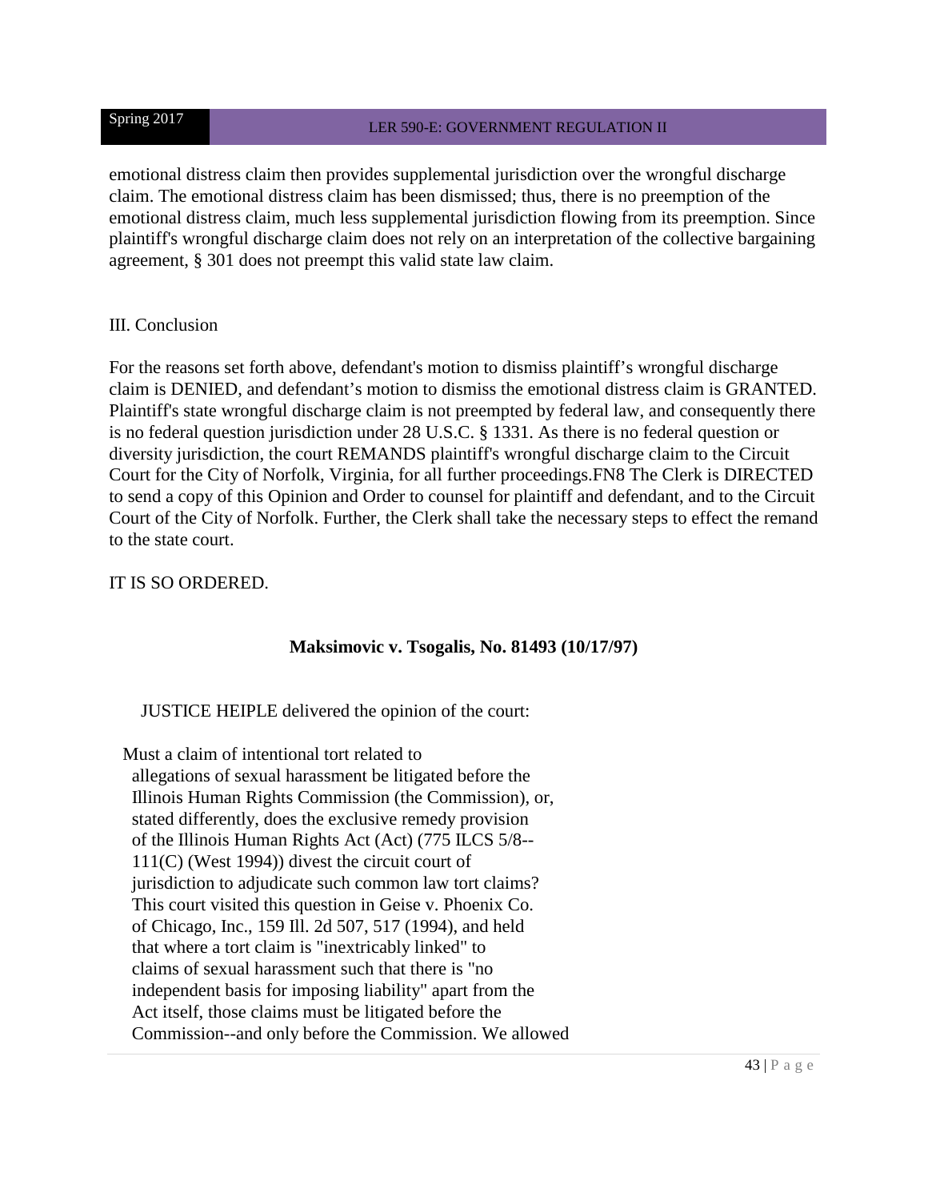emotional distress claim then provides supplemental jurisdiction over the wrongful discharge claim. The emotional distress claim has been dismissed; thus, there is no preemption of the emotional distress claim, much less supplemental jurisdiction flowing from its preemption. Since plaintiff's wrongful discharge claim does not rely on an interpretation of the collective bargaining agreement, § 301 does not preempt this valid state law claim.

III. Conclusion

For the reasons set forth above, defendant's motion to dismiss plaintiff's wrongful discharge claim is DENIED, and defendant's motion to dismiss the emotional distress claim is GRANTED. Plaintiff's state wrongful discharge claim is not preempted by federal law, and consequently there is no federal question jurisdiction under 28 U.S.C. § 1331. As there is no federal question or diversity jurisdiction, the court REMANDS plaintiff's wrongful discharge claim to the Circuit Court for the City of Norfolk, Virginia, for all further proceedings.FN8 The Clerk is DIRECTED to send a copy of this Opinion and Order to counsel for plaintiff and defendant, and to the Circuit Court of the City of Norfolk. Further, the Clerk shall take the necessary steps to effect the remand to the state court.

IT IS SO ORDERED.

**Maksimovic v. Tsogalis, No. 81493 (10/17/97)**

JUSTICE HEIPLE delivered the opinion of the court:

Must a claim of intentional tort related to allegations of sexual harassment be litigated before the Illinois Human Rights Commission (the Commission), or, stated differently, does the exclusive remedy provision of the Illinois Human Rights Act (Act) (775 ILCS 5/8--111(C) (West 1994)) divest the circuit court of jurisdiction to adjudicate such common law tort claims? This court visited this question in Geise v. Phoenix Co. of Chicago, Inc., 159 Ill. 2d 507, 517 (1994), and held that where a tort claim is "inextricably linked" to claims of sexual harassment such that there is "no independent basis for imposing liability" apart from the Act itself, those claims must be litigated before the Commission--and only before the Commission. We allowed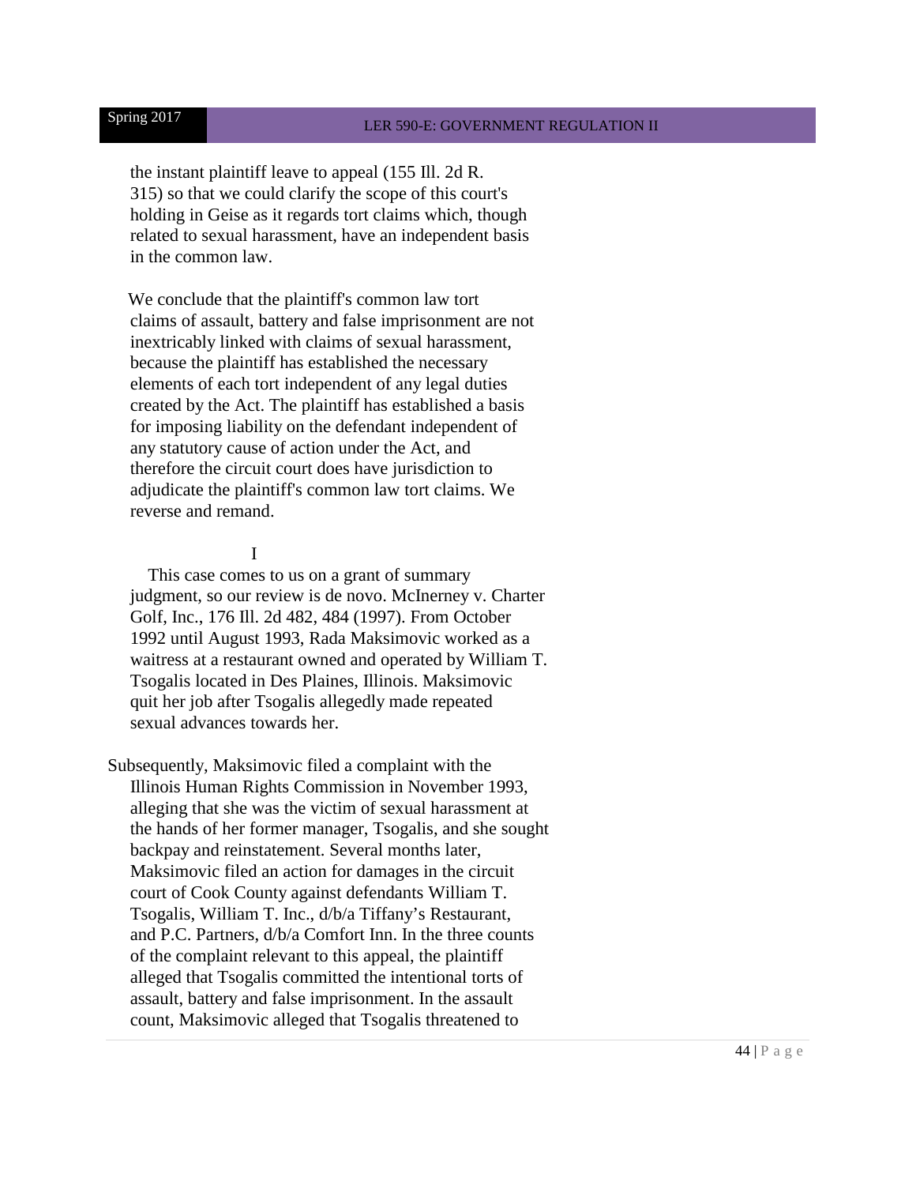the instant plaintiff leave to appeal (155 Ill. 2d R. 315) so that we could clarify the scope of this court's holding in Geise as it regards tort claims which, though related to sexual harassment, have an independent basis in the common law.

We conclude that the plaintiff's common law tort claims of assault, battery and false imprisonment are not inextricably linked with claims of sexual harassment, because the plaintiff has established the necessary elements of each tort independent of any legal duties created by the Act. The plaintiff has established a basis for imposing liability on the defendant independent of any statutory cause of action under the Act, and therefore the circuit court does have jurisdiction to adjudicate the plaintiff's common law tort claims. We reverse and remand.

I

This case comes to us on a grant of summary judgment, so our review is de novo. McInerney v. Charter Golf, Inc., 176 Ill. 2d 482, 484 (1997). From October 1992 until August 1993, Rada Maksimovic worked as a waitress at a restaurant owned and operated by William T. Tsogalis located in Des Plaines, Illinois. Maksimovic quit her job after Tsogalis allegedly made repeated sexual advances towards her.

Subsequently, Maksimovic filed a complaint with the Illinois Human Rights Commission in November 1993, alleging that she was the victim of sexual harassment at the hands of her former manager, Tsogalis, and she sought backpay and reinstatement. Several months later, Maksimovic filed an action for damages in the circuit court of Cook County against defendants William T. Tsogalis, William T. Inc., d/b/a Tiffany's Restaurant, and P.C. Partners, d/b/a Comfort Inn. In the three counts of the complaint relevant to this appeal, the plaintiff alleged that Tsogalis committed the intentional torts of assault, battery and false imprisonment. In the assault count, Maksimovic alleged that Tsogalis threatened to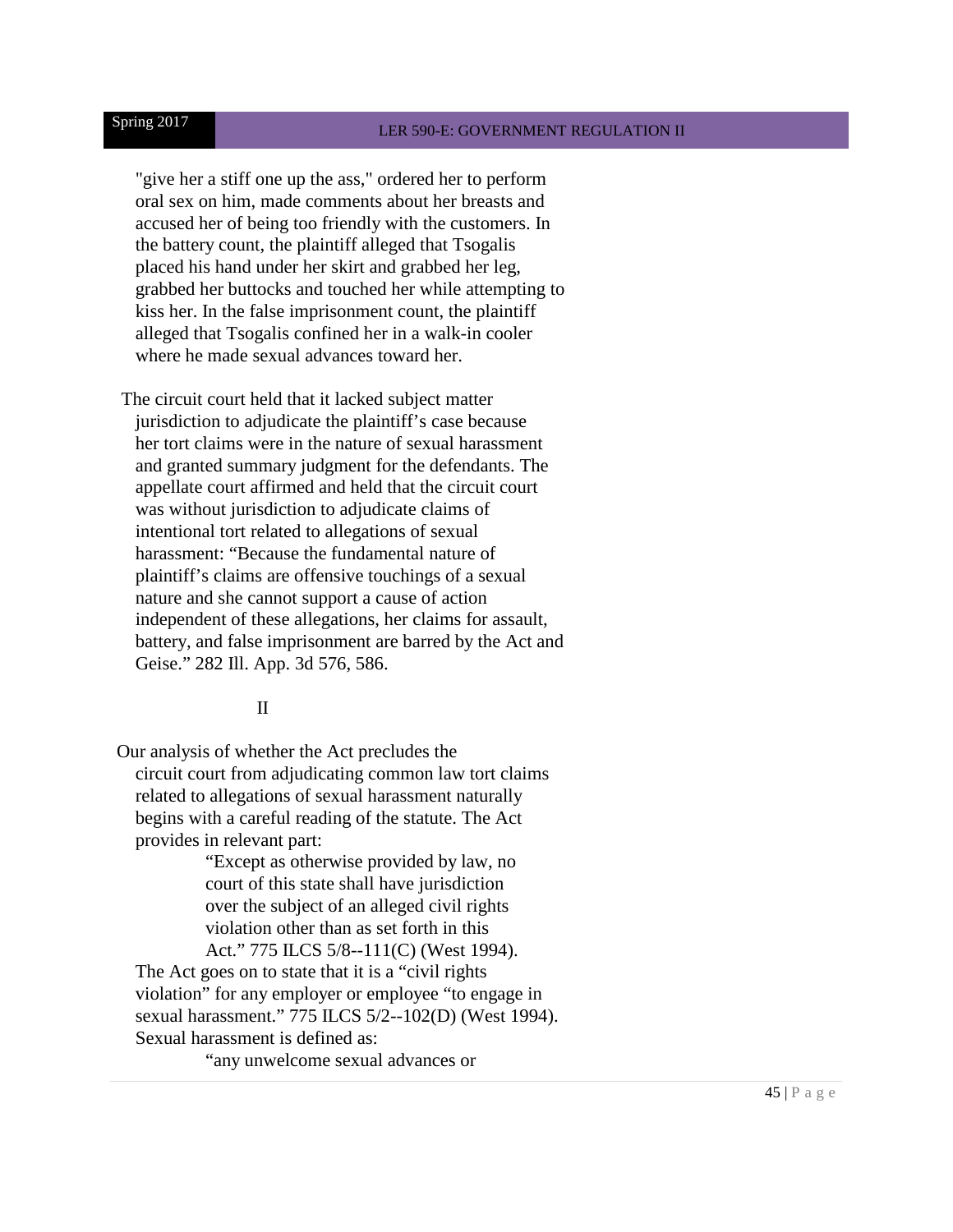"give her a stiff one up the ass," ordered her to perform oral sex on him, made comments about her breasts and accused her of being too friendly with the customers. In the battery count, the plaintiff alleged that Tsogalis placed his hand under her skirt and grabbed her leg, grabbed her buttocks and touched her while attempting to kiss her. In the false imprisonment count, the plaintiff alleged that Tsogalis confined her in a walk-in cooler where he made sexual advances toward her.

The circuit court held that it lacked subject matter jurisdiction to adjudicate the plaintiff's case because her tort claims were in the nature of sexual harassment and granted summary judgment for the defendants. The appellate court affirmed and held that the circuit court was without jurisdiction to adjudicate claims of intentional tort related to allegations of sexual harassment: "Because the fundamental nature of plaintiff's claims are offensive touchings of a sexual nature and she cannot support a cause of action independent of these allegations, her claims for assault, battery, and false imprisonment are barred by the Act and Geise." 282 Ill. App. 3d 576, 586.

II

Our analysis of whether the Act precludes the circuit court from adjudicating common law tort claims related to allegations of sexual harassment naturally begins with a careful reading of the statute. The Act provides in relevant part:

> "Except as otherwise provided by law, no court of this state shall have jurisdiction over the subject of an alleged civil rights violation other than as set forth in this Act." 775 ILCS 5/8--111(C) (West 1994).

The Act goes on to state that it is a "civil rights violation" for any employer or employee "to engage in sexual harassment." 775 ILCS 5/2--102(D) (West 1994). Sexual harassment is defined as:

> "any unwelcome sexual advances or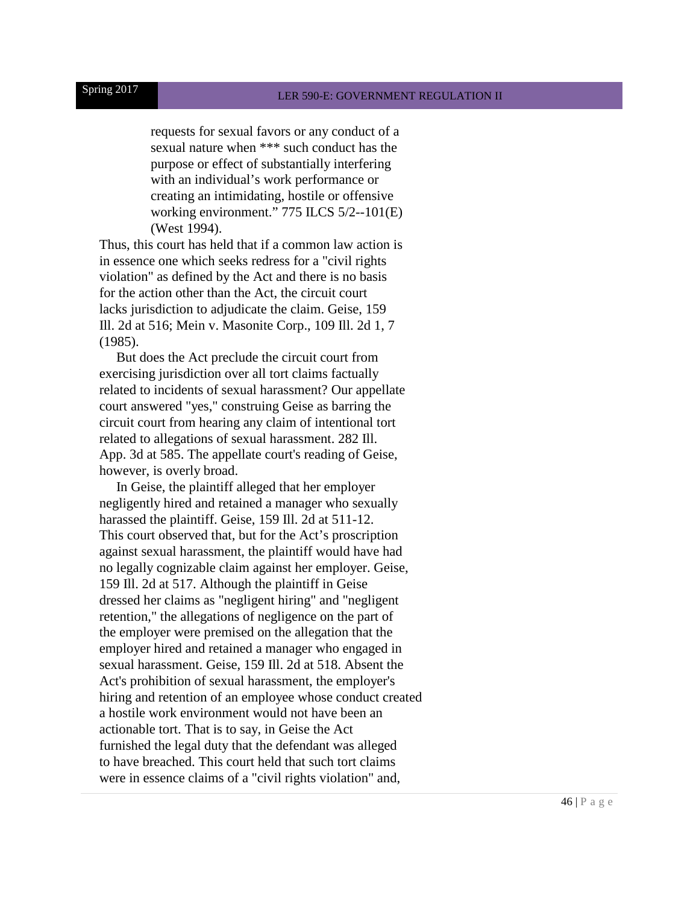> requests for sexual favors or any conduct of a sexual nature when *** such conduct has the purpose or effect of substantially interfering with an individual's work performance or creating an intimidating, hostile or offensive working environment." 775 ILCS 5/2--101(E) (West 1994).

Thus, this court has held that if a common law action is in essence one which seeks redress for a "civil rights violation" as defined by the Act and there is no basis for the action other than the Act, the circuit court lacks jurisdiction to adjudicate the claim. Geise, 159 Ill. 2d at 516; Mein v. Masonite Corp., 109 Ill. 2d 1, 7 (1985).

But does the Act preclude the circuit court from exercising jurisdiction over all tort claims factually related to incidents of sexual harassment? Our appellate court answered "yes," construing Geise as barring the circuit court from hearing any claim of intentional tort related to allegations of sexual harassment. 282 Ill. App. 3d at 585. The appellate court's reading of Geise, however, is overly broad.

In Geise, the plaintiff alleged that her employer negligently hired and retained a manager who sexually harassed the plaintiff. Geise, 159 Ill. 2d at 511-12. This court observed that, but for the Act's proscription against sexual harassment, the plaintiff would have had no legally cognizable claim against her employer. Geise, 159 Ill. 2d at 517. Although the plaintiff in Geise dressed her claims as "negligent hiring" and "negligent retention," the allegations of negligence on the part of the employer were premised on the allegation that the employer hired and retained a manager who engaged in sexual harassment. Geise, 159 Ill. 2d at 518. Absent the Act's prohibition of sexual harassment, the employer's hiring and retention of an employee whose conduct created a hostile work environment would not have been an actionable tort. That is to say, in Geise the Act furnished the legal duty that the defendant was alleged to have breached. This court held that such tort claims were in essence claims of a "civil rights violation" and,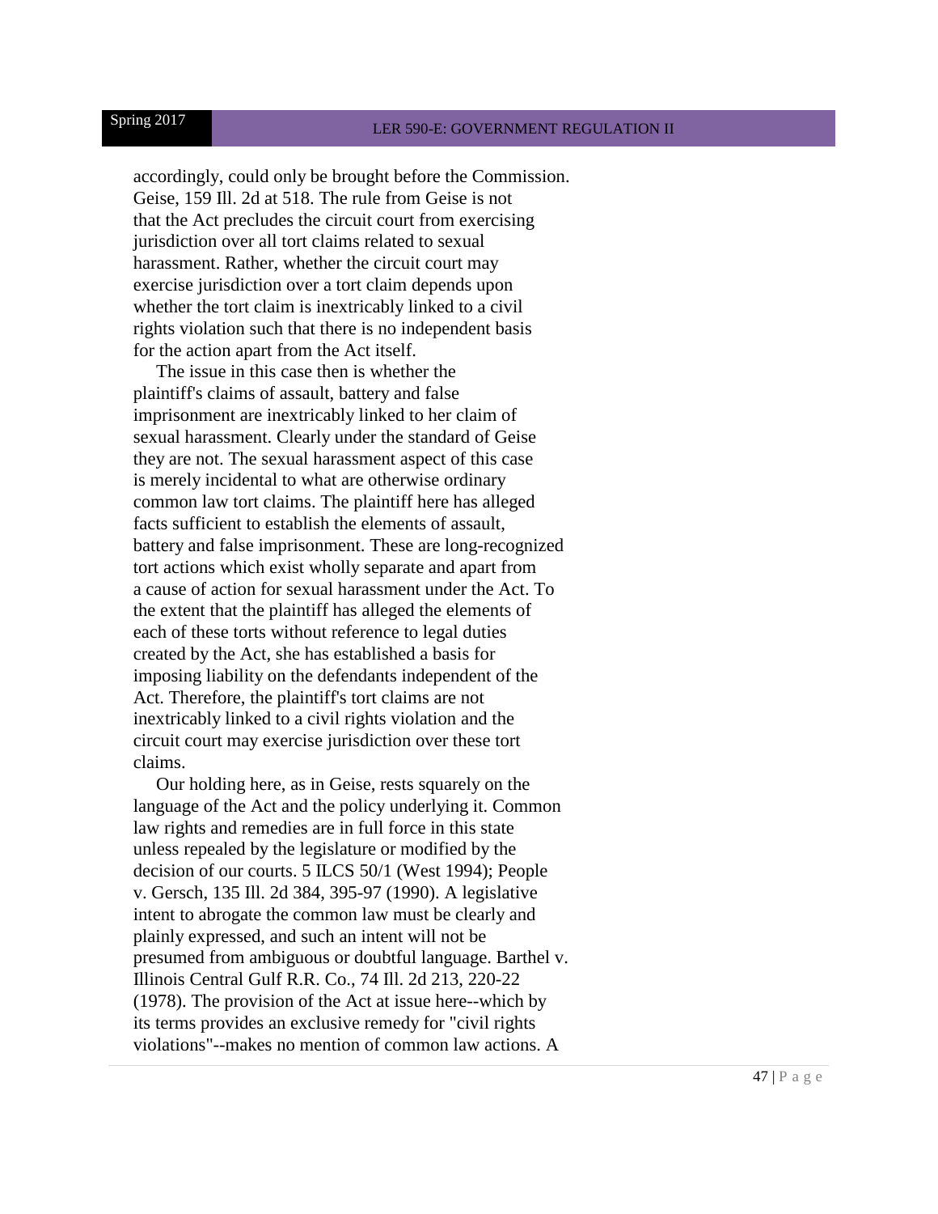accordingly, could only be brought before the Commission. Geise, 159 Ill. 2d at 518. The rule from Geise is not that the Act precludes the circuit court from exercising jurisdiction over all tort claims related to sexual harassment. Rather, whether the circuit court may exercise jurisdiction over a tort claim depends upon whether the tort claim is inextricably linked to a civil rights violation such that there is no independent basis for the action apart from the Act itself.

The issue in this case then is whether the plaintiff's claims of assault, battery and false imprisonment are inextricably linked to her claim of sexual harassment. Clearly under the standard of Geise they are not. The sexual harassment aspect of this case is merely incidental to what are otherwise ordinary common law tort claims. The plaintiff here has alleged facts sufficient to establish the elements of assault, battery and false imprisonment. These are long-recognized tort actions which exist wholly separate and apart from a cause of action for sexual harassment under the Act. To the extent that the plaintiff has alleged the elements of each of these torts without reference to legal duties created by the Act, she has established a basis for imposing liability on the defendants independent of the Act. Therefore, the plaintiff's tort claims are not inextricably linked to a civil rights violation and the circuit court may exercise jurisdiction over these tort claims.

Our holding here, as in Geise, rests squarely on the language of the Act and the policy underlying it. Common law rights and remedies are in full force in this state unless repealed by the legislature or modified by the decision of our courts. 5 ILCS 50/1 (West 1994); People v. Gersch, 135 Ill. 2d 384, 395-97 (1990). A legislative intent to abrogate the common law must be clearly and plainly expressed, and such an intent will not be presumed from ambiguous or doubtful language. Barthel v. Illinois Central Gulf R.R. Co., 74 Ill. 2d 213, 220-22 (1978). The provision of the Act at issue here--which by its terms provides an exclusive remedy for "civil rights violations"--makes no mention of common law actions. A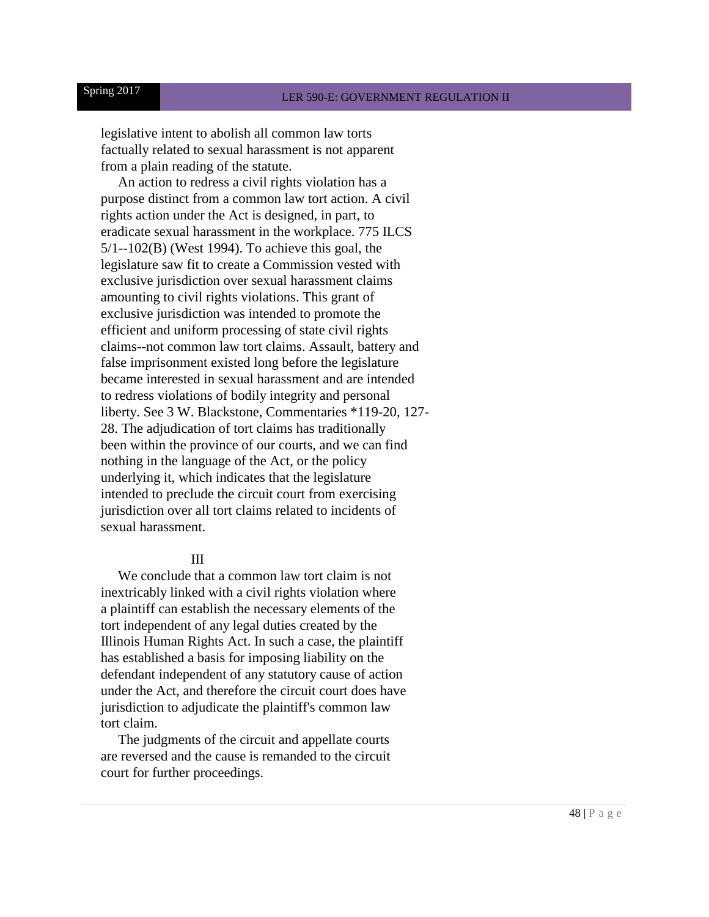legislative intent to abolish all common law torts factually related to sexual harassment is not apparent from a plain reading of the statute.

An action to redress a civil rights violation has a purpose distinct from a common law tort action. A civil rights action under the Act is designed, in part, to eradicate sexual harassment in the workplace. 775 ILCS 5/1--102(B) (West 1994). To achieve this goal, the legislature saw fit to create a Commission vested with exclusive jurisdiction over sexual harassment claims amounting to civil rights violations. This grant of exclusive jurisdiction was intended to promote the efficient and uniform processing of state civil rights claims--not common law tort claims. Assault, battery and false imprisonment existed long before the legislature became interested in sexual harassment and are intended to redress violations of bodily integrity and personal liberty. See 3 W. Blackstone, Commentaries *119-20, 127-28. The adjudication of tort claims has traditionally been within the province of our courts, and we can find nothing in the language of the Act, or the policy underlying it, which indicates that the legislature intended to preclude the circuit court from exercising jurisdiction over all tort claims related to incidents of sexual harassment.

III

We conclude that a common law tort claim is not inextricably linked with a civil rights violation where a plaintiff can establish the necessary elements of the tort independent of any legal duties created by the Illinois Human Rights Act. In such a case, the plaintiff has established a basis for imposing liability on the defendant independent of any statutory cause of action under the Act, and therefore the circuit court does have jurisdiction to adjudicate the plaintiff's common law tort claim.

The judgments of the circuit and appellate courts are reversed and the cause is remanded to the circuit court for further proceedings.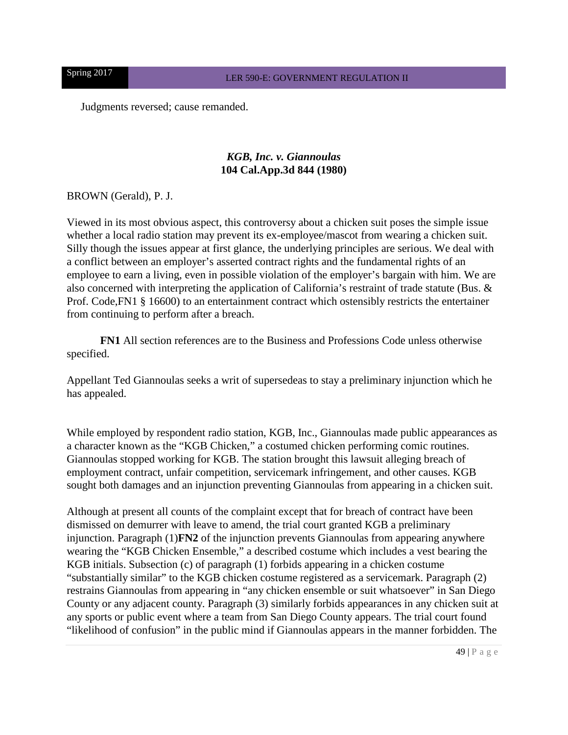Judgments reversed; cause remanded.

### *KGB, Inc. v. Giannoulas*
### 104 Cal.App.3d 844 (1980)

BROWN (Gerald), P. J.

Viewed in its most obvious aspect, this controversy about a chicken suit poses the simple issue whether a local radio station may prevent its ex-employee/mascot from wearing a chicken suit. Silly though the issues appear at first glance, the underlying principles are serious. We deal with a conflict between an employer's asserted contract rights and the fundamental rights of an employee to earn a living, even in possible violation of the employer's bargain with him. We are also concerned with interpreting the application of California's restraint of trade statute (Bus. & Prof. Code,FN1 § 16600) to an entertainment contract which ostensibly restricts the entertainer from continuing to perform after a breach.

**FN1** All section references are to the Business and Professions Code unless otherwise specified.

Appellant Ted Giannoulas seeks a writ of supersedeas to stay a preliminary injunction which he has appealed.

While employed by respondent radio station, KGB, Inc., Giannoulas made public appearances as a character known as the "KGB Chicken," a costumed chicken performing comic routines. Giannoulas stopped working for KGB. The station brought this lawsuit alleging breach of employment contract, unfair competition, servicemark infringement, and other causes. KGB sought both damages and an injunction preventing Giannoulas from appearing in a chicken suit.

Although at present all counts of the complaint except that for breach of contract have been dismissed on demurrer with leave to amend, the trial court granted KGB a preliminary injunction. Paragraph (1)**FN2** of the injunction prevents Giannoulas from appearing anywhere wearing the "KGB Chicken Ensemble," a described costume which includes a vest bearing the KGB initials. Subsection (c) of paragraph (1) forbids appearing in a chicken costume "substantially similar" to the KGB chicken costume registered as a servicemark. Paragraph (2) restrains Giannoulas from appearing in "any chicken ensemble or suit whatsoever" in San Diego County or any adjacent county. Paragraph (3) similarly forbids appearances in any chicken suit at any sports or public event where a team from San Diego County appears. The trial court found "likelihood of confusion" in the public mind if Giannoulas appears in the manner forbidden. The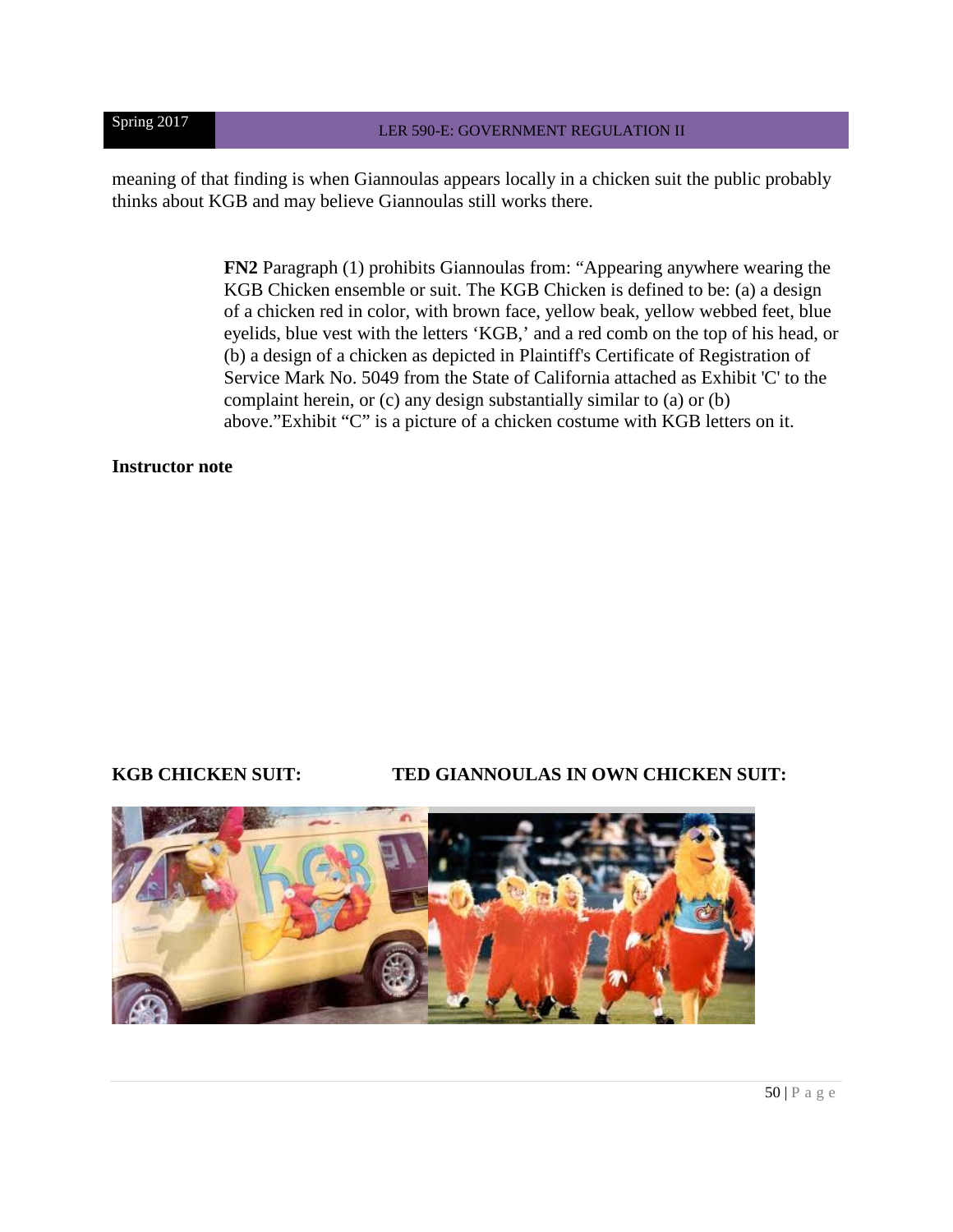meaning of that finding is when Giannoulas appears locally in a chicken suit the public probably thinks about KGB and may believe Giannoulas still works there.

> **FN2** Paragraph (1) prohibits Giannoulas from: "Appearing anywhere wearing the KGB Chicken ensemble or suit. The KGB Chicken is defined to be: (a) a design of a chicken red in color, with brown face, yellow beak, yellow webbed feet, blue eyelids, blue vest with the letters 'KGB,' and a red comb on the top of his head, or (b) a design of a chicken as depicted in Plaintiff's Certificate of Registration of Service Mark No. 5049 from the State of California attached as Exhibit 'C' to the complaint herein, or (c) any design substantially similar to (a) or (b) above."Exhibit "C" is a picture of a chicken costume with KGB letters on it.

**Instructor note**

**KGB CHICKEN SUIT:** **TED GIANNOULAS IN OWN CHICKEN SUIT:**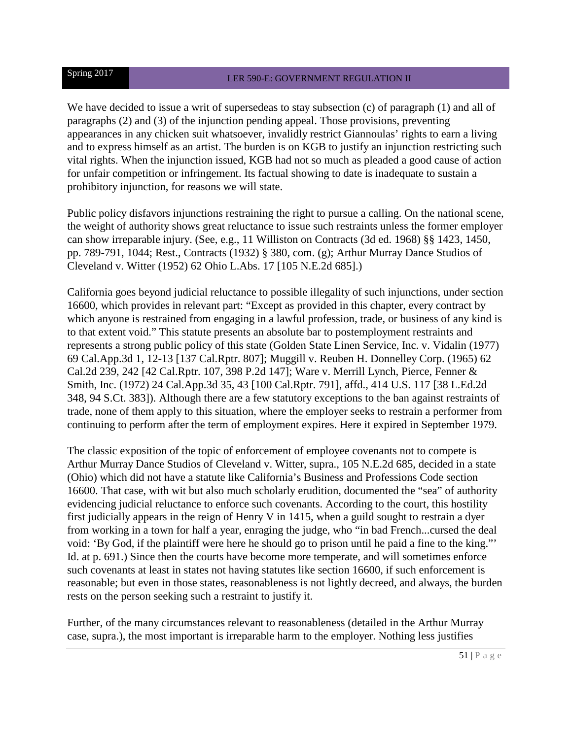We have decided to issue a writ of supersedeas to stay subsection (c) of paragraph (1) and all of paragraphs (2) and (3) of the injunction pending appeal. Those provisions, preventing appearances in any chicken suit whatsoever, invalidly restrict Giannoulas' rights to earn a living and to express himself as an artist. The burden is on KGB to justify an injunction restricting such vital rights. When the injunction issued, KGB had not so much as pleaded a good cause of action for unfair competition or infringement. Its factual showing to date is inadequate to sustain a prohibitory injunction, for reasons we will state.

Public policy disfavors injunctions restraining the right to pursue a calling. On the national scene, the weight of authority shows great reluctance to issue such restraints unless the former employer can show irreparable injury. (See, e.g., 11 Williston on Contracts (3d ed. 1968) §§ 1423, 1450, pp. 789-791, 1044; Rest., Contracts (1932) § 380, com. (g); Arthur Murray Dance Studios of Cleveland v. Witter (1952) 62 Ohio L.Abs. 17 [105 N.E.2d 685].)

California goes beyond judicial reluctance to possible illegality of such injunctions, under section 16600, which provides in relevant part: "Except as provided in this chapter, every contract by which anyone is restrained from engaging in a lawful profession, trade, or business of any kind is to that extent void." This statute presents an absolute bar to postemployment restraints and represents a strong public policy of this state (Golden State Linen Service, Inc. v. Vidalin (1977) 69 Cal.App.3d 1, 12-13 [137 Cal.Rptr. 807]; Muggill v. Reuben H. Donnelley Corp. (1965) 62 Cal.2d 239, 242 [42 Cal.Rptr. 107, 398 P.2d 147]; Ware v. Merrill Lynch, Pierce, Fenner & Smith, Inc. (1972) 24 Cal.App.3d 35, 43 [100 Cal.Rptr. 791], affd., 414 U.S. 117 [38 L.Ed.2d 348, 94 S.Ct. 383]). Although there are a few statutory exceptions to the ban against restraints of trade, none of them apply to this situation, where the employer seeks to restrain a performer from continuing to perform after the term of employment expires. Here it expired in September 1979.

The classic exposition of the topic of enforcement of employee covenants not to compete is Arthur Murray Dance Studios of Cleveland v. Witter, supra., 105 N.E.2d 685, decided in a state (Ohio) which did not have a statute like California's Business and Professions Code section 16600. That case, with wit but also much scholarly erudition, documented the "sea" of authority evidencing judicial reluctance to enforce such covenants. According to the court, this hostility first judicially appears in the reign of Henry V in 1415, when a guild sought to restrain a dyer from working in a town for half a year, enraging the judge, who "in bad French...cursed the deal void: 'By God, if the plaintiff were here he should go to prison until he paid a fine to the king."' Id. at p. 691.) Since then the courts have become more temperate, and will sometimes enforce such covenants at least in states not having statutes like section 16600, if such enforcement is reasonable; but even in those states, reasonableness is not lightly decreed, and always, the burden rests on the person seeking such a restraint to justify it.

Further, of the many circumstances relevant to reasonableness (detailed in the Arthur Murray case, supra.), the most important is irreparable harm to the employer. Nothing less justifies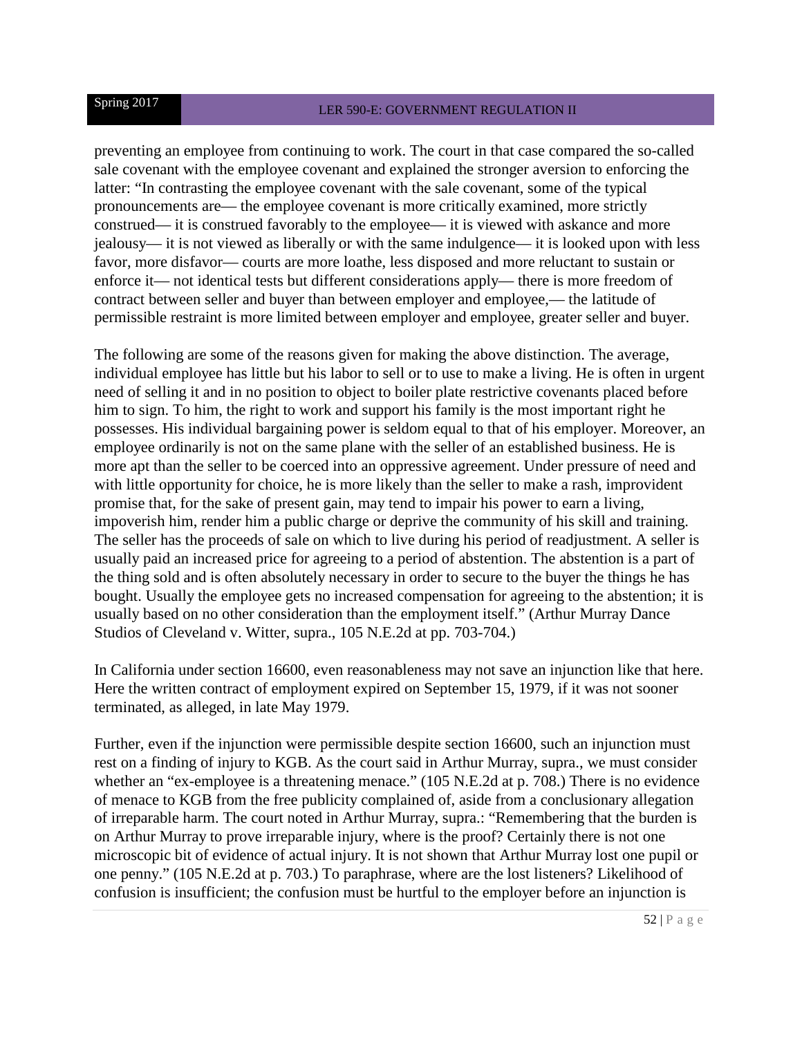preventing an employee from continuing to work. The court in that case compared the so-called sale covenant with the employee covenant and explained the stronger aversion to enforcing the latter: "In contrasting the employee covenant with the sale covenant, some of the typical pronouncements are— the employee covenant is more critically examined, more strictly construed— it is construed favorably to the employee— it is viewed with askance and more jealousy— it is not viewed as liberally or with the same indulgence— it is looked upon with less favor, more disfavor— courts are more loathe, less disposed and more reluctant to sustain or enforce it— not identical tests but different considerations apply— there is more freedom of contract between seller and buyer than between employer and employee,— the latitude of permissible restraint is more limited between employer and employee, greater seller and buyer.

The following are some of the reasons given for making the above distinction. The average, individual employee has little but his labor to sell or to use to make a living. He is often in urgent need of selling it and in no position to object to boiler plate restrictive covenants placed before him to sign. To him, the right to work and support his family is the most important right he possesses. His individual bargaining power is seldom equal to that of his employer. Moreover, an employee ordinarily is not on the same plane with the seller of an established business. He is more apt than the seller to be coerced into an oppressive agreement. Under pressure of need and with little opportunity for choice, he is more likely than the seller to make a rash, improvident promise that, for the sake of present gain, may tend to impair his power to earn a living, impoverish him, render him a public charge or deprive the community of his skill and training. The seller has the proceeds of sale on which to live during his period of readjustment. A seller is usually paid an increased price for agreeing to a period of abstention. The abstention is a part of the thing sold and is often absolutely necessary in order to secure to the buyer the things he has bought. Usually the employee gets no increased compensation for agreeing to the abstention; it is usually based on no other consideration than the employment itself." (Arthur Murray Dance Studios of Cleveland v. Witter, supra., 105 N.E.2d at pp. 703-704.)

In California under section 16600, even reasonableness may not save an injunction like that here. Here the written contract of employment expired on September 15, 1979, if it was not sooner terminated, as alleged, in late May 1979.

Further, even if the injunction were permissible despite section 16600, such an injunction must rest on a finding of injury to KGB. As the court said in Arthur Murray, supra., we must consider whether an "ex-employee is a threatening menace." (105 N.E.2d at p. 708.) There is no evidence of menace to KGB from the free publicity complained of, aside from a conclusionary allegation of irreparable harm. The court noted in Arthur Murray, supra.: "Remembering that the burden is on Arthur Murray to prove irreparable injury, where is the proof? Certainly there is not one microscopic bit of evidence of actual injury. It is not shown that Arthur Murray lost one pupil or one penny." (105 N.E.2d at p. 703.) To paraphrase, where are the lost listeners? Likelihood of confusion is insufficient; the confusion must be hurtful to the employer before an injunction is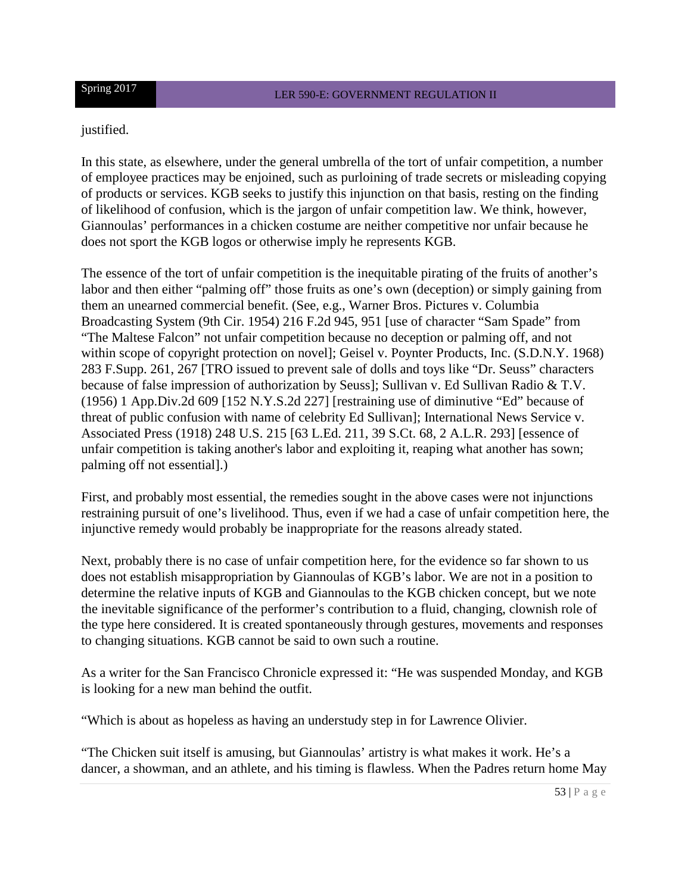justified.

In this state, as elsewhere, under the general umbrella of the tort of unfair competition, a number of employee practices may be enjoined, such as purloining of trade secrets or misleading copying of products or services. KGB seeks to justify this injunction on that basis, resting on the finding of likelihood of confusion, which is the jargon of unfair competition law. We think, however, Giannoulas' performances in a chicken costume are neither competitive nor unfair because he does not sport the KGB logos or otherwise imply he represents KGB.

The essence of the tort of unfair competition is the inequitable pirating of the fruits of another's labor and then either "palming off" those fruits as one's own (deception) or simply gaining from them an unearned commercial benefit. (See, e.g., Warner Bros. Pictures v. Columbia Broadcasting System (9th Cir. 1954) 216 F.2d 945, 951 [use of character "Sam Spade" from "The Maltese Falcon" not unfair competition because no deception or palming off, and not within scope of copyright protection on novel]; Geisel v. Poynter Products, Inc. (S.D.N.Y. 1968) 283 F.Supp. 261, 267 [TRO issued to prevent sale of dolls and toys like "Dr. Seuss" characters because of false impression of authorization by Seuss]; Sullivan v. Ed Sullivan Radio & T.V. (1956) 1 App.Div.2d 609 [152 N.Y.S.2d 227] [restraining use of diminutive "Ed" because of threat of public confusion with name of celebrity Ed Sullivan]; International News Service v. Associated Press (1918) 248 U.S. 215 [63 L.Ed. 211, 39 S.Ct. 68, 2 A.L.R. 293] [essence of unfair competition is taking another's labor and exploiting it, reaping what another has sown; palming off not essential].)

First, and probably most essential, the remedies sought in the above cases were not injunctions restraining pursuit of one's livelihood. Thus, even if we had a case of unfair competition here, the injunctive remedy would probably be inappropriate for the reasons already stated.

Next, probably there is no case of unfair competition here, for the evidence so far shown to us does not establish misappropriation by Giannoulas of KGB's labor. We are not in a position to determine the relative inputs of KGB and Giannoulas to the KGB chicken concept, but we note the inevitable significance of the performer's contribution to a fluid, changing, clownish role of the type here considered. It is created spontaneously through gestures, movements and responses to changing situations. KGB cannot be said to own such a routine.

As a writer for the San Francisco Chronicle expressed it: "He was suspended Monday, and KGB is looking for a new man behind the outfit.

"Which is about as hopeless as having an understudy step in for Lawrence Olivier.

"The Chicken suit itself is amusing, but Giannoulas' artistry is what makes it work. He's a dancer, a showman, and an athlete, and his timing is flawless. When the Padres return home May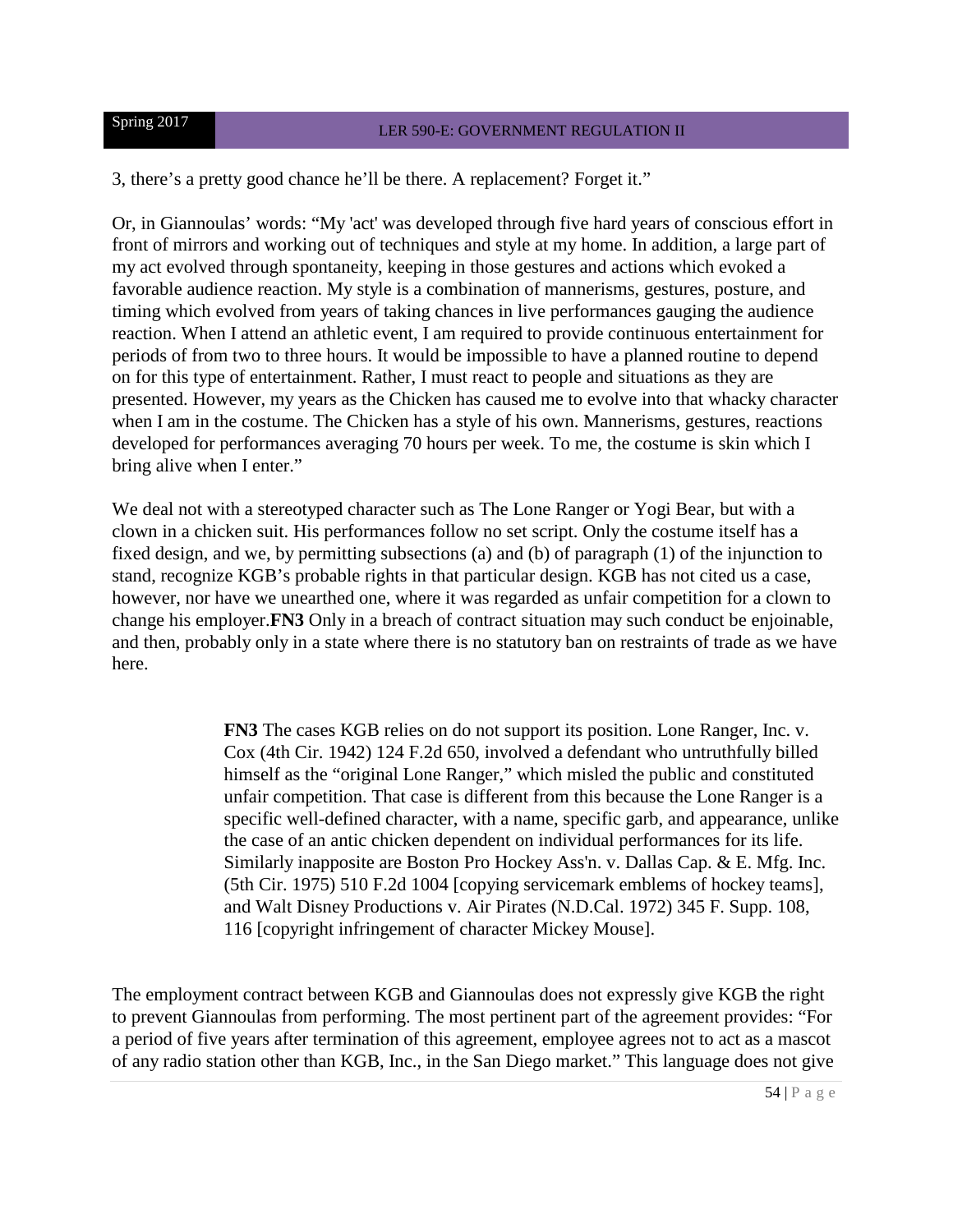3, there's a pretty good chance he'll be there. A replacement? Forget it."

Or, in Giannoulas' words: "My 'act' was developed through five hard years of conscious effort in front of mirrors and working out of techniques and style at my home. In addition, a large part of my act evolved through spontaneity, keeping in those gestures and actions which evoked a favorable audience reaction. My style is a combination of mannerisms, gestures, posture, and timing which evolved from years of taking chances in live performances gauging the audience reaction. When I attend an athletic event, I am required to provide continuous entertainment for periods of from two to three hours. It would be impossible to have a planned routine to depend on for this type of entertainment. Rather, I must react to people and situations as they are presented. However, my years as the Chicken has caused me to evolve into that whacky character when I am in the costume. The Chicken has a style of his own. Mannerisms, gestures, reactions developed for performances averaging 70 hours per week. To me, the costume is skin which I bring alive when I enter."

We deal not with a stereotyped character such as The Lone Ranger or Yogi Bear, but with a clown in a chicken suit. His performances follow no set script. Only the costume itself has a fixed design, and we, by permitting subsections (a) and (b) of paragraph (1) of the injunction to stand, recognize KGB's probable rights in that particular design. KGB has not cited us a case, however, nor have we unearthed one, where it was regarded as unfair competition for a clown to change his employer.**FN3** Only in a breach of contract situation may such conduct be enjoinable, and then, probably only in a state where there is no statutory ban on restraints of trade as we have here.

> **FN3** The cases KGB relies on do not support its position. Lone Ranger, Inc. v. Cox (4th Cir. 1942) 124 F.2d 650, involved a defendant who untruthfully billed himself as the "original Lone Ranger," which misled the public and constituted unfair competition. That case is different from this because the Lone Ranger is a specific well-defined character, with a name, specific garb, and appearance, unlike the case of an antic chicken dependent on individual performances for its life. Similarly inapposite are Boston Pro Hockey Ass'n. v. Dallas Cap. & E. Mfg. Inc. (5th Cir. 1975) 510 F.2d 1004 [copying servicemark emblems of hockey teams], and Walt Disney Productions v. Air Pirates (N.D.Cal. 1972) 345 F. Supp. 108, 116 [copyright infringement of character Mickey Mouse].

The employment contract between KGB and Giannoulas does not expressly give KGB the right to prevent Giannoulas from performing. The most pertinent part of the agreement provides: "For a period of five years after termination of this agreement, employee agrees not to act as a mascot of any radio station other than KGB, Inc., in the San Diego market." This language does not give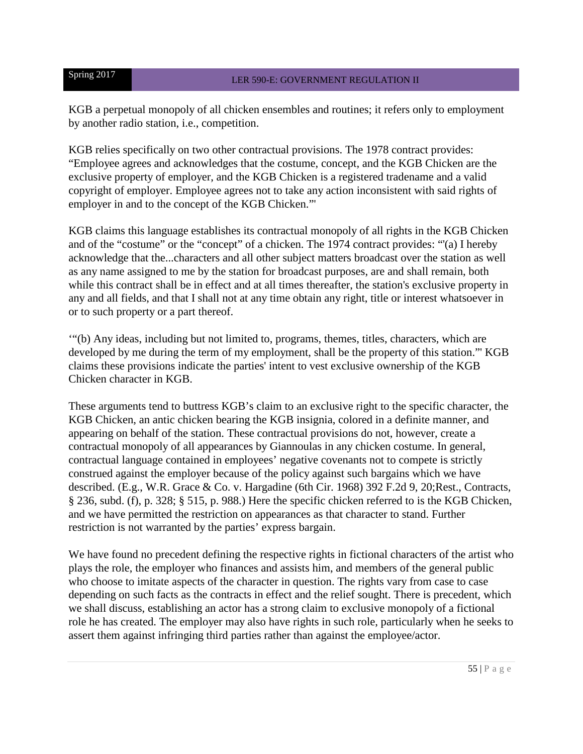KGB a perpetual monopoly of all chicken ensembles and routines; it refers only to employment by another radio station, i.e., competition.

KGB relies specifically on two other contractual provisions. The 1978 contract provides: "Employee agrees and acknowledges that the costume, concept, and the KGB Chicken are the exclusive property of employer, and the KGB Chicken is a registered tradename and a valid copyright of employer. Employee agrees not to take any action inconsistent with said rights of employer in and to the concept of the KGB Chicken."'

KGB claims this language establishes its contractual monopoly of all rights in the KGB Chicken and of the "costume" or the "concept" of a chicken. The 1974 contract provides: "'(a) I hereby acknowledge that the...characters and all other subject matters broadcast over the station as well as any name assigned to me by the station for broadcast purposes, are and shall remain, both while this contract shall be in effect and at all times thereafter, the station's exclusive property in any and all fields, and that I shall not at any time obtain any right, title or interest whatsoever in or to such property or a part thereof.

'"(b) Any ideas, including but not limited to, programs, themes, titles, characters, which are developed by me during the term of my employment, shall be the property of this station."' KGB claims these provisions indicate the parties' intent to vest exclusive ownership of the KGB Chicken character in KGB.

These arguments tend to buttress KGB's claim to an exclusive right to the specific character, the KGB Chicken, an antic chicken bearing the KGB insignia, colored in a definite manner, and appearing on behalf of the station. These contractual provisions do not, however, create a contractual monopoly of all appearances by Giannoulas in any chicken costume. In general, contractual language contained in employees' negative covenants not to compete is strictly construed against the employer because of the policy against such bargains which we have described. (E.g., W.R. Grace & Co. v. Hargadine (6th Cir. 1968) 392 F.2d 9, 20;Rest., Contracts, § 236, subd. (f), p. 328; § 515, p. 988.) Here the specific chicken referred to is the KGB Chicken, and we have permitted the restriction on appearances as that character to stand. Further restriction is not warranted by the parties' express bargain.

We have found no precedent defining the respective rights in fictional characters of the artist who plays the role, the employer who finances and assists him, and members of the general public who choose to imitate aspects of the character in question. The rights vary from case to case depending on such facts as the contracts in effect and the relief sought. There is precedent, which we shall discuss, establishing an actor has a strong claim to exclusive monopoly of a fictional role he has created. The employer may also have rights in such role, particularly when he seeks to assert them against infringing third parties rather than against the employee/actor.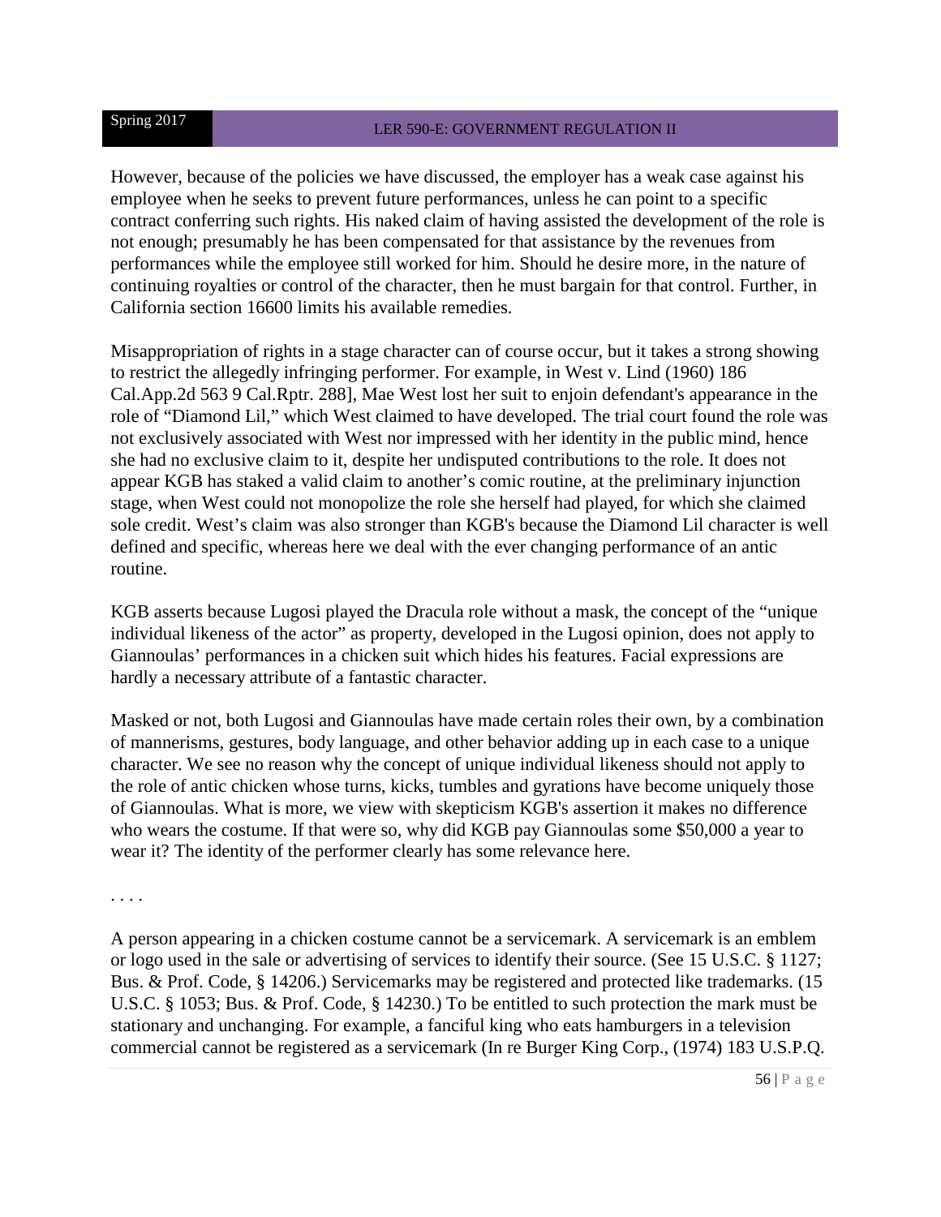However, because of the policies we have discussed, the employer has a weak case against his employee when he seeks to prevent future performances, unless he can point to a specific contract conferring such rights. His naked claim of having assisted the development of the role is not enough; presumably he has been compensated for that assistance by the revenues from performances while the employee still worked for him. Should he desire more, in the nature of continuing royalties or control of the character, then he must bargain for that control. Further, in California section 16600 limits his available remedies.

Misappropriation of rights in a stage character can of course occur, but it takes a strong showing to restrict the allegedly infringing performer. For example, in West v. Lind (1960) 186 Cal.App.2d 563 9 Cal.Rptr. 288], Mae West lost her suit to enjoin defendant's appearance in the role of "Diamond Lil," which West claimed to have developed. The trial court found the role was not exclusively associated with West nor impressed with her identity in the public mind, hence she had no exclusive claim to it, despite her undisputed contributions to the role. It does not appear KGB has staked a valid claim to another's comic routine, at the preliminary injunction stage, when West could not monopolize the role she herself had played, for which she claimed sole credit. West's claim was also stronger than KGB's because the Diamond Lil character is well defined and specific, whereas here we deal with the ever changing performance of an antic routine.

KGB asserts because Lugosi played the Dracula role without a mask, the concept of the "unique individual likeness of the actor" as property, developed in the Lugosi opinion, does not apply to Giannoulas' performances in a chicken suit which hides his features. Facial expressions are hardly a necessary attribute of a fantastic character.

Masked or not, both Lugosi and Giannoulas have made certain roles their own, by a combination of mannerisms, gestures, body language, and other behavior adding up in each case to a unique character. We see no reason why the concept of unique individual likeness should not apply to the role of antic chicken whose turns, kicks, tumbles and gyrations have become uniquely those of Giannoulas. What is more, we view with skepticism KGB's assertion it makes no difference who wears the costume. If that were so, why did KGB pay Giannoulas some $50,000 a year to wear it? The identity of the performer clearly has some relevance here.

. . . .

A person appearing in a chicken costume cannot be a servicemark. A servicemark is an emblem or logo used in the sale or advertising of services to identify their source. (See 15 U.S.C. § 1127; Bus. & Prof. Code, § 14206.) Servicemarks may be registered and protected like trademarks. (15 U.S.C. § 1053; Bus. & Prof. Code, § 14230.) To be entitled to such protection the mark must be stationary and unchanging. For example, a fanciful king who eats hamburgers in a television commercial cannot be registered as a servicemark (In re Burger King Corp., (1974) 183 U.S.P.Q.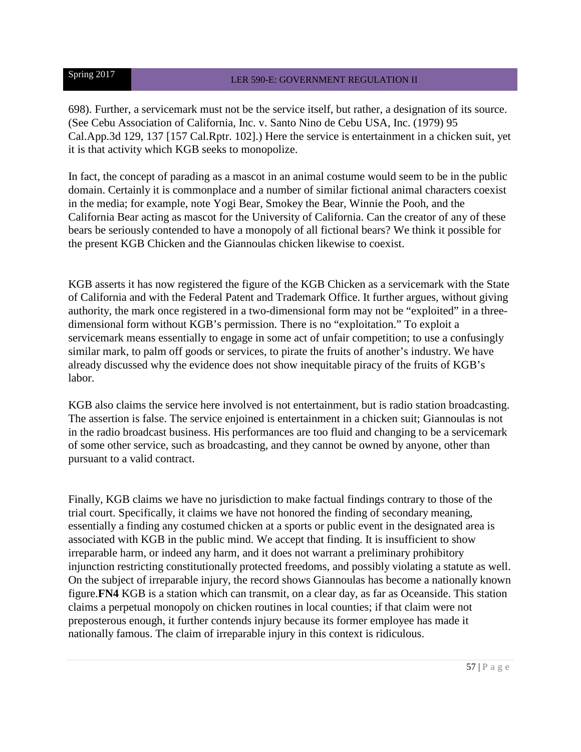698). Further, a servicemark must not be the service itself, but rather, a designation of its source. (See Cebu Association of California, Inc. v. Santo Nino de Cebu USA, Inc. (1979) 95 Cal.App.3d 129, 137 [157 Cal.Rptr. 102].) Here the service is entertainment in a chicken suit, yet it is that activity which KGB seeks to monopolize.

In fact, the concept of parading as a mascot in an animal costume would seem to be in the public domain. Certainly it is commonplace and a number of similar fictional animal characters coexist in the media; for example, note Yogi Bear, Smokey the Bear, Winnie the Pooh, and the California Bear acting as mascot for the University of California. Can the creator of any of these bears be seriously contended to have a monopoly of all fictional bears? We think it possible for the present KGB Chicken and the Giannoulas chicken likewise to coexist.

KGB asserts it has now registered the figure of the KGB Chicken as a servicemark with the State of California and with the Federal Patent and Trademark Office. It further argues, without giving authority, the mark once registered in a two-dimensional form may not be "exploited" in a three-dimensional form without KGB's permission. There is no "exploitation." To exploit a servicemark means essentially to engage in some act of unfair competition; to use a confusingly similar mark, to palm off goods or services, to pirate the fruits of another's industry. We have already discussed why the evidence does not show inequitable piracy of the fruits of KGB's labor.

KGB also claims the service here involved is not entertainment, but is radio station broadcasting. The assertion is false. The service enjoined is entertainment in a chicken suit; Giannoulas is not in the radio broadcast business. His performances are too fluid and changing to be a servicemark of some other service, such as broadcasting, and they cannot be owned by anyone, other than pursuant to a valid contract.

Finally, KGB claims we have no jurisdiction to make factual findings contrary to those of the trial court. Specifically, it claims we have not honored the finding of secondary meaning, essentially a finding any costumed chicken at a sports or public event in the designated area is associated with KGB in the public mind. We accept that finding. It is insufficient to show irreparable harm, or indeed any harm, and it does not warrant a preliminary prohibitory injunction restricting constitutionally protected freedoms, and possibly violating a statute as well. On the subject of irreparable injury, the record shows Giannoulas has become a nationally known figure.**FN4** KGB is a station which can transmit, on a clear day, as far as Oceanside. This station claims a perpetual monopoly on chicken routines in local counties; if that claim were not preposterous enough, it further contends injury because its former employee has made it nationally famous. The claim of irreparable injury in this context is ridiculous.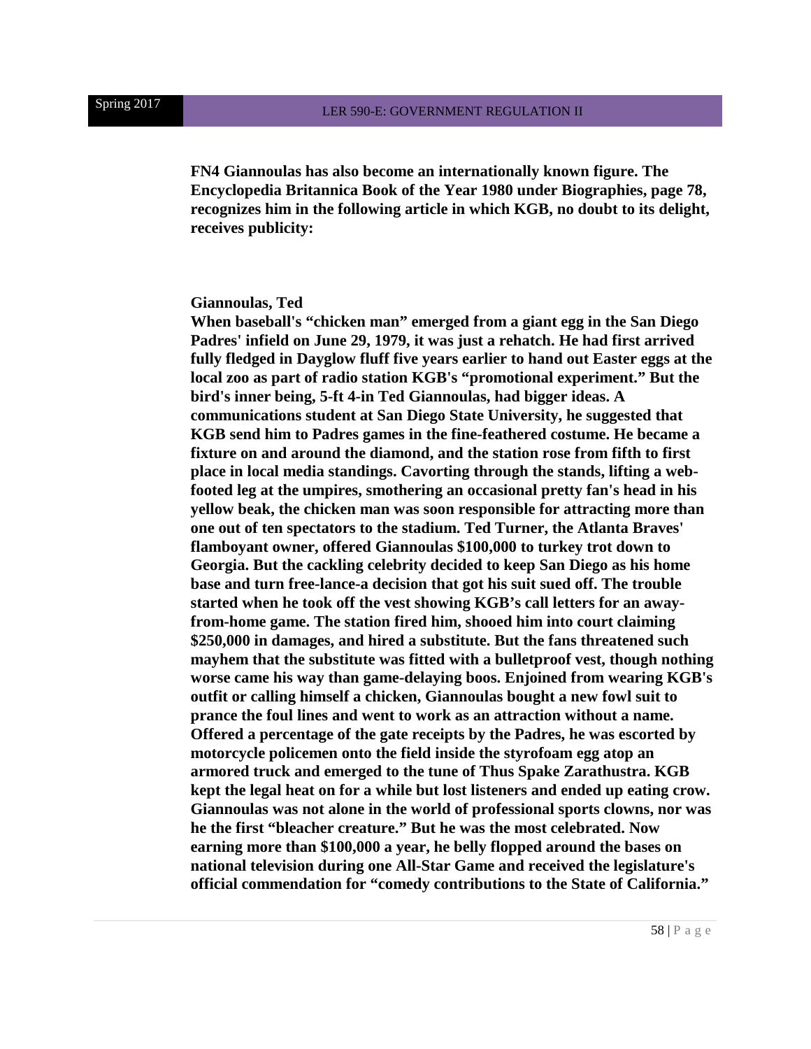**FN4 Giannoulas has also become an internationally known figure. The Encyclopedia Britannica Book of the Year 1980 under Biographies, page 78, recognizes him in the following article in which KGB, no doubt to its delight, receives publicity:**

**Giannoulas, Ted**

**When baseball's "chicken man" emerged from a giant egg in the San Diego Padres' infield on June 29, 1979, it was just a rehatch. He had first arrived fully fledged in Dayglow fluff five years earlier to hand out Easter eggs at the local zoo as part of radio station KGB's "promotional experiment." But the bird's inner being, 5-ft 4-in Ted Giannoulas, had bigger ideas. A communications student at San Diego State University, he suggested that KGB send him to Padres games in the fine-feathered costume. He became a fixture on and around the diamond, and the station rose from fifth to first place in local media standings. Cavorting through the stands, lifting a web-footed leg at the umpires, smothering an occasional pretty fan's head in his yellow beak, the chicken man was soon responsible for attracting more than one out of ten spectators to the stadium. Ted Turner, the Atlanta Braves' flamboyant owner, offered Giannoulas $100,000 to turkey trot down to Georgia. But the cackling celebrity decided to keep San Diego as his home base and turn free-lance-a decision that got his suit sued off. The trouble started when he took off the vest showing KGB's call letters for an away-from-home game. The station fired him, shooed him into court claiming $250,000 in damages, and hired a substitute. But the fans threatened such mayhem that the substitute was fitted with a bulletproof vest, though nothing worse came his way than game-delaying boos. Enjoined from wearing KGB's outfit or calling himself a chicken, Giannoulas bought a new fowl suit to prance the foul lines and went to work as an attraction without a name. Offered a percentage of the gate receipts by the Padres, he was escorted by motorcycle policemen onto the field inside the styrofoam egg atop an armored truck and emerged to the tune of Thus Spake Zarathustra. KGB kept the legal heat on for a while but lost listeners and ended up eating crow. Giannoulas was not alone in the world of professional sports clowns, nor was he the first "bleacher creature." But he was the most celebrated. Now earning more than $100,000 a year, he belly flopped around the bases on national television during one All-Star Game and received the legislature's official commendation for "comedy contributions to the State of California."**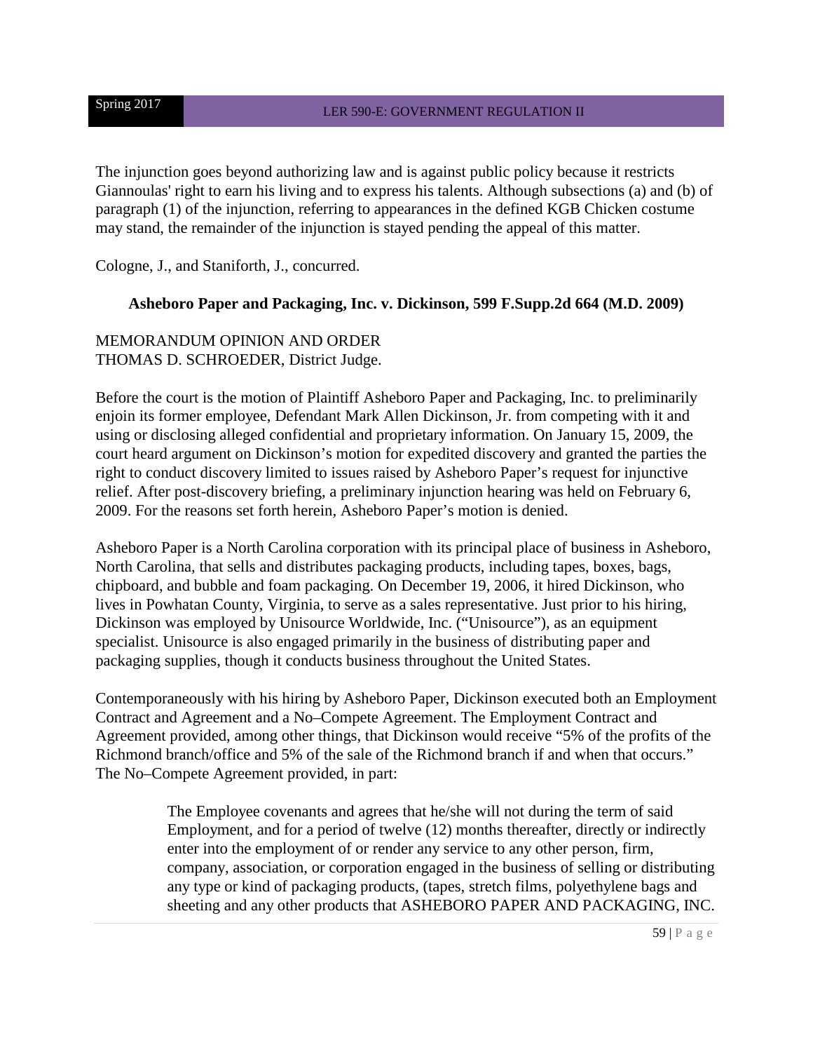The injunction goes beyond authorizing law and is against public policy because it restricts Giannoulas' right to earn his living and to express his talents. Although subsections (a) and (b) of paragraph (1) of the injunction, referring to appearances in the defined KGB Chicken costume may stand, the remainder of the injunction is stayed pending the appeal of this matter.

Cologne, J., and Staniforth, J., concurred.

## Asheboro Paper and Packaging, Inc. v. Dickinson, 599 F.Supp.2d 664 (M.D. 2009)

MEMORANDUM OPINION AND ORDER
THOMAS D. SCHROEDER, District Judge.

Before the court is the motion of Plaintiff Asheboro Paper and Packaging, Inc. to preliminarily enjoin its former employee, Defendant Mark Allen Dickinson, Jr. from competing with it and using or disclosing alleged confidential and proprietary information. On January 15, 2009, the court heard argument on Dickinson's motion for expedited discovery and granted the parties the right to conduct discovery limited to issues raised by Asheboro Paper's request for injunctive relief. After post-discovery briefing, a preliminary injunction hearing was held on February 6, 2009. For the reasons set forth herein, Asheboro Paper's motion is denied.

Asheboro Paper is a North Carolina corporation with its principal place of business in Asheboro, North Carolina, that sells and distributes packaging products, including tapes, boxes, bags, chipboard, and bubble and foam packaging. On December 19, 2006, it hired Dickinson, who lives in Powhatan County, Virginia, to serve as a sales representative. Just prior to his hiring, Dickinson was employed by Unisource Worldwide, Inc. ("Unisource"), as an equipment specialist. Unisource is also engaged primarily in the business of distributing paper and packaging supplies, though it conducts business throughout the United States.

Contemporaneously with his hiring by Asheboro Paper, Dickinson executed both an Employment Contract and Agreement and a No–Compete Agreement. The Employment Contract and Agreement provided, among other things, that Dickinson would receive "5% of the profits of the Richmond branch/office and 5% of the sale of the Richmond branch if and when that occurs." The No–Compete Agreement provided, in part:

> The Employee covenants and agrees that he/she will not during the term of said Employment, and for a period of twelve (12) months thereafter, directly or indirectly enter into the employment of or render any service to any other person, firm, company, association, or corporation engaged in the business of selling or distributing any type or kind of packaging products, (tapes, stretch films, polyethylene bags and sheeting and any other products that ASHEBORO PAPER AND PACKAGING, INC.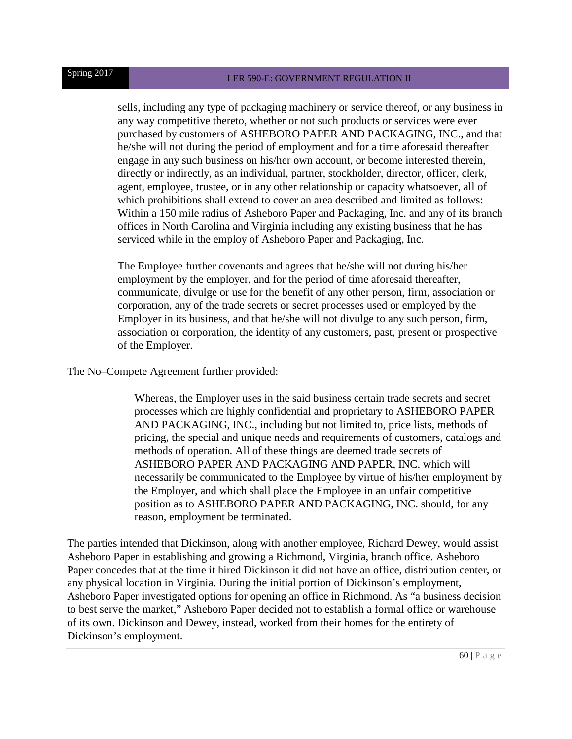> sells, including any type of packaging machinery or service thereof, or any business in any way competitive thereto, whether or not such products or services were ever purchased by customers of ASHEBORO PAPER AND PACKAGING, INC., and that he/she will not during the period of employment and for a time aforesaid thereafter engage in any such business on his/her own account, or become interested therein, directly or indirectly, as an individual, partner, stockholder, director, officer, clerk, agent, employee, trustee, or in any other relationship or capacity whatsoever, all of which prohibitions shall extend to cover an area described and limited as follows: Within a 150 mile radius of Asheboro Paper and Packaging, Inc. and any of its branch offices in North Carolina and Virginia including any existing business that he has serviced while in the employ of Asheboro Paper and Packaging, Inc.
>
> The Employee further covenants and agrees that he/she will not during his/her employment by the employer, and for the period of time aforesaid thereafter, communicate, divulge or use for the benefit of any other person, firm, association or corporation, any of the trade secrets or secret processes used or employed by the Employer in its business, and that he/she will not divulge to any such person, firm, association or corporation, the identity of any customers, past, present or prospective of the Employer.

The No–Compete Agreement further provided:

> Whereas, the Employer uses in the said business certain trade secrets and secret processes which are highly confidential and proprietary to ASHEBORO PAPER AND PACKAGING, INC., including but not limited to, price lists, methods of pricing, the special and unique needs and requirements of customers, catalogs and methods of operation. All of these things are deemed trade secrets of ASHEBORO PAPER AND PACKAGING AND PAPER, INC. which will necessarily be communicated to the Employee by virtue of his/her employment by the Employer, and which shall place the Employee in an unfair competitive position as to ASHEBORO PAPER AND PACKAGING, INC. should, for any reason, employment be terminated.

The parties intended that Dickinson, along with another employee, Richard Dewey, would assist Asheboro Paper in establishing and growing a Richmond, Virginia, branch office. Asheboro Paper concedes that at the time it hired Dickinson it did not have an office, distribution center, or any physical location in Virginia. During the initial portion of Dickinson's employment, Asheboro Paper investigated options for opening an office in Richmond. As "a business decision to best serve the market," Asheboro Paper decided not to establish a formal office or warehouse of its own. Dickinson and Dewey, instead, worked from their homes for the entirety of Dickinson's employment.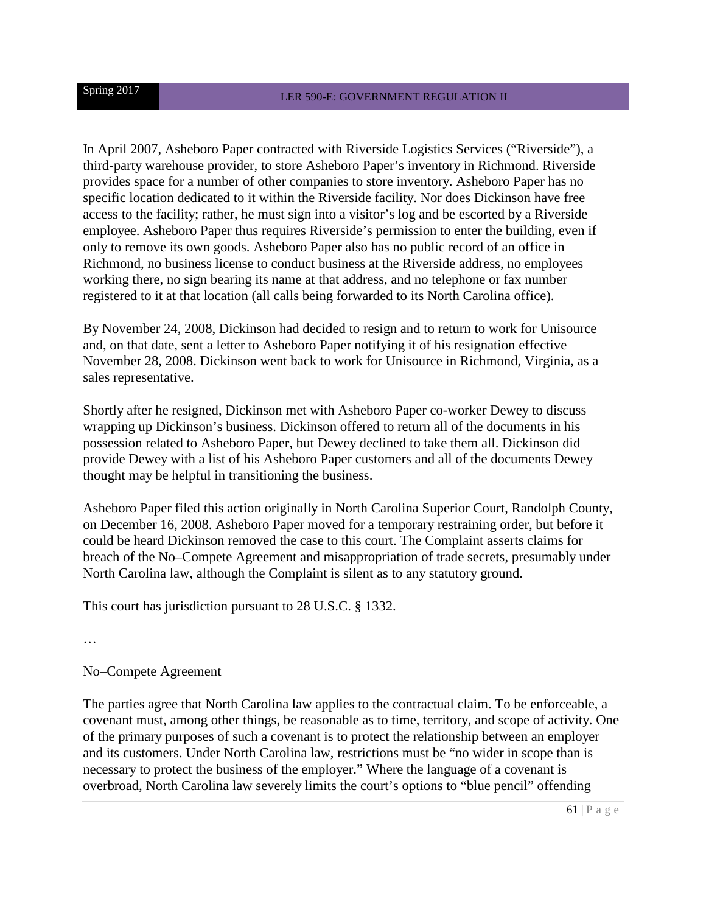In April 2007, Asheboro Paper contracted with Riverside Logistics Services ("Riverside"), a third-party warehouse provider, to store Asheboro Paper's inventory in Richmond. Riverside provides space for a number of other companies to store inventory. Asheboro Paper has no specific location dedicated to it within the Riverside facility. Nor does Dickinson have free access to the facility; rather, he must sign into a visitor's log and be escorted by a Riverside employee. Asheboro Paper thus requires Riverside's permission to enter the building, even if only to remove its own goods. Asheboro Paper also has no public record of an office in Richmond, no business license to conduct business at the Riverside address, no employees working there, no sign bearing its name at that address, and no telephone or fax number registered to it at that location (all calls being forwarded to its North Carolina office).

By November 24, 2008, Dickinson had decided to resign and to return to work for Unisource and, on that date, sent a letter to Asheboro Paper notifying it of his resignation effective November 28, 2008. Dickinson went back to work for Unisource in Richmond, Virginia, as a sales representative.

Shortly after he resigned, Dickinson met with Asheboro Paper co-worker Dewey to discuss wrapping up Dickinson's business. Dickinson offered to return all of the documents in his possession related to Asheboro Paper, but Dewey declined to take them all. Dickinson did provide Dewey with a list of his Asheboro Paper customers and all of the documents Dewey thought may be helpful in transitioning the business.

Asheboro Paper filed this action originally in North Carolina Superior Court, Randolph County, on December 16, 2008. Asheboro Paper moved for a temporary restraining order, but before it could be heard Dickinson removed the case to this court. The Complaint asserts claims for breach of the No–Compete Agreement and misappropriation of trade secrets, presumably under North Carolina law, although the Complaint is silent as to any statutory ground.

This court has jurisdiction pursuant to 28 U.S.C. § 1332.

…

No–Compete Agreement

The parties agree that North Carolina law applies to the contractual claim. To be enforceable, a covenant must, among other things, be reasonable as to time, territory, and scope of activity. One of the primary purposes of such a covenant is to protect the relationship between an employer and its customers. Under North Carolina law, restrictions must be "no wider in scope than is necessary to protect the business of the employer." Where the language of a covenant is overbroad, North Carolina law severely limits the court's options to "blue pencil" offending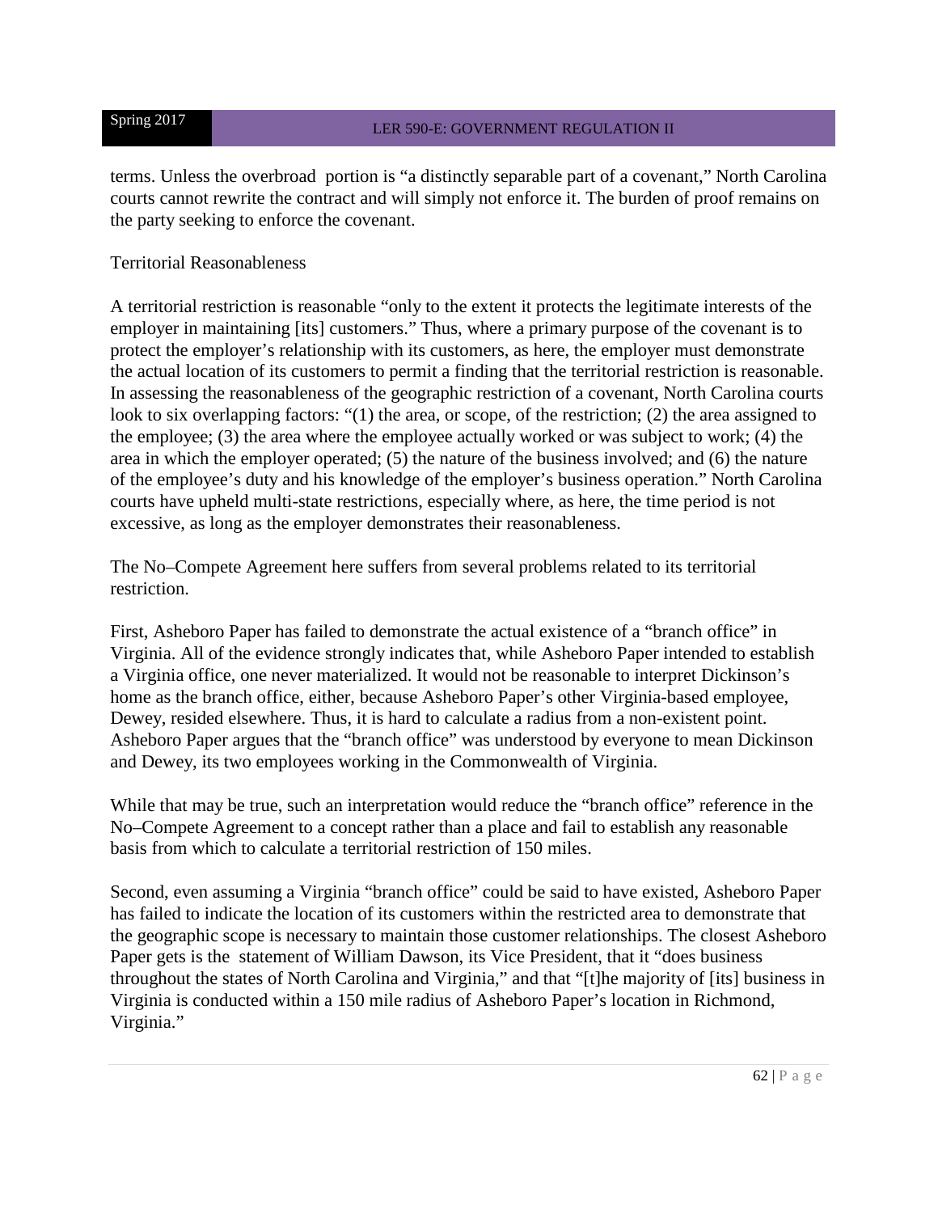terms. Unless the overbroad portion is "a distinctly separable part of a covenant," North Carolina courts cannot rewrite the contract and will simply not enforce it. The burden of proof remains on the party seeking to enforce the covenant.

Territorial Reasonableness

A territorial restriction is reasonable "only to the extent it protects the legitimate interests of the employer in maintaining [its] customers." Thus, where a primary purpose of the covenant is to protect the employer's relationship with its customers, as here, the employer must demonstrate the actual location of its customers to permit a finding that the territorial restriction is reasonable. In assessing the reasonableness of the geographic restriction of a covenant, North Carolina courts look to six overlapping factors: "(1) the area, or scope, of the restriction; (2) the area assigned to the employee; (3) the area where the employee actually worked or was subject to work; (4) the area in which the employer operated; (5) the nature of the business involved; and (6) the nature of the employee's duty and his knowledge of the employer's business operation." North Carolina courts have upheld multi-state restrictions, especially where, as here, the time period is not excessive, as long as the employer demonstrates their reasonableness.

The No–Compete Agreement here suffers from several problems related to its territorial restriction.

First, Asheboro Paper has failed to demonstrate the actual existence of a "branch office" in Virginia. All of the evidence strongly indicates that, while Asheboro Paper intended to establish a Virginia office, one never materialized. It would not be reasonable to interpret Dickinson's home as the branch office, either, because Asheboro Paper's other Virginia-based employee, Dewey, resided elsewhere. Thus, it is hard to calculate a radius from a non-existent point. Asheboro Paper argues that the "branch office" was understood by everyone to mean Dickinson and Dewey, its two employees working in the Commonwealth of Virginia.

While that may be true, such an interpretation would reduce the "branch office" reference in the No–Compete Agreement to a concept rather than a place and fail to establish any reasonable basis from which to calculate a territorial restriction of 150 miles.

Second, even assuming a Virginia "branch office" could be said to have existed, Asheboro Paper has failed to indicate the location of its customers within the restricted area to demonstrate that the geographic scope is necessary to maintain those customer relationships. The closest Asheboro Paper gets is the statement of William Dawson, its Vice President, that it "does business throughout the states of North Carolina and Virginia," and that "[t]he majority of [its] business in Virginia is conducted within a 150 mile radius of Asheboro Paper's location in Richmond, Virginia."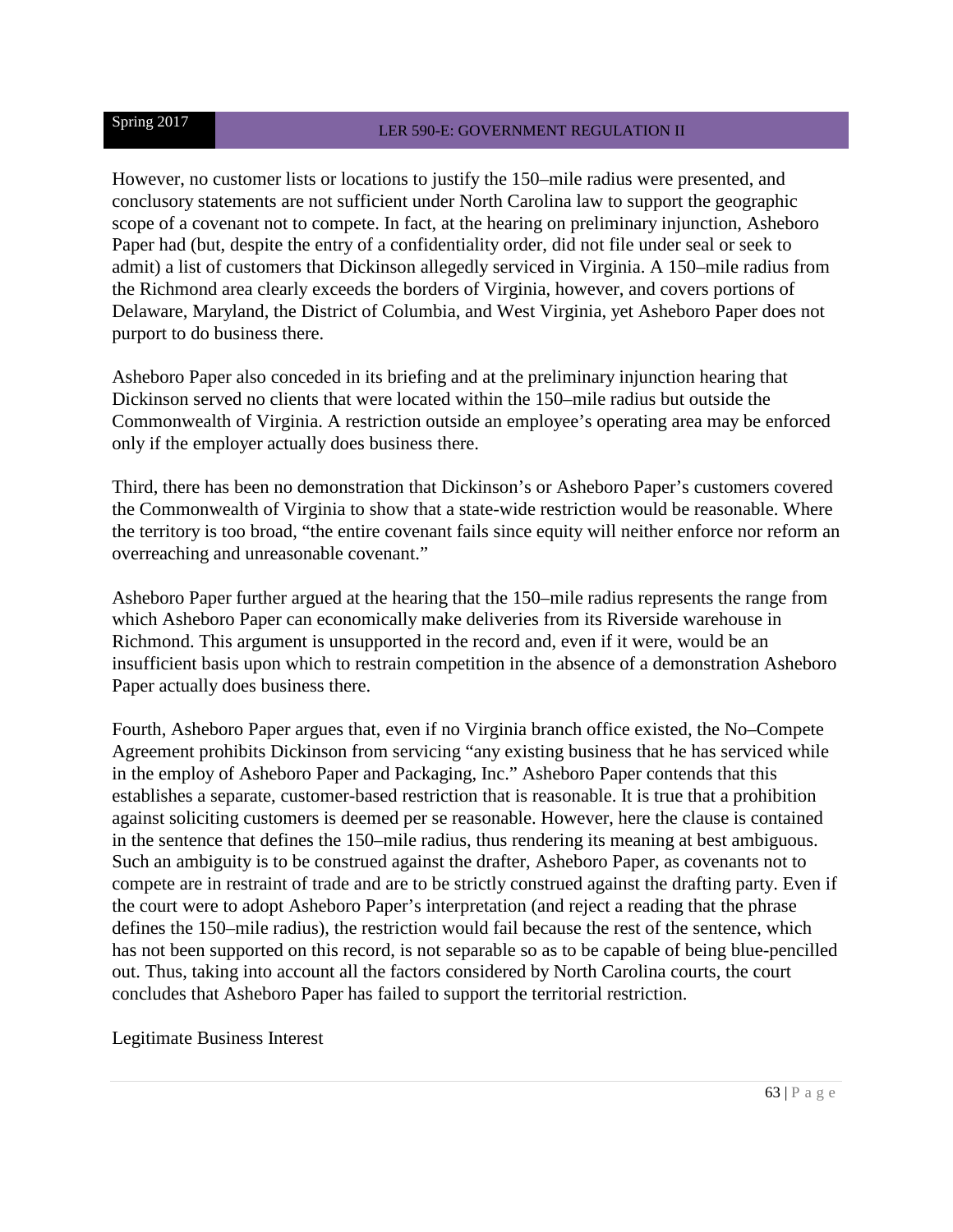However, no customer lists or locations to justify the 150–mile radius were presented, and conclusory statements are not sufficient under North Carolina law to support the geographic scope of a covenant not to compete. In fact, at the hearing on preliminary injunction, Asheboro Paper had (but, despite the entry of a confidentiality order, did not file under seal or seek to admit) a list of customers that Dickinson allegedly serviced in Virginia. A 150–mile radius from the Richmond area clearly exceeds the borders of Virginia, however, and covers portions of Delaware, Maryland, the District of Columbia, and West Virginia, yet Asheboro Paper does not purport to do business there.

Asheboro Paper also conceded in its briefing and at the preliminary injunction hearing that Dickinson served no clients that were located within the 150–mile radius but outside the Commonwealth of Virginia. A restriction outside an employee's operating area may be enforced only if the employer actually does business there.

Third, there has been no demonstration that Dickinson's or Asheboro Paper's customers covered the Commonwealth of Virginia to show that a state-wide restriction would be reasonable. Where the territory is too broad, "the entire covenant fails since equity will neither enforce nor reform an overreaching and unreasonable covenant."

Asheboro Paper further argued at the hearing that the 150–mile radius represents the range from which Asheboro Paper can economically make deliveries from its Riverside warehouse in Richmond. This argument is unsupported in the record and, even if it were, would be an insufficient basis upon which to restrain competition in the absence of a demonstration Asheboro Paper actually does business there.

Fourth, Asheboro Paper argues that, even if no Virginia branch office existed, the No–Compete Agreement prohibits Dickinson from servicing "any existing business that he has serviced while in the employ of Asheboro Paper and Packaging, Inc." Asheboro Paper contends that this establishes a separate, customer-based restriction that is reasonable. It is true that a prohibition against soliciting customers is deemed per se reasonable. However, here the clause is contained in the sentence that defines the 150–mile radius, thus rendering its meaning at best ambiguous. Such an ambiguity is to be construed against the drafter, Asheboro Paper, as covenants not to compete are in restraint of trade and are to be strictly construed against the drafting party. Even if the court were to adopt Asheboro Paper's interpretation (and reject a reading that the phrase defines the 150–mile radius), the restriction would fail because the rest of the sentence, which has not been supported on this record, is not separable so as to be capable of being blue-pencilled out. Thus, taking into account all the factors considered by North Carolina courts, the court concludes that Asheboro Paper has failed to support the territorial restriction.

Legitimate Business Interest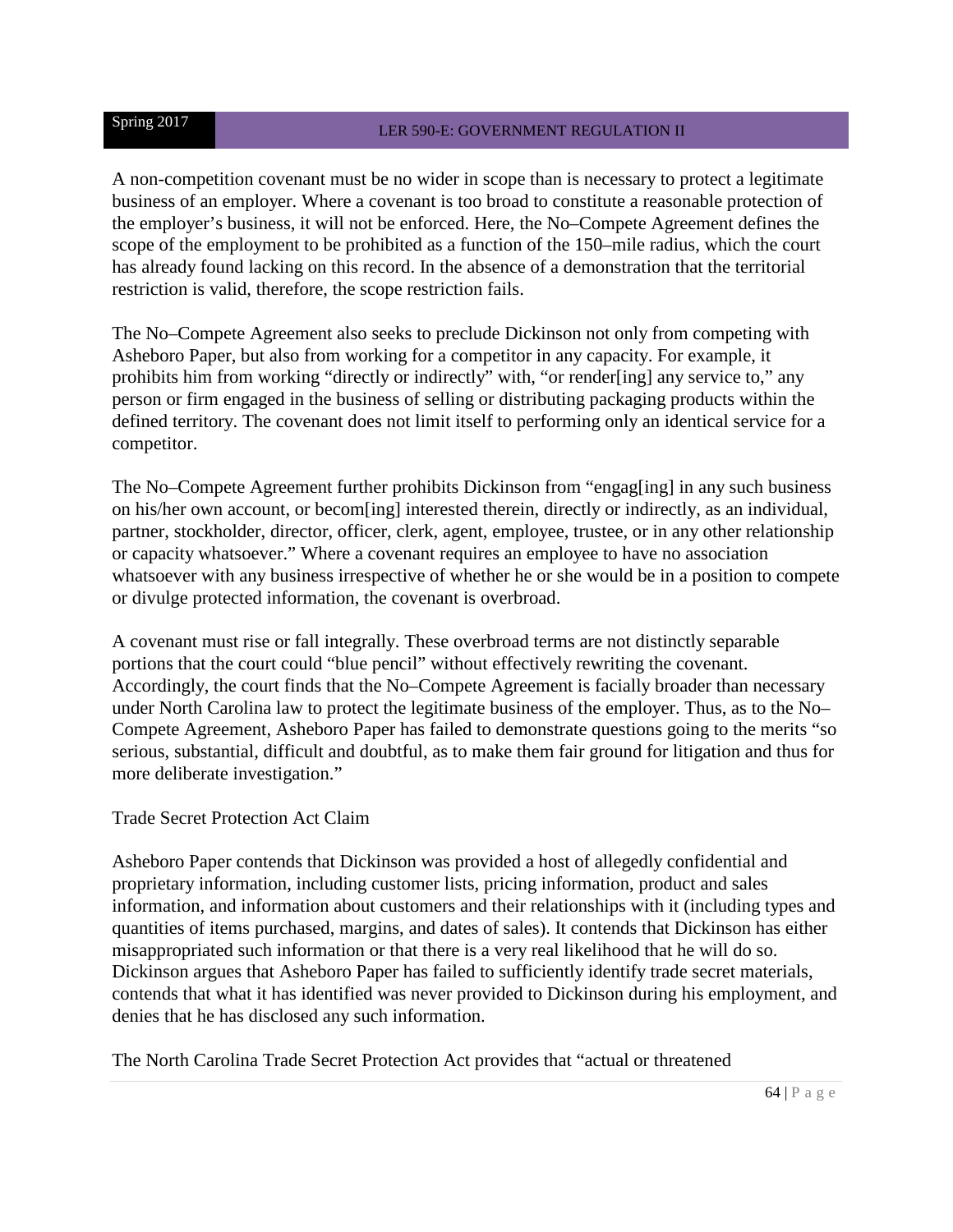A non-competition covenant must be no wider in scope than is necessary to protect a legitimate business of an employer. Where a covenant is too broad to constitute a reasonable protection of the employer's business, it will not be enforced. Here, the No–Compete Agreement defines the scope of the employment to be prohibited as a function of the 150–mile radius, which the court has already found lacking on this record. In the absence of a demonstration that the territorial restriction is valid, therefore, the scope restriction fails.

The No–Compete Agreement also seeks to preclude Dickinson not only from competing with Asheboro Paper, but also from working for a competitor in any capacity. For example, it prohibits him from working "directly or indirectly" with, "or render[ing] any service to," any person or firm engaged in the business of selling or distributing packaging products within the defined territory. The covenant does not limit itself to performing only an identical service for a competitor.

The No–Compete Agreement further prohibits Dickinson from "engag[ing] in any such business on his/her own account, or becom[ing] interested therein, directly or indirectly, as an individual, partner, stockholder, director, officer, clerk, agent, employee, trustee, or in any other relationship or capacity whatsoever." Where a covenant requires an employee to have no association whatsoever with any business irrespective of whether he or she would be in a position to compete or divulge protected information, the covenant is overbroad.

A covenant must rise or fall integrally. These overbroad terms are not distinctly separable portions that the court could "blue pencil" without effectively rewriting the covenant. Accordingly, the court finds that the No–Compete Agreement is facially broader than necessary under North Carolina law to protect the legitimate business of the employer. Thus, as to the No–Compete Agreement, Asheboro Paper has failed to demonstrate questions going to the merits "so serious, substantial, difficult and doubtful, as to make them fair ground for litigation and thus for more deliberate investigation."

Trade Secret Protection Act Claim

Asheboro Paper contends that Dickinson was provided a host of allegedly confidential and proprietary information, including customer lists, pricing information, product and sales information, and information about customers and their relationships with it (including types and quantities of items purchased, margins, and dates of sales). It contends that Dickinson has either misappropriated such information or that there is a very real likelihood that he will do so. Dickinson argues that Asheboro Paper has failed to sufficiently identify trade secret materials, contends that what it has identified was never provided to Dickinson during his employment, and denies that he has disclosed any such information.

The North Carolina Trade Secret Protection Act provides that "actual or threatened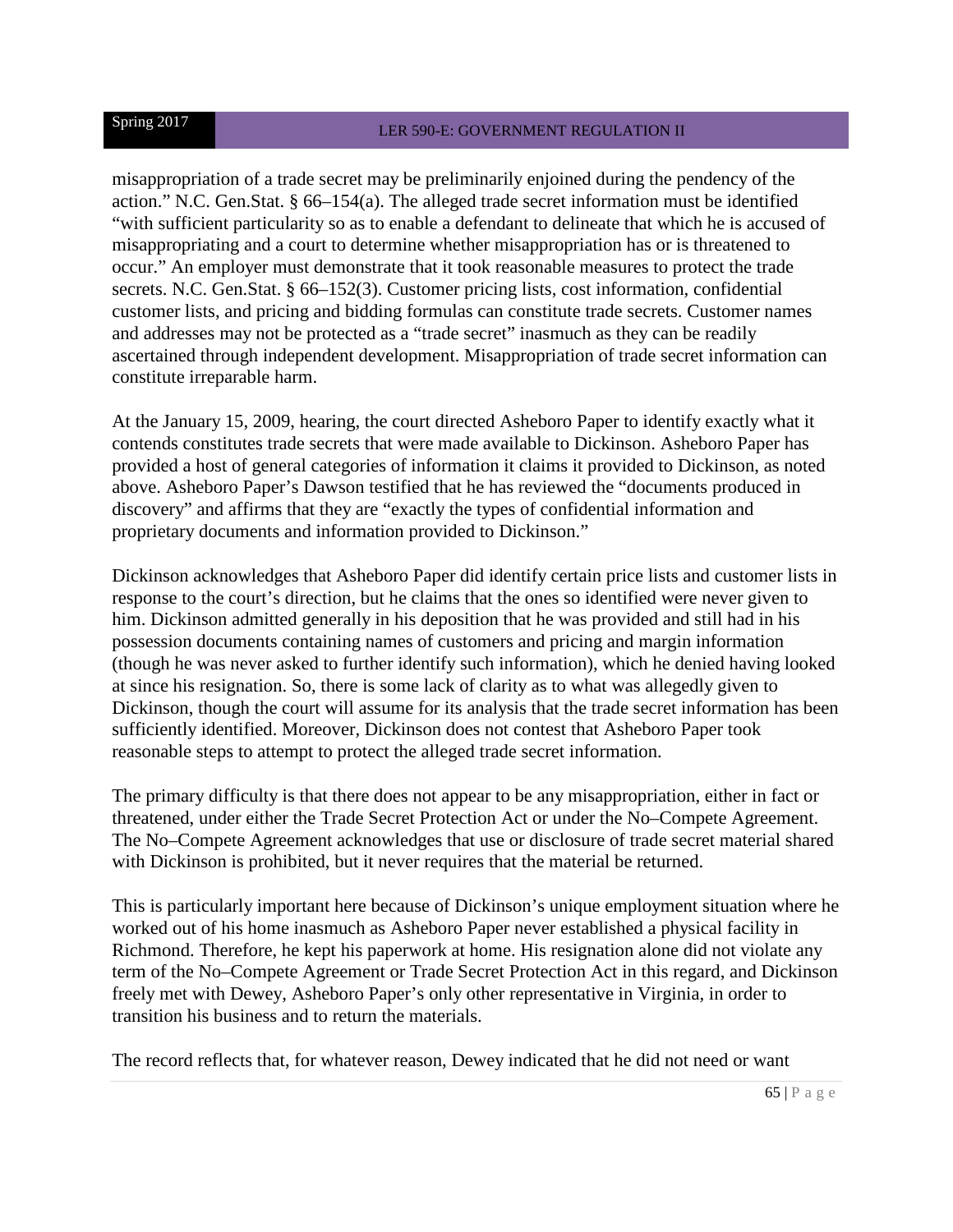misappropriation of a trade secret may be preliminarily enjoined during the pendency of the action." N.C. Gen.Stat. § 66–154(a). The alleged trade secret information must be identified "with sufficient particularity so as to enable a defendant to delineate that which he is accused of misappropriating and a court to determine whether misappropriation has or is threatened to occur." An employer must demonstrate that it took reasonable measures to protect the trade secrets. N.C. Gen.Stat. § 66–152(3). Customer pricing lists, cost information, confidential customer lists, and pricing and bidding formulas can constitute trade secrets. Customer names and addresses may not be protected as a "trade secret" inasmuch as they can be readily ascertained through independent development. Misappropriation of trade secret information can constitute irreparable harm.

At the January 15, 2009, hearing, the court directed Asheboro Paper to identify exactly what it contends constitutes trade secrets that were made available to Dickinson. Asheboro Paper has provided a host of general categories of information it claims it provided to Dickinson, as noted above. Asheboro Paper's Dawson testified that he has reviewed the "documents produced in discovery" and affirms that they are "exactly the types of confidential information and proprietary documents and information provided to Dickinson."

Dickinson acknowledges that Asheboro Paper did identify certain price lists and customer lists in response to the court's direction, but he claims that the ones so identified were never given to him. Dickinson admitted generally in his deposition that he was provided and still had in his possession documents containing names of customers and pricing and margin information (though he was never asked to further identify such information), which he denied having looked at since his resignation. So, there is some lack of clarity as to what was allegedly given to Dickinson, though the court will assume for its analysis that the trade secret information has been sufficiently identified. Moreover, Dickinson does not contest that Asheboro Paper took reasonable steps to attempt to protect the alleged trade secret information.

The primary difficulty is that there does not appear to be any misappropriation, either in fact or threatened, under either the Trade Secret Protection Act or under the No–Compete Agreement. The No–Compete Agreement acknowledges that use or disclosure of trade secret material shared with Dickinson is prohibited, but it never requires that the material be returned.

This is particularly important here because of Dickinson's unique employment situation where he worked out of his home inasmuch as Asheboro Paper never established a physical facility in Richmond. Therefore, he kept his paperwork at home. His resignation alone did not violate any term of the No–Compete Agreement or Trade Secret Protection Act in this regard, and Dickinson freely met with Dewey, Asheboro Paper's only other representative in Virginia, in order to transition his business and to return the materials.

The record reflects that, for whatever reason, Dewey indicated that he did not need or want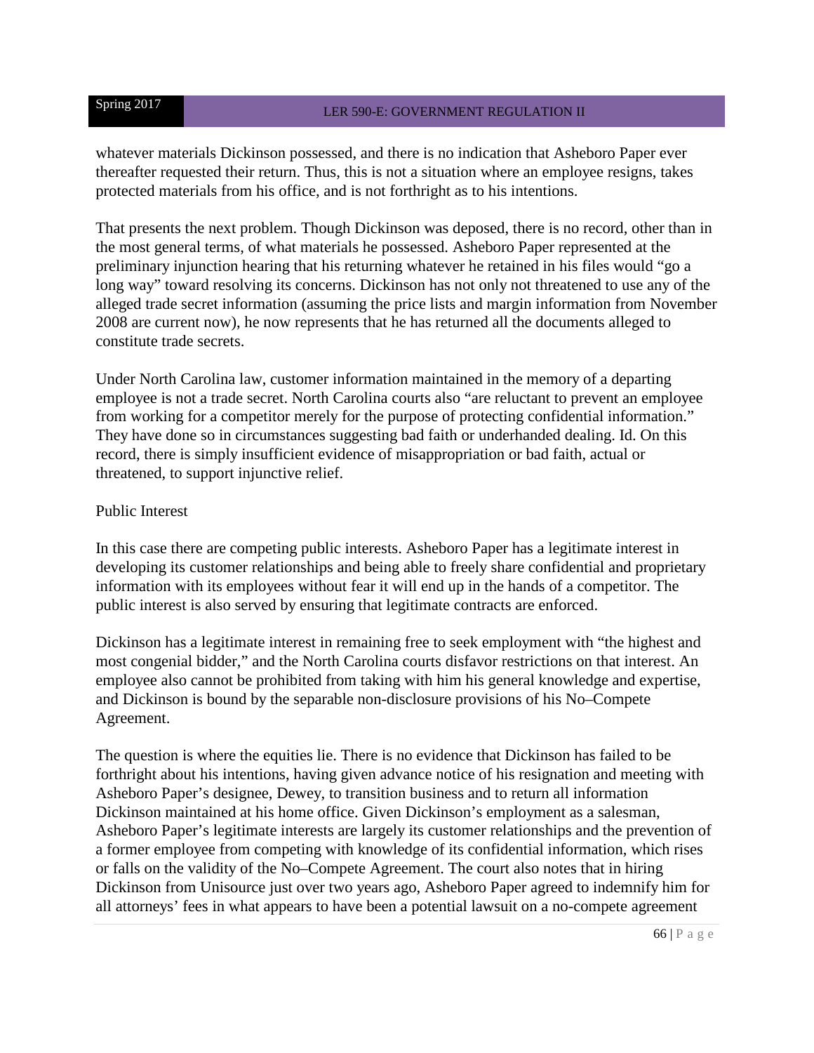whatever materials Dickinson possessed, and there is no indication that Asheboro Paper ever thereafter requested their return. Thus, this is not a situation where an employee resigns, takes protected materials from his office, and is not forthright as to his intentions.

That presents the next problem. Though Dickinson was deposed, there is no record, other than in the most general terms, of what materials he possessed. Asheboro Paper represented at the preliminary injunction hearing that his returning whatever he retained in his files would "go a long way" toward resolving its concerns. Dickinson has not only not threatened to use any of the alleged trade secret information (assuming the price lists and margin information from November 2008 are current now), he now represents that he has returned all the documents alleged to constitute trade secrets.

Under North Carolina law, customer information maintained in the memory of a departing employee is not a trade secret. North Carolina courts also "are reluctant to prevent an employee from working for a competitor merely for the purpose of protecting confidential information." They have done so in circumstances suggesting bad faith or underhanded dealing. Id. On this record, there is simply insufficient evidence of misappropriation or bad faith, actual or threatened, to support injunctive relief.

Public Interest

In this case there are competing public interests. Asheboro Paper has a legitimate interest in developing its customer relationships and being able to freely share confidential and proprietary information with its employees without fear it will end up in the hands of a competitor. The public interest is also served by ensuring that legitimate contracts are enforced.

Dickinson has a legitimate interest in remaining free to seek employment with "the highest and most congenial bidder," and the North Carolina courts disfavor restrictions on that interest. An employee also cannot be prohibited from taking with him his general knowledge and expertise, and Dickinson is bound by the separable non-disclosure provisions of his No–Compete Agreement.

The question is where the equities lie. There is no evidence that Dickinson has failed to be forthright about his intentions, having given advance notice of his resignation and meeting with Asheboro Paper's designee, Dewey, to transition business and to return all information Dickinson maintained at his home office. Given Dickinson's employment as a salesman, Asheboro Paper's legitimate interests are largely its customer relationships and the prevention of a former employee from competing with knowledge of its confidential information, which rises or falls on the validity of the No–Compete Agreement. The court also notes that in hiring Dickinson from Unisource just over two years ago, Asheboro Paper agreed to indemnify him for all attorneys' fees in what appears to have been a potential lawsuit on a no-compete agreement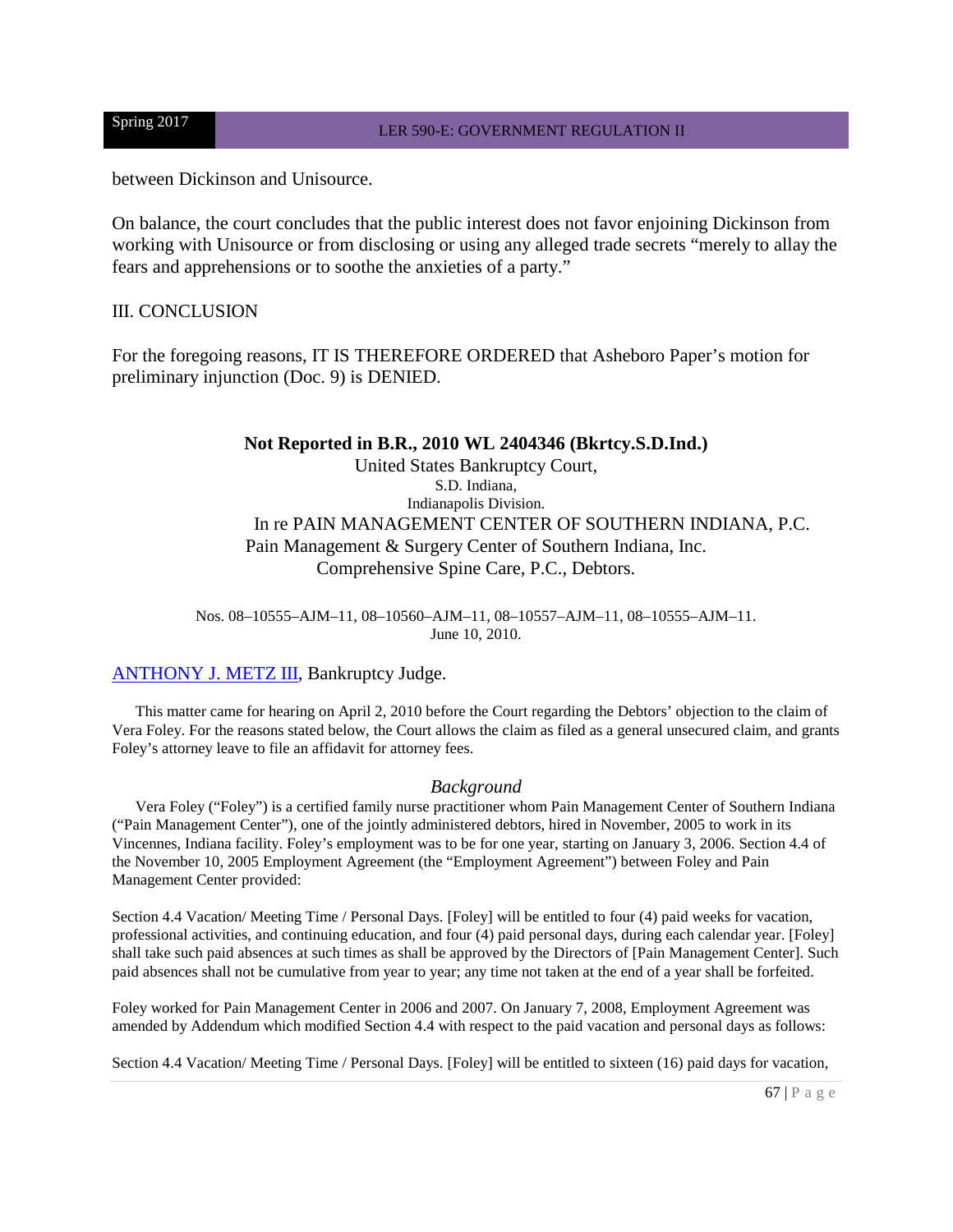between Dickinson and Unisource.

On balance, the court concludes that the public interest does not favor enjoining Dickinson from working with Unisource or from disclosing or using any alleged trade secrets "merely to allay the fears and apprehensions or to soothe the anxieties of a party."

III. CONCLUSION

For the foregoing reasons, IT IS THEREFORE ORDERED that Asheboro Paper's motion for preliminary injunction (Doc. 9) is DENIED.

**Not Reported in B.R., 2010 WL 2404346 (Bkrtcy.S.D.Ind.)**

United States Bankruptcy Court,
S.D. Indiana,
Indianapolis Division.
In re PAIN MANAGEMENT CENTER OF SOUTHERN INDIANA, P.C.
Pain Management & Surgery Center of Southern Indiana, Inc.
Comprehensive Spine Care, P.C., Debtors.

Nos. 08–10555–AJM–11, 08–10560–AJM–11, 08–10557–AJM–11, 08–10555–AJM–11.
June 10, 2010.

ANTHONY J. METZ III, Bankruptcy Judge.

This matter came for hearing on April 2, 2010 before the Court regarding the Debtors' objection to the claim of Vera Foley. For the reasons stated below, the Court allows the claim as filed as a general unsecured claim, and grants Foley's attorney leave to file an affidavit for attorney fees.

*Background*

Vera Foley ("Foley") is a certified family nurse practitioner whom Pain Management Center of Southern Indiana ("Pain Management Center"), one of the jointly administered debtors, hired in November, 2005 to work in its Vincennes, Indiana facility. Foley's employment was to be for one year, starting on January 3, 2006. Section 4.4 of the November 10, 2005 Employment Agreement (the "Employment Agreement") between Foley and Pain Management Center provided:

Section 4.4 Vacation/ Meeting Time / Personal Days. [Foley] will be entitled to four (4) paid weeks for vacation, professional activities, and continuing education, and four (4) paid personal days, during each calendar year. [Foley] shall take such paid absences at such times as shall be approved by the Directors of [Pain Management Center]. Such paid absences shall not be cumulative from year to year; any time not taken at the end of a year shall be forfeited.

Foley worked for Pain Management Center in 2006 and 2007. On January 7, 2008, Employment Agreement was amended by Addendum which modified Section 4.4 with respect to the paid vacation and personal days as follows:

Section 4.4 Vacation/ Meeting Time / Personal Days. [Foley] will be entitled to sixteen (16) paid days for vacation,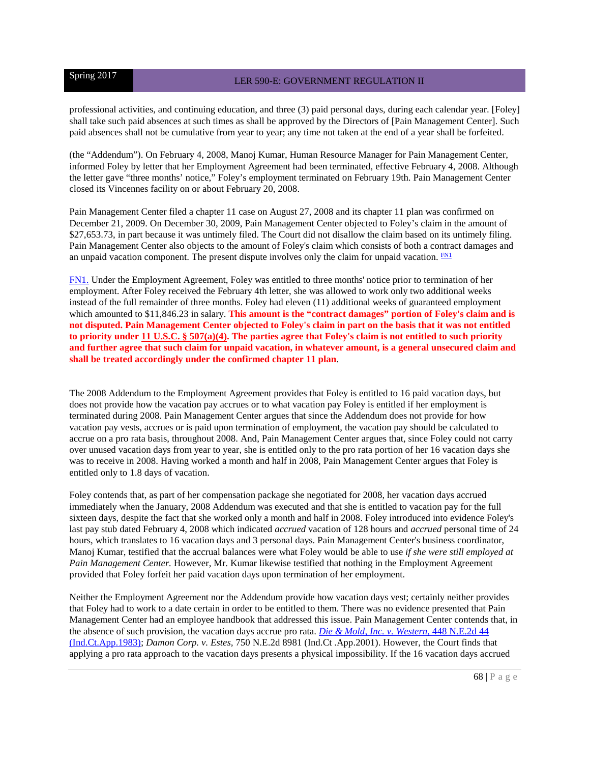professional activities, and continuing education, and three (3) paid personal days, during each calendar year. [Foley] shall take such paid absences at such times as shall be approved by the Directors of [Pain Management Center]. Such paid absences shall not be cumulative from year to year; any time not taken at the end of a year shall be forfeited.

(the "Addendum"). On February 4, 2008, Manoj Kumar, Human Resource Manager for Pain Management Center, informed Foley by letter that her Employment Agreement had been terminated, effective February 4, 2008. Although the letter gave "three months' notice," Foley's employment terminated on February 19th. Pain Management Center closed its Vincennes facility on or about February 20, 2008.

Pain Management Center filed a chapter 11 case on August 27, 2008 and its chapter 11 plan was confirmed on December 21, 2009. On December 30, 2009, Pain Management Center objected to Foley's claim in the amount of $27,653.73, in part because it was untimely filed. The Court did not disallow the claim based on its untimely filing. Pain Management Center also objects to the amount of Foley's claim which consists of both a contract damages and an unpaid vacation component. The present dispute involves only the claim for unpaid vacation. [FN1]

FN1. Under the Employment Agreement, Foley was entitled to three months' notice prior to termination of her employment. After Foley received the February 4th letter, she was allowed to work only two additional weeks instead of the full remainder of three months. Foley had eleven (11) additional weeks of guaranteed employment which amounted to $11,846.23 in salary. **This amount is the "contract damages" portion of Foley's claim and is not disputed. Pain Management Center objected to Foley's claim in part on the basis that it was not entitled to priority under 11 U.S.C. § 507(a)(4). The parties agree that Foley's claim is not entitled to such priority and further agree that such claim for unpaid vacation, in whatever amount, is a general unsecured claim and shall be treated accordingly under the confirmed chapter 11 plan**.

The 2008 Addendum to the Employment Agreement provides that Foley is entitled to 16 paid vacation days, but does not provide how the vacation pay accrues or to what vacation pay Foley is entitled if her employment is terminated during 2008. Pain Management Center argues that since the Addendum does not provide for how vacation pay vests, accrues or is paid upon termination of employment, the vacation pay should be calculated to accrue on a pro rata basis, throughout 2008. And, Pain Management Center argues that, since Foley could not carry over unused vacation days from year to year, she is entitled only to the pro rata portion of her 16 vacation days she was to receive in 2008. Having worked a month and half in 2008, Pain Management Center argues that Foley is entitled only to 1.8 days of vacation.

Foley contends that, as part of her compensation package she negotiated for 2008, her vacation days accrued immediately when the January, 2008 Addendum was executed and that she is entitled to vacation pay for the full sixteen days, despite the fact that she worked only a month and half in 2008. Foley introduced into evidence Foley's last pay stub dated February 4, 2008 which indicated *accrued* vacation of 128 hours and *accrued* personal time of 24 hours, which translates to 16 vacation days and 3 personal days. Pain Management Center's business coordinator, Manoj Kumar, testified that the accrual balances were what Foley would be able to use *if she were still employed at Pain Management Center.* However, Mr. Kumar likewise testified that nothing in the Employment Agreement provided that Foley forfeit her paid vacation days upon termination of her employment.

Neither the Employment Agreement nor the Addendum provide how vacation days vest; certainly neither provides that Foley had to work to a date certain in order to be entitled to them. There was no evidence presented that Pain Management Center had an employee handbook that addressed this issue. Pain Management Center contends that, in the absence of such provision, the vacation days accrue pro rata. *Die & Mold, Inc. v. Western*, 448 N.E.2d 44 (Ind.Ct.App.1983); *Damon Corp. v. Estes*, 750 N.E.2d 8981 (Ind.Ct .App.2001). However, the Court finds that applying a pro rata approach to the vacation days presents a physical impossibility. If the 16 vacation days accrued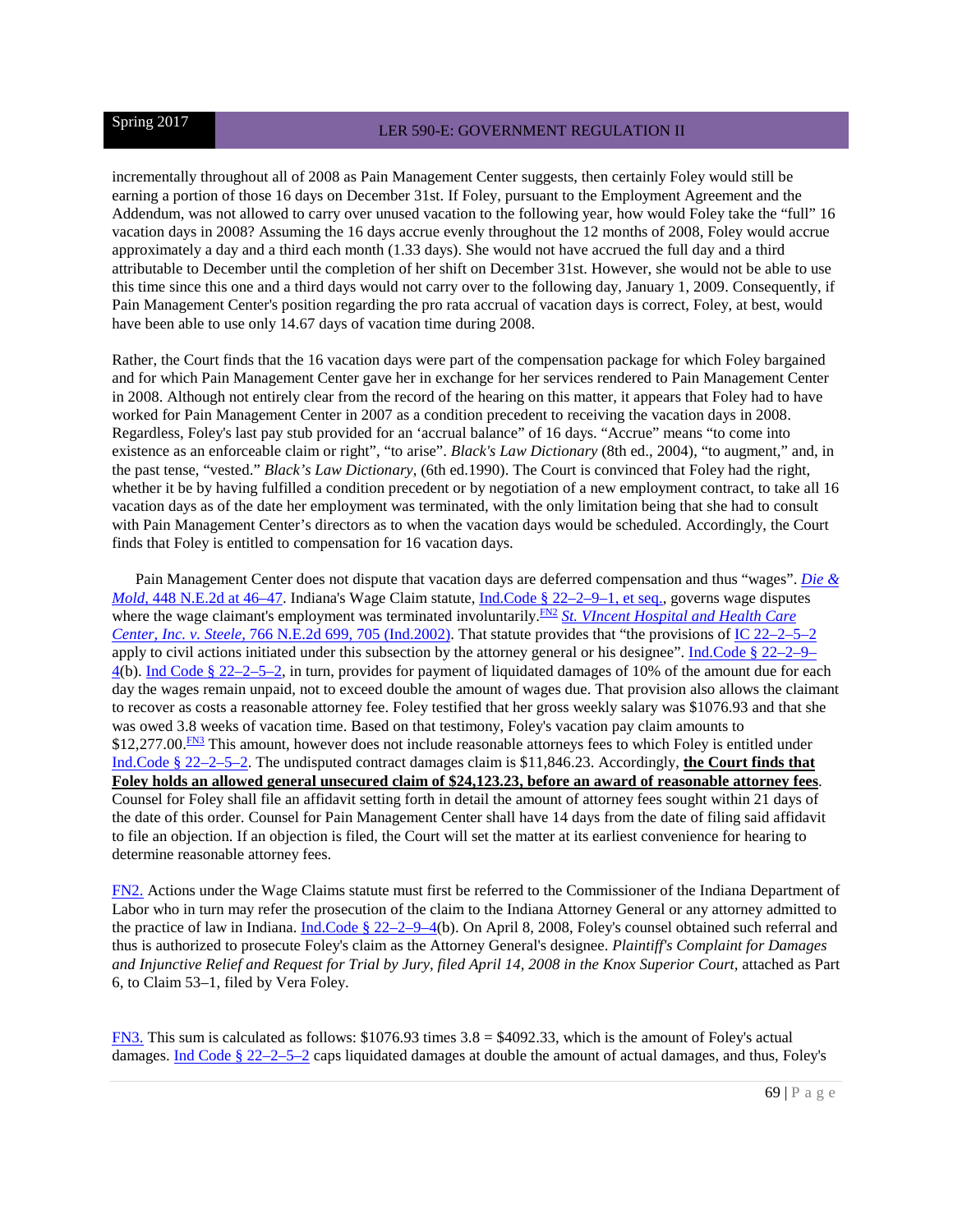incrementally throughout all of 2008 as Pain Management Center suggests, then certainly Foley would still be earning a portion of those 16 days on December 31st. If Foley, pursuant to the Employment Agreement and the Addendum, was not allowed to carry over unused vacation to the following year, how would Foley take the "full" 16 vacation days in 2008? Assuming the 16 days accrue evenly throughout the 12 months of 2008, Foley would accrue approximately a day and a third each month (1.33 days). She would not have accrued the full day and a third attributable to December until the completion of her shift on December 31st. However, she would not be able to use this time since this one and a third days would not carry over to the following day, January 1, 2009. Consequently, if Pain Management Center's position regarding the pro rata accrual of vacation days is correct, Foley, at best, would have been able to use only 14.67 days of vacation time during 2008.

Rather, the Court finds that the 16 vacation days were part of the compensation package for which Foley bargained and for which Pain Management Center gave her in exchange for her services rendered to Pain Management Center in 2008. Although not entirely clear from the record of the hearing on this matter, it appears that Foley had to have worked for Pain Management Center in 2007 as a condition precedent to receiving the vacation days in 2008. Regardless, Foley's last pay stub provided for an 'accrual balance" of 16 days. "Accrue" means "to come into existence as an enforceable claim or right", "to arise". *Black's Law Dictionary* (8th ed., 2004), "to augment," and, in the past tense, "vested." *Black's Law Dictionary*, (6th ed.1990). The Court is convinced that Foley had the right, whether it be by having fulfilled a condition precedent or by negotiation of a new employment contract, to take all 16 vacation days as of the date her employment was terminated, with the only limitation being that she had to consult with Pain Management Center's directors as to when the vacation days would be scheduled. Accordingly, the Court finds that Foley is entitled to compensation for 16 vacation days.

Pain Management Center does not dispute that vacation days are deferred compensation and thus "wages". *Die & Mold*, 448 N.E.2d at 46–47. Indiana's Wage Claim statute, Ind.Code § 22–2–9–1, et seq., governs wage disputes where the wage claimant's employment was terminated involuntarily.[FN2] *St. VIncent Hospital and Health Care Center, Inc. v. Steele*, 766 N.E.2d 699, 705 (Ind.2002). That statute provides that "the provisions of IC 22–2–5–2 apply to civil actions initiated under this subsection by the attorney general or his designee". Ind.Code § 22–2–9–4(b). Ind Code § 22–2–5–2, in turn, provides for payment of liquidated damages of 10% of the amount due for each day the wages remain unpaid, not to exceed double the amount of wages due. That provision also allows the claimant to recover as costs a reasonable attorney fee. Foley testified that her gross weekly salary was $1076.93 and that she was owed 3.8 weeks of vacation time. Based on that testimony, Foley's vacation pay claim amounts to $12,277.00.[FN3] This amount, however does not include reasonable attorneys fees to which Foley is entitled under Ind.Code § 22–2–5–2. The undisputed contract damages claim is $11,846.23. Accordingly, **<u>the Court finds that Foley holds an allowed general unsecured claim of $24,123.23, before an award of reasonable attorney fees</u>**. Counsel for Foley shall file an affidavit setting forth in detail the amount of attorney fees sought within 21 days of the date of this order. Counsel for Pain Management Center shall have 14 days from the date of filing said affidavit to file an objection. If an objection is filed, the Court will set the matter at its earliest convenience for hearing to determine reasonable attorney fees.

FN2. Actions under the Wage Claims statute must first be referred to the Commissioner of the Indiana Department of Labor who in turn may refer the prosecution of the claim to the Indiana Attorney General or any attorney admitted to the practice of law in Indiana. Ind.Code § 22–2–9–4(b). On April 8, 2008, Foley's counsel obtained such referral and thus is authorized to prosecute Foley's claim as the Attorney General's designee. *Plaintiff's Complaint for Damages and Injunctive Relief and Request for Trial by Jury, filed April 14, 2008 in the Knox Superior Court,* attached as Part 6, to Claim 53–1, filed by Vera Foley.

FN3. This sum is calculated as follows: $1076.93 times 3.8 = $4092.33, which is the amount of Foley's actual damages. Ind Code § 22–2–5–2 caps liquidated damages at double the amount of actual damages, and thus, Foley's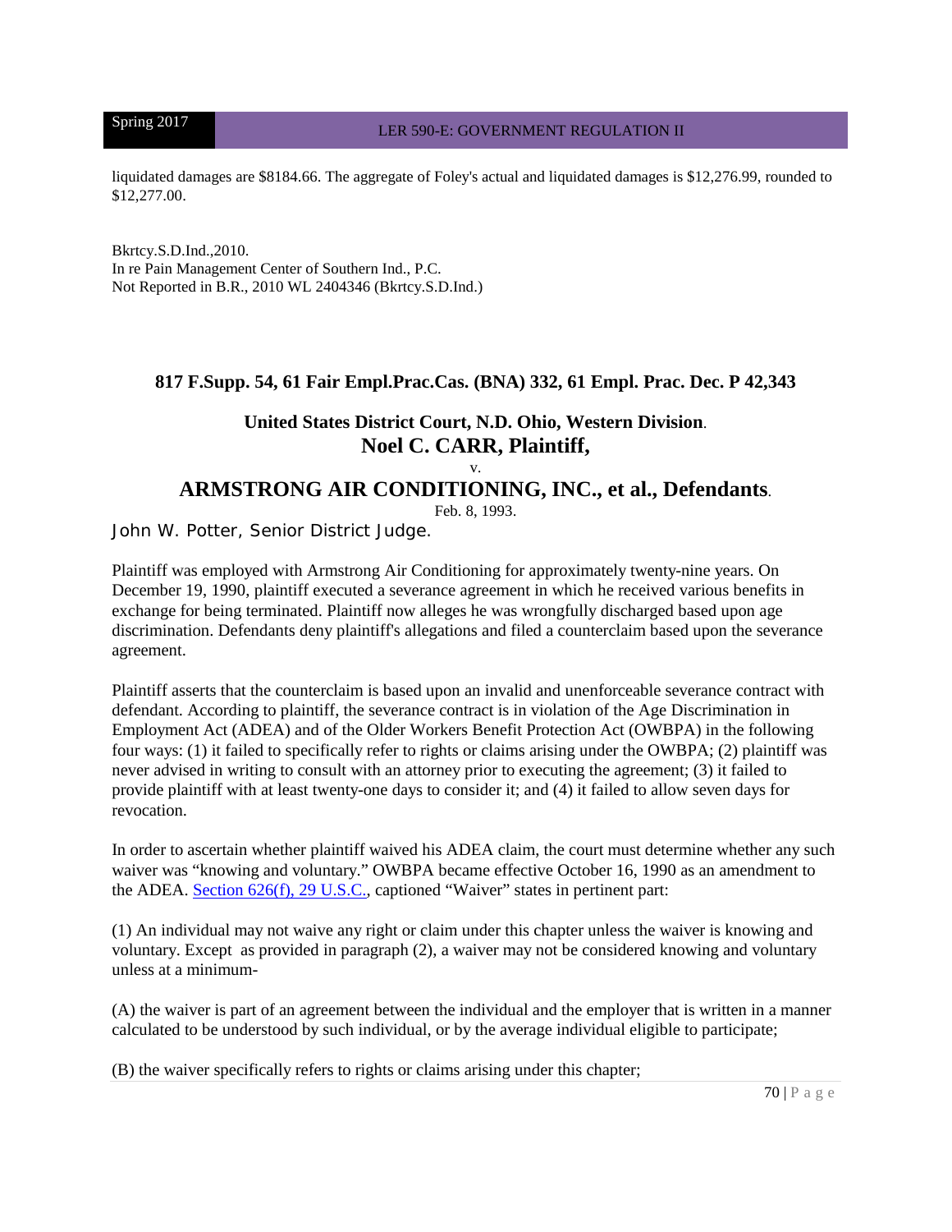liquidated damages are $8184.66. The aggregate of Foley's actual and liquidated damages is $12,276.99, rounded to $12,277.00.

Bkrtcy.S.D.Ind.,2010.
In re Pain Management Center of Southern Ind., P.C.
Not Reported in B.R., 2010 WL 2404346 (Bkrtcy.S.D.Ind.)

**817 F.Supp. 54, 61 Fair Empl.Prac.Cas. (BNA) 332, 61 Empl. Prac. Dec. P 42,343**

**United States District Court, N.D. Ohio, Western Division.**

## Noel C. CARR, Plaintiff,

v.

## ARMSTRONG AIR CONDITIONING, INC., et al., Defendants.

Feb. 8, 1993.

John W. Potter, Senior District Judge.

Plaintiff was employed with Armstrong Air Conditioning for approximately twenty-nine years. On December 19, 1990, plaintiff executed a severance agreement in which he received various benefits in exchange for being terminated. Plaintiff now alleges he was wrongfully discharged based upon age discrimination. Defendants deny plaintiff's allegations and filed a counterclaim based upon the severance agreement.

Plaintiff asserts that the counterclaim is based upon an invalid and unenforceable severance contract with defendant. According to plaintiff, the severance contract is in violation of the Age Discrimination in Employment Act (ADEA) and of the Older Workers Benefit Protection Act (OWBPA) in the following four ways: (1) it failed to specifically refer to rights or claims arising under the OWBPA; (2) plaintiff was never advised in writing to consult with an attorney prior to executing the agreement; (3) it failed to provide plaintiff with at least twenty-one days to consider it; and (4) it failed to allow seven days for revocation.

In order to ascertain whether plaintiff waived his ADEA claim, the court must determine whether any such waiver was "knowing and voluntary." OWBPA became effective October 16, 1990 as an amendment to the ADEA. Section 626(f), 29 U.S.C., captioned "Waiver" states in pertinent part:

(1) An individual may not waive any right or claim under this chapter unless the waiver is knowing and voluntary. Except as provided in paragraph (2), a waiver may not be considered knowing and voluntary unless at a minimum-

(A) the waiver is part of an agreement between the individual and the employer that is written in a manner calculated to be understood by such individual, or by the average individual eligible to participate;

(B) the waiver specifically refers to rights or claims arising under this chapter;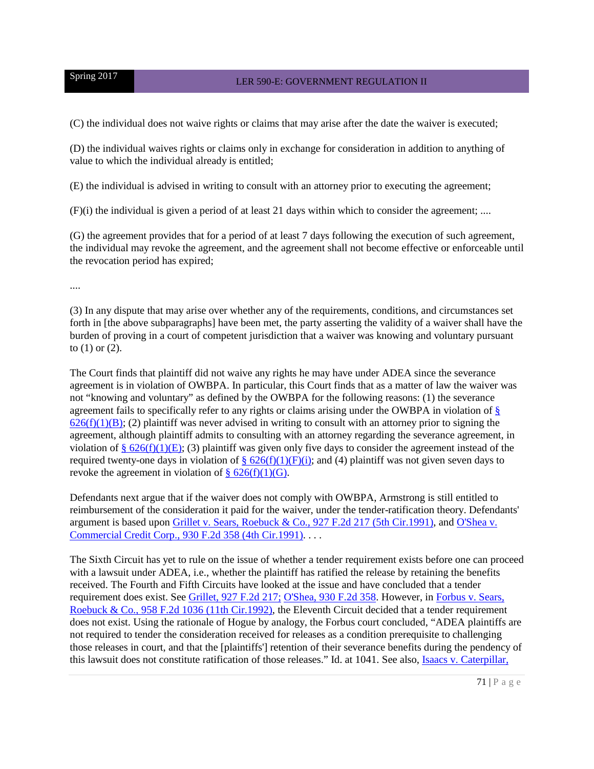(C) the individual does not waive rights or claims that may arise after the date the waiver is executed;

(D) the individual waives rights or claims only in exchange for consideration in addition to anything of value to which the individual already is entitled;

(E) the individual is advised in writing to consult with an attorney prior to executing the agreement;

(F)(i) the individual is given a period of at least 21 days within which to consider the agreement; ....

(G) the agreement provides that for a period of at least 7 days following the execution of such agreement, the individual may revoke the agreement, and the agreement shall not become effective or enforceable until the revocation period has expired;

....

(3) In any dispute that may arise over whether any of the requirements, conditions, and circumstances set forth in [the above subparagraphs] have been met, the party asserting the validity of a waiver shall have the burden of proving in a court of competent jurisdiction that a waiver was knowing and voluntary pursuant to (1) or (2).

The Court finds that plaintiff did not waive any rights he may have under ADEA since the severance agreement is in violation of OWBPA. In particular, this Court finds that as a matter of law the waiver was not "knowing and voluntary" as defined by the OWBPA for the following reasons: (1) the severance agreement fails to specifically refer to any rights or claims arising under the OWBPA in violation of § 626(f)(1)(B); (2) plaintiff was never advised in writing to consult with an attorney prior to signing the agreement, although plaintiff admits to consulting with an attorney regarding the severance agreement, in violation of § 626(f)(1)(E); (3) plaintiff was given only five days to consider the agreement instead of the required twenty-one days in violation of § 626(f)(1)(F)(i); and (4) plaintiff was not given seven days to revoke the agreement in violation of § 626(f)(1)(G).

Defendants next argue that if the waiver does not comply with OWBPA, Armstrong is still entitled to reimbursement of the consideration it paid for the waiver, under the tender-ratification theory. Defendants' argument is based upon Grillet v. Sears, Roebuck & Co., 927 F.2d 217 (5th Cir.1991), and O'Shea v. Commercial Credit Corp., 930 F.2d 358 (4th Cir.1991). . . .

The Sixth Circuit has yet to rule on the issue of whether a tender requirement exists before one can proceed with a lawsuit under ADEA, i.e., whether the plaintiff has ratified the release by retaining the benefits received. The Fourth and Fifth Circuits have looked at the issue and have concluded that a tender requirement does exist. See Grillet, 927 F.2d 217; O'Shea, 930 F.2d 358. However, in Forbus v. Sears, Roebuck & Co., 958 F.2d 1036 (11th Cir.1992), the Eleventh Circuit decided that a tender requirement does not exist. Using the rationale of Hogue by analogy, the Forbus court concluded, "ADEA plaintiffs are not required to tender the consideration received for releases as a condition prerequisite to challenging those releases in court, and that the [plaintiffs'] retention of their severance benefits during the pendency of this lawsuit does not constitute ratification of those releases." Id. at 1041. See also, Isaacs v. Caterpillar,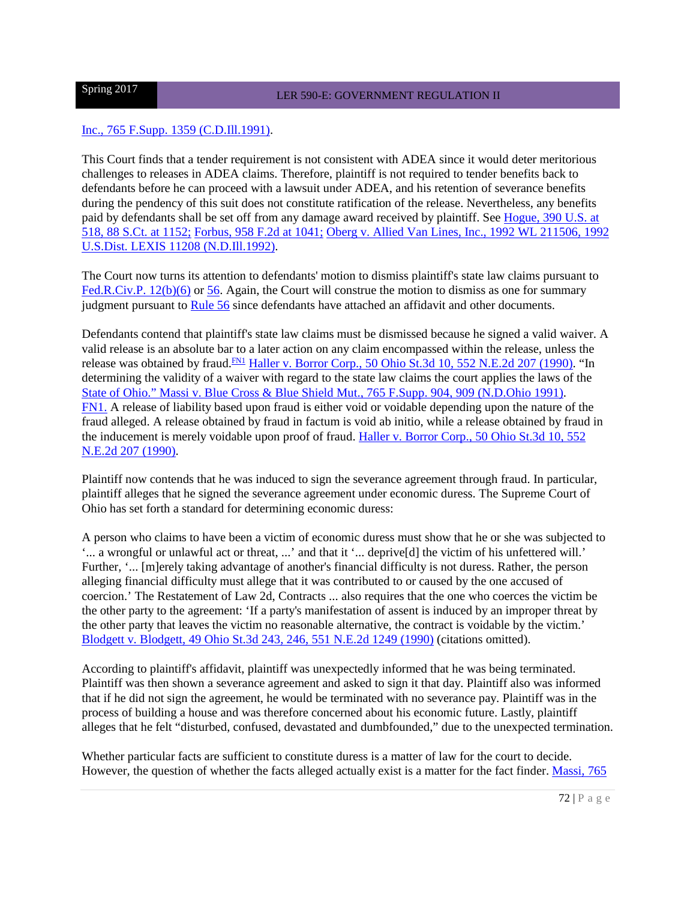Inc., 765 F.Supp. 1359 (C.D.Ill.1991).

This Court finds that a tender requirement is not consistent with ADEA since it would deter meritorious challenges to releases in ADEA claims. Therefore, plaintiff is not required to tender benefits back to defendants before he can proceed with a lawsuit under ADEA, and his retention of severance benefits during the pendency of this suit does not constitute ratification of the release. Nevertheless, any benefits paid by defendants shall be set off from any damage award received by plaintiff. See Hogue, 390 U.S. at 518, 88 S.Ct. at 1152; Forbus, 958 F.2d at 1041; Oberg v. Allied Van Lines, Inc., 1992 WL 211506, 1992 U.S.Dist. LEXIS 11208 (N.D.Ill.1992).

The Court now turns its attention to defendants' motion to dismiss plaintiff's state law claims pursuant to Fed.R.Civ.P. 12(b)(6) or 56. Again, the Court will construe the motion to dismiss as one for summary judgment pursuant to Rule 56 since defendants have attached an affidavit and other documents.

Defendants contend that plaintiff's state law claims must be dismissed because he signed a valid waiver. A valid release is an absolute bar to a later action on any claim encompassed within the release, unless the release was obtained by fraud.[FN1] Haller v. Borror Corp., 50 Ohio St.3d 10, 552 N.E.2d 207 (1990). "In determining the validity of a waiver with regard to the state law claims the court applies the laws of the State of Ohio." Massi v. Blue Cross & Blue Shield Mut., 765 F.Supp. 904, 909 (N.D.Ohio 1991).
FN1. A release of liability based upon fraud is either void or voidable depending upon the nature of the fraud alleged. A release obtained by fraud in factum is void ab initio, while a release obtained by fraud in the inducement is merely voidable upon proof of fraud. Haller v. Borror Corp., 50 Ohio St.3d 10, 552 N.E.2d 207 (1990).

Plaintiff now contends that he was induced to sign the severance agreement through fraud. In particular, plaintiff alleges that he signed the severance agreement under economic duress. The Supreme Court of Ohio has set forth a standard for determining economic duress:

A person who claims to have been a victim of economic duress must show that he or she was subjected to '... a wrongful or unlawful act or threat, ...' and that it '... deprive[d] the victim of his unfettered will.' Further, '... [m]erely taking advantage of another's financial difficulty is not duress. Rather, the person alleging financial difficulty must allege that it was contributed to or caused by the one accused of coercion.' The Restatement of Law 2d, Contracts ... also requires that the one who coerces the victim be the other party to the agreement: 'If a party's manifestation of assent is induced by an improper threat by the other party that leaves the victim no reasonable alternative, the contract is voidable by the victim.' Blodgett v. Blodgett, 49 Ohio St.3d 243, 246, 551 N.E.2d 1249 (1990) (citations omitted).

According to plaintiff's affidavit, plaintiff was unexpectedly informed that he was being terminated. Plaintiff was then shown a severance agreement and asked to sign it that day. Plaintiff also was informed that if he did not sign the agreement, he would be terminated with no severance pay. Plaintiff was in the process of building a house and was therefore concerned about his economic future. Lastly, plaintiff alleges that he felt "disturbed, confused, devastated and dumbfounded," due to the unexpected termination.

Whether particular facts are sufficient to constitute duress is a matter of law for the court to decide. However, the question of whether the facts alleged actually exist is a matter for the fact finder. Massi, 765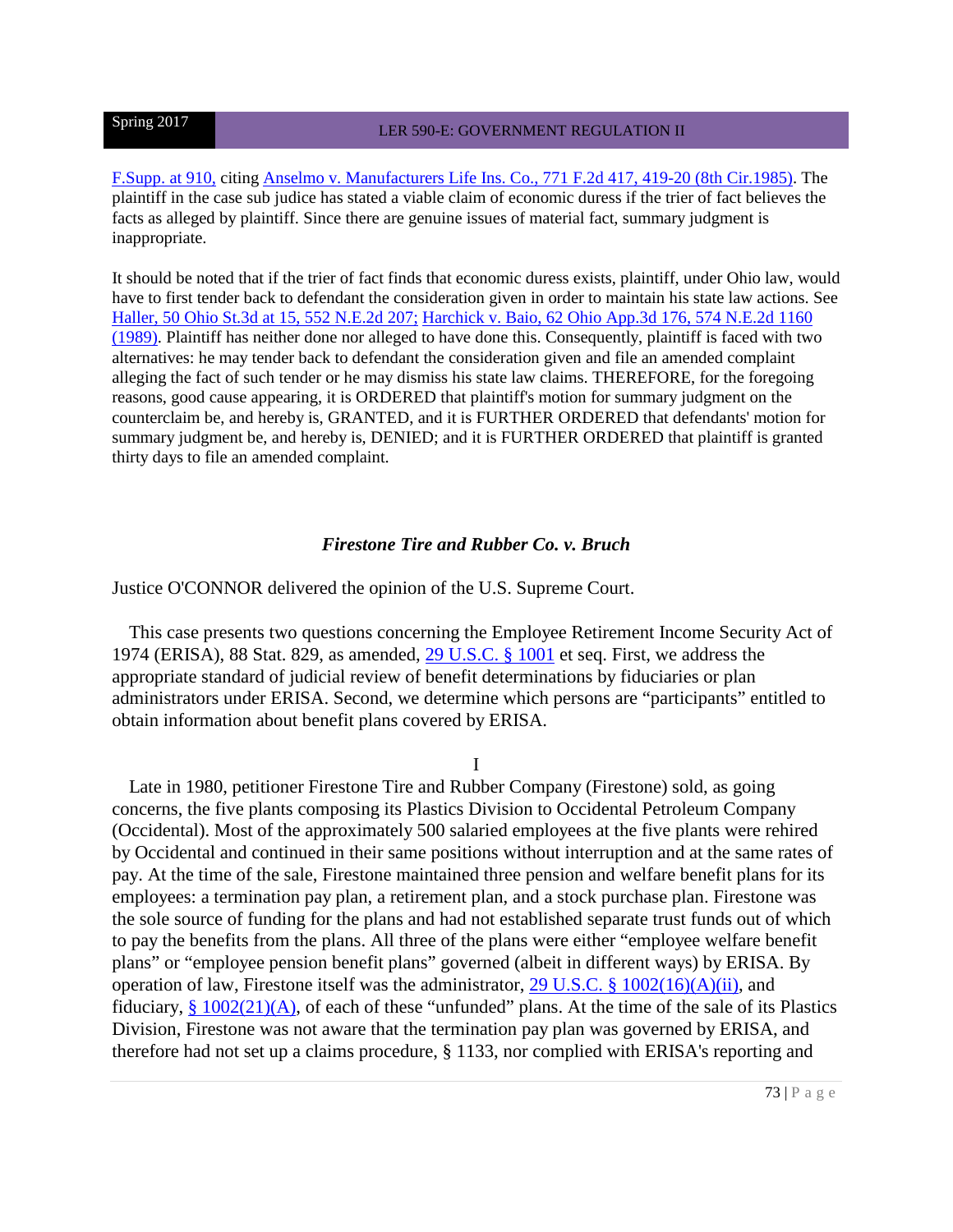F.Supp. at 910, citing Anselmo v. Manufacturers Life Ins. Co., 771 F.2d 417, 419-20 (8th Cir.1985). The plaintiff in the case sub judice has stated a viable claim of economic duress if the trier of fact believes the facts as alleged by plaintiff. Since there are genuine issues of material fact, summary judgment is inappropriate.

It should be noted that if the trier of fact finds that economic duress exists, plaintiff, under Ohio law, would have to first tender back to defendant the consideration given in order to maintain his state law actions. See Haller, 50 Ohio St.3d at 15, 552 N.E.2d 207; Harchick v. Baio, 62 Ohio App.3d 176, 574 N.E.2d 1160 (1989). Plaintiff has neither done nor alleged to have done this. Consequently, plaintiff is faced with two alternatives: he may tender back to defendant the consideration given and file an amended complaint alleging the fact of such tender or he may dismiss his state law claims. THEREFORE, for the foregoing reasons, good cause appearing, it is ORDERED that plaintiff's motion for summary judgment on the counterclaim be, and hereby is, GRANTED, and it is FURTHER ORDERED that defendants' motion for summary judgment be, and hereby is, DENIED; and it is FURTHER ORDERED that plaintiff is granted thirty days to file an amended complaint.

## *Firestone Tire and Rubber Co. v. Bruch*

Justice O'CONNOR delivered the opinion of the U.S. Supreme Court.

This case presents two questions concerning the Employee Retirement Income Security Act of 1974 (ERISA), 88 Stat. 829, as amended, 29 U.S.C. § 1001 et seq. First, we address the appropriate standard of judicial review of benefit determinations by fiduciaries or plan administrators under ERISA. Second, we determine which persons are "participants" entitled to obtain information about benefit plans covered by ERISA.

I

Late in 1980, petitioner Firestone Tire and Rubber Company (Firestone) sold, as going concerns, the five plants composing its Plastics Division to Occidental Petroleum Company (Occidental). Most of the approximately 500 salaried employees at the five plants were rehired by Occidental and continued in their same positions without interruption and at the same rates of pay. At the time of the sale, Firestone maintained three pension and welfare benefit plans for its employees: a termination pay plan, a retirement plan, and a stock purchase plan. Firestone was the sole source of funding for the plans and had not established separate trust funds out of which to pay the benefits from the plans. All three of the plans were either "employee welfare benefit plans" or "employee pension benefit plans" governed (albeit in different ways) by ERISA. By operation of law, Firestone itself was the administrator, 29 U.S.C. § 1002(16)(A)(ii), and fiduciary, § 1002(21)(A), of each of these "unfunded" plans. At the time of the sale of its Plastics Division, Firestone was not aware that the termination pay plan was governed by ERISA, and therefore had not set up a claims procedure, § 1133, nor complied with ERISA's reporting and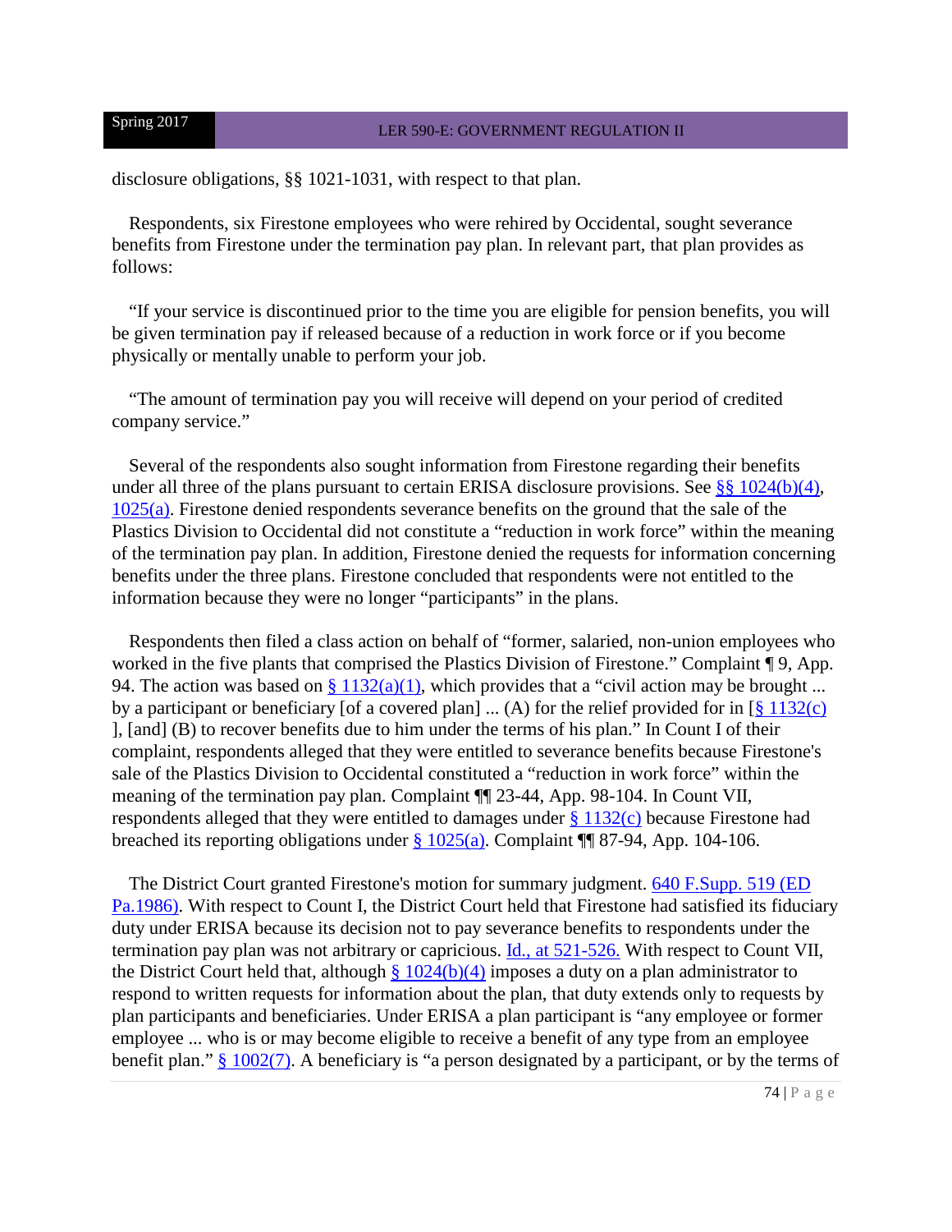disclosure obligations, §§ 1021-1031, with respect to that plan.

Respondents, six Firestone employees who were rehired by Occidental, sought severance benefits from Firestone under the termination pay plan. In relevant part, that plan provides as follows:

"If your service is discontinued prior to the time you are eligible for pension benefits, you will be given termination pay if released because of a reduction in work force or if you become physically or mentally unable to perform your job.

"The amount of termination pay you will receive will depend on your period of credited company service."

Several of the respondents also sought information from Firestone regarding their benefits under all three of the plans pursuant to certain ERISA disclosure provisions. See §§ 1024(b)(4), 1025(a). Firestone denied respondents severance benefits on the ground that the sale of the Plastics Division to Occidental did not constitute a "reduction in work force" within the meaning of the termination pay plan. In addition, Firestone denied the requests for information concerning benefits under the three plans. Firestone concluded that respondents were not entitled to the information because they were no longer "participants" in the plans.

Respondents then filed a class action on behalf of "former, salaried, non-union employees who worked in the five plants that comprised the Plastics Division of Firestone." Complaint ¶ 9, App. 94. The action was based on § 1132(a)(1), which provides that a "civil action may be brought ... by a participant or beneficiary [of a covered plan] ... (A) for the relief provided for in [§ 1132(c) ], [and] (B) to recover benefits due to him under the terms of his plan." In Count I of their complaint, respondents alleged that they were entitled to severance benefits because Firestone's sale of the Plastics Division to Occidental constituted a "reduction in work force" within the meaning of the termination pay plan. Complaint ¶¶ 23-44, App. 98-104. In Count VII, respondents alleged that they were entitled to damages under § 1132(c) because Firestone had breached its reporting obligations under § 1025(a). Complaint ¶¶ 87-94, App. 104-106.

The District Court granted Firestone's motion for summary judgment. 640 F.Supp. 519 (ED Pa.1986). With respect to Count I, the District Court held that Firestone had satisfied its fiduciary duty under ERISA because its decision not to pay severance benefits to respondents under the termination pay plan was not arbitrary or capricious. Id., at 521-526. With respect to Count VII, the District Court held that, although § 1024(b)(4) imposes a duty on a plan administrator to respond to written requests for information about the plan, that duty extends only to requests by plan participants and beneficiaries. Under ERISA a plan participant is "any employee or former employee ... who is or may become eligible to receive a benefit of any type from an employee benefit plan." § 1002(7). A beneficiary is "a person designated by a participant, or by the terms of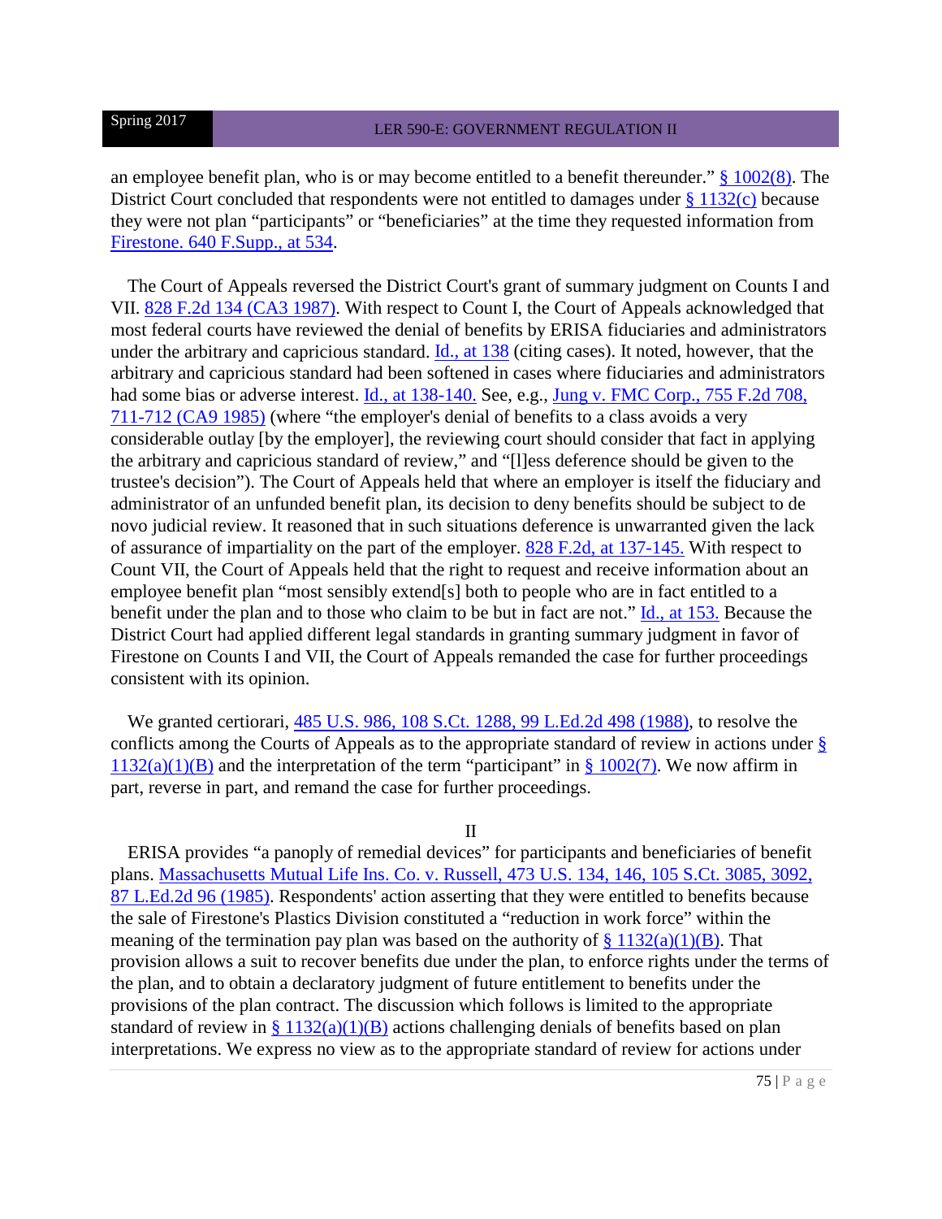an employee benefit plan, who is or may become entitled to a benefit thereunder." § 1002(8). The District Court concluded that respondents were not entitled to damages under § 1132(c) because they were not plan "participants" or "beneficiaries" at the time they requested information from Firestone. 640 F.Supp., at 534.

The Court of Appeals reversed the District Court's grant of summary judgment on Counts I and VII. 828 F.2d 134 (CA3 1987). With respect to Count I, the Court of Appeals acknowledged that most federal courts have reviewed the denial of benefits by ERISA fiduciaries and administrators under the arbitrary and capricious standard. Id., at 138 (citing cases). It noted, however, that the arbitrary and capricious standard had been softened in cases where fiduciaries and administrators had some bias or adverse interest. Id., at 138-140. See, e.g., Jung v. FMC Corp., 755 F.2d 708, 711-712 (CA9 1985) (where "the employer's denial of benefits to a class avoids a very considerable outlay [by the employer], the reviewing court should consider that fact in applying the arbitrary and capricious standard of review," and "[l]ess deference should be given to the trustee's decision"). The Court of Appeals held that where an employer is itself the fiduciary and administrator of an unfunded benefit plan, its decision to deny benefits should be subject to de novo judicial review. It reasoned that in such situations deference is unwarranted given the lack of assurance of impartiality on the part of the employer. 828 F.2d, at 137-145. With respect to Count VII, the Court of Appeals held that the right to request and receive information about an employee benefit plan "most sensibly extend[s] both to people who are in fact entitled to a benefit under the plan and to those who claim to be but in fact are not." Id., at 153. Because the District Court had applied different legal standards in granting summary judgment in favor of Firestone on Counts I and VII, the Court of Appeals remanded the case for further proceedings consistent with its opinion.

We granted certiorari, 485 U.S. 986, 108 S.Ct. 1288, 99 L.Ed.2d 498 (1988), to resolve the conflicts among the Courts of Appeals as to the appropriate standard of review in actions under § 1132(a)(1)(B) and the interpretation of the term "participant" in § 1002(7). We now affirm in part, reverse in part, and remand the case for further proceedings.

## II

ERISA provides "a panoply of remedial devices" for participants and beneficiaries of benefit plans. Massachusetts Mutual Life Ins. Co. v. Russell, 473 U.S. 134, 146, 105 S.Ct. 3085, 3092, 87 L.Ed.2d 96 (1985). Respondents' action asserting that they were entitled to benefits because the sale of Firestone's Plastics Division constituted a "reduction in work force" within the meaning of the termination pay plan was based on the authority of § 1132(a)(1)(B). That provision allows a suit to recover benefits due under the plan, to enforce rights under the terms of the plan, and to obtain a declaratory judgment of future entitlement to benefits under the provisions of the plan contract. The discussion which follows is limited to the appropriate standard of review in § 1132(a)(1)(B) actions challenging denials of benefits based on plan interpretations. We express no view as to the appropriate standard of review for actions under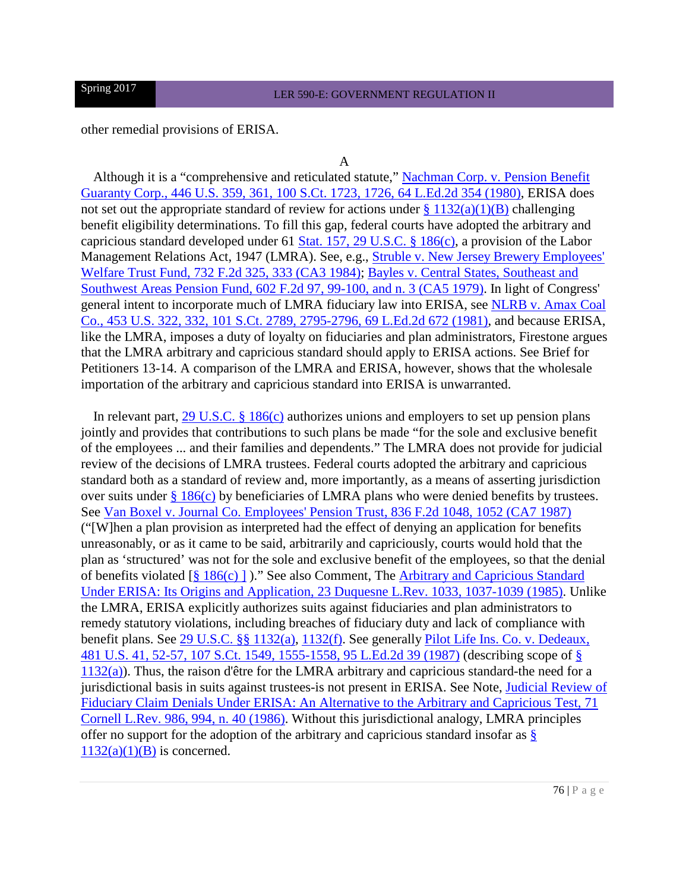other remedial provisions of ERISA.

A

Although it is a "comprehensive and reticulated statute," Nachman Corp. v. Pension Benefit Guaranty Corp., 446 U.S. 359, 361, 100 S.Ct. 1723, 1726, 64 L.Ed.2d 354 (1980), ERISA does not set out the appropriate standard of review for actions under § 1132(a)(1)(B) challenging benefit eligibility determinations. To fill this gap, federal courts have adopted the arbitrary and capricious standard developed under 61 Stat. 157, 29 U.S.C. § 186(c), a provision of the Labor Management Relations Act, 1947 (LMRA). See, e.g., Struble v. New Jersey Brewery Employees' Welfare Trust Fund, 732 F.2d 325, 333 (CA3 1984); Bayles v. Central States, Southeast and Southwest Areas Pension Fund, 602 F.2d 97, 99-100, and n. 3 (CA5 1979). In light of Congress' general intent to incorporate much of LMRA fiduciary law into ERISA, see NLRB v. Amax Coal Co., 453 U.S. 322, 332, 101 S.Ct. 2789, 2795-2796, 69 L.Ed.2d 672 (1981), and because ERISA, like the LMRA, imposes a duty of loyalty on fiduciaries and plan administrators, Firestone argues that the LMRA arbitrary and capricious standard should apply to ERISA actions. See Brief for Petitioners 13-14. A comparison of the LMRA and ERISA, however, shows that the wholesale importation of the arbitrary and capricious standard into ERISA is unwarranted.

In relevant part, 29 U.S.C. § 186(c) authorizes unions and employers to set up pension plans jointly and provides that contributions to such plans be made "for the sole and exclusive benefit of the employees ... and their families and dependents." The LMRA does not provide for judicial review of the decisions of LMRA trustees. Federal courts adopted the arbitrary and capricious standard both as a standard of review and, more importantly, as a means of asserting jurisdiction over suits under § 186(c) by beneficiaries of LMRA plans who were denied benefits by trustees. See Van Boxel v. Journal Co. Employees' Pension Trust, 836 F.2d 1048, 1052 (CA7 1987) ("[W]hen a plan provision as interpreted had the effect of denying an application for benefits unreasonably, or as it came to be said, arbitrarily and capriciously, courts would hold that the plan as 'structured' was not for the sole and exclusive benefit of the employees, so that the denial of benefits violated [§ 186(c) ] )." See also Comment, The Arbitrary and Capricious Standard Under ERISA: Its Origins and Application, 23 Duquesne L.Rev. 1033, 1037-1039 (1985). Unlike the LMRA, ERISA explicitly authorizes suits against fiduciaries and plan administrators to remedy statutory violations, including breaches of fiduciary duty and lack of compliance with benefit plans. See 29 U.S.C. §§ 1132(a), 1132(f). See generally Pilot Life Ins. Co. v. Dedeaux, 481 U.S. 41, 52-57, 107 S.Ct. 1549, 1555-1558, 95 L.Ed.2d 39 (1987) (describing scope of § 1132(a)). Thus, the raison d'être for the LMRA arbitrary and capricious standard-the need for a jurisdictional basis in suits against trustees-is not present in ERISA. See Note, Judicial Review of Fiduciary Claim Denials Under ERISA: An Alternative to the Arbitrary and Capricious Test, 71 Cornell L.Rev. 986, 994, n. 40 (1986). Without this jurisdictional analogy, LMRA principles offer no support for the adoption of the arbitrary and capricious standard insofar as § 1132(a)(1)(B) is concerned.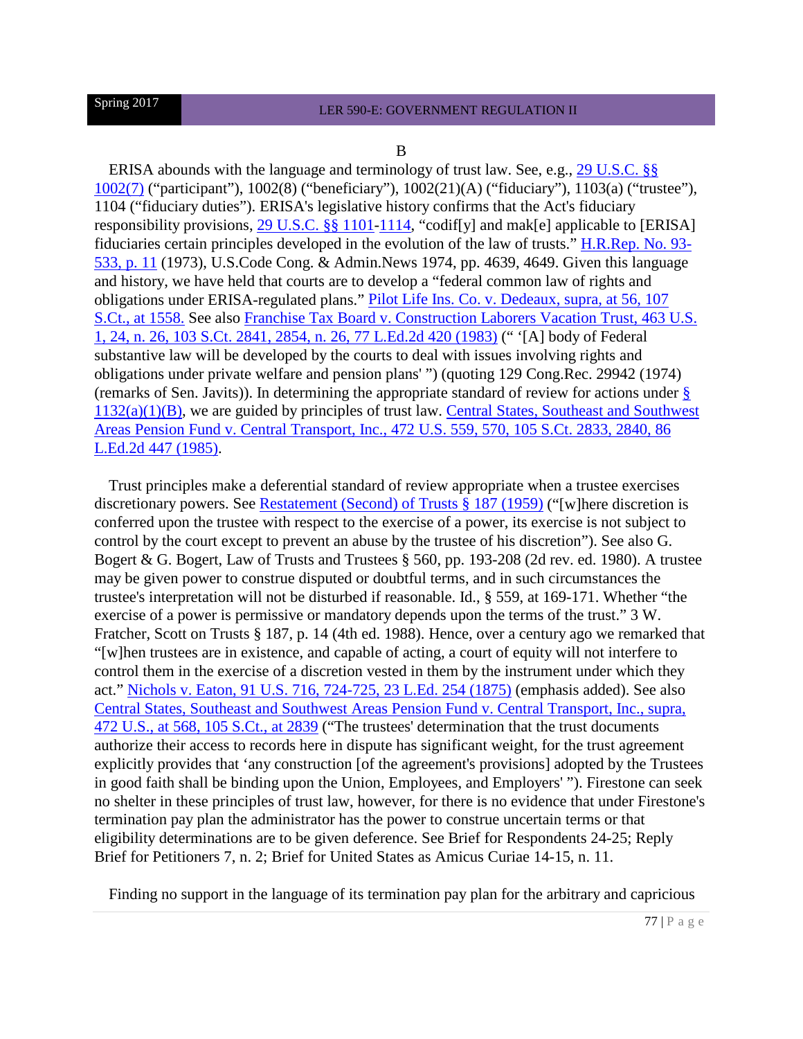B

ERISA abounds with the language and terminology of trust law. See, e.g., 29 U.S.C. §§ 1002(7) ("participant"), 1002(8) ("beneficiary"), 1002(21)(A) ("fiduciary"), 1103(a) ("trustee"), 1104 ("fiduciary duties"). ERISA's legislative history confirms that the Act's fiduciary responsibility provisions, 29 U.S.C. §§ 1101-1114, "codif[y] and mak[e] applicable to [ERISA] fiduciaries certain principles developed in the evolution of the law of trusts." H.R.Rep. No. 93-533, p. 11 (1973), U.S.Code Cong. & Admin.News 1974, pp. 4639, 4649. Given this language and history, we have held that courts are to develop a "federal common law of rights and obligations under ERISA-regulated plans." Pilot Life Ins. Co. v. Dedeaux, supra, at 56, 107 S.Ct., at 1558. See also Franchise Tax Board v. Construction Laborers Vacation Trust, 463 U.S. 1, 24, n. 26, 103 S.Ct. 2841, 2854, n. 26, 77 L.Ed.2d 420 (1983) (" '[A] body of Federal substantive law will be developed by the courts to deal with issues involving rights and obligations under private welfare and pension plans' ") (quoting 129 Cong.Rec. 29942 (1974) (remarks of Sen. Javits)). In determining the appropriate standard of review for actions under § 1132(a)(1)(B), we are guided by principles of trust law. Central States, Southeast and Southwest Areas Pension Fund v. Central Transport, Inc., 472 U.S. 559, 570, 105 S.Ct. 2833, 2840, 86 L.Ed.2d 447 (1985).

Trust principles make a deferential standard of review appropriate when a trustee exercises discretionary powers. See Restatement (Second) of Trusts § 187 (1959) ("[w]here discretion is conferred upon the trustee with respect to the exercise of a power, its exercise is not subject to control by the court except to prevent an abuse by the trustee of his discretion"). See also G. Bogert & G. Bogert, Law of Trusts and Trustees § 560, pp. 193-208 (2d rev. ed. 1980). A trustee may be given power to construe disputed or doubtful terms, and in such circumstances the trustee's interpretation will not be disturbed if reasonable. Id., § 559, at 169-171. Whether "the exercise of a power is permissive or mandatory depends upon the terms of the trust." 3 W. Fratcher, Scott on Trusts § 187, p. 14 (4th ed. 1988). Hence, over a century ago we remarked that "[w]hen trustees are in existence, and capable of acting, a court of equity will not interfere to control them in the exercise of a discretion vested in them by the instrument under which they act." Nichols v. Eaton, 91 U.S. 716, 724-725, 23 L.Ed. 254 (1875) (emphasis added). See also Central States, Southeast and Southwest Areas Pension Fund v. Central Transport, Inc., supra, 472 U.S., at 568, 105 S.Ct., at 2839 ("The trustees' determination that the trust documents authorize their access to records here in dispute has significant weight, for the trust agreement explicitly provides that 'any construction [of the agreement's provisions] adopted by the Trustees in good faith shall be binding upon the Union, Employees, and Employers' "). Firestone can seek no shelter in these principles of trust law, however, for there is no evidence that under Firestone's termination pay plan the administrator has the power to construe uncertain terms or that eligibility determinations are to be given deference. See Brief for Respondents 24-25; Reply Brief for Petitioners 7, n. 2; Brief for United States as Amicus Curiae 14-15, n. 11.

Finding no support in the language of its termination pay plan for the arbitrary and capricious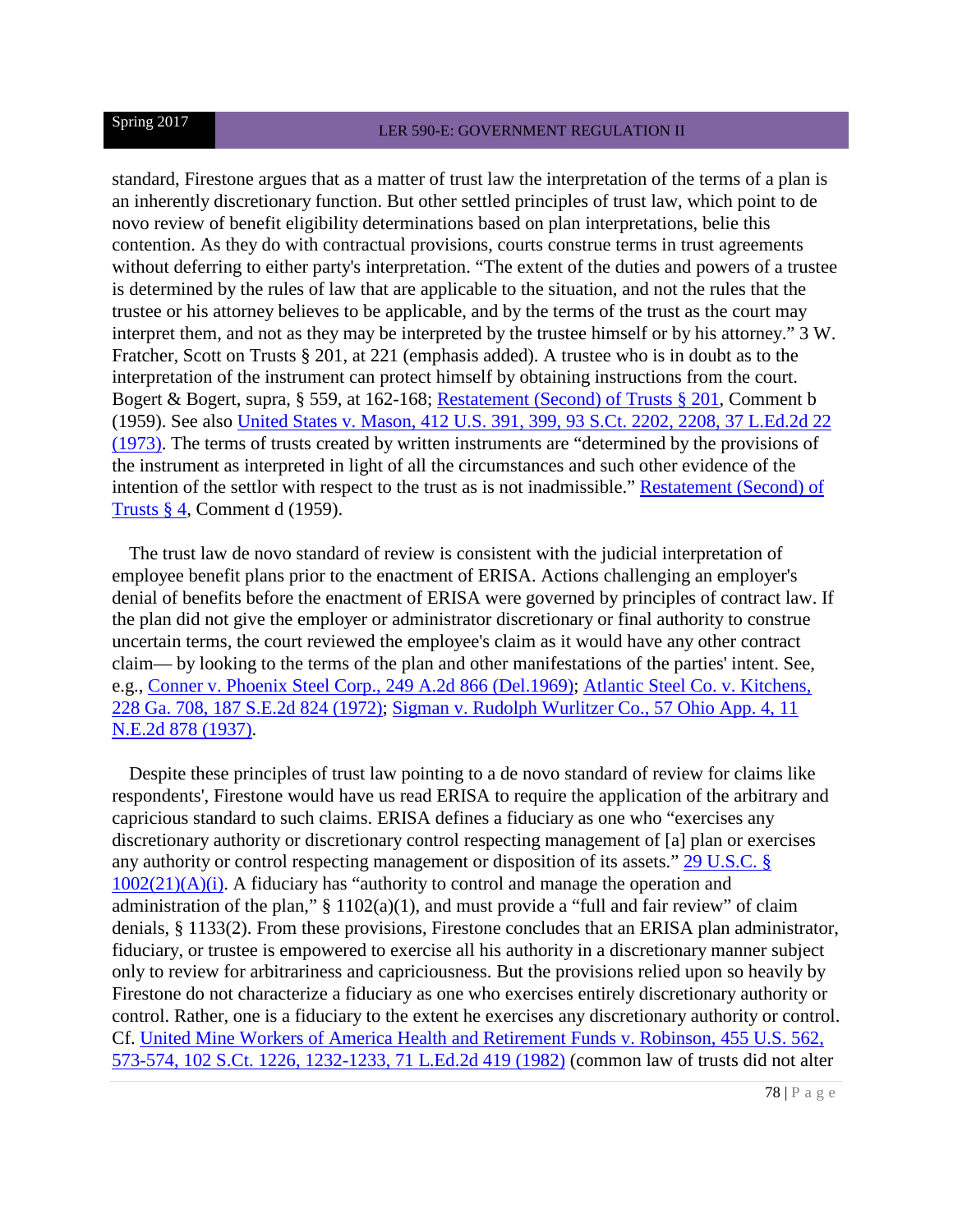standard, Firestone argues that as a matter of trust law the interpretation of the terms of a plan is an inherently discretionary function. But other settled principles of trust law, which point to de novo review of benefit eligibility determinations based on plan interpretations, belie this contention. As they do with contractual provisions, courts construe terms in trust agreements without deferring to either party's interpretation. "The extent of the duties and powers of a trustee is determined by the rules of law that are applicable to the situation, and not the rules that the trustee or his attorney believes to be applicable, and by the terms of the trust as the court may interpret them, and not as they may be interpreted by the trustee himself or by his attorney." 3 W. Fratcher, Scott on Trusts § 201, at 221 (emphasis added). A trustee who is in doubt as to the interpretation of the instrument can protect himself by obtaining instructions from the court. Bogert & Bogert, supra, § 559, at 162-168; Restatement (Second) of Trusts § 201, Comment b (1959). See also United States v. Mason, 412 U.S. 391, 399, 93 S.Ct. 2202, 2208, 37 L.Ed.2d 22 (1973). The terms of trusts created by written instruments are "determined by the provisions of the instrument as interpreted in light of all the circumstances and such other evidence of the intention of the settlor with respect to the trust as is not inadmissible." Restatement (Second) of Trusts § 4, Comment d (1959).

The trust law de novo standard of review is consistent with the judicial interpretation of employee benefit plans prior to the enactment of ERISA. Actions challenging an employer's denial of benefits before the enactment of ERISA were governed by principles of contract law. If the plan did not give the employer or administrator discretionary or final authority to construe uncertain terms, the court reviewed the employee's claim as it would have any other contract claim— by looking to the terms of the plan and other manifestations of the parties' intent. See, e.g., Conner v. Phoenix Steel Corp., 249 A.2d 866 (Del.1969); Atlantic Steel Co. v. Kitchens, 228 Ga. 708, 187 S.E.2d 824 (1972); Sigman v. Rudolph Wurlitzer Co., 57 Ohio App. 4, 11 N.E.2d 878 (1937).

Despite these principles of trust law pointing to a de novo standard of review for claims like respondents', Firestone would have us read ERISA to require the application of the arbitrary and capricious standard to such claims. ERISA defines a fiduciary as one who "exercises any discretionary authority or discretionary control respecting management of [a] plan or exercises any authority or control respecting management or disposition of its assets." 29 U.S.C. § 1002(21)(A)(i). A fiduciary has "authority to control and manage the operation and administration of the plan," § 1102(a)(1), and must provide a "full and fair review" of claim denials, § 1133(2). From these provisions, Firestone concludes that an ERISA plan administrator, fiduciary, or trustee is empowered to exercise all his authority in a discretionary manner subject only to review for arbitrariness and capriciousness. But the provisions relied upon so heavily by Firestone do not characterize a fiduciary as one who exercises entirely discretionary authority or control. Rather, one is a fiduciary to the extent he exercises any discretionary authority or control. Cf. United Mine Workers of America Health and Retirement Funds v. Robinson, 455 U.S. 562, 573-574, 102 S.Ct. 1226, 1232-1233, 71 L.Ed.2d 419 (1982) (common law of trusts did not alter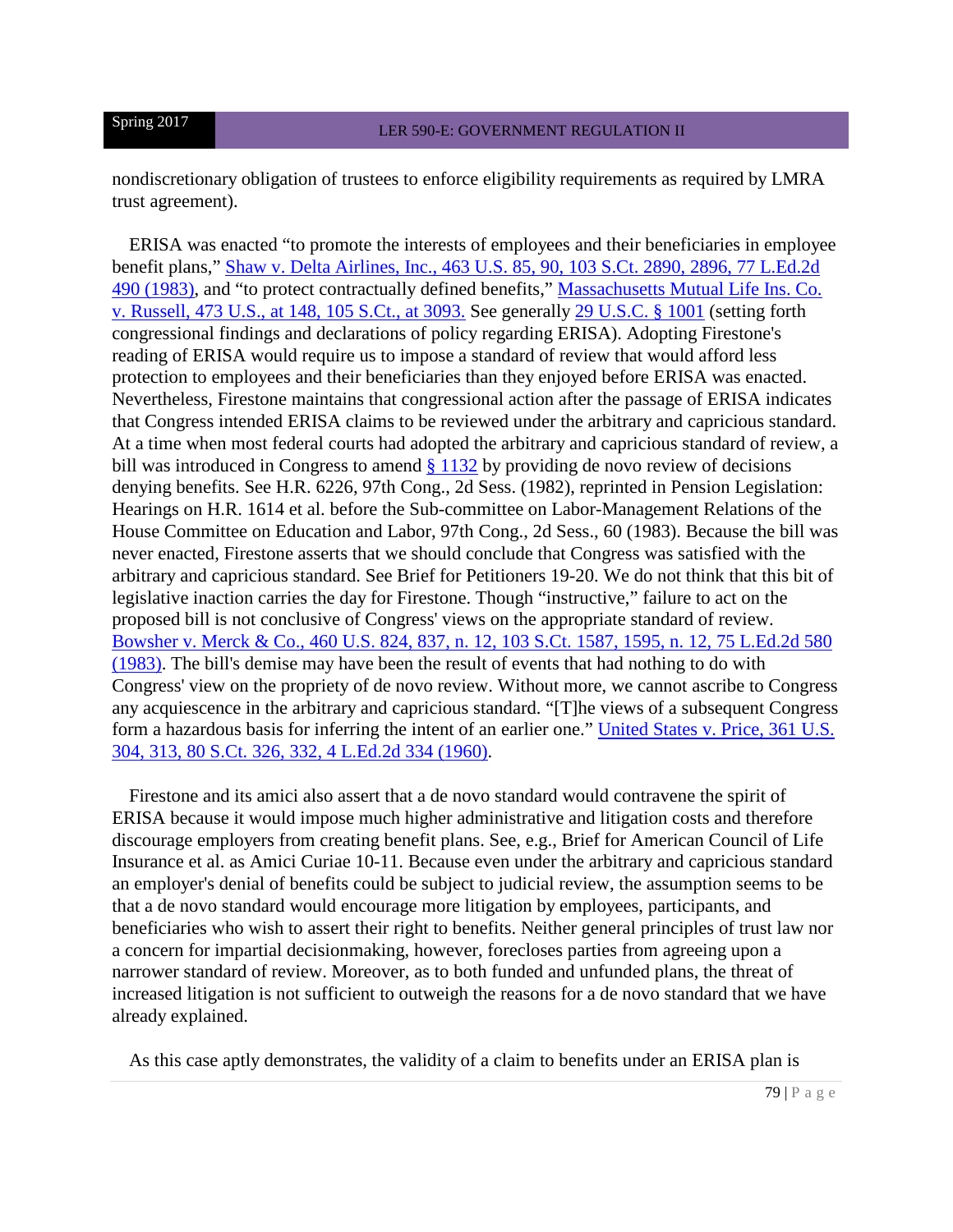nondiscretionary obligation of trustees to enforce eligibility requirements as required by LMRA trust agreement).

ERISA was enacted "to promote the interests of employees and their beneficiaries in employee benefit plans," Shaw v. Delta Airlines, Inc., 463 U.S. 85, 90, 103 S.Ct. 2890, 2896, 77 L.Ed.2d 490 (1983), and "to protect contractually defined benefits," Massachusetts Mutual Life Ins. Co. v. Russell, 473 U.S., at 148, 105 S.Ct., at 3093. See generally 29 U.S.C. § 1001 (setting forth congressional findings and declarations of policy regarding ERISA). Adopting Firestone's reading of ERISA would require us to impose a standard of review that would afford less protection to employees and their beneficiaries than they enjoyed before ERISA was enacted. Nevertheless, Firestone maintains that congressional action after the passage of ERISA indicates that Congress intended ERISA claims to be reviewed under the arbitrary and capricious standard. At a time when most federal courts had adopted the arbitrary and capricious standard of review, a bill was introduced in Congress to amend § 1132 by providing de novo review of decisions denying benefits. See H.R. 6226, 97th Cong., 2d Sess. (1982), reprinted in Pension Legislation: Hearings on H.R. 1614 et al. before the Sub-committee on Labor-Management Relations of the House Committee on Education and Labor, 97th Cong., 2d Sess., 60 (1983). Because the bill was never enacted, Firestone asserts that we should conclude that Congress was satisfied with the arbitrary and capricious standard. See Brief for Petitioners 19-20. We do not think that this bit of legislative inaction carries the day for Firestone. Though "instructive," failure to act on the proposed bill is not conclusive of Congress' views on the appropriate standard of review. Bowsher v. Merck & Co., 460 U.S. 824, 837, n. 12, 103 S.Ct. 1587, 1595, n. 12, 75 L.Ed.2d 580 (1983). The bill's demise may have been the result of events that had nothing to do with Congress' view on the propriety of de novo review. Without more, we cannot ascribe to Congress any acquiescence in the arbitrary and capricious standard. "[T]he views of a subsequent Congress form a hazardous basis for inferring the intent of an earlier one." United States v. Price, 361 U.S. 304, 313, 80 S.Ct. 326, 332, 4 L.Ed.2d 334 (1960).

Firestone and its amici also assert that a de novo standard would contravene the spirit of ERISA because it would impose much higher administrative and litigation costs and therefore discourage employers from creating benefit plans. See, e.g., Brief for American Council of Life Insurance et al. as Amici Curiae 10-11. Because even under the arbitrary and capricious standard an employer's denial of benefits could be subject to judicial review, the assumption seems to be that a de novo standard would encourage more litigation by employees, participants, and beneficiaries who wish to assert their right to benefits. Neither general principles of trust law nor a concern for impartial decisionmaking, however, forecloses parties from agreeing upon a narrower standard of review. Moreover, as to both funded and unfunded plans, the threat of increased litigation is not sufficient to outweigh the reasons for a de novo standard that we have already explained.

As this case aptly demonstrates, the validity of a claim to benefits under an ERISA plan is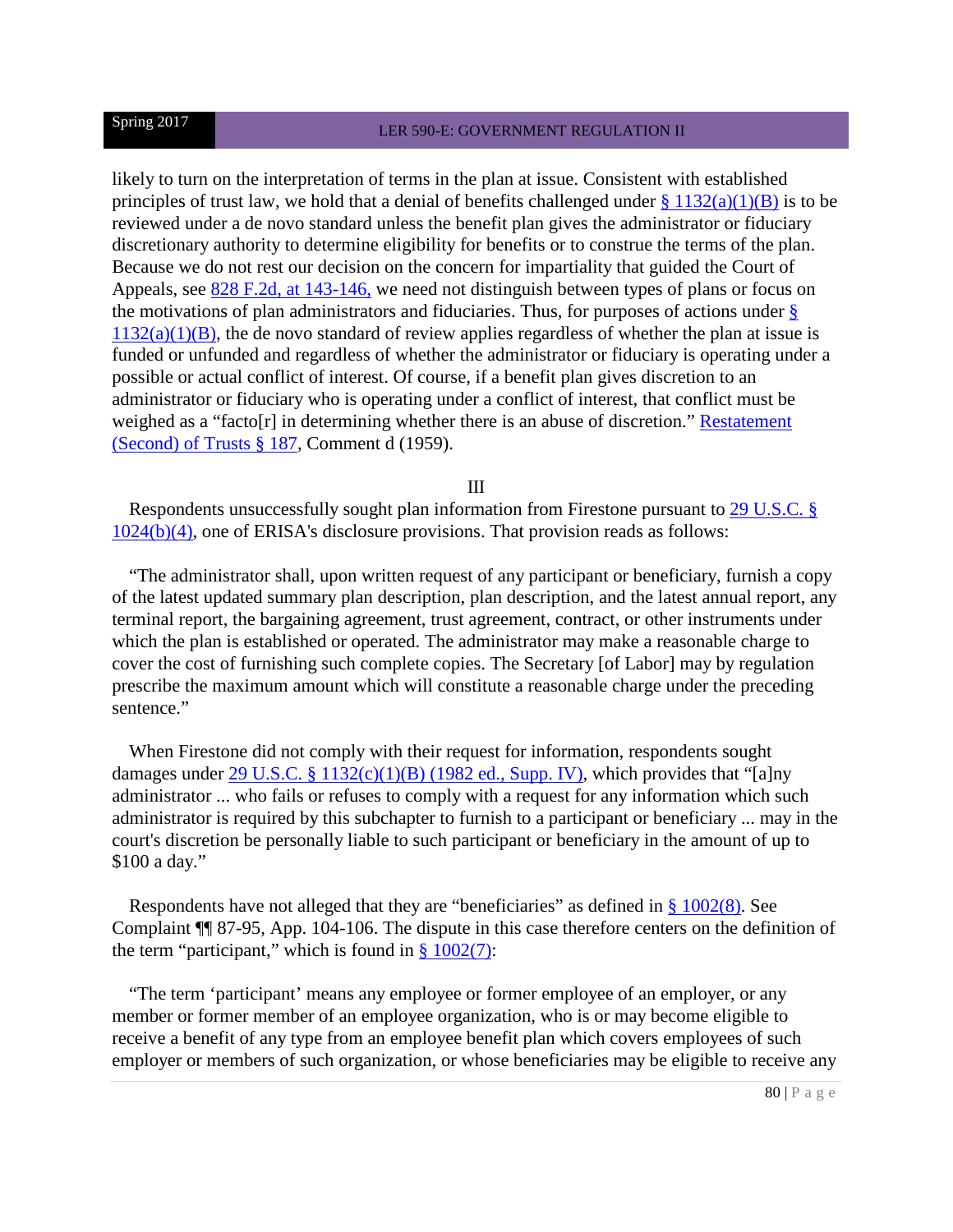likely to turn on the interpretation of terms in the plan at issue. Consistent with established principles of trust law, we hold that a denial of benefits challenged under § 1132(a)(1)(B) is to be reviewed under a de novo standard unless the benefit plan gives the administrator or fiduciary discretionary authority to determine eligibility for benefits or to construe the terms of the plan. Because we do not rest our decision on the concern for impartiality that guided the Court of Appeals, see 828 F.2d, at 143-146, we need not distinguish between types of plans or focus on the motivations of plan administrators and fiduciaries. Thus, for purposes of actions under § 1132(a)(1)(B), the de novo standard of review applies regardless of whether the plan at issue is funded or unfunded and regardless of whether the administrator or fiduciary is operating under a possible or actual conflict of interest. Of course, if a benefit plan gives discretion to an administrator or fiduciary who is operating under a conflict of interest, that conflict must be weighed as a "facto[r] in determining whether there is an abuse of discretion." Restatement (Second) of Trusts § 187, Comment d (1959).

III

Respondents unsuccessfully sought plan information from Firestone pursuant to 29 U.S.C. § 1024(b)(4), one of ERISA's disclosure provisions. That provision reads as follows:

"The administrator shall, upon written request of any participant or beneficiary, furnish a copy of the latest updated summary plan description, plan description, and the latest annual report, any terminal report, the bargaining agreement, trust agreement, contract, or other instruments under which the plan is established or operated. The administrator may make a reasonable charge to cover the cost of furnishing such complete copies. The Secretary [of Labor] may by regulation prescribe the maximum amount which will constitute a reasonable charge under the preceding sentence."

When Firestone did not comply with their request for information, respondents sought damages under 29 U.S.C. § 1132(c)(1)(B) (1982 ed., Supp. IV), which provides that "[a]ny administrator ... who fails or refuses to comply with a request for any information which such administrator is required by this subchapter to furnish to a participant or beneficiary ... may in the court's discretion be personally liable to such participant or beneficiary in the amount of up to $100 a day."

Respondents have not alleged that they are "beneficiaries" as defined in § 1002(8). See Complaint ¶¶ 87-95, App. 104-106. The dispute in this case therefore centers on the definition of the term "participant," which is found in § 1002(7):

"The term 'participant' means any employee or former employee of an employer, or any member or former member of an employee organization, who is or may become eligible to receive a benefit of any type from an employee benefit plan which covers employees of such employer or members of such organization, or whose beneficiaries may be eligible to receive any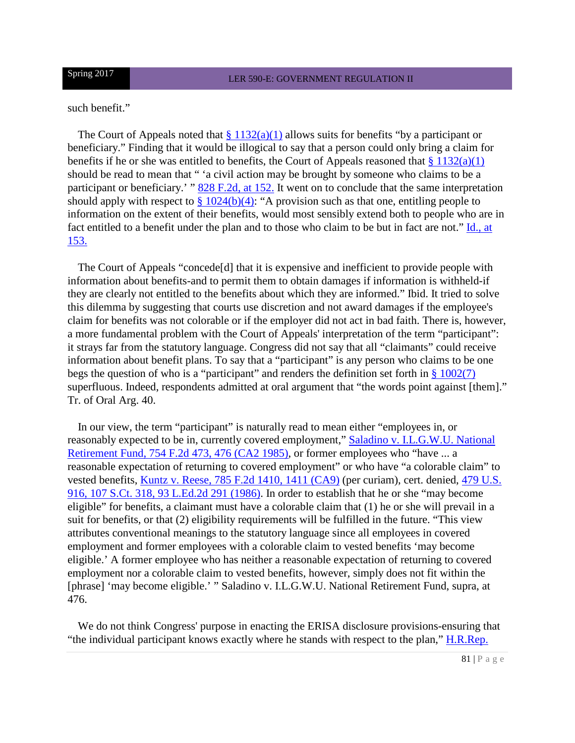such benefit."

The Court of Appeals noted that § 1132(a)(1) allows suits for benefits "by a participant or beneficiary." Finding that it would be illogical to say that a person could only bring a claim for benefits if he or she was entitled to benefits, the Court of Appeals reasoned that § 1132(a)(1) should be read to mean that " 'a civil action may be brought by someone who claims to be a participant or beneficiary.' " 828 F.2d, at 152. It went on to conclude that the same interpretation should apply with respect to § 1024(b)(4): "A provision such as that one, entitling people to information on the extent of their benefits, would most sensibly extend both to people who are in fact entitled to a benefit under the plan and to those who claim to be but in fact are not." Id., at 153.

The Court of Appeals "concede[d] that it is expensive and inefficient to provide people with information about benefits-and to permit them to obtain damages if information is withheld-if they are clearly not entitled to the benefits about which they are informed." Ibid. It tried to solve this dilemma by suggesting that courts use discretion and not award damages if the employee's claim for benefits was not colorable or if the employer did not act in bad faith. There is, however, a more fundamental problem with the Court of Appeals' interpretation of the term "participant": it strays far from the statutory language. Congress did not say that all "claimants" could receive information about benefit plans. To say that a "participant" is any person who claims to be one begs the question of who is a "participant" and renders the definition set forth in § 1002(7) superfluous. Indeed, respondents admitted at oral argument that "the words point against [them]." Tr. of Oral Arg. 40.

In our view, the term "participant" is naturally read to mean either "employees in, or reasonably expected to be in, currently covered employment," Saladino v. I.L.G.W.U. National Retirement Fund, 754 F.2d 473, 476 (CA2 1985), or former employees who "have ... a reasonable expectation of returning to covered employment" or who have "a colorable claim" to vested benefits, Kuntz v. Reese, 785 F.2d 1410, 1411 (CA9) (per curiam), cert. denied, 479 U.S. 916, 107 S.Ct. 318, 93 L.Ed.2d 291 (1986). In order to establish that he or she "may become eligible" for benefits, a claimant must have a colorable claim that (1) he or she will prevail in a suit for benefits, or that (2) eligibility requirements will be fulfilled in the future. "This view attributes conventional meanings to the statutory language since all employees in covered employment and former employees with a colorable claim to vested benefits 'may become eligible.' A former employee who has neither a reasonable expectation of returning to covered employment nor a colorable claim to vested benefits, however, simply does not fit within the [phrase] 'may become eligible.' " Saladino v. I.L.G.W.U. National Retirement Fund, supra, at 476.

We do not think Congress' purpose in enacting the ERISA disclosure provisions-ensuring that "the individual participant knows exactly where he stands with respect to the plan," H.R.Rep.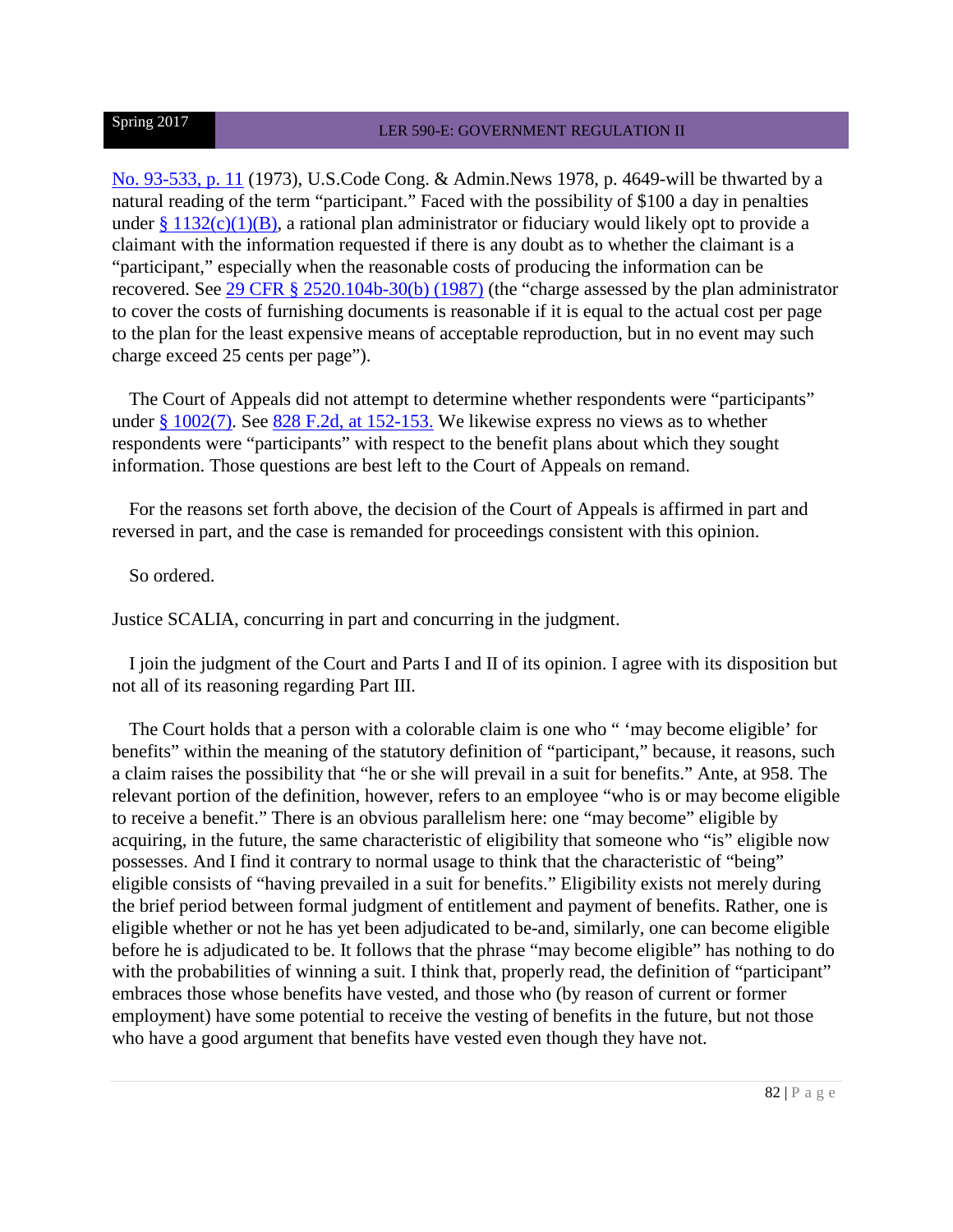No. 93-533, p. 11 (1973), U.S.Code Cong. & Admin.News 1978, p. 4649-will be thwarted by a natural reading of the term "participant." Faced with the possibility of $100 a day in penalties under § 1132(c)(1)(B), a rational plan administrator or fiduciary would likely opt to provide a claimant with the information requested if there is any doubt as to whether the claimant is a "participant," especially when the reasonable costs of producing the information can be recovered. See 29 CFR § 2520.104b-30(b) (1987) (the "charge assessed by the plan administrator to cover the costs of furnishing documents is reasonable if it is equal to the actual cost per page to the plan for the least expensive means of acceptable reproduction, but in no event may such charge exceed 25 cents per page").

The Court of Appeals did not attempt to determine whether respondents were "participants" under § 1002(7). See 828 F.2d, at 152-153. We likewise express no views as to whether respondents were "participants" with respect to the benefit plans about which they sought information. Those questions are best left to the Court of Appeals on remand.

For the reasons set forth above, the decision of the Court of Appeals is affirmed in part and reversed in part, and the case is remanded for proceedings consistent with this opinion.

So ordered.

Justice SCALIA, concurring in part and concurring in the judgment.

I join the judgment of the Court and Parts I and II of its opinion. I agree with its disposition but not all of its reasoning regarding Part III.

The Court holds that a person with a colorable claim is one who " 'may become eligible' for benefits" within the meaning of the statutory definition of "participant," because, it reasons, such a claim raises the possibility that "he or she will prevail in a suit for benefits." Ante, at 958. The relevant portion of the definition, however, refers to an employee "who is or may become eligible to receive a benefit." There is an obvious parallelism here: one "may become" eligible by acquiring, in the future, the same characteristic of eligibility that someone who "is" eligible now possesses. And I find it contrary to normal usage to think that the characteristic of "being" eligible consists of "having prevailed in a suit for benefits." Eligibility exists not merely during the brief period between formal judgment of entitlement and payment of benefits. Rather, one is eligible whether or not he has yet been adjudicated to be-and, similarly, one can become eligible before he is adjudicated to be. It follows that the phrase "may become eligible" has nothing to do with the probabilities of winning a suit. I think that, properly read, the definition of "participant" embraces those whose benefits have vested, and those who (by reason of current or former employment) have some potential to receive the vesting of benefits in the future, but not those who have a good argument that benefits have vested even though they have not.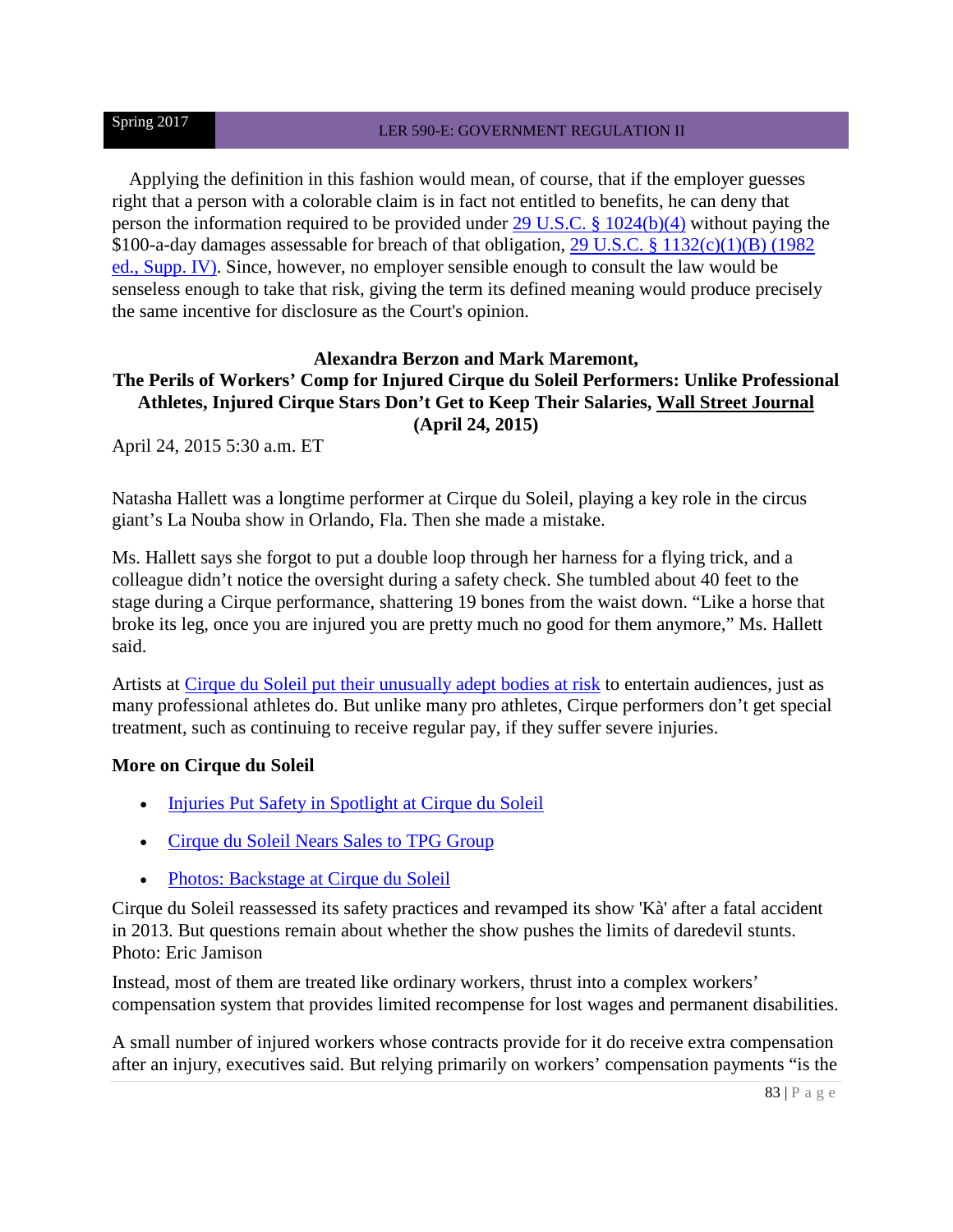Applying the definition in this fashion would mean, of course, that if the employer guesses right that a person with a colorable claim is in fact not entitled to benefits, he can deny that person the information required to be provided under 29 U.S.C. § 1024(b)(4) without paying the $100-a-day damages assessable for breach of that obligation, 29 U.S.C. § 1132(c)(1)(B) (1982 ed., Supp. IV). Since, however, no employer sensible enough to consult the law would be senseless enough to take that risk, giving the term its defined meaning would produce precisely the same incentive for disclosure as the Court's opinion.

**Alexandra Berzon and Mark Maremont,**
**The Perils of Workers' Comp for Injured Cirque du Soleil Performers: Unlike Professional Athletes, Injured Cirque Stars Don't Get to Keep Their Salaries, Wall Street Journal (April 24, 2015)**

April 24, 2015 5:30 a.m. ET

Natasha Hallett was a longtime performer at Cirque du Soleil, playing a key role in the circus giant's La Nouba show in Orlando, Fla. Then she made a mistake.

Ms. Hallett says she forgot to put a double loop through her harness for a flying trick, and a colleague didn't notice the oversight during a safety check. She tumbled about 40 feet to the stage during a Cirque performance, shattering 19 bones from the waist down. "Like a horse that broke its leg, once you are injured you are pretty much no good for them anymore," Ms. Hallett said.

Artists at Cirque du Soleil put their unusually adept bodies at risk to entertain audiences, just as many professional athletes do. But unlike many pro athletes, Cirque performers don't get special treatment, such as continuing to receive regular pay, if they suffer severe injuries.

**More on Cirque du Soleil**

- Injuries Put Safety in Spotlight at Cirque du Soleil
- Cirque du Soleil Nears Sales to TPG Group
- Photos: Backstage at Cirque du Soleil

Cirque du Soleil reassessed its safety practices and revamped its show 'Kà' after a fatal accident in 2013. But questions remain about whether the show pushes the limits of daredevil stunts. Photo: Eric Jamison

Instead, most of them are treated like ordinary workers, thrust into a complex workers' compensation system that provides limited recompense for lost wages and permanent disabilities.

A small number of injured workers whose contracts provide for it do receive extra compensation after an injury, executives said. But relying primarily on workers' compensation payments "is the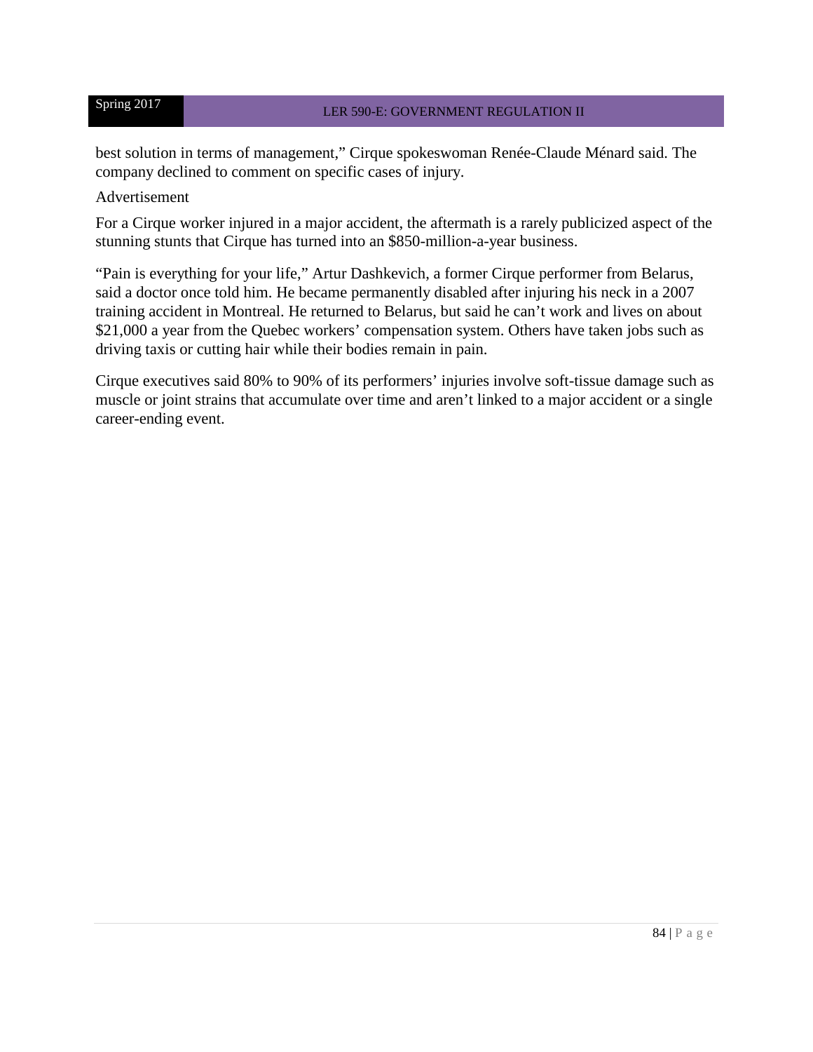best solution in terms of management," Cirque spokeswoman Renée-Claude Ménard said. The company declined to comment on specific cases of injury.

Advertisement

For a Cirque worker injured in a major accident, the aftermath is a rarely publicized aspect of the stunning stunts that Cirque has turned into an $850-million-a-year business.

"Pain is everything for your life," Artur Dashkevich, a former Cirque performer from Belarus, said a doctor once told him. He became permanently disabled after injuring his neck in a 2007 training accident in Montreal. He returned to Belarus, but said he can't work and lives on about $21,000 a year from the Quebec workers' compensation system. Others have taken jobs such as driving taxis or cutting hair while their bodies remain in pain.

Cirque executives said 80% to 90% of its performers' injuries involve soft-tissue damage such as muscle or joint strains that accumulate over time and aren't linked to a major accident or a single career-ending event.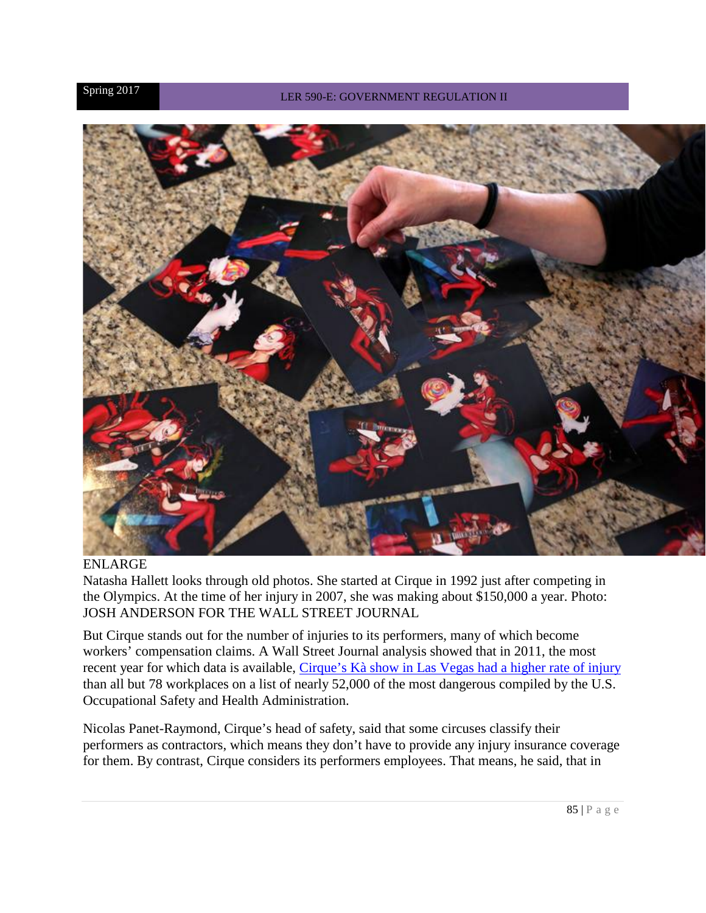ENLARGE
Natasha Hallett looks through old photos. She started at Cirque in 1992 just after competing in the Olympics. At the time of her injury in 2007, she was making about $150,000 a year. Photo: JOSH ANDERSON FOR THE WALL STREET JOURNAL

But Cirque stands out for the number of injuries to its performers, many of which become workers' compensation claims. A Wall Street Journal analysis showed that in 2011, the most recent year for which data is available, [Cirque's Kà show in Las Vegas had a higher rate of injury] than all but 78 workplaces on a list of nearly 52,000 of the most dangerous compiled by the U.S. Occupational Safety and Health Administration.

Nicolas Panet-Raymond, Cirque's head of safety, said that some circuses classify their performers as contractors, which means they don't have to provide any injury insurance coverage for them. By contrast, Cirque considers its performers employees. That means, he said, that in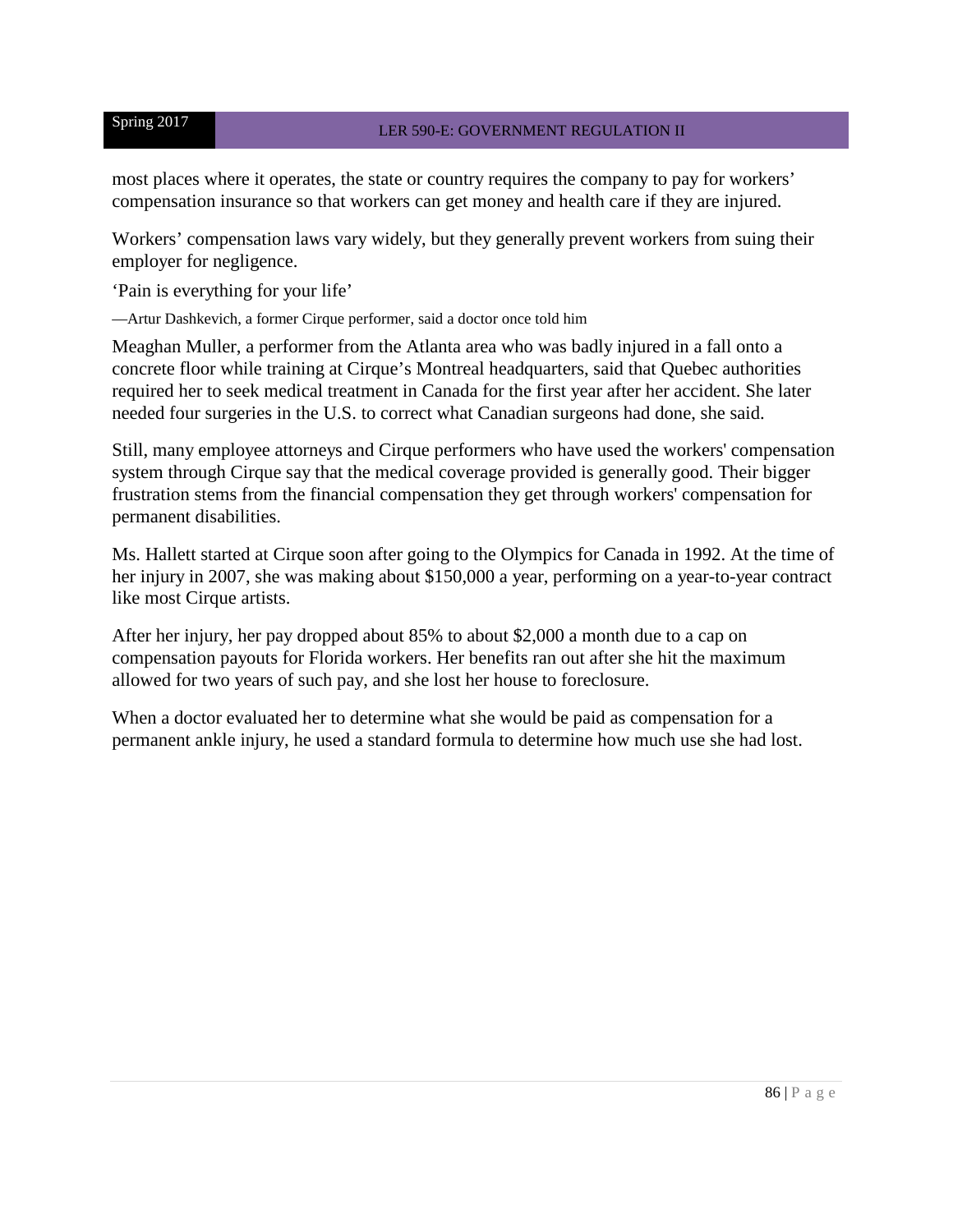most places where it operates, the state or country requires the company to pay for workers' compensation insurance so that workers can get money and health care if they are injured.

Workers' compensation laws vary widely, but they generally prevent workers from suing their employer for negligence.

'Pain is everything for your life'

—Artur Dashkevich, a former Cirque performer, said a doctor once told him

Meaghan Muller, a performer from the Atlanta area who was badly injured in a fall onto a concrete floor while training at Cirque's Montreal headquarters, said that Quebec authorities required her to seek medical treatment in Canada for the first year after her accident. She later needed four surgeries in the U.S. to correct what Canadian surgeons had done, she said.

Still, many employee attorneys and Cirque performers who have used the workers' compensation system through Cirque say that the medical coverage provided is generally good. Their bigger frustration stems from the financial compensation they get through workers' compensation for permanent disabilities.

Ms. Hallett started at Cirque soon after going to the Olympics for Canada in 1992. At the time of her injury in 2007, she was making about $150,000 a year, performing on a year-to-year contract like most Cirque artists.

After her injury, her pay dropped about 85% to about $2,000 a month due to a cap on compensation payouts for Florida workers. Her benefits ran out after she hit the maximum allowed for two years of such pay, and she lost her house to foreclosure.

When a doctor evaluated her to determine what she would be paid as compensation for a permanent ankle injury, he used a standard formula to determine how much use she had lost.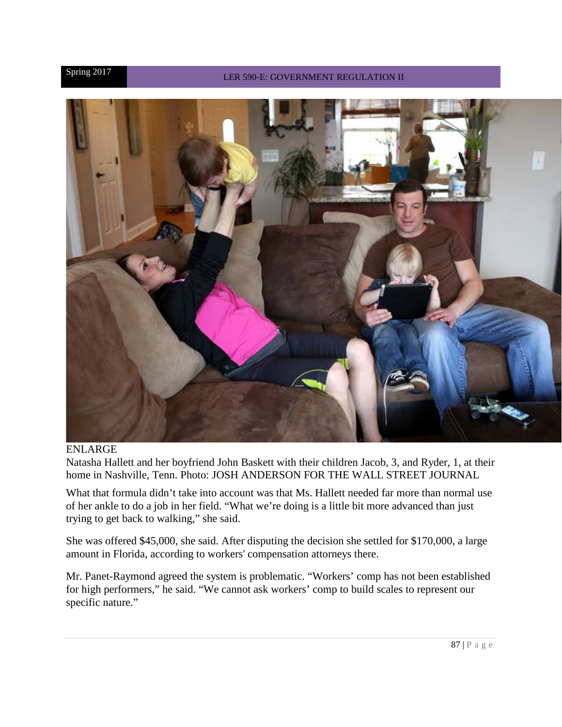ENLARGE

Natasha Hallett and her boyfriend John Baskett with their children Jacob, 3, and Ryder, 1, at their home in Nashville, Tenn. Photo: JOSH ANDERSON FOR THE WALL STREET JOURNAL

What that formula didn't take into account was that Ms. Hallett needed far more than normal use of her ankle to do a job in her field. "What we're doing is a little bit more advanced than just trying to get back to walking," she said.

She was offered $45,000, she said. After disputing the decision she settled for $170,000, a large amount in Florida, according to workers' compensation attorneys there.

Mr. Panet-Raymond agreed the system is problematic. "Workers' comp has not been established for high performers," he said. "We cannot ask workers' comp to build scales to represent our specific nature."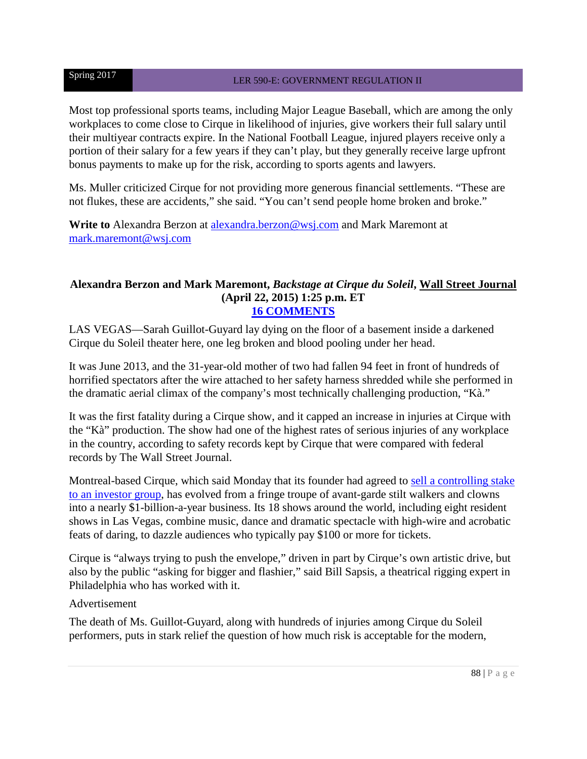Most top professional sports teams, including Major League Baseball, which are among the only workplaces to come close to Cirque in likelihood of injuries, give workers their full salary until their multiyear contracts expire. In the National Football League, injured players receive only a portion of their salary for a few years if they can't play, but they generally receive large upfront bonus payments to make up for the risk, according to sports agents and lawyers.

Ms. Muller criticized Cirque for not providing more generous financial settlements. "These are not flukes, these are accidents," she said. "You can't send people home broken and broke."

**Write to** Alexandra Berzon at [alexandra.berzon@wsj.com](mailto:alexandra.berzon@wsj.com) and Mark Maremont at [mark.maremont@wsj.com](mailto:mark.maremont@wsj.com)

**Alexandra Berzon and Mark Maremont, *Backstage at Cirque du Soleil*, Wall Street Journal (April 22, 2015) 1:25 p.m. ET**
**16 COMMENTS**

LAS VEGAS—Sarah Guillot-Guyard lay dying on the floor of a basement inside a darkened Cirque du Soleil theater here, one leg broken and blood pooling under her head.

It was June 2013, and the 31-year-old mother of two had fallen 94 feet in front of hundreds of horrified spectators after the wire attached to her safety harness shredded while she performed in the dramatic aerial climax of the company's most technically challenging production, "Kà."

It was the first fatality during a Cirque show, and it capped an increase in injuries at Cirque with the "Kà" production. The show had one of the highest rates of serious injuries of any workplace in the country, according to safety records kept by Cirque that were compared with federal records by The Wall Street Journal.

Montreal-based Cirque, which said Monday that its founder had agreed to sell a controlling stake to an investor group, has evolved from a fringe troupe of avant-garde stilt walkers and clowns into a nearly $1-billion-a-year business. Its 18 shows around the world, including eight resident shows in Las Vegas, combine music, dance and dramatic spectacle with high-wire and acrobatic feats of daring, to dazzle audiences who typically pay $100 or more for tickets.

Cirque is "always trying to push the envelope," driven in part by Cirque's own artistic drive, but also by the public "asking for bigger and flashier," said Bill Sapsis, a theatrical rigging expert in Philadelphia who has worked with it.

Advertisement

The death of Ms. Guillot-Guyard, along with hundreds of injuries among Cirque du Soleil performers, puts in stark relief the question of how much risk is acceptable for the modern,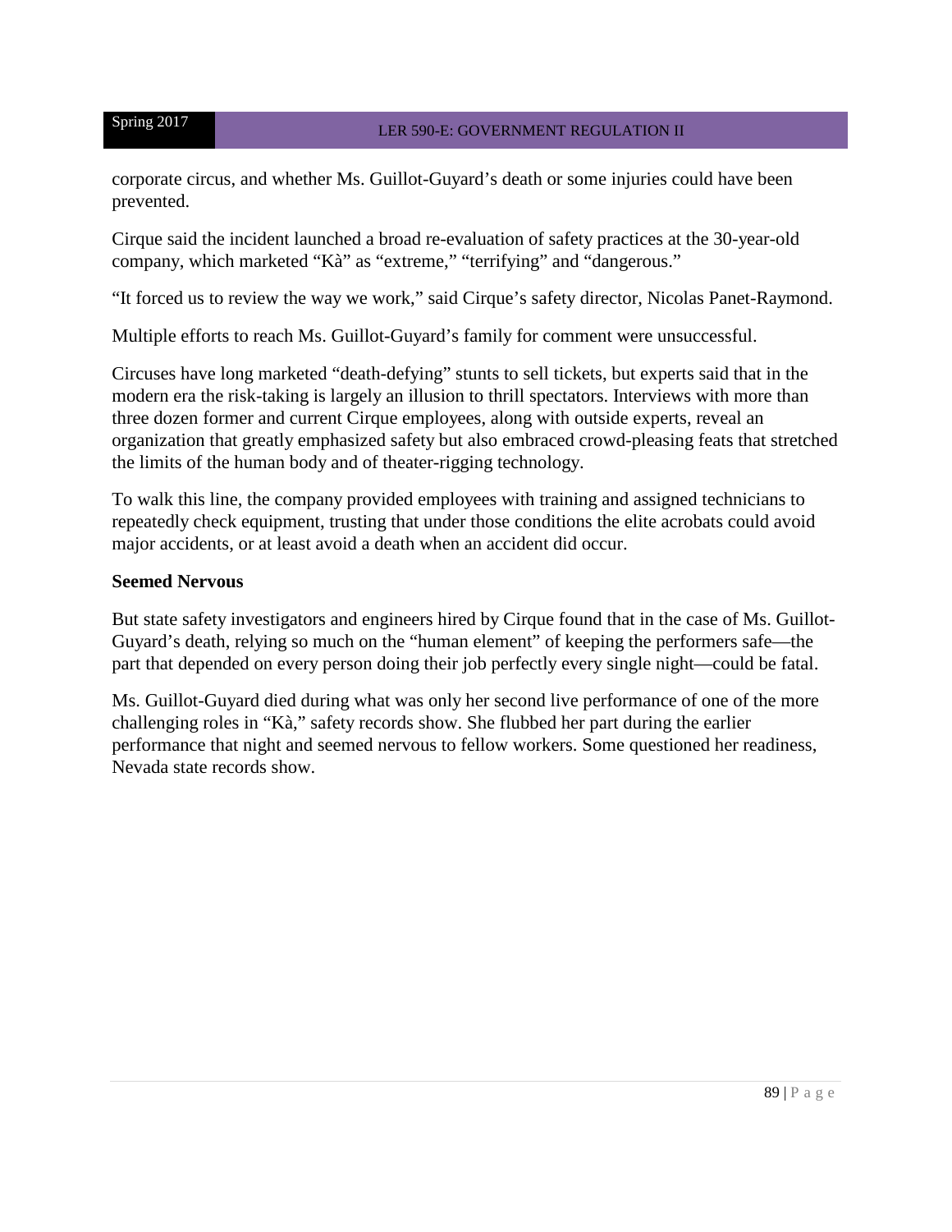corporate circus, and whether Ms. Guillot-Guyard's death or some injuries could have been prevented.

Cirque said the incident launched a broad re-evaluation of safety practices at the 30-year-old company, which marketed "Kà" as "extreme," "terrifying" and "dangerous."

"It forced us to review the way we work," said Cirque's safety director, Nicolas Panet-Raymond.

Multiple efforts to reach Ms. Guillot-Guyard's family for comment were unsuccessful.

Circuses have long marketed "death-defying" stunts to sell tickets, but experts said that in the modern era the risk-taking is largely an illusion to thrill spectators. Interviews with more than three dozen former and current Cirque employees, along with outside experts, reveal an organization that greatly emphasized safety but also embraced crowd-pleasing feats that stretched the limits of the human body and of theater-rigging technology.

To walk this line, the company provided employees with training and assigned technicians to repeatedly check equipment, trusting that under those conditions the elite acrobats could avoid major accidents, or at least avoid a death when an accident did occur.

**Seemed Nervous**

But state safety investigators and engineers hired by Cirque found that in the case of Ms. Guillot-Guyard's death, relying so much on the "human element" of keeping the performers safe—the part that depended on every person doing their job perfectly every single night—could be fatal.

Ms. Guillot-Guyard died during what was only her second live performance of one of the more challenging roles in "Kà," safety records show. She flubbed her part during the earlier performance that night and seemed nervous to fellow workers. Some questioned her readiness, Nevada state records show.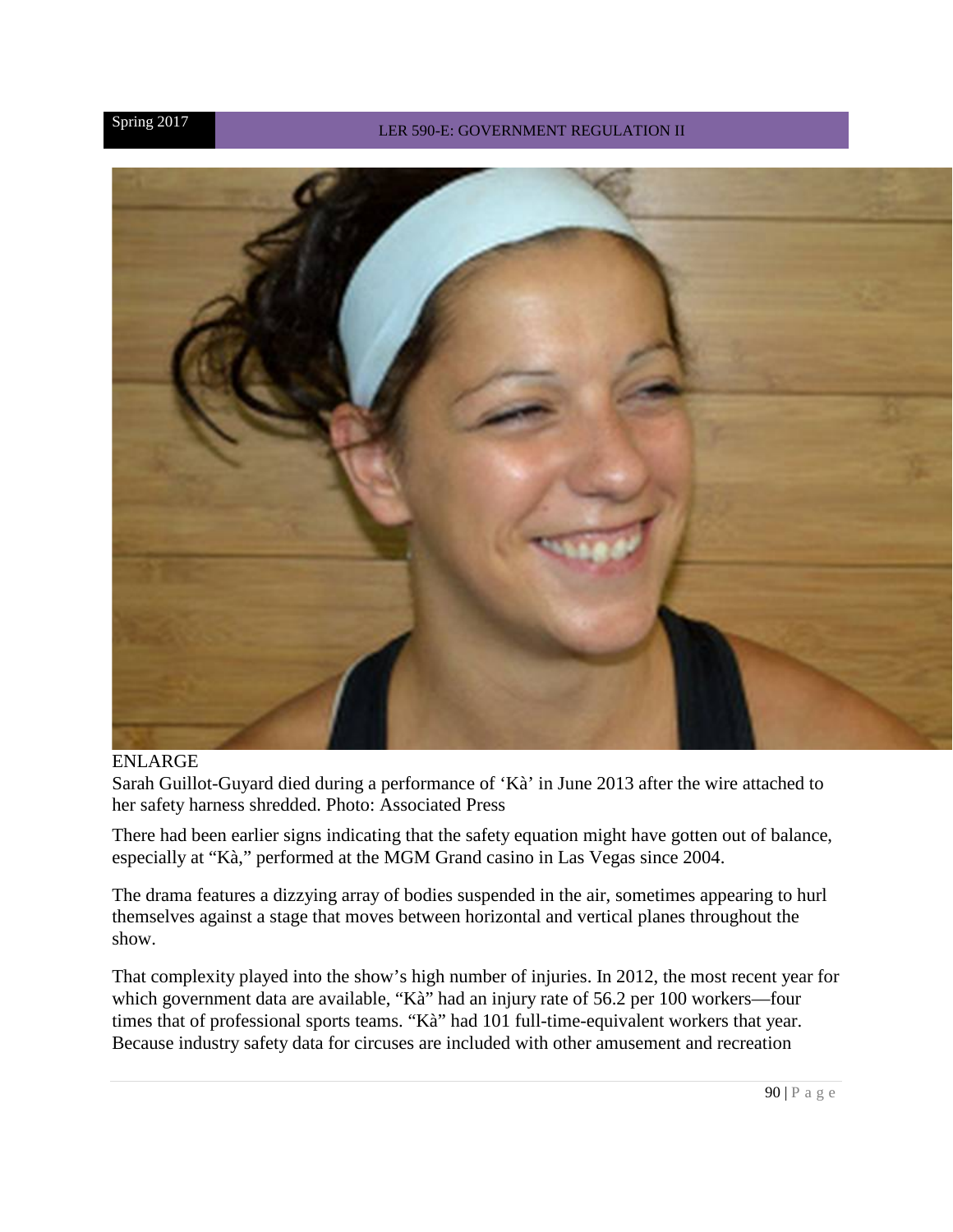ENLARGE

Sarah Guillot-Guyard died during a performance of ‘Kà’ in June 2013 after the wire attached to her safety harness shredded. Photo: Associated Press

There had been earlier signs indicating that the safety equation might have gotten out of balance, especially at “Kà,” performed at the MGM Grand casino in Las Vegas since 2004.

The drama features a dizzying array of bodies suspended in the air, sometimes appearing to hurl themselves against a stage that moves between horizontal and vertical planes throughout the show.

That complexity played into the show’s high number of injuries. In 2012, the most recent year for which government data are available, “Kà” had an injury rate of 56.2 per 100 workers—four times that of professional sports teams. “Kà” had 101 full-time-equivalent workers that year. Because industry safety data for circuses are included with other amusement and recreation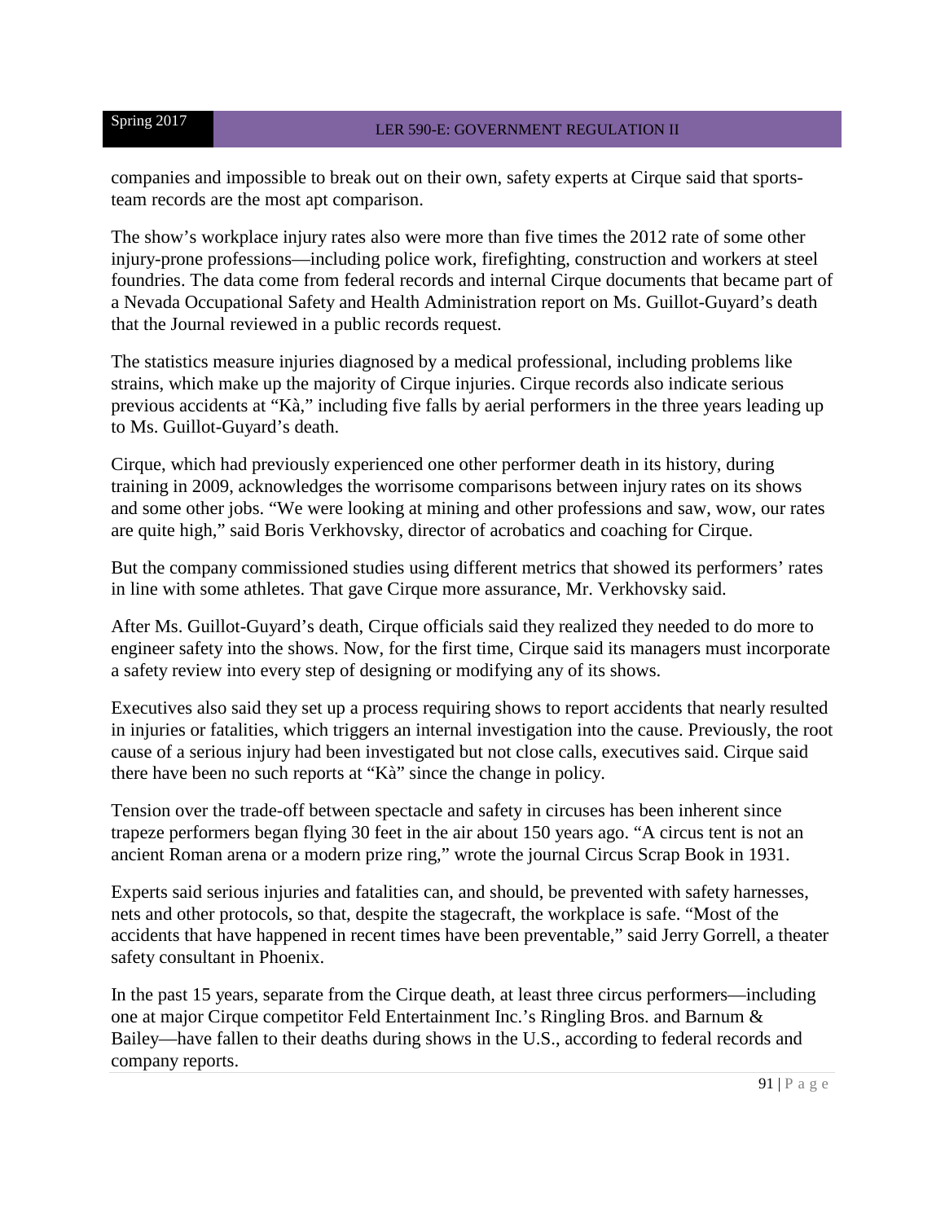companies and impossible to break out on their own, safety experts at Cirque said that sports-team records are the most apt comparison.

The show's workplace injury rates also were more than five times the 2012 rate of some other injury-prone professions—including police work, firefighting, construction and workers at steel foundries. The data come from federal records and internal Cirque documents that became part of a Nevada Occupational Safety and Health Administration report on Ms. Guillot-Guyard's death that the Journal reviewed in a public records request.

The statistics measure injuries diagnosed by a medical professional, including problems like strains, which make up the majority of Cirque injuries. Cirque records also indicate serious previous accidents at "Kà," including five falls by aerial performers in the three years leading up to Ms. Guillot-Guyard's death.

Cirque, which had previously experienced one other performer death in its history, during training in 2009, acknowledges the worrisome comparisons between injury rates on its shows and some other jobs. "We were looking at mining and other professions and saw, wow, our rates are quite high," said Boris Verkhovsky, director of acrobatics and coaching for Cirque.

But the company commissioned studies using different metrics that showed its performers' rates in line with some athletes. That gave Cirque more assurance, Mr. Verkhovsky said.

After Ms. Guillot-Guyard's death, Cirque officials said they realized they needed to do more to engineer safety into the shows. Now, for the first time, Cirque said its managers must incorporate a safety review into every step of designing or modifying any of its shows.

Executives also said they set up a process requiring shows to report accidents that nearly resulted in injuries or fatalities, which triggers an internal investigation into the cause. Previously, the root cause of a serious injury had been investigated but not close calls, executives said. Cirque said there have been no such reports at "Kà" since the change in policy.

Tension over the trade-off between spectacle and safety in circuses has been inherent since trapeze performers began flying 30 feet in the air about 150 years ago. "A circus tent is not an ancient Roman arena or a modern prize ring," wrote the journal Circus Scrap Book in 1931.

Experts said serious injuries and fatalities can, and should, be prevented with safety harnesses, nets and other protocols, so that, despite the stagecraft, the workplace is safe. "Most of the accidents that have happened in recent times have been preventable," said Jerry Gorrell, a theater safety consultant in Phoenix.

In the past 15 years, separate from the Cirque death, at least three circus performers—including one at major Cirque competitor Feld Entertainment Inc.'s Ringling Bros. and Barnum & Bailey—have fallen to their deaths during shows in the U.S., according to federal records and company reports.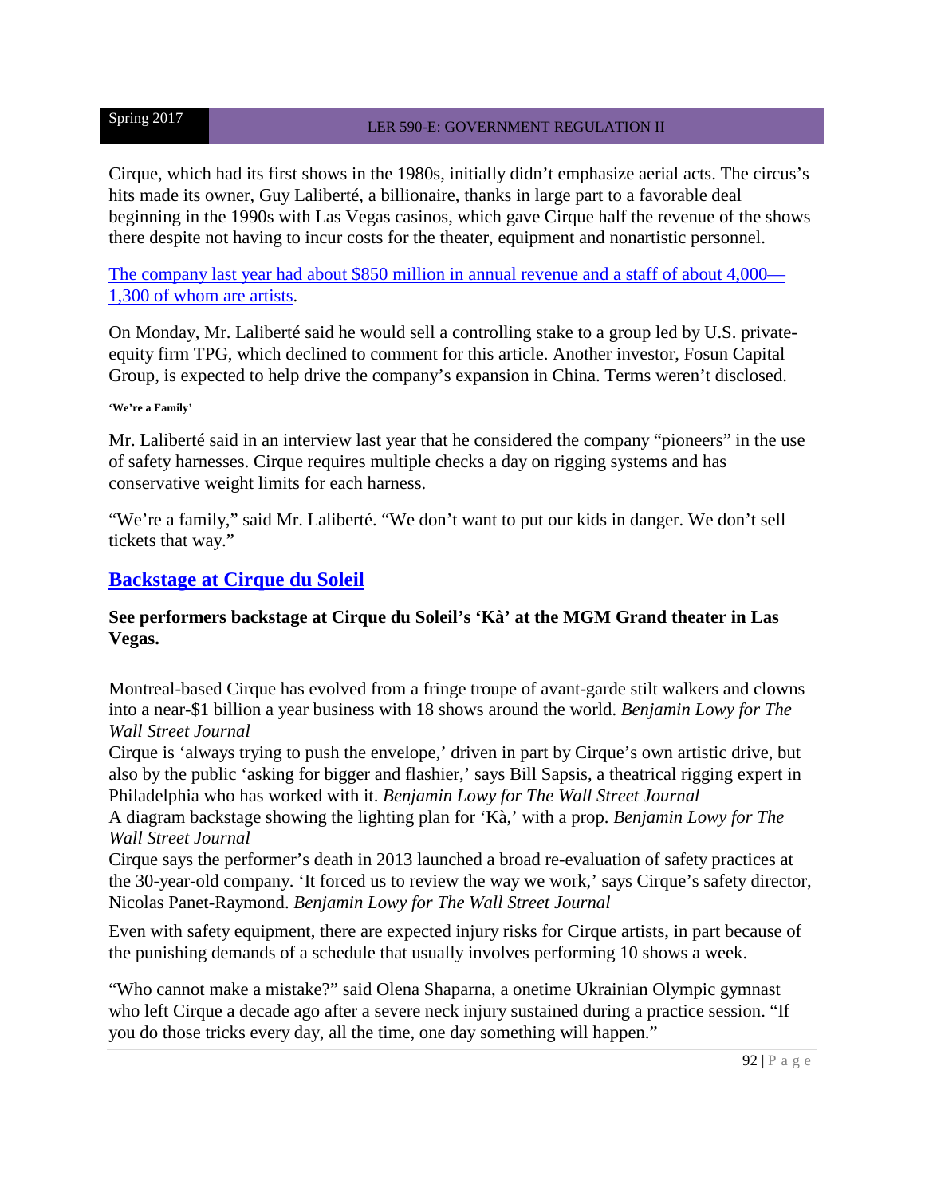Cirque, which had its first shows in the 1980s, initially didn't emphasize aerial acts. The circus's hits made its owner, Guy Laliberté, a billionaire, thanks in large part to a favorable deal beginning in the 1990s with Las Vegas casinos, which gave Cirque half the revenue of the shows there despite not having to incur costs for the theater, equipment and nonartistic personnel.

The company last year had about $850 million in annual revenue and a staff of about 4,000—1,300 of whom are artists.

On Monday, Mr. Laliberté said he would sell a controlling stake to a group led by U.S. private-equity firm TPG, which declined to comment for this article. Another investor, Fosun Capital Group, is expected to help drive the company's expansion in China. Terms weren't disclosed.

**'We're a Family'**

Mr. Laliberté said in an interview last year that he considered the company "pioneers" in the use of safety harnesses. Cirque requires multiple checks a day on rigging systems and has conservative weight limits for each harness.

"We're a family," said Mr. Laliberté. "We don't want to put our kids in danger. We don't sell tickets that way."

## Backstage at Cirque du Soleil

**See performers backstage at Cirque du Soleil's 'Kà' at the MGM Grand theater in Las Vegas.**

Montreal-based Cirque has evolved from a fringe troupe of avant-garde stilt walkers and clowns into a near-$1 billion a year business with 18 shows around the world. *Benjamin Lowy for The Wall Street Journal*

Cirque is 'always trying to push the envelope,' driven in part by Cirque's own artistic drive, but also by the public 'asking for bigger and flashier,' says Bill Sapsis, a theatrical rigging expert in Philadelphia who has worked with it. *Benjamin Lowy for The Wall Street Journal*

A diagram backstage showing the lighting plan for 'Kà,' with a prop. *Benjamin Lowy for The Wall Street Journal*

Cirque says the performer's death in 2013 launched a broad re-evaluation of safety practices at the 30-year-old company. 'It forced us to review the way we work,' says Cirque's safety director, Nicolas Panet-Raymond. *Benjamin Lowy for The Wall Street Journal*

Even with safety equipment, there are expected injury risks for Cirque artists, in part because of the punishing demands of a schedule that usually involves performing 10 shows a week.

"Who cannot make a mistake?" said Olena Shaparna, a onetime Ukrainian Olympic gymnast who left Cirque a decade ago after a severe neck injury sustained during a practice session. "If you do those tricks every day, all the time, one day something will happen."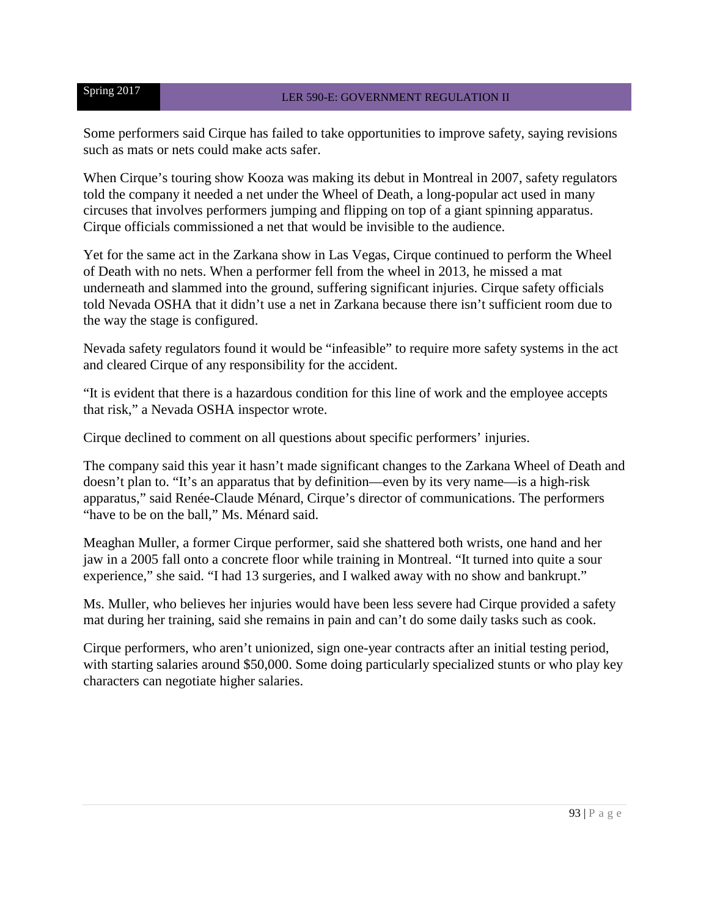Some performers said Cirque has failed to take opportunities to improve safety, saying revisions such as mats or nets could make acts safer.

When Cirque's touring show Kooza was making its debut in Montreal in 2007, safety regulators told the company it needed a net under the Wheel of Death, a long-popular act used in many circuses that involves performers jumping and flipping on top of a giant spinning apparatus. Cirque officials commissioned a net that would be invisible to the audience.

Yet for the same act in the Zarkana show in Las Vegas, Cirque continued to perform the Wheel of Death with no nets. When a performer fell from the wheel in 2013, he missed a mat underneath and slammed into the ground, suffering significant injuries. Cirque safety officials told Nevada OSHA that it didn't use a net in Zarkana because there isn't sufficient room due to the way the stage is configured.

Nevada safety regulators found it would be "infeasible" to require more safety systems in the act and cleared Cirque of any responsibility for the accident.

"It is evident that there is a hazardous condition for this line of work and the employee accepts that risk," a Nevada OSHA inspector wrote.

Cirque declined to comment on all questions about specific performers' injuries.

The company said this year it hasn't made significant changes to the Zarkana Wheel of Death and doesn't plan to. "It's an apparatus that by definition—even by its very name—is a high-risk apparatus," said Renée-Claude Ménard, Cirque's director of communications. The performers "have to be on the ball," Ms. Ménard said.

Meaghan Muller, a former Cirque performer, said she shattered both wrists, one hand and her jaw in a 2005 fall onto a concrete floor while training in Montreal. "It turned into quite a sour experience," she said. "I had 13 surgeries, and I walked away with no show and bankrupt."

Ms. Muller, who believes her injuries would have been less severe had Cirque provided a safety mat during her training, said she remains in pain and can't do some daily tasks such as cook.

Cirque performers, who aren't unionized, sign one-year contracts after an initial testing period, with starting salaries around $50,000. Some doing particularly specialized stunts or who play key characters can negotiate higher salaries.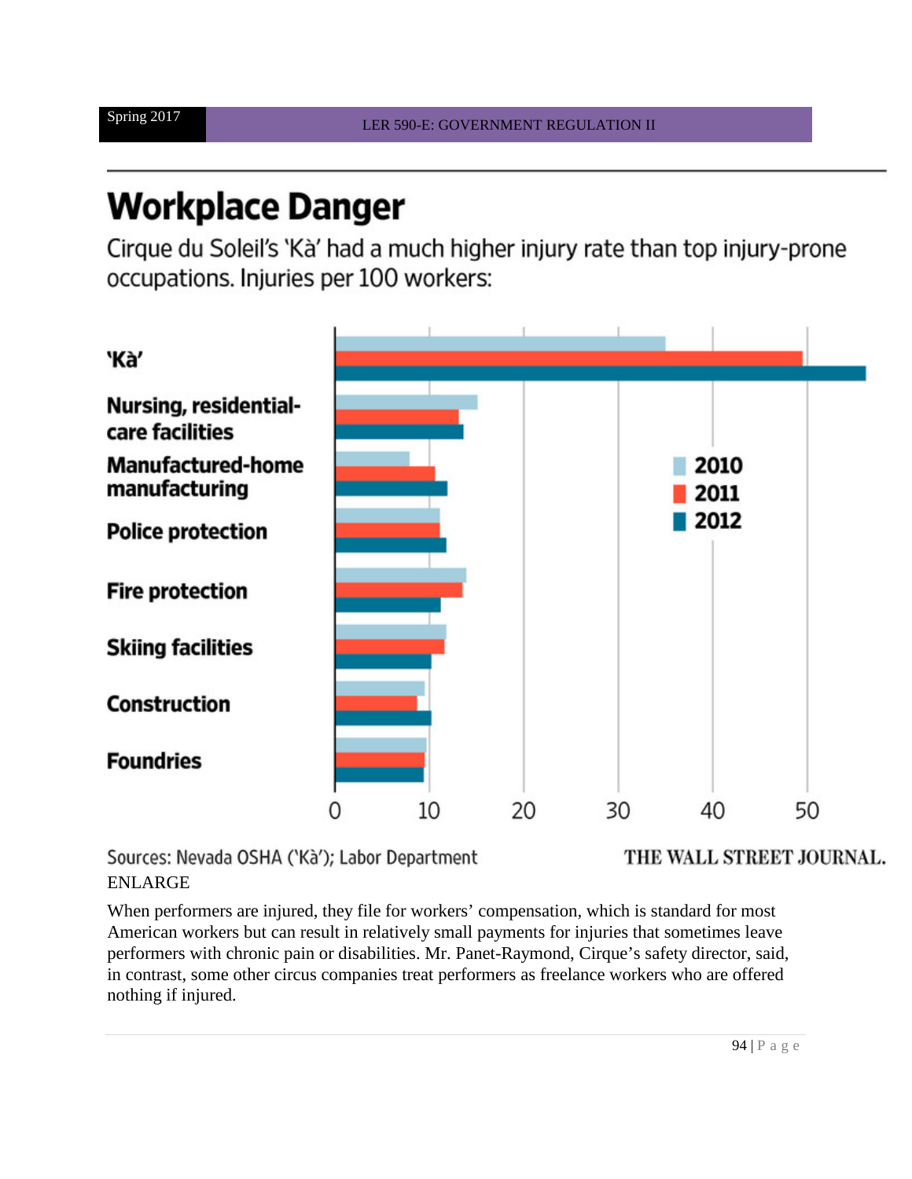# Workplace Danger

Cirque du Soleil's 'Kà' had a much higher injury rate than top injury-prone occupations. Injuries per 100 workers:

'Kà'

Nursing, residential-care facilities

Manufactured-home manufacturing

Police protection

Fire protection

Skiing facilities

Construction

Foundries

2010
2011
2012

0 10 20 30 40 50

Sources: Nevada OSHA ('Kà'); Labor Department

THE WALL STREET JOURNAL.

ENLARGE

When performers are injured, they file for workers' compensation, which is standard for most American workers but can result in relatively small payments for injuries that sometimes leave performers with chronic pain or disabilities. Mr. Panet-Raymond, Cirque's safety director, said, in contrast, some other circus companies treat performers as freelance workers who are offered nothing if injured.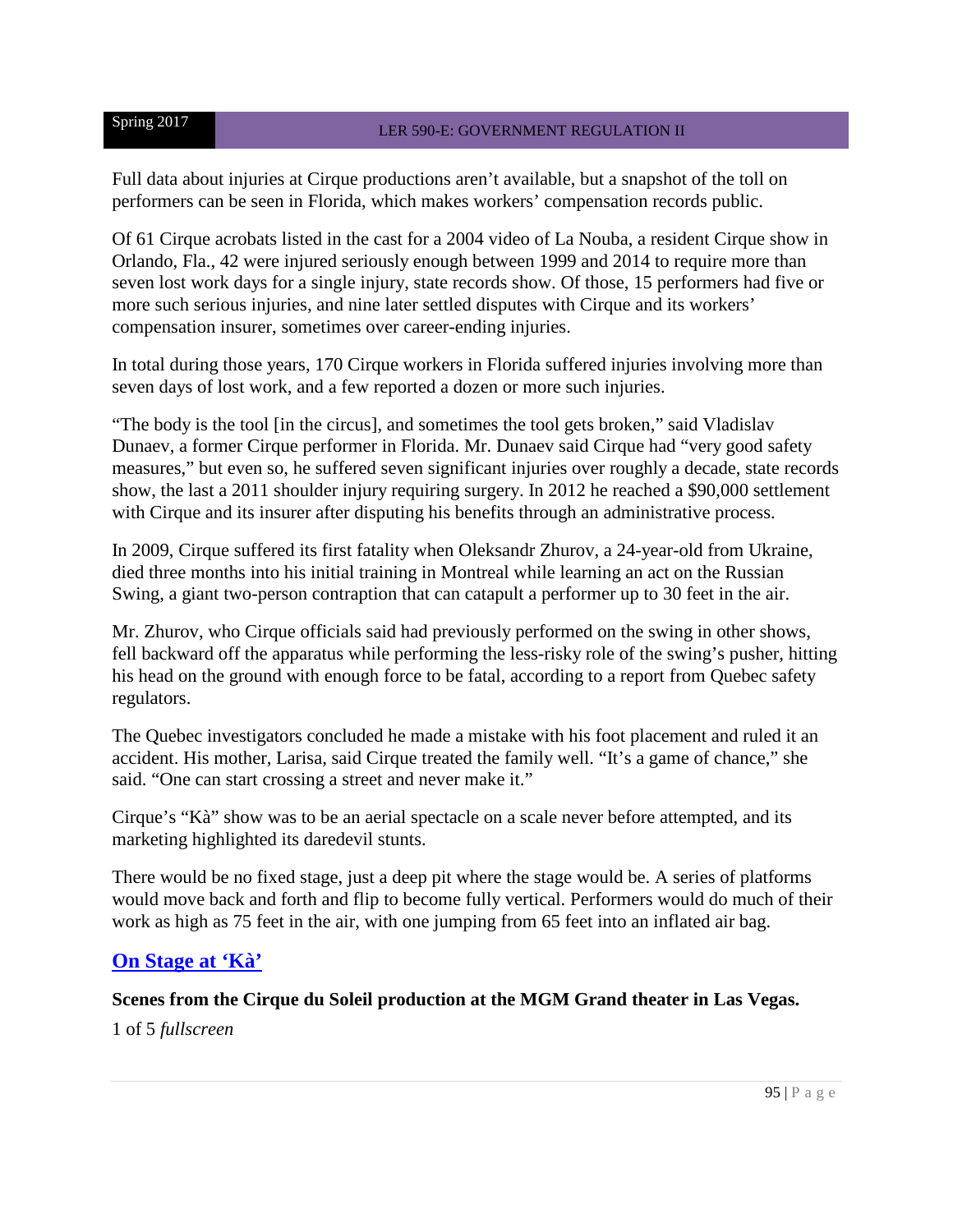Full data about injuries at Cirque productions aren't available, but a snapshot of the toll on performers can be seen in Florida, which makes workers' compensation records public.

Of 61 Cirque acrobats listed in the cast for a 2004 video of La Nouba, a resident Cirque show in Orlando, Fla., 42 were injured seriously enough between 1999 and 2014 to require more than seven lost work days for a single injury, state records show. Of those, 15 performers had five or more such serious injuries, and nine later settled disputes with Cirque and its workers' compensation insurer, sometimes over career-ending injuries.

In total during those years, 170 Cirque workers in Florida suffered injuries involving more than seven days of lost work, and a few reported a dozen or more such injuries.

"The body is the tool [in the circus], and sometimes the tool gets broken," said Vladislav Dunaev, a former Cirque performer in Florida. Mr. Dunaev said Cirque had "very good safety measures," but even so, he suffered seven significant injuries over roughly a decade, state records show, the last a 2011 shoulder injury requiring surgery. In 2012 he reached a $90,000 settlement with Cirque and its insurer after disputing his benefits through an administrative process.

In 2009, Cirque suffered its first fatality when Oleksandr Zhurov, a 24-year-old from Ukraine, died three months into his initial training in Montreal while learning an act on the Russian Swing, a giant two-person contraption that can catapult a performer up to 30 feet in the air.

Mr. Zhurov, who Cirque officials said had previously performed on the swing in other shows, fell backward off the apparatus while performing the less-risky role of the swing's pusher, hitting his head on the ground with enough force to be fatal, according to a report from Quebec safety regulators.

The Quebec investigators concluded he made a mistake with his foot placement and ruled it an accident. His mother, Larisa, said Cirque treated the family well. "It's a game of chance," she said. "One can start crossing a street and never make it."

Cirque's "Kà" show was to be an aerial spectacle on a scale never before attempted, and its marketing highlighted its daredevil stunts.

There would be no fixed stage, just a deep pit where the stage would be. A series of platforms would move back and forth and flip to become fully vertical. Performers would do much of their work as high as 75 feet in the air, with one jumping from 65 feet into an inflated air bag.

## On Stage at 'Kà'

**Scenes from the Cirque du Soleil production at the MGM Grand theater in Las Vegas.**

1 of 5 *fullscreen*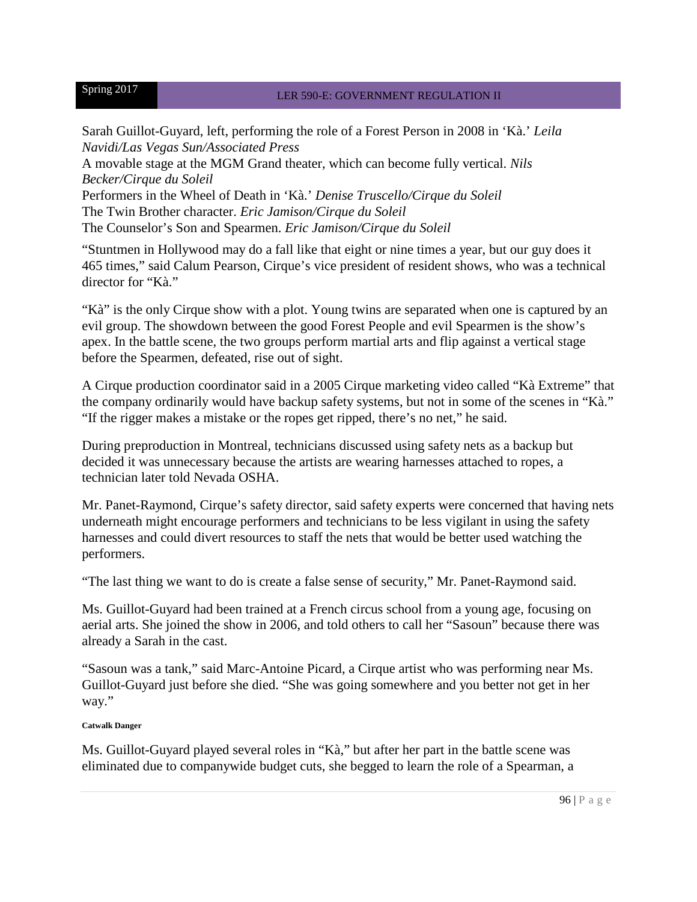Sarah Guillot-Guyard, left, performing the role of a Forest Person in 2008 in 'Kà.' *Leila Navidi/Las Vegas Sun/Associated Press*

A movable stage at the MGM Grand theater, which can become fully vertical. *Nils Becker/Cirque du Soleil*

Performers in the Wheel of Death in 'Kà.' *Denise Truscello/Cirque du Soleil*

The Twin Brother character. *Eric Jamison/Cirque du Soleil*

The Counselor's Son and Spearmen. *Eric Jamison/Cirque du Soleil*

"Stuntmen in Hollywood may do a fall like that eight or nine times a year, but our guy does it 465 times," said Calum Pearson, Cirque's vice president of resident shows, who was a technical director for "Kà."

"Kà" is the only Cirque show with a plot. Young twins are separated when one is captured by an evil group. The showdown between the good Forest People and evil Spearmen is the show's apex. In the battle scene, the two groups perform martial arts and flip against a vertical stage before the Spearmen, defeated, rise out of sight.

A Cirque production coordinator said in a 2005 Cirque marketing video called "Kà Extreme" that the company ordinarily would have backup safety systems, but not in some of the scenes in "Kà." "If the rigger makes a mistake or the ropes get ripped, there's no net," he said.

During preproduction in Montreal, technicians discussed using safety nets as a backup but decided it was unnecessary because the artists are wearing harnesses attached to ropes, a technician later told Nevada OSHA.

Mr. Panet-Raymond, Cirque's safety director, said safety experts were concerned that having nets underneath might encourage performers and technicians to be less vigilant in using the safety harnesses and could divert resources to staff the nets that would be better used watching the performers.

"The last thing we want to do is create a false sense of security," Mr. Panet-Raymond said.

Ms. Guillot-Guyard had been trained at a French circus school from a young age, focusing on aerial arts. She joined the show in 2006, and told others to call her "Sasoun" because there was already a Sarah in the cast.

"Sasoun was a tank," said Marc-Antoine Picard, a Cirque artist who was performing near Ms. Guillot-Guyard just before she died. "She was going somewhere and you better not get in her way."

#### Catwalk Danger

Ms. Guillot-Guyard played several roles in "Kà," but after her part in the battle scene was eliminated due to companywide budget cuts, she begged to learn the role of a Spearman, a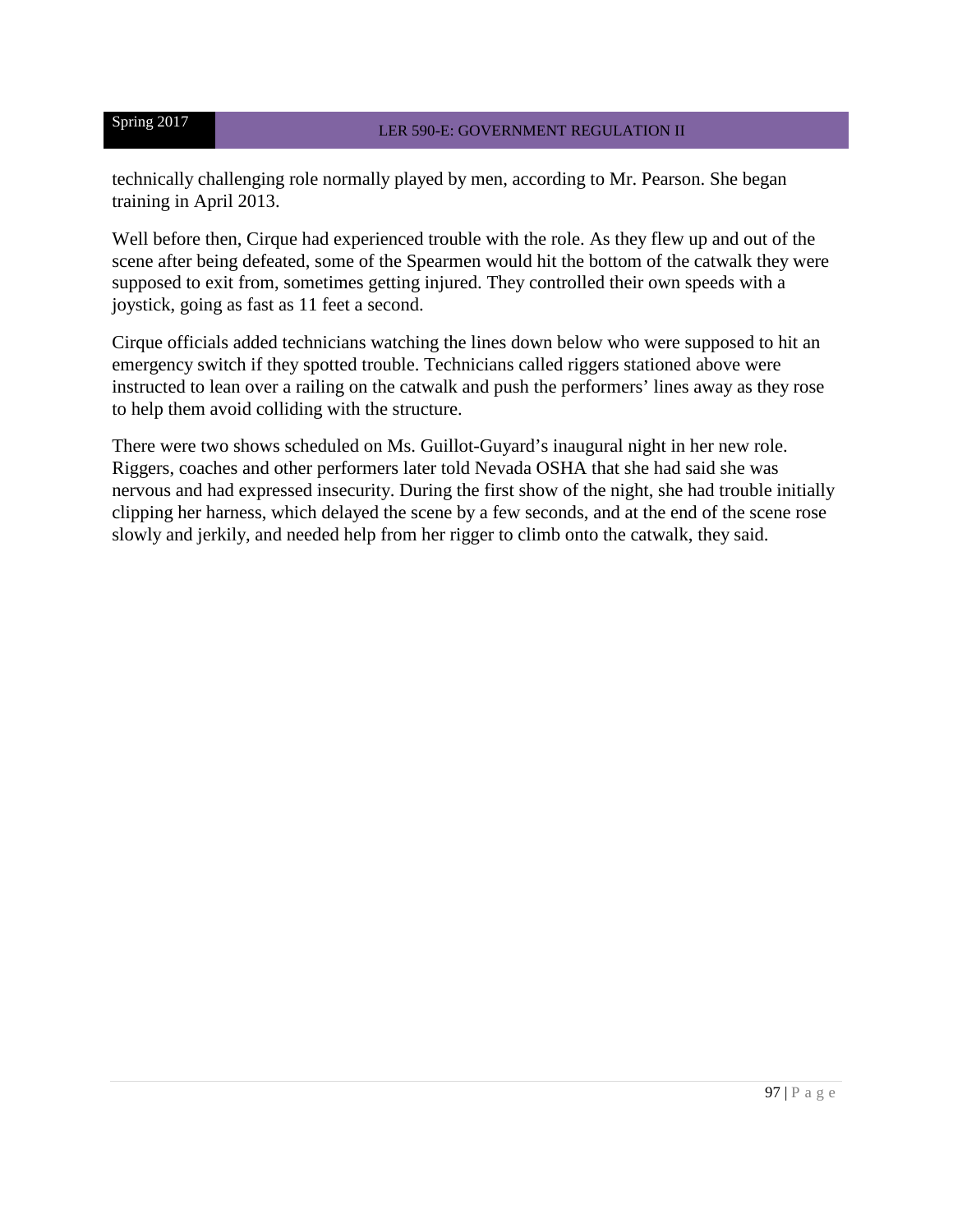technically challenging role normally played by men, according to Mr. Pearson. She began training in April 2013.

Well before then, Cirque had experienced trouble with the role. As they flew up and out of the scene after being defeated, some of the Spearmen would hit the bottom of the catwalk they were supposed to exit from, sometimes getting injured. They controlled their own speeds with a joystick, going as fast as 11 feet a second.

Cirque officials added technicians watching the lines down below who were supposed to hit an emergency switch if they spotted trouble. Technicians called riggers stationed above were instructed to lean over a railing on the catwalk and push the performers' lines away as they rose to help them avoid colliding with the structure.

There were two shows scheduled on Ms. Guillot-Guyard's inaugural night in her new role. Riggers, coaches and other performers later told Nevada OSHA that she had said she was nervous and had expressed insecurity. During the first show of the night, she had trouble initially clipping her harness, which delayed the scene by a few seconds, and at the end of the scene rose slowly and jerkily, and needed help from her rigger to climb onto the catwalk, they said.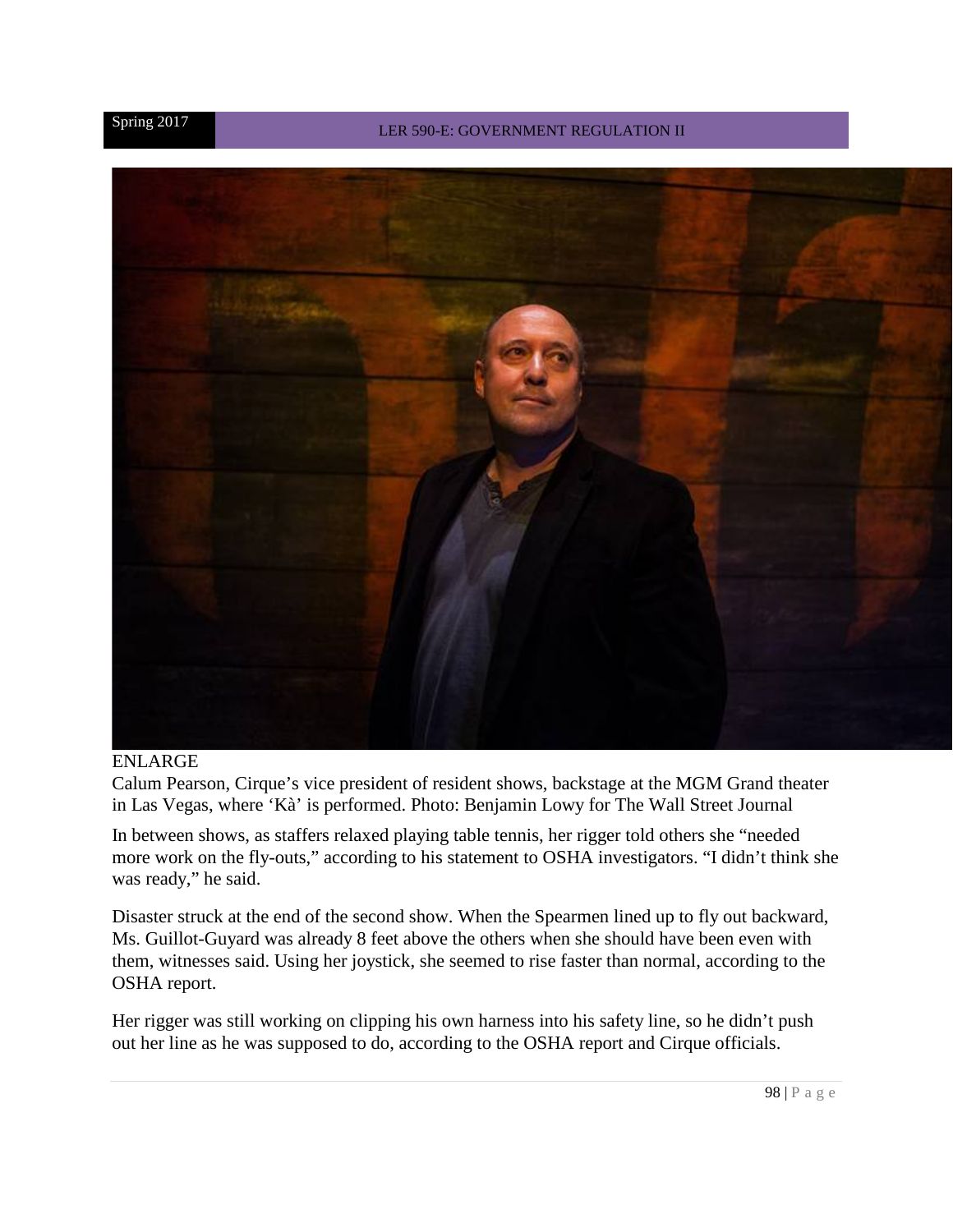ENLARGE

Calum Pearson, Cirque's vice president of resident shows, backstage at the MGM Grand theater in Las Vegas, where 'Kà' is performed. Photo: Benjamin Lowy for The Wall Street Journal

In between shows, as staffers relaxed playing table tennis, her rigger told others she "needed more work on the fly-outs," according to his statement to OSHA investigators. "I didn't think she was ready," he said.

Disaster struck at the end of the second show. When the Spearmen lined up to fly out backward, Ms. Guillot-Guyard was already 8 feet above the others when she should have been even with them, witnesses said. Using her joystick, she seemed to rise faster than normal, according to the OSHA report.

Her rigger was still working on clipping his own harness into his safety line, so he didn't push out her line as he was supposed to do, according to the OSHA report and Cirque officials.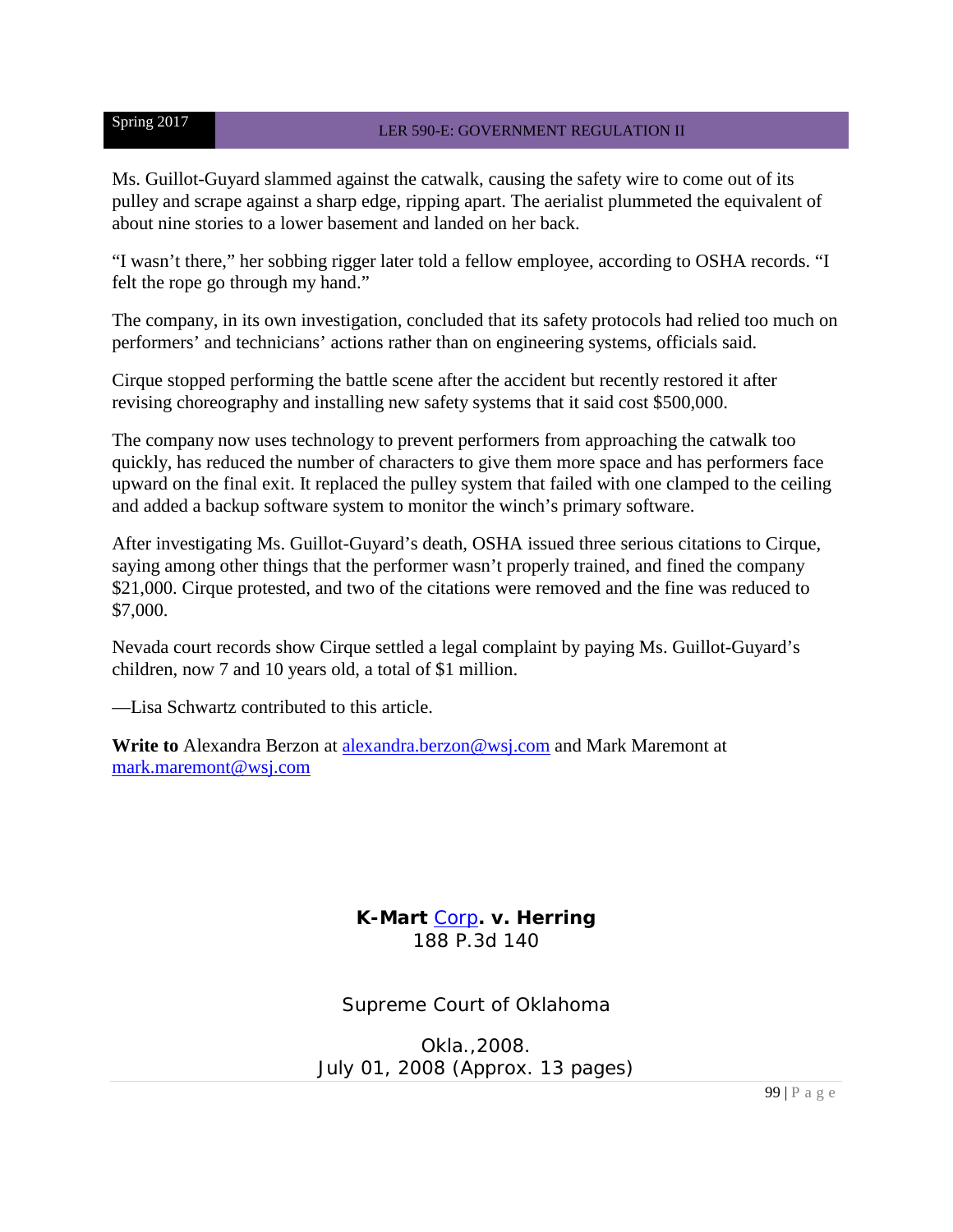Ms. Guillot-Guyard slammed against the catwalk, causing the safety wire to come out of its pulley and scrape against a sharp edge, ripping apart. The aerialist plummeted the equivalent of about nine stories to a lower basement and landed on her back.

"I wasn't there," her sobbing rigger later told a fellow employee, according to OSHA records. "I felt the rope go through my hand."

The company, in its own investigation, concluded that its safety protocols had relied too much on performers' and technicians' actions rather than on engineering systems, officials said.

Cirque stopped performing the battle scene after the accident but recently restored it after revising choreography and installing new safety systems that it said cost $500,000.

The company now uses technology to prevent performers from approaching the catwalk too quickly, has reduced the number of characters to give them more space and has performers face upward on the final exit. It replaced the pulley system that failed with one clamped to the ceiling and added a backup software system to monitor the winch's primary software.

After investigating Ms. Guillot-Guyard's death, OSHA issued three serious citations to Cirque, saying among other things that the performer wasn't properly trained, and fined the company $21,000. Cirque protested, and two of the citations were removed and the fine was reduced to $7,000.

Nevada court records show Cirque settled a legal complaint by paying Ms. Guillot-Guyard's children, now 7 and 10 years old, a total of $1 million.

—Lisa Schwartz contributed to this article.

**Write to** Alexandra Berzon at alexandra.berzon@wsj.com and Mark Maremont at mark.maremont@wsj.com

## K-Mart Corp. v. Herring

188 P.3d 140

Supreme Court of Oklahoma

Okla.,2008.

July 01, 2008 (Approx. 13 pages)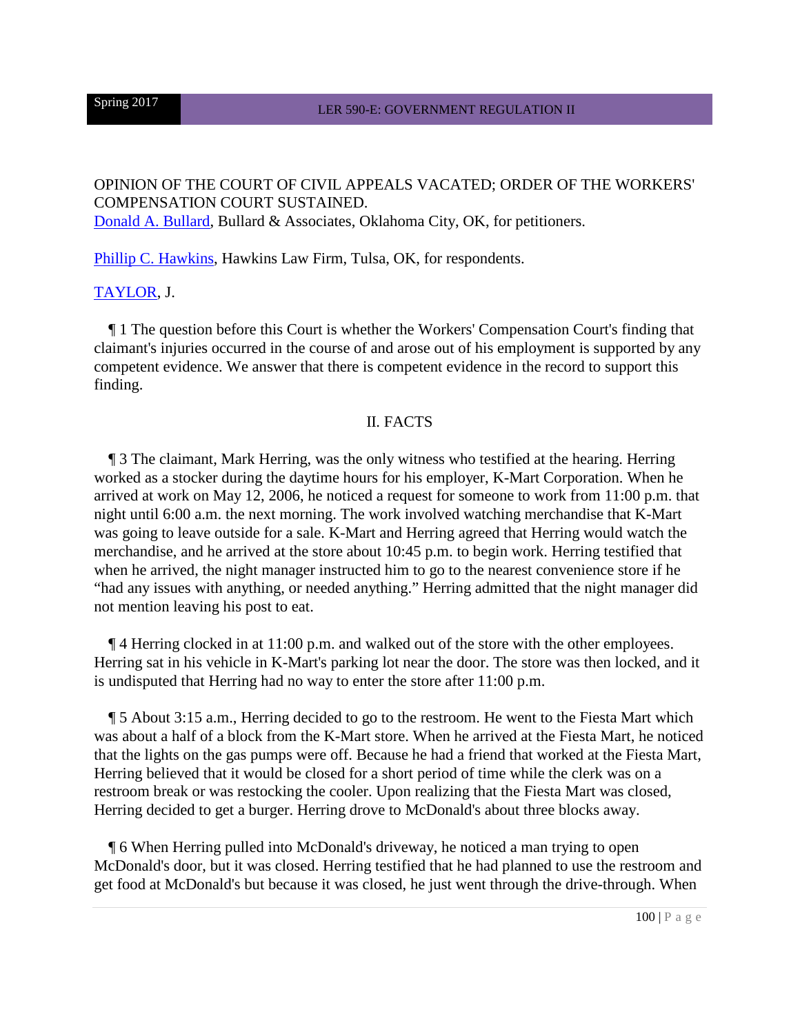OPINION OF THE COURT OF CIVIL APPEALS VACATED; ORDER OF THE WORKERS' COMPENSATION COURT SUSTAINED.

Donald A. Bullard, Bullard & Associates, Oklahoma City, OK, for petitioners.

Phillip C. Hawkins, Hawkins Law Firm, Tulsa, OK, for respondents.

TAYLOR, J.

¶ 1 The question before this Court is whether the Workers' Compensation Court's finding that claimant's injuries occurred in the course of and arose out of his employment is supported by any competent evidence. We answer that there is competent evidence in the record to support this finding.

## II. FACTS

¶ 3 The claimant, Mark Herring, was the only witness who testified at the hearing. Herring worked as a stocker during the daytime hours for his employer, K-Mart Corporation. When he arrived at work on May 12, 2006, he noticed a request for someone to work from 11:00 p.m. that night until 6:00 a.m. the next morning. The work involved watching merchandise that K-Mart was going to leave outside for a sale. K-Mart and Herring agreed that Herring would watch the merchandise, and he arrived at the store about 10:45 p.m. to begin work. Herring testified that when he arrived, the night manager instructed him to go to the nearest convenience store if he "had any issues with anything, or needed anything." Herring admitted that the night manager did not mention leaving his post to eat.

¶ 4 Herring clocked in at 11:00 p.m. and walked out of the store with the other employees. Herring sat in his vehicle in K-Mart's parking lot near the door. The store was then locked, and it is undisputed that Herring had no way to enter the store after 11:00 p.m.

¶ 5 About 3:15 a.m., Herring decided to go to the restroom. He went to the Fiesta Mart which was about a half of a block from the K-Mart store. When he arrived at the Fiesta Mart, he noticed that the lights on the gas pumps were off. Because he had a friend that worked at the Fiesta Mart, Herring believed that it would be closed for a short period of time while the clerk was on a restroom break or was restocking the cooler. Upon realizing that the Fiesta Mart was closed, Herring decided to get a burger. Herring drove to McDonald's about three blocks away.

¶ 6 When Herring pulled into McDonald's driveway, he noticed a man trying to open McDonald's door, but it was closed. Herring testified that he had planned to use the restroom and get food at McDonald's but because it was closed, he just went through the drive-through. When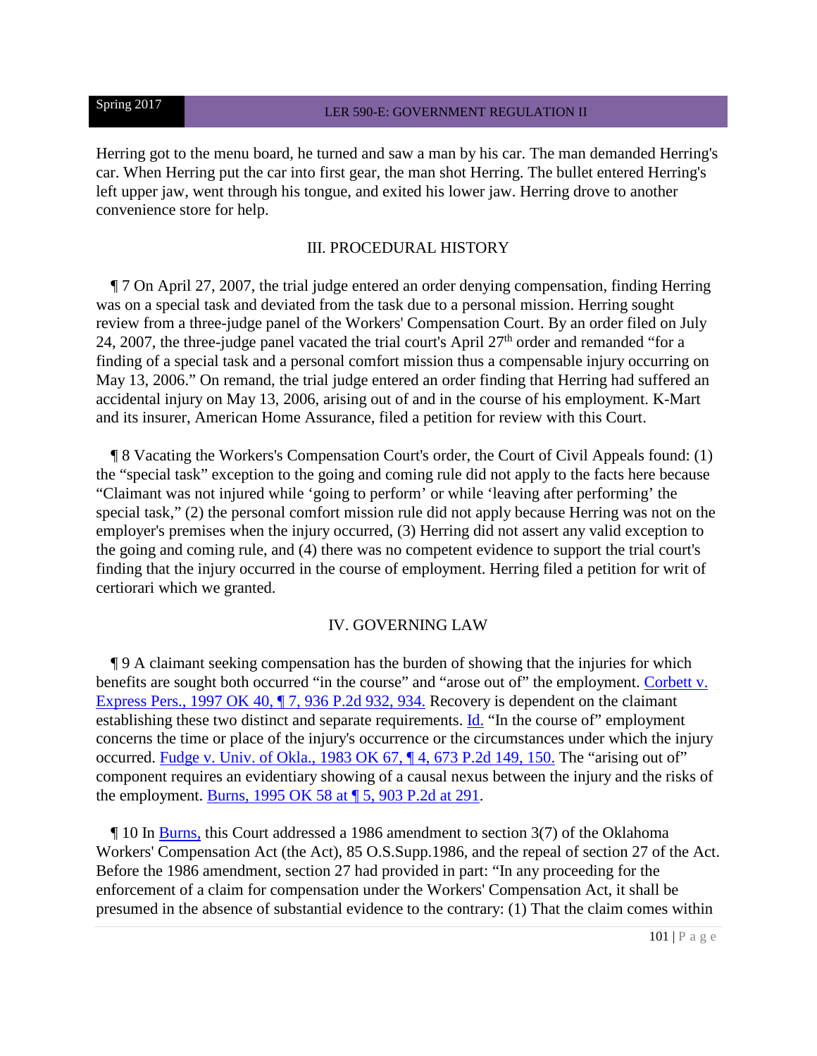Herring got to the menu board, he turned and saw a man by his car. The man demanded Herring's car. When Herring put the car into first gear, the man shot Herring. The bullet entered Herring's left upper jaw, went through his tongue, and exited his lower jaw. Herring drove to another convenience store for help.

## III. PROCEDURAL HISTORY

¶ 7 On April 27, 2007, the trial judge entered an order denying compensation, finding Herring was on a special task and deviated from the task due to a personal mission. Herring sought review from a three-judge panel of the Workers' Compensation Court. By an order filed on July 24, 2007, the three-judge panel vacated the trial court's April 27th order and remanded "for a finding of a special task and a personal comfort mission thus a compensable injury occurring on May 13, 2006." On remand, the trial judge entered an order finding that Herring had suffered an accidental injury on May 13, 2006, arising out of and in the course of his employment. K-Mart and its insurer, American Home Assurance, filed a petition for review with this Court.

¶ 8 Vacating the Workers's Compensation Court's order, the Court of Civil Appeals found: (1) the "special task" exception to the going and coming rule did not apply to the facts here because "Claimant was not injured while 'going to perform' or while 'leaving after performing' the special task," (2) the personal comfort mission rule did not apply because Herring was not on the employer's premises when the injury occurred, (3) Herring did not assert any valid exception to the going and coming rule, and (4) there was no competent evidence to support the trial court's finding that the injury occurred in the course of employment. Herring filed a petition for writ of certiorari which we granted.

## IV. GOVERNING LAW

¶ 9 A claimant seeking compensation has the burden of showing that the injuries for which benefits are sought both occurred "in the course" and "arose out of" the employment. Corbett v. Express Pers., 1997 OK 40, ¶ 7, 936 P.2d 932, 934. Recovery is dependent on the claimant establishing these two distinct and separate requirements. Id. "In the course of" employment concerns the time or place of the injury's occurrence or the circumstances under which the injury occurred. Fudge v. Univ. of Okla., 1983 OK 67, ¶ 4, 673 P.2d 149, 150. The "arising out of" component requires an evidentiary showing of a causal nexus between the injury and the risks of the employment. Burns, 1995 OK 58 at ¶ 5, 903 P.2d at 291.

¶ 10 In Burns, this Court addressed a 1986 amendment to section 3(7) of the Oklahoma Workers' Compensation Act (the Act), 85 O.S.Supp.1986, and the repeal of section 27 of the Act. Before the 1986 amendment, section 27 had provided in part: "In any proceeding for the enforcement of a claim for compensation under the Workers' Compensation Act, it shall be presumed in the absence of substantial evidence to the contrary: (1) That the claim comes within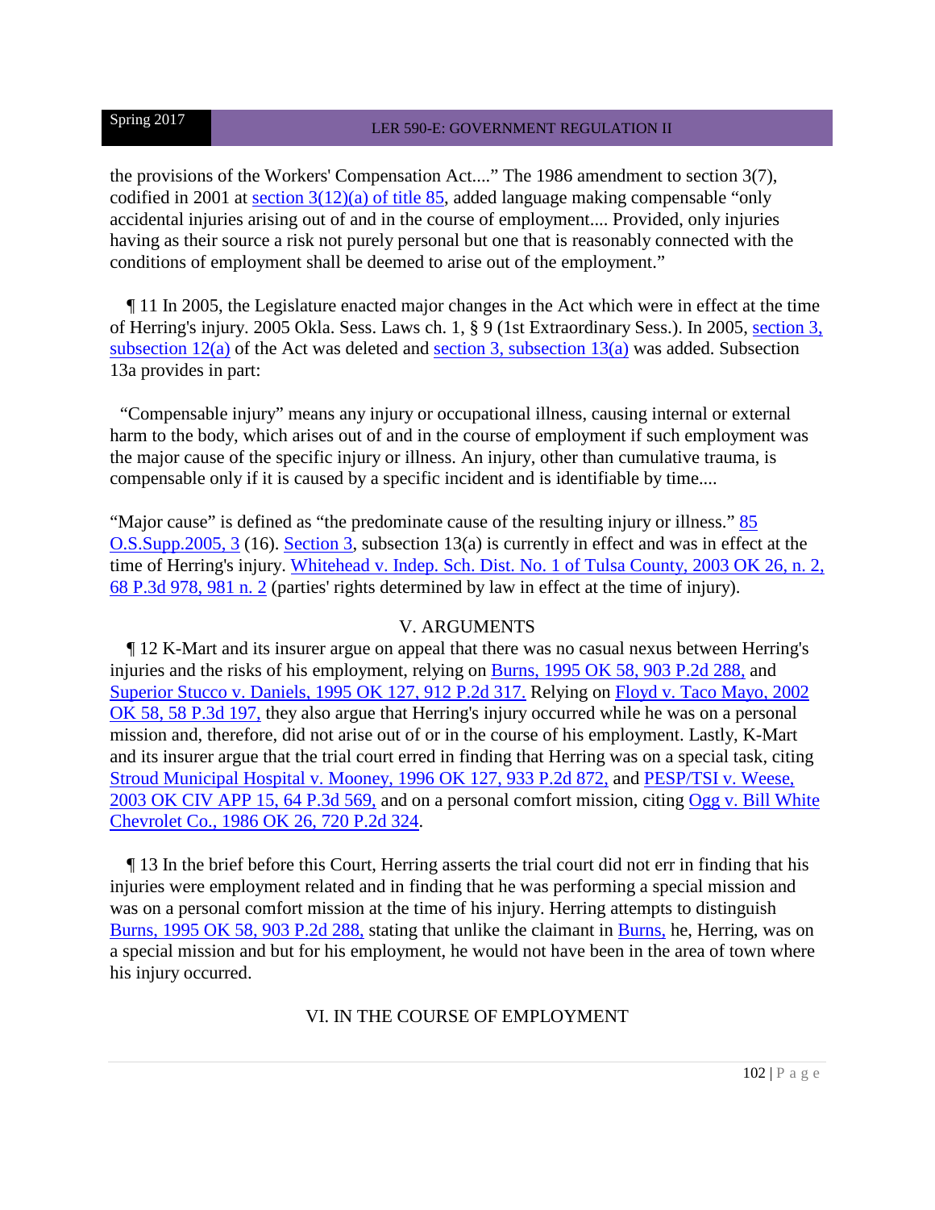the provisions of the Workers' Compensation Act....” The 1986 amendment to section 3(7), codified in 2001 at section 3(12)(a) of title 85, added language making compensable “only accidental injuries arising out of and in the course of employment.... Provided, only injuries having as their source a risk not purely personal but one that is reasonably connected with the conditions of employment shall be deemed to arise out of the employment.”

¶ 11 In 2005, the Legislature enacted major changes in the Act which were in effect at the time of Herring's injury. 2005 Okla. Sess. Laws ch. 1, § 9 (1st Extraordinary Sess.). In 2005, section 3, subsection 12(a) of the Act was deleted and section 3, subsection 13(a) was added. Subsection 13a provides in part:

“Compensable injury” means any injury or occupational illness, causing internal or external harm to the body, which arises out of and in the course of employment if such employment was the major cause of the specific injury or illness. An injury, other than cumulative trauma, is compensable only if it is caused by a specific incident and is identifiable by time....

“Major cause” is defined as “the predominate cause of the resulting injury or illness.” 85 O.S.Supp.2005, 3 (16). Section 3, subsection 13(a) is currently in effect and was in effect at the time of Herring's injury. Whitehead v. Indep. Sch. Dist. No. 1 of Tulsa County, 2003 OK 26, n. 2, 68 P.3d 978, 981 n. 2 (parties' rights determined by law in effect at the time of injury).

## V. ARGUMENTS

¶ 12 K-Mart and its insurer argue on appeal that there was no casual nexus between Herring's injuries and the risks of his employment, relying on Burns, 1995 OK 58, 903 P.2d 288, and Superior Stucco v. Daniels, 1995 OK 127, 912 P.2d 317. Relying on Floyd v. Taco Mayo, 2002 OK 58, 58 P.3d 197, they also argue that Herring's injury occurred while he was on a personal mission and, therefore, did not arise out of or in the course of his employment. Lastly, K-Mart and its insurer argue that the trial court erred in finding that Herring was on a special task, citing Stroud Municipal Hospital v. Mooney, 1996 OK 127, 933 P.2d 872, and PESP/TSI v. Weese, 2003 OK CIV APP 15, 64 P.3d 569, and on a personal comfort mission, citing Ogg v. Bill White Chevrolet Co., 1986 OK 26, 720 P.2d 324.

¶ 13 In the brief before this Court, Herring asserts the trial court did not err in finding that his injuries were employment related and in finding that he was performing a special mission and was on a personal comfort mission at the time of his injury. Herring attempts to distinguish Burns, 1995 OK 58, 903 P.2d 288, stating that unlike the claimant in Burns, he, Herring, was on a special mission and but for his employment, he would not have been in the area of town where his injury occurred.

## VI. IN THE COURSE OF EMPLOYMENT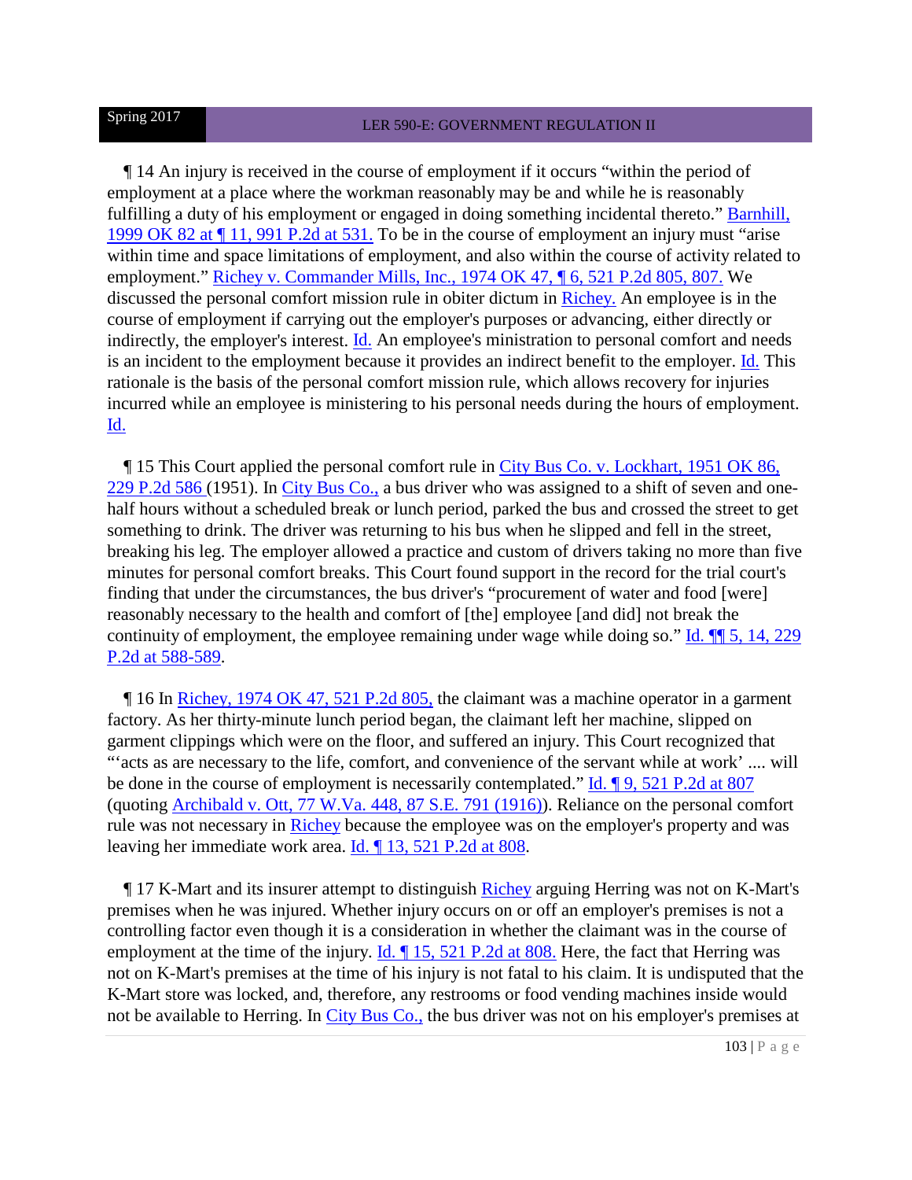¶ 14 An injury is received in the course of employment if it occurs "within the period of employment at a place where the workman reasonably may be and while he is reasonably fulfilling a duty of his employment or engaged in doing something incidental thereto." Barnhill, 1999 OK 82 at ¶ 11, 991 P.2d at 531. To be in the course of employment an injury must "arise within time and space limitations of employment, and also within the course of activity related to employment." Richey v. Commander Mills, Inc., 1974 OK 47, ¶ 6, 521 P.2d 805, 807. We discussed the personal comfort mission rule in obiter dictum in Richey. An employee is in the course of employment if carrying out the employer's purposes or advancing, either directly or indirectly, the employer's interest. Id. An employee's ministration to personal comfort and needs is an incident to the employment because it provides an indirect benefit to the employer. Id. This rationale is the basis of the personal comfort mission rule, which allows recovery for injuries incurred while an employee is ministering to his personal needs during the hours of employment. Id.

¶ 15 This Court applied the personal comfort rule in City Bus Co. v. Lockhart, 1951 OK 86, 229 P.2d 586 (1951). In City Bus Co., a bus driver who was assigned to a shift of seven and one-half hours without a scheduled break or lunch period, parked the bus and crossed the street to get something to drink. The driver was returning to his bus when he slipped and fell in the street, breaking his leg. The employer allowed a practice and custom of drivers taking no more than five minutes for personal comfort breaks. This Court found support in the record for the trial court's finding that under the circumstances, the bus driver's "procurement of water and food [were] reasonably necessary to the health and comfort of [the] employee [and did] not break the continuity of employment, the employee remaining under wage while doing so." Id. ¶¶ 5, 14, 229 P.2d at 588-589.

¶ 16 In Richey, 1974 OK 47, 521 P.2d 805, the claimant was a machine operator in a garment factory. As her thirty-minute lunch period began, the claimant left her machine, slipped on garment clippings which were on the floor, and suffered an injury. This Court recognized that "'acts as are necessary to the life, comfort, and convenience of the servant while at work' .... will be done in the course of employment is necessarily contemplated." Id. ¶ 9, 521 P.2d at 807 (quoting Archibald v. Ott, 77 W.Va. 448, 87 S.E. 791 (1916)). Reliance on the personal comfort rule was not necessary in Richey because the employee was on the employer's property and was leaving her immediate work area. Id. ¶ 13, 521 P.2d at 808.

¶ 17 K-Mart and its insurer attempt to distinguish Richey arguing Herring was not on K-Mart's premises when he was injured. Whether injury occurs on or off an employer's premises is not a controlling factor even though it is a consideration in whether the claimant was in the course of employment at the time of the injury. Id. ¶ 15, 521 P.2d at 808. Here, the fact that Herring was not on K-Mart's premises at the time of his injury is not fatal to his claim. It is undisputed that the K-Mart store was locked, and, therefore, any restrooms or food vending machines inside would not be available to Herring. In City Bus Co., the bus driver was not on his employer's premises at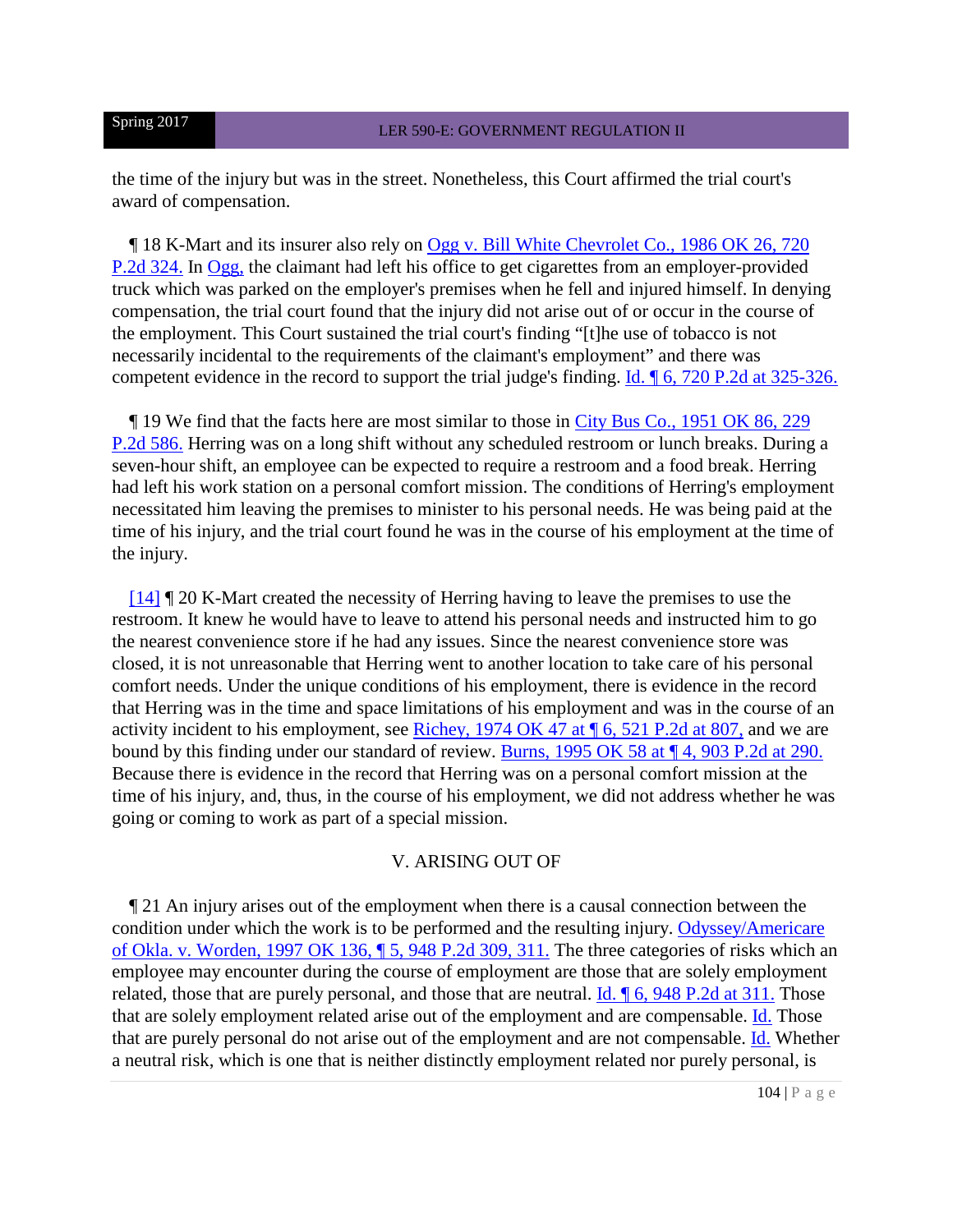the time of the injury but was in the street. Nonetheless, this Court affirmed the trial court's award of compensation.

¶ 18 K-Mart and its insurer also rely on Ogg v. Bill White Chevrolet Co., 1986 OK 26, 720 P.2d 324. In Ogg, the claimant had left his office to get cigarettes from an employer-provided truck which was parked on the employer's premises when he fell and injured himself. In denying compensation, the trial court found that the injury did not arise out of or occur in the course of the employment. This Court sustained the trial court's finding "[t]he use of tobacco is not necessarily incidental to the requirements of the claimant's employment" and there was competent evidence in the record to support the trial judge's finding. Id. ¶ 6, 720 P.2d at 325-326.

¶ 19 We find that the facts here are most similar to those in City Bus Co., 1951 OK 86, 229 P.2d 586. Herring was on a long shift without any scheduled restroom or lunch breaks. During a seven-hour shift, an employee can be expected to require a restroom and a food break. Herring had left his work station on a personal comfort mission. The conditions of Herring's employment necessitated him leaving the premises to minister to his personal needs. He was being paid at the time of his injury, and the trial court found he was in the course of his employment at the time of the injury.

[14] ¶ 20 K-Mart created the necessity of Herring having to leave the premises to use the restroom. It knew he would have to leave to attend his personal needs and instructed him to go the nearest convenience store if he had any issues. Since the nearest convenience store was closed, it is not unreasonable that Herring went to another location to take care of his personal comfort needs. Under the unique conditions of his employment, there is evidence in the record that Herring was in the time and space limitations of his employment and was in the course of an activity incident to his employment, see Richey, 1974 OK 47 at ¶ 6, 521 P.2d at 807, and we are bound by this finding under our standard of review. Burns, 1995 OK 58 at ¶ 4, 903 P.2d at 290. Because there is evidence in the record that Herring was on a personal comfort mission at the time of his injury, and, thus, in the course of his employment, we did not address whether he was going or coming to work as part of a special mission.

## V. ARISING OUT OF

¶ 21 An injury arises out of the employment when there is a causal connection between the condition under which the work is to be performed and the resulting injury. Odyssey/Americare of Okla. v. Worden, 1997 OK 136, ¶ 5, 948 P.2d 309, 311. The three categories of risks which an employee may encounter during the course of employment are those that are solely employment related, those that are purely personal, and those that are neutral. Id. ¶ 6, 948 P.2d at 311. Those that are solely employment related arise out of the employment and are compensable. Id. Those that are purely personal do not arise out of the employment and are not compensable. Id. Whether a neutral risk, which is one that is neither distinctly employment related nor purely personal, is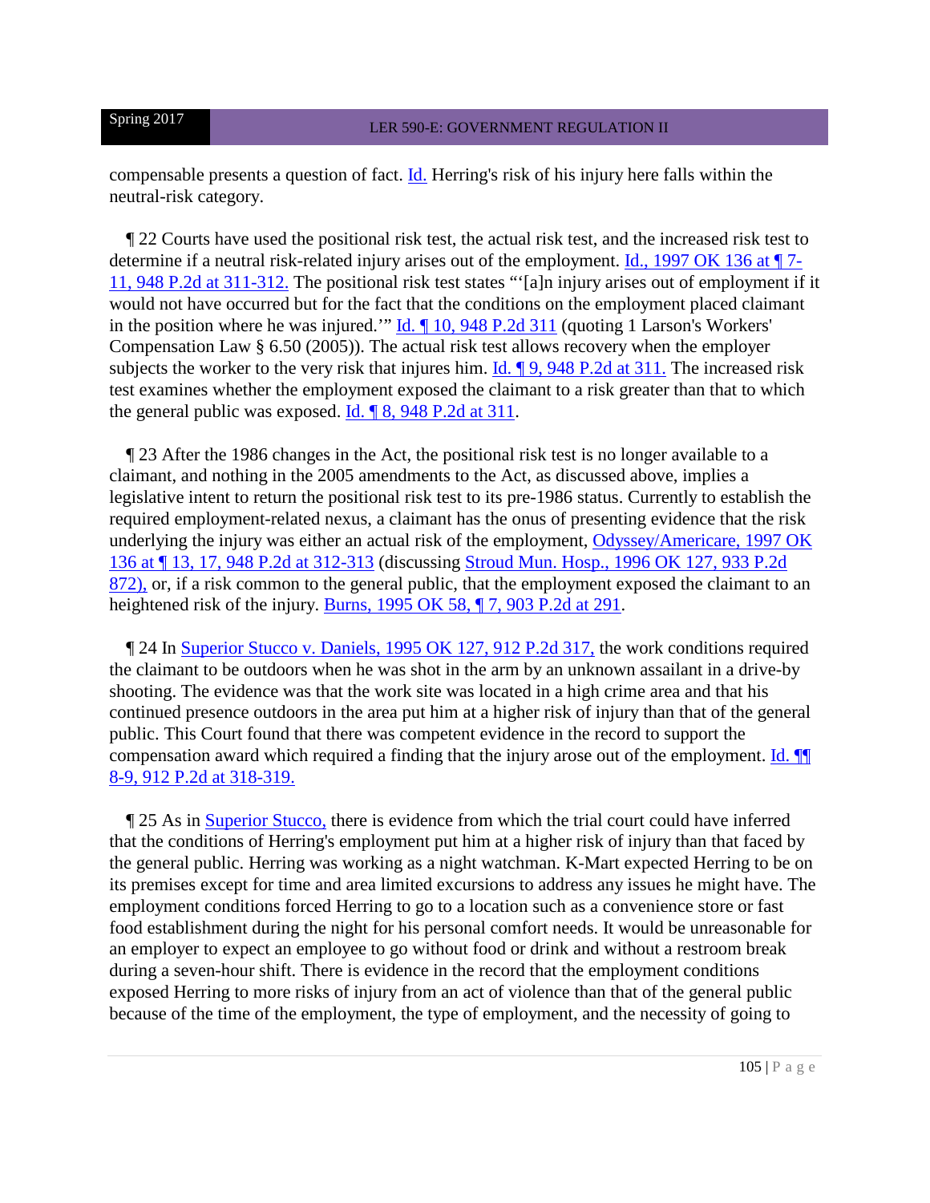compensable presents a question of fact. Id. Herring's risk of his injury here falls within the neutral-risk category.

¶ 22 Courts have used the positional risk test, the actual risk test, and the increased risk test to determine if a neutral risk-related injury arises out of the employment. Id., 1997 OK 136 at ¶ 7-11, 948 P.2d at 311-312. The positional risk test states "'[a]n injury arises out of employment if it would not have occurred but for the fact that the conditions on the employment placed claimant in the position where he was injured.'" Id. ¶ 10, 948 P.2d 311 (quoting 1 Larson's Workers' Compensation Law § 6.50 (2005)). The actual risk test allows recovery when the employer subjects the worker to the very risk that injures him. Id. ¶ 9, 948 P.2d at 311. The increased risk test examines whether the employment exposed the claimant to a risk greater than that to which the general public was exposed. Id. ¶ 8, 948 P.2d at 311.

¶ 23 After the 1986 changes in the Act, the positional risk test is no longer available to a claimant, and nothing in the 2005 amendments to the Act, as discussed above, implies a legislative intent to return the positional risk test to its pre-1986 status. Currently to establish the required employment-related nexus, a claimant has the onus of presenting evidence that the risk underlying the injury was either an actual risk of the employment, Odyssey/Americare, 1997 OK 136 at ¶ 13, 17, 948 P.2d at 312-313 (discussing Stroud Mun. Hosp., 1996 OK 127, 933 P.2d 872), or, if a risk common to the general public, that the employment exposed the claimant to an heightened risk of the injury. Burns, 1995 OK 58, ¶ 7, 903 P.2d at 291.

¶ 24 In Superior Stucco v. Daniels, 1995 OK 127, 912 P.2d 317, the work conditions required the claimant to be outdoors when he was shot in the arm by an unknown assailant in a drive-by shooting. The evidence was that the work site was located in a high crime area and that his continued presence outdoors in the area put him at a higher risk of injury than that of the general public. This Court found that there was competent evidence in the record to support the compensation award which required a finding that the injury arose out of the employment. Id. ¶¶ 8-9, 912 P.2d at 318-319.

¶ 25 As in Superior Stucco, there is evidence from which the trial court could have inferred that the conditions of Herring's employment put him at a higher risk of injury than that faced by the general public. Herring was working as a night watchman. K-Mart expected Herring to be on its premises except for time and area limited excursions to address any issues he might have. The employment conditions forced Herring to go to a location such as a convenience store or fast food establishment during the night for his personal comfort needs. It would be unreasonable for an employer to expect an employee to go without food or drink and without a restroom break during a seven-hour shift. There is evidence in the record that the employment conditions exposed Herring to more risks of injury from an act of violence than that of the general public because of the time of the employment, the type of employment, and the necessity of going to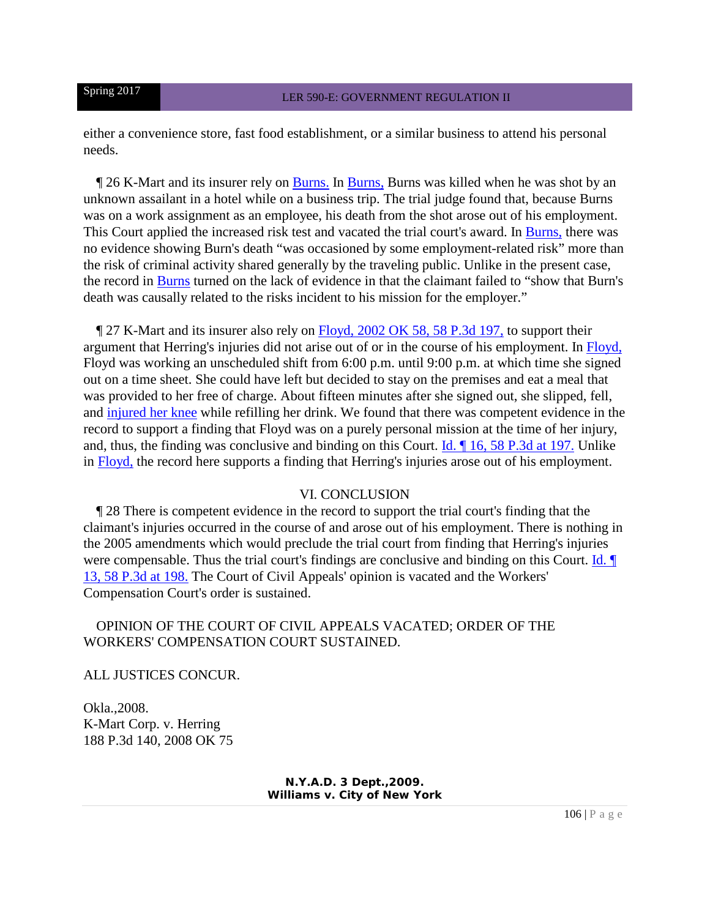either a convenience store, fast food establishment, or a similar business to attend his personal needs.

¶ 26 K-Mart and its insurer rely on Burns. In Burns, Burns was killed when he was shot by an unknown assailant in a hotel while on a business trip. The trial judge found that, because Burns was on a work assignment as an employee, his death from the shot arose out of his employment. This Court applied the increased risk test and vacated the trial court's award. In Burns, there was no evidence showing Burn's death "was occasioned by some employment-related risk" more than the risk of criminal activity shared generally by the traveling public. Unlike in the present case, the record in Burns turned on the lack of evidence in that the claimant failed to "show that Burn's death was causally related to the risks incident to his mission for the employer."

¶ 27 K-Mart and its insurer also rely on Floyd, 2002 OK 58, 58 P.3d 197, to support their argument that Herring's injuries did not arise out of or in the course of his employment. In Floyd, Floyd was working an unscheduled shift from 6:00 p.m. until 9:00 p.m. at which time she signed out on a time sheet. She could have left but decided to stay on the premises and eat a meal that was provided to her free of charge. About fifteen minutes after she signed out, she slipped, fell, and injured her knee while refilling her drink. We found that there was competent evidence in the record to support a finding that Floyd was on a purely personal mission at the time of her injury, and, thus, the finding was conclusive and binding on this Court. Id. ¶ 16, 58 P.3d at 197. Unlike in Floyd, the record here supports a finding that Herring's injuries arose out of his employment.

## VI. CONCLUSION

¶ 28 There is competent evidence in the record to support the trial court's finding that the claimant's injuries occurred in the course of and arose out of his employment. There is nothing in the 2005 amendments which would preclude the trial court from finding that Herring's injuries were compensable. Thus the trial court's findings are conclusive and binding on this Court. Id. ¶ 13, 58 P.3d at 198. The Court of Civil Appeals' opinion is vacated and the Workers' Compensation Court's order is sustained.

OPINION OF THE COURT OF CIVIL APPEALS VACATED; ORDER OF THE WORKERS' COMPENSATION COURT SUSTAINED.

ALL JUSTICES CONCUR.

Okla.,2008.
K-Mart Corp. v. Herring
188 P.3d 140, 2008 OK 75

**N.Y.A.D. 3 Dept.,2009.**
**Williams v. City of New York**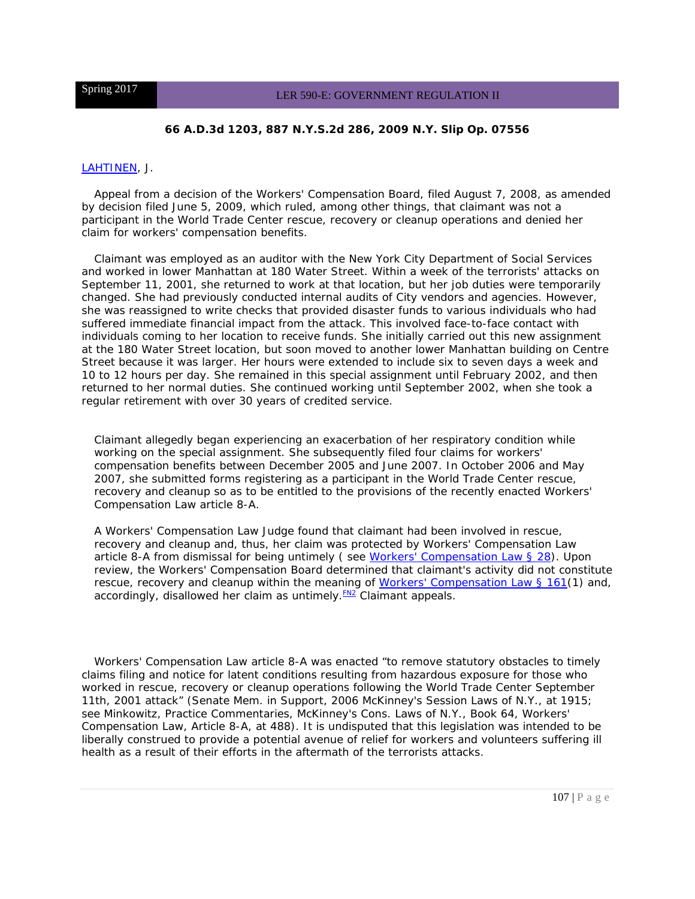**66 A.D.3d 1203, 887 N.Y.S.2d 286, 2009 N.Y. Slip Op. 07556**

LAHTINEN, J.

Appeal from a decision of the Workers' Compensation Board, filed August 7, 2008, as amended by decision filed June 5, 2009, which ruled, among other things, that claimant was not a participant in the World Trade Center rescue, recovery or cleanup operations and denied her claim for workers' compensation benefits.

Claimant was employed as an auditor with the New York City Department of Social Services and worked in lower Manhattan at 180 Water Street. Within a week of the terrorists' attacks on September 11, 2001, she returned to work at that location, but her job duties were temporarily changed. She had previously conducted internal audits of City vendors and agencies. However, she was reassigned to write checks that provided disaster funds to various individuals who had suffered immediate financial impact from the attack. This involved face-to-face contact with individuals coming to her location to receive funds. She initially carried out this new assignment at the 180 Water Street location, but soon moved to another lower Manhattan building on Centre Street because it was larger. Her hours were extended to include six to seven days a week and 10 to 12 hours per day. She remained in this special assignment until February 2002, and then returned to her normal duties. She continued working until September 2002, when she took a regular retirement with over 30 years of credited service.

Claimant allegedly began experiencing an exacerbation of her respiratory condition while working on the special assignment. She subsequently filed four claims for workers' compensation benefits between December 2005 and June 2007. In October 2006 and May 2007, she submitted forms registering as a participant in the World Trade Center rescue, recovery and cleanup so as to be entitled to the provisions of the recently enacted Workers' Compensation Law article 8-A.

A Workers' Compensation Law Judge found that claimant had been involved in rescue, recovery and cleanup and, thus, her claim was protected by Workers' Compensation Law article 8-A from dismissal for being untimely ( see Workers' Compensation Law § 28). Upon review, the Workers' Compensation Board determined that claimant's activity did not constitute rescue, recovery and cleanup within the meaning of Workers' Compensation Law § 161(1) and, accordingly, disallowed her claim as untimely.[FN2] Claimant appeals.

Workers' Compensation Law article 8-A was enacted "to remove statutory obstacles to timely claims filing and notice for latent conditions resulting from hazardous exposure for those who worked in rescue, recovery or cleanup operations following the World Trade Center September 11th, 2001 attack" (Senate Mem. in Support, 2006 McKinney's Session Laws of N.Y., at 1915; see Minkowitz, Practice Commentaries, McKinney's Cons. Laws of N.Y., Book 64, Workers' Compensation Law, Article 8-A, at 488). It is undisputed that this legislation was intended to be liberally construed to provide a potential avenue of relief for workers and volunteers suffering ill health as a result of their efforts in the aftermath of the terrorists attacks.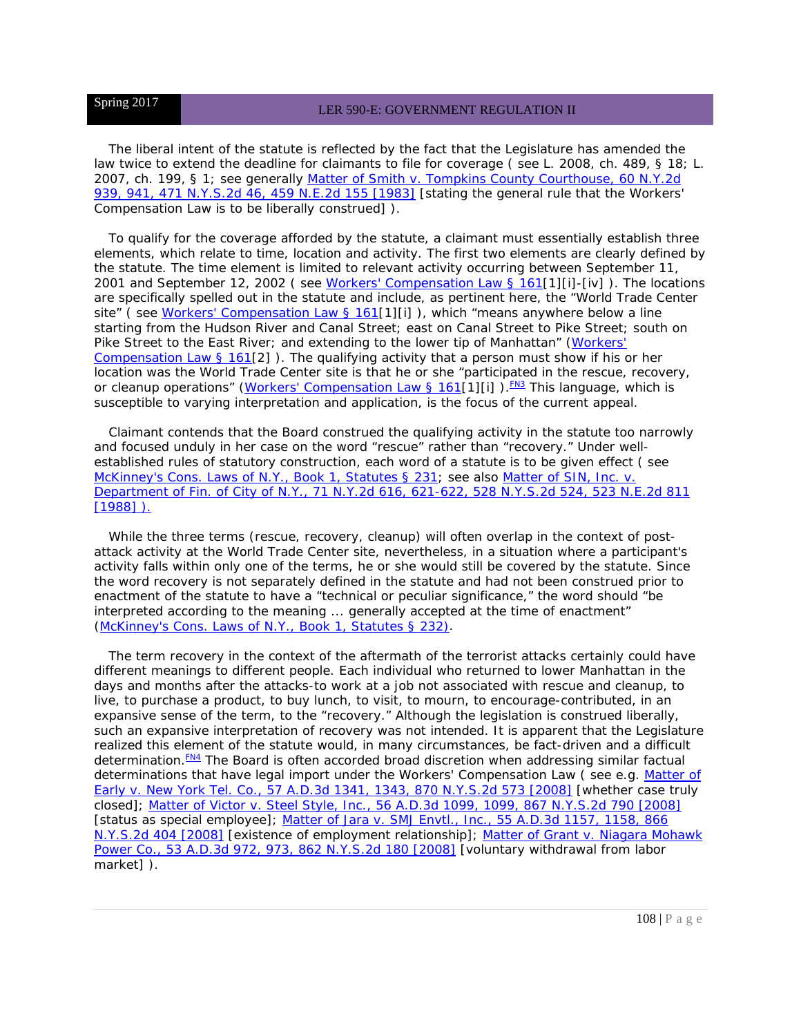The liberal intent of the statute is reflected by the fact that the Legislature has amended the law twice to extend the deadline for claimants to file for coverage ( see L. 2008, ch. 489, § 18; L. 2007, ch. 199, § 1; see generally Matter of Smith v. Tompkins County Courthouse, 60 N.Y.2d 939, 941, 471 N.Y.S.2d 46, 459 N.E.2d 155 [1983] [stating the general rule that the Workers' Compensation Law is to be liberally construed] ).

To qualify for the coverage afforded by the statute, a claimant must essentially establish three elements, which relate to time, location and activity. The first two elements are clearly defined by the statute. The time element is limited to relevant activity occurring between September 11, 2001 and September 12, 2002 ( see Workers' Compensation Law § 161[1][i]-[iv] ). The locations are specifically spelled out in the statute and include, as pertinent here, the "World Trade Center site" ( see Workers' Compensation Law § 161[1][i] ), which "means anywhere below a line starting from the Hudson River and Canal Street; east on Canal Street to Pike Street; south on Pike Street to the East River; and extending to the lower tip of Manhattan" (Workers' Compensation Law § 161[2] ). The qualifying activity that a person must show if his or her location was the World Trade Center site is that he or she "participated in the rescue, recovery, or cleanup operations" (Workers' Compensation Law § 161[1][i] ).FN3 This language, which is susceptible to varying interpretation and application, is the focus of the current appeal.

Claimant contends that the Board construed the qualifying activity in the statute too narrowly and focused unduly in her case on the word "rescue" rather than "recovery." Under well-established rules of statutory construction, each word of a statute is to be given effect ( see McKinney's Cons. Laws of N.Y., Book 1, Statutes § 231; see also Matter of SIN, Inc. v. Department of Fin. of City of N.Y., 71 N.Y.2d 616, 621-622, 528 N.Y.S.2d 524, 523 N.E.2d 811 [1988] ).

While the three terms (rescue, recovery, cleanup) will often overlap in the context of post-attack activity at the World Trade Center site, nevertheless, in a situation where a participant's activity falls within only one of the terms, he or she would still be covered by the statute. Since the word recovery is not separately defined in the statute and had not been construed prior to enactment of the statute to have a "technical or peculiar significance," the word should "be interpreted according to the meaning ... generally accepted at the time of enactment" (McKinney's Cons. Laws of N.Y., Book 1, Statutes § 232).

The term recovery in the context of the aftermath of the terrorist attacks certainly could have different meanings to different people. Each individual who returned to lower Manhattan in the days and months after the attacks-to work at a job not associated with rescue and cleanup, to live, to purchase a product, to buy lunch, to visit, to mourn, to encourage-contributed, in an expansive sense of the term, to the "recovery." Although the legislation is construed liberally, such an expansive interpretation of recovery was not intended. It is apparent that the Legislature realized this element of the statute would, in many circumstances, be fact-driven and a difficult determination.FN4 The Board is often accorded broad discretion when addressing similar factual determinations that have legal import under the Workers' Compensation Law ( see e.g. Matter of Early v. New York Tel. Co., 57 A.D.3d 1341, 1343, 870 N.Y.S.2d 573 [2008] [whether case truly closed]; Matter of Victor v. Steel Style, Inc., 56 A.D.3d 1099, 1099, 867 N.Y.S.2d 790 [2008] [status as special employee]; Matter of Jara v. SMJ Envtl., Inc., 55 A.D.3d 1157, 1158, 866 N.Y.S.2d 404 [2008] [existence of employment relationship]; Matter of Grant v. Niagara Mohawk Power Co., 53 A.D.3d 972, 973, 862 N.Y.S.2d 180 [2008] [voluntary withdrawal from labor market] ).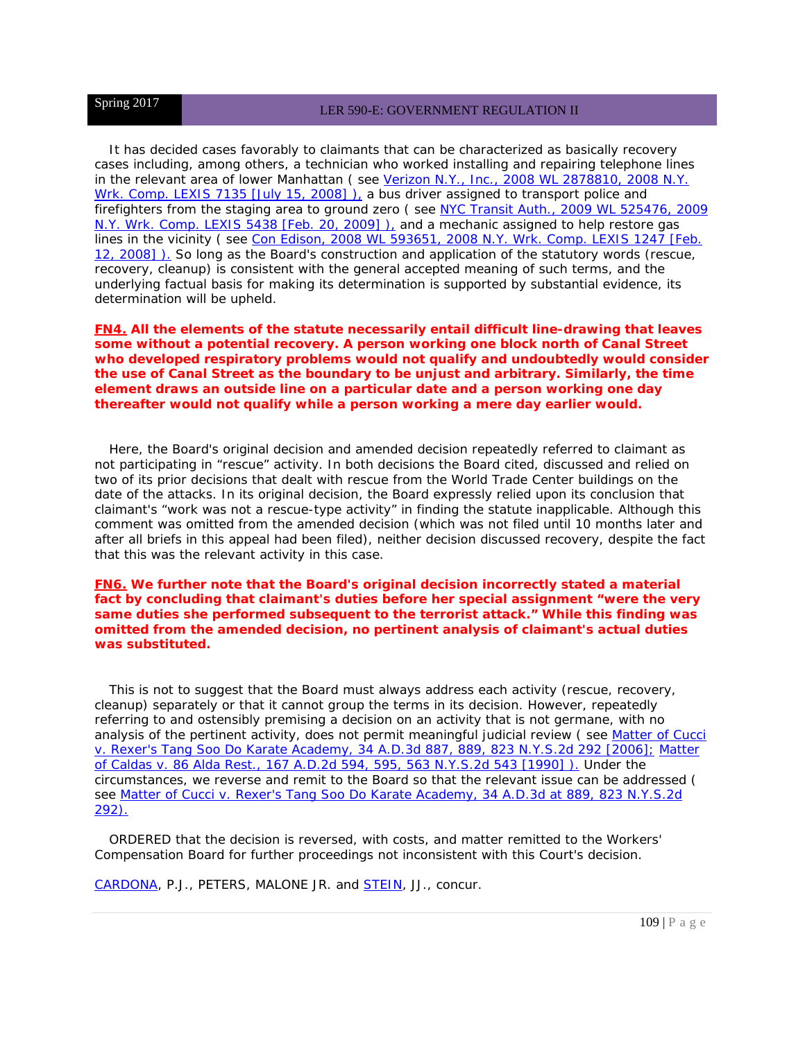It has decided cases favorably to claimants that can be characterized as basically recovery cases including, among others, a technician who worked installing and repairing telephone lines in the relevant area of lower Manhattan ( see Verizon N.Y., Inc., 2008 WL 2878810, 2008 N.Y. Wrk. Comp. LEXIS 7135 [July 15, 2008] ), a bus driver assigned to transport police and firefighters from the staging area to ground zero ( see NYC Transit Auth., 2009 WL 525476, 2009 N.Y. Wrk. Comp. LEXIS 5438 [Feb. 20, 2009] ), and a mechanic assigned to help restore gas lines in the vicinity ( see Con Edison, 2008 WL 593651, 2008 N.Y. Wrk. Comp. LEXIS 1247 [Feb. 12, 2008] ). So long as the Board's construction and application of the statutory words (rescue, recovery, cleanup) is consistent with the general accepted meaning of such terms, and the underlying factual basis for making its determination is supported by substantial evidence, its determination will be upheld.

**FN4. All the elements of the statute necessarily entail difficult line-drawing that leaves some without a potential recovery. A person working one block north of Canal Street who developed respiratory problems would not qualify and undoubtedly would consider the use of Canal Street as the boundary to be unjust and arbitrary. Similarly, the time element draws an outside line on a particular date and a person working one day thereafter would not qualify while a person working a mere day earlier would.**

Here, the Board's original decision and amended decision repeatedly referred to claimant as not participating in "rescue" activity. In both decisions the Board cited, discussed and relied on two of its prior decisions that dealt with rescue from the World Trade Center buildings on the date of the attacks. In its original decision, the Board expressly relied upon its conclusion that claimant's "work was not a rescue-type activity" in finding the statute inapplicable. Although this comment was omitted from the amended decision (which was not filed until 10 months later and after all briefs in this appeal had been filed), neither decision discussed recovery, despite the fact that this was the relevant activity in this case.

**FN6. We further note that the Board's original decision incorrectly stated a material fact by concluding that claimant's duties before her special assignment "were the very same duties she performed subsequent to the terrorist attack." While this finding was omitted from the amended decision, no pertinent analysis of claimant's actual duties was substituted.**

This is not to suggest that the Board must always address each activity (rescue, recovery, cleanup) separately or that it cannot group the terms in its decision. However, repeatedly referring to and ostensibly premising a decision on an activity that is not germane, with no analysis of the pertinent activity, does not permit meaningful judicial review ( see Matter of Cucci v. Rexer's Tang Soo Do Karate Academy, 34 A.D.3d 887, 889, 823 N.Y.S.2d 292 [2006]; Matter of Caldas v. 86 Alda Rest., 167 A.D.2d 594, 595, 563 N.Y.S.2d 543 [1990] ). Under the circumstances, we reverse and remit to the Board so that the relevant issue can be addressed ( see Matter of Cucci v. Rexer's Tang Soo Do Karate Academy, 34 A.D.3d at 889, 823 N.Y.S.2d 292).

ORDERED that the decision is reversed, with costs, and matter remitted to the Workers' Compensation Board for further proceedings not inconsistent with this Court's decision.

CARDONA, P.J., PETERS, MALONE JR. and STEIN, JJ., concur.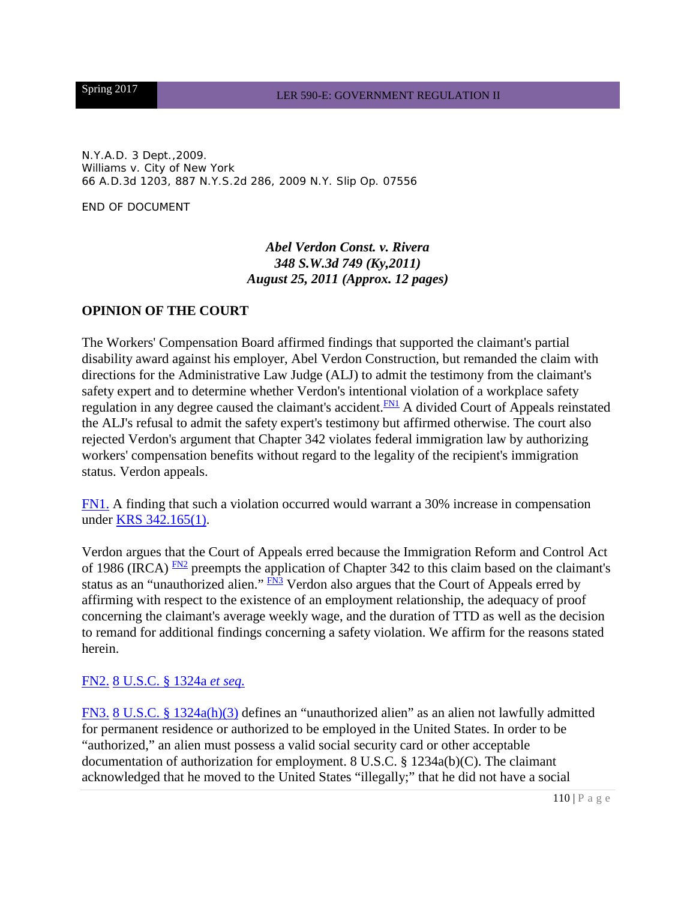N.Y.A.D. 3 Dept.,2009.
Williams v. City of New York
66 A.D.3d 1203, 887 N.Y.S.2d 286, 2009 N.Y. Slip Op. 07556

END OF DOCUMENT

***Abel Verdon Const. v. Rivera***
***348 S.W.3d 749 (Ky,2011)***
***August 25, 2011 (Approx. 12 pages)***

**OPINION OF THE COURT**

The Workers' Compensation Board affirmed findings that supported the claimant's partial disability award against his employer, Abel Verdon Construction, but remanded the claim with directions for the Administrative Law Judge (ALJ) to admit the testimony from the claimant's safety expert and to determine whether Verdon's intentional violation of a workplace safety regulation in any degree caused the claimant's accident.[FN1] A divided Court of Appeals reinstated the ALJ's refusal to admit the safety expert's testimony but affirmed otherwise. The court also rejected Verdon's argument that Chapter 342 violates federal immigration law by authorizing workers' compensation benefits without regard to the legality of the recipient's immigration status. Verdon appeals.

FN1. A finding that such a violation occurred would warrant a 30% increase in compensation under KRS 342.165(1).

Verdon argues that the Court of Appeals erred because the Immigration Reform and Control Act of 1986 (IRCA) [FN2] preempts the application of Chapter 342 to this claim based on the claimant's status as an "unauthorized alien." [FN3] Verdon also argues that the Court of Appeals erred by affirming with respect to the existence of an employment relationship, the adequacy of proof concerning the claimant's average weekly wage, and the duration of TTD as well as the decision to remand for additional findings concerning a safety violation. We affirm for the reasons stated herein.

FN2. 8 U.S.C. § 1324a *et seq.*

FN3. 8 U.S.C. § 1324a(h)(3) defines an "unauthorized alien" as an alien not lawfully admitted for permanent residence or authorized to be employed in the United States. In order to be "authorized," an alien must possess a valid social security card or other acceptable documentation of authorization for employment. 8 U.S.C. § 1234a(b)(C). The claimant acknowledged that he moved to the United States "illegally;" that he did not have a social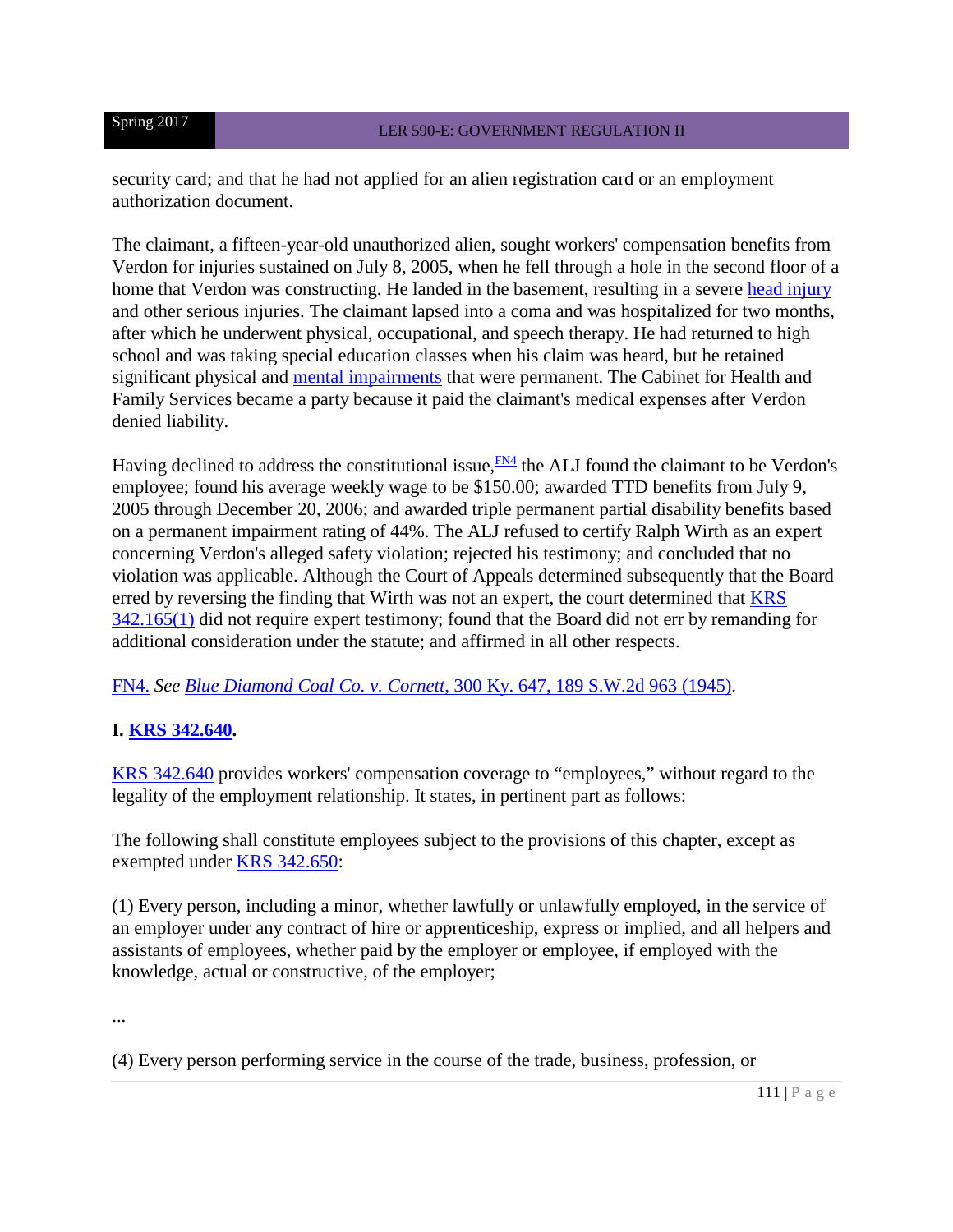security card; and that he had not applied for an alien registration card or an employment authorization document.

The claimant, a fifteen-year-old unauthorized alien, sought workers' compensation benefits from Verdon for injuries sustained on July 8, 2005, when he fell through a hole in the second floor of a home that Verdon was constructing. He landed in the basement, resulting in a severe head injury and other serious injuries. The claimant lapsed into a coma and was hospitalized for two months, after which he underwent physical, occupational, and speech therapy. He had returned to high school and was taking special education classes when his claim was heard, but he retained significant physical and mental impairments that were permanent. The Cabinet for Health and Family Services became a party because it paid the claimant's medical expenses after Verdon denied liability.

Having declined to address the constitutional issue,[FN4] the ALJ found the claimant to be Verdon's employee; found his average weekly wage to be $150.00; awarded TTD benefits from July 9, 2005 through December 20, 2006; and awarded triple permanent partial disability benefits based on a permanent impairment rating of 44%. The ALJ refused to certify Ralph Wirth as an expert concerning Verdon's alleged safety violation; rejected his testimony; and concluded that no violation was applicable. Although the Court of Appeals determined subsequently that the Board erred by reversing the finding that Wirth was not an expert, the court determined that KRS 342.165(1) did not require expert testimony; found that the Board did not err by remanding for additional consideration under the statute; and affirmed in all other respects.

FN4. *See Blue Diamond Coal Co. v. Cornett*, 300 Ky. 647, 189 S.W.2d 963 (1945).

## I. KRS 342.640.

KRS 342.640 provides workers' compensation coverage to "employees," without regard to the legality of the employment relationship. It states, in pertinent part as follows:

The following shall constitute employees subject to the provisions of this chapter, except as exempted under KRS 342.650:

(1) Every person, including a minor, whether lawfully or unlawfully employed, in the service of an employer under any contract of hire or apprenticeship, express or implied, and all helpers and assistants of employees, whether paid by the employer or employee, if employed with the knowledge, actual or constructive, of the employer;

...

(4) Every person performing service in the course of the trade, business, profession, or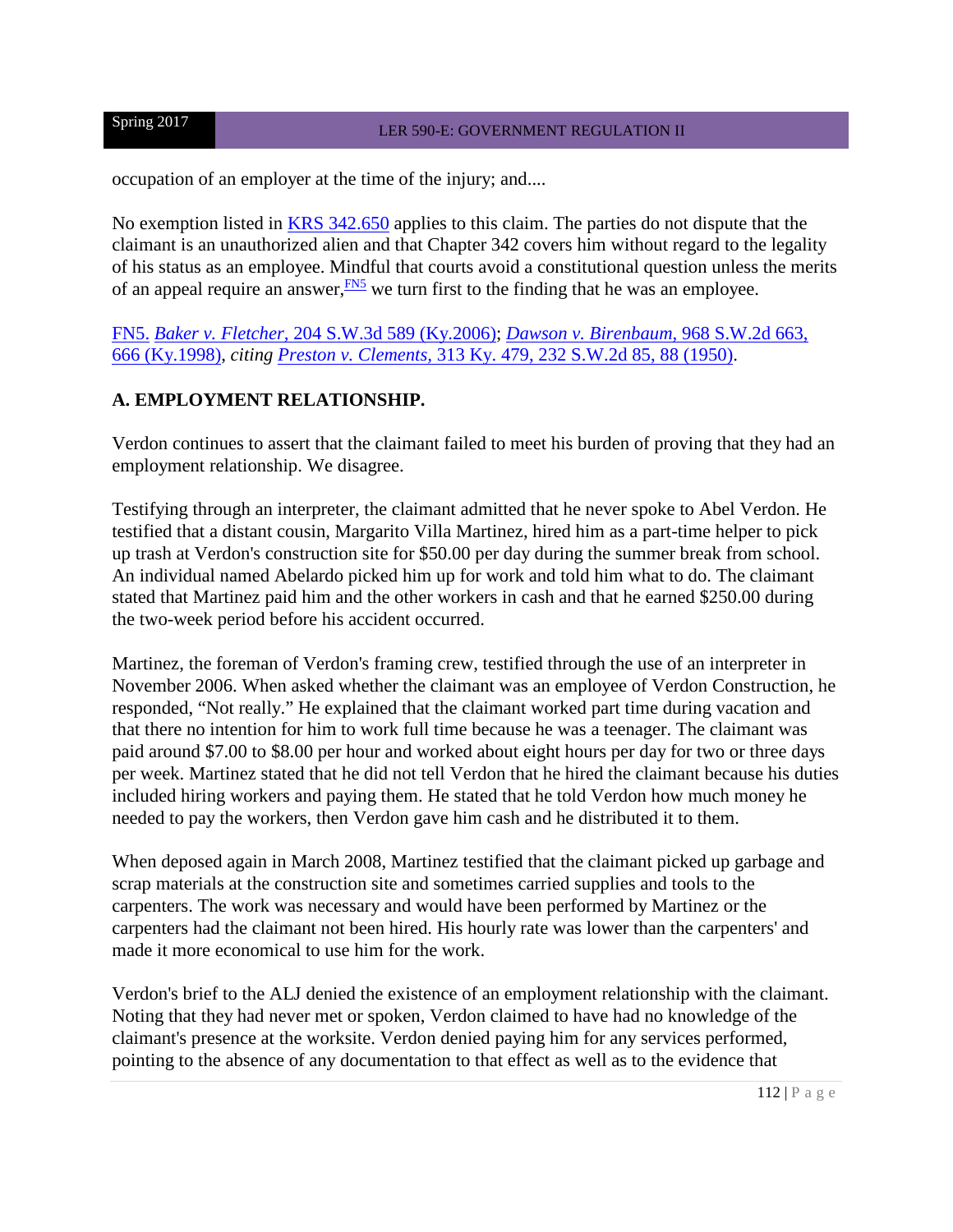occupation of an employer at the time of the injury; and....

No exemption listed in KRS 342.650 applies to this claim. The parties do not dispute that the claimant is an unauthorized alien and that Chapter 342 covers him without regard to the legality of his status as an employee. Mindful that courts avoid a constitutional question unless the merits of an appeal require an answer,[FN5] we turn first to the finding that he was an employee.

FN5. *Baker v. Fletcher,* 204 S.W.3d 589 (Ky.2006); *Dawson v. Birenbaum,* 968 S.W.2d 663, 666 (Ky.1998), *citing Preston v. Clements,* 313 Ky. 479, 232 S.W.2d 85, 88 (1950).

### A. EMPLOYMENT RELATIONSHIP.

Verdon continues to assert that the claimant failed to meet his burden of proving that they had an employment relationship. We disagree.

Testifying through an interpreter, the claimant admitted that he never spoke to Abel Verdon. He testified that a distant cousin, Margarito Villa Martinez, hired him as a part-time helper to pick up trash at Verdon's construction site for $50.00 per day during the summer break from school. An individual named Abelardo picked him up for work and told him what to do. The claimant stated that Martinez paid him and the other workers in cash and that he earned $250.00 during the two-week period before his accident occurred.

Martinez, the foreman of Verdon's framing crew, testified through the use of an interpreter in November 2006. When asked whether the claimant was an employee of Verdon Construction, he responded, "Not really." He explained that the claimant worked part time during vacation and that there no intention for him to work full time because he was a teenager. The claimant was paid around $7.00 to $8.00 per hour and worked about eight hours per day for two or three days per week. Martinez stated that he did not tell Verdon that he hired the claimant because his duties included hiring workers and paying them. He stated that he told Verdon how much money he needed to pay the workers, then Verdon gave him cash and he distributed it to them.

When deposed again in March 2008, Martinez testified that the claimant picked up garbage and scrap materials at the construction site and sometimes carried supplies and tools to the carpenters. The work was necessary and would have been performed by Martinez or the carpenters had the claimant not been hired. His hourly rate was lower than the carpenters' and made it more economical to use him for the work.

Verdon's brief to the ALJ denied the existence of an employment relationship with the claimant. Noting that they had never met or spoken, Verdon claimed to have had no knowledge of the claimant's presence at the worksite. Verdon denied paying him for any services performed, pointing to the absence of any documentation to that effect as well as to the evidence that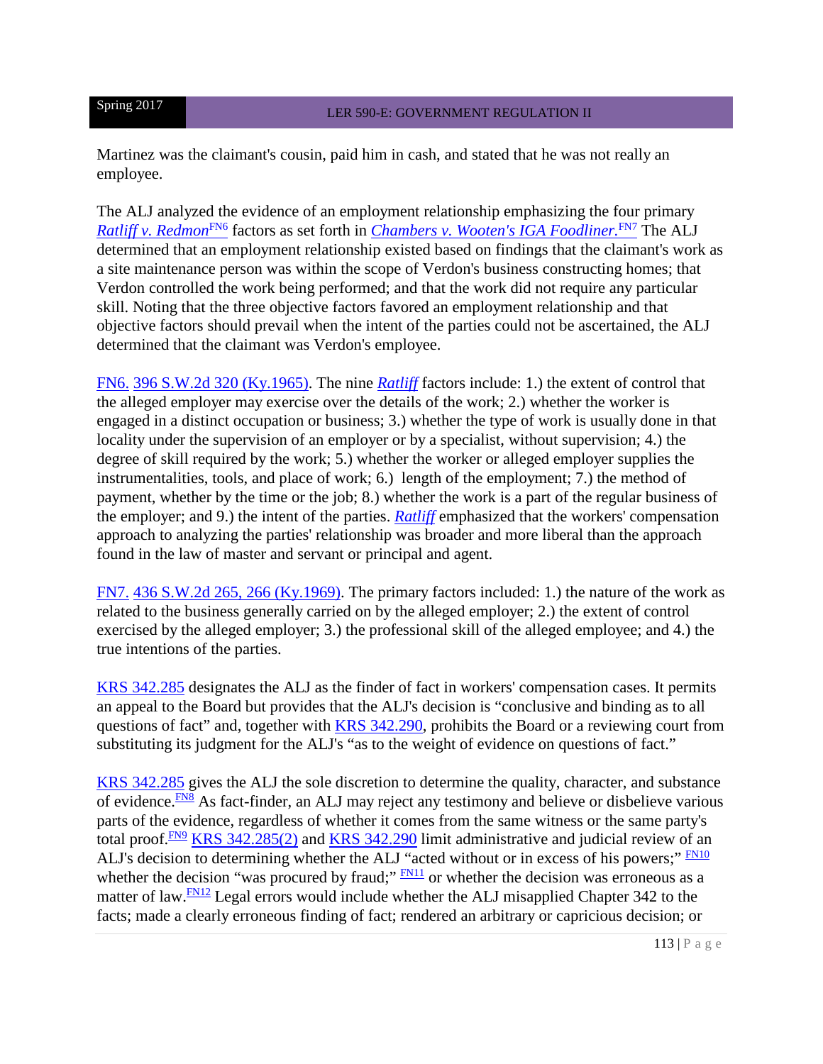Martinez was the claimant's cousin, paid him in cash, and stated that he was not really an employee.

The ALJ analyzed the evidence of an employment relationship emphasizing the four primary *Ratliff v. Redmon*[FN6] factors as set forth in *Chambers v. Wooten's IGA Foodliner.*[FN7] The ALJ determined that an employment relationship existed based on findings that the claimant's work as a site maintenance person was within the scope of Verdon's business constructing homes; that Verdon controlled the work being performed; and that the work did not require any particular skill. Noting that the three objective factors favored an employment relationship and that objective factors should prevail when the intent of the parties could not be ascertained, the ALJ determined that the claimant was Verdon's employee.

FN6. 396 S.W.2d 320 (Ky.1965). The nine *Ratliff* factors include: 1.) the extent of control that the alleged employer may exercise over the details of the work; 2.) whether the worker is engaged in a distinct occupation or business; 3.) whether the type of work is usually done in that locality under the supervision of an employer or by a specialist, without supervision; 4.) the degree of skill required by the work; 5.) whether the worker or alleged employer supplies the instrumentalities, tools, and place of work; 6.) length of the employment; 7.) the method of payment, whether by the time or the job; 8.) whether the work is a part of the regular business of the employer; and 9.) the intent of the parties. *Ratliff* emphasized that the workers' compensation approach to analyzing the parties' relationship was broader and more liberal than the approach found in the law of master and servant or principal and agent.

FN7. 436 S.W.2d 265, 266 (Ky.1969). The primary factors included: 1.) the nature of the work as related to the business generally carried on by the alleged employer; 2.) the extent of control exercised by the alleged employer; 3.) the professional skill of the alleged employee; and 4.) the true intentions of the parties.

KRS 342.285 designates the ALJ as the finder of fact in workers' compensation cases. It permits an appeal to the Board but provides that the ALJ's decision is "conclusive and binding as to all questions of fact" and, together with KRS 342.290, prohibits the Board or a reviewing court from substituting its judgment for the ALJ's "as to the weight of evidence on questions of fact."

KRS 342.285 gives the ALJ the sole discretion to determine the quality, character, and substance of evidence.[FN8] As fact-finder, an ALJ may reject any testimony and believe or disbelieve various parts of the evidence, regardless of whether it comes from the same witness or the same party's total proof.[FN9] KRS 342.285(2) and KRS 342.290 limit administrative and judicial review of an ALJ's decision to determining whether the ALJ "acted without or in excess of his powers;" [FN10] whether the decision "was procured by fraud;" [FN11] or whether the decision was erroneous as a matter of law.[FN12] Legal errors would include whether the ALJ misapplied Chapter 342 to the facts; made a clearly erroneous finding of fact; rendered an arbitrary or capricious decision; or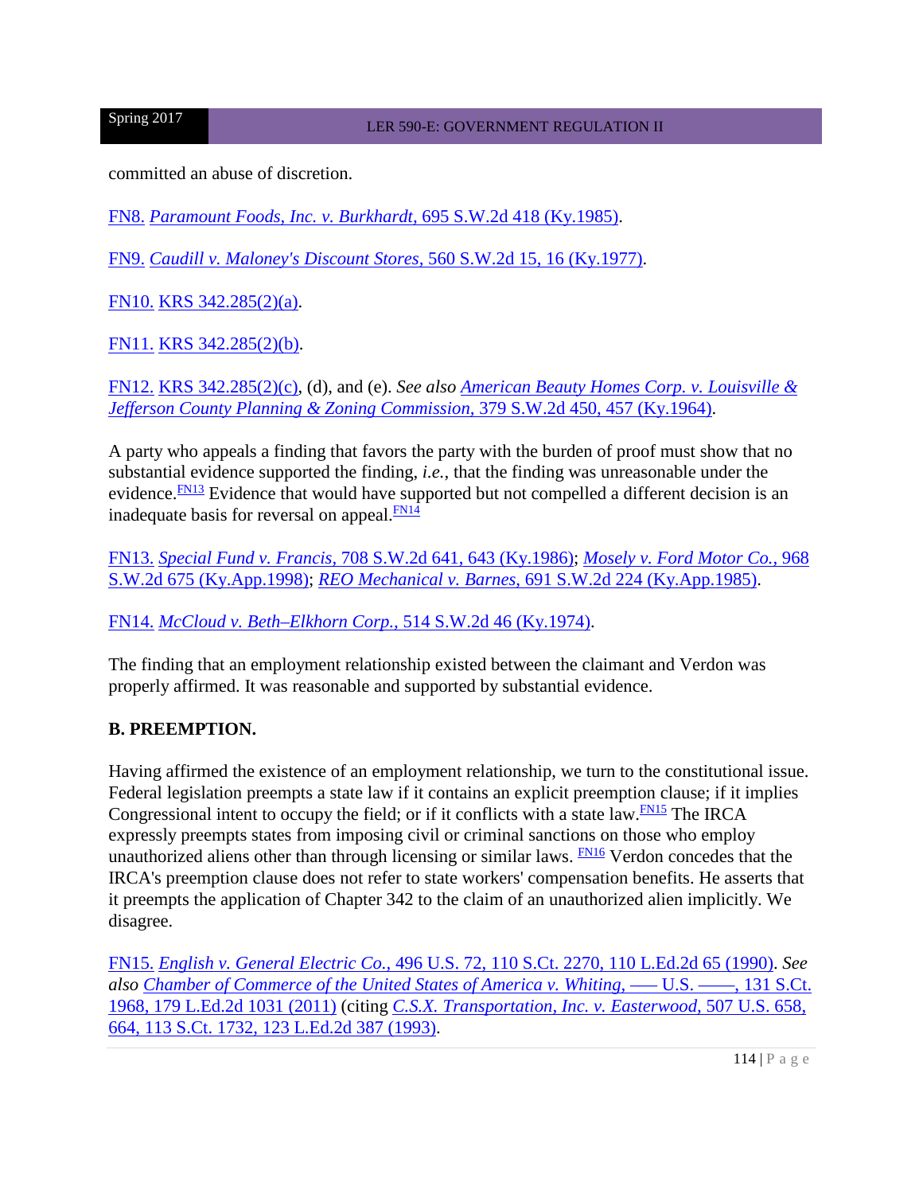committed an abuse of discretion.

FN8. *Paramount Foods, Inc. v. Burkhardt,* 695 S.W.2d 418 (Ky.1985).

FN9. *Caudill v. Maloney's Discount Stores,* 560 S.W.2d 15, 16 (Ky.1977).

FN10. KRS 342.285(2)(a).

FN11. KRS 342.285(2)(b).

FN12. KRS 342.285(2)(c), (d), and (e). *See also* *American Beauty Homes Corp. v. Louisville & Jefferson County Planning & Zoning Commission,* 379 S.W.2d 450, 457 (Ky.1964).

A party who appeals a finding that favors the party with the burden of proof must show that no substantial evidence supported the finding, *i.e.,* that the finding was unreasonable under the evidence.[FN13] Evidence that would have supported but not compelled a different decision is an inadequate basis for reversal on appeal.[FN14]

FN13. *Special Fund v. Francis,* 708 S.W.2d 641, 643 (Ky.1986); *Mosely v. Ford Motor Co.,* 968 S.W.2d 675 (Ky.App.1998); *REO Mechanical v. Barnes,* 691 S.W.2d 224 (Ky.App.1985).

FN14. *McCloud v. Beth–Elkhorn Corp.,* 514 S.W.2d 46 (Ky.1974).

The finding that an employment relationship existed between the claimant and Verdon was properly affirmed. It was reasonable and supported by substantial evidence.

**B. PREEMPTION.**

Having affirmed the existence of an employment relationship, we turn to the constitutional issue. Federal legislation preempts a state law if it contains an explicit preemption clause; if it implies Congressional intent to occupy the field; or if it conflicts with a state law.[FN15] The IRCA expressly preempts states from imposing civil or criminal sanctions on those who employ unauthorized aliens other than through licensing or similar laws. [FN16] Verdon concedes that the IRCA's preemption clause does not refer to state workers' compensation benefits. He asserts that it preempts the application of Chapter 342 to the claim of an unauthorized alien implicitly. We disagree.

FN15. *English v. General Electric Co.,* 496 U.S. 72, 110 S.Ct. 2270, 110 L.Ed.2d 65 (1990). *See also* *Chamber of Commerce of the United States of America v. Whiting,* ––– U.S. ––––, 131 S.Ct. 1968, 179 L.Ed.2d 1031 (2011) (citing *C.S.X. Transportation, Inc. v. Easterwood,* 507 U.S. 658, 664, 113 S.Ct. 1732, 123 L.Ed.2d 387 (1993).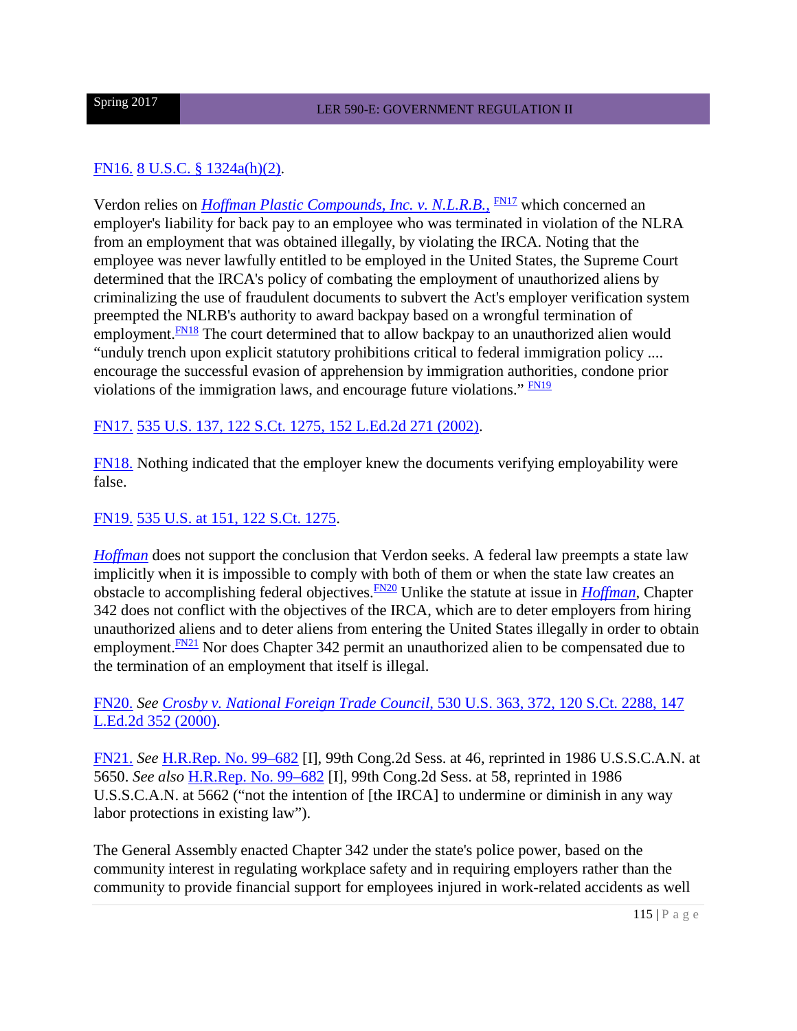FN16. 8 U.S.C. § 1324a(h)(2).

Verdon relies on *Hoffman Plastic Compounds, Inc. v. N.L.R.B.,* [FN17] which concerned an employer's liability for back pay to an employee who was terminated in violation of the NLRA from an employment that was obtained illegally, by violating the IRCA. Noting that the employee was never lawfully entitled to be employed in the United States, the Supreme Court determined that the IRCA's policy of combating the employment of unauthorized aliens by criminalizing the use of fraudulent documents to subvert the Act's employer verification system preempted the NLRB's authority to award backpay based on a wrongful termination of employment.[FN18] The court determined that to allow backpay to an unauthorized alien would "unduly trench upon explicit statutory prohibitions critical to federal immigration policy .... encourage the successful evasion of apprehension by immigration authorities, condone prior violations of the immigration laws, and encourage future violations." [FN19]

FN17. 535 U.S. 137, 122 S.Ct. 1275, 152 L.Ed.2d 271 (2002).

FN18. Nothing indicated that the employer knew the documents verifying employability were false.

FN19. 535 U.S. at 151, 122 S.Ct. 1275.

*Hoffman* does not support the conclusion that Verdon seeks. A federal law preempts a state law implicitly when it is impossible to comply with both of them or when the state law creates an obstacle to accomplishing federal objectives.[FN20] Unlike the statute at issue in *Hoffman*, Chapter 342 does not conflict with the objectives of the IRCA, which are to deter employers from hiring unauthorized aliens and to deter aliens from entering the United States illegally in order to obtain employment.[FN21] Nor does Chapter 342 permit an unauthorized alien to be compensated due to the termination of an employment that itself is illegal.

FN20. *See Crosby v. National Foreign Trade Council,* 530 U.S. 363, 372, 120 S.Ct. 2288, 147 L.Ed.2d 352 (2000).

FN21. *See* H.R.Rep. No. 99–682 [I], 99th Cong.2d Sess. at 46, reprinted in 1986 U.S.S.C.A.N. at 5650. *See also* H.R.Rep. No. 99–682 [I], 99th Cong.2d Sess. at 58, reprinted in 1986 U.S.S.C.A.N. at 5662 ("not the intention of [the IRCA] to undermine or diminish in any way labor protections in existing law").

The General Assembly enacted Chapter 342 under the state's police power, based on the community interest in regulating workplace safety and in requiring employers rather than the community to provide financial support for employees injured in work-related accidents as well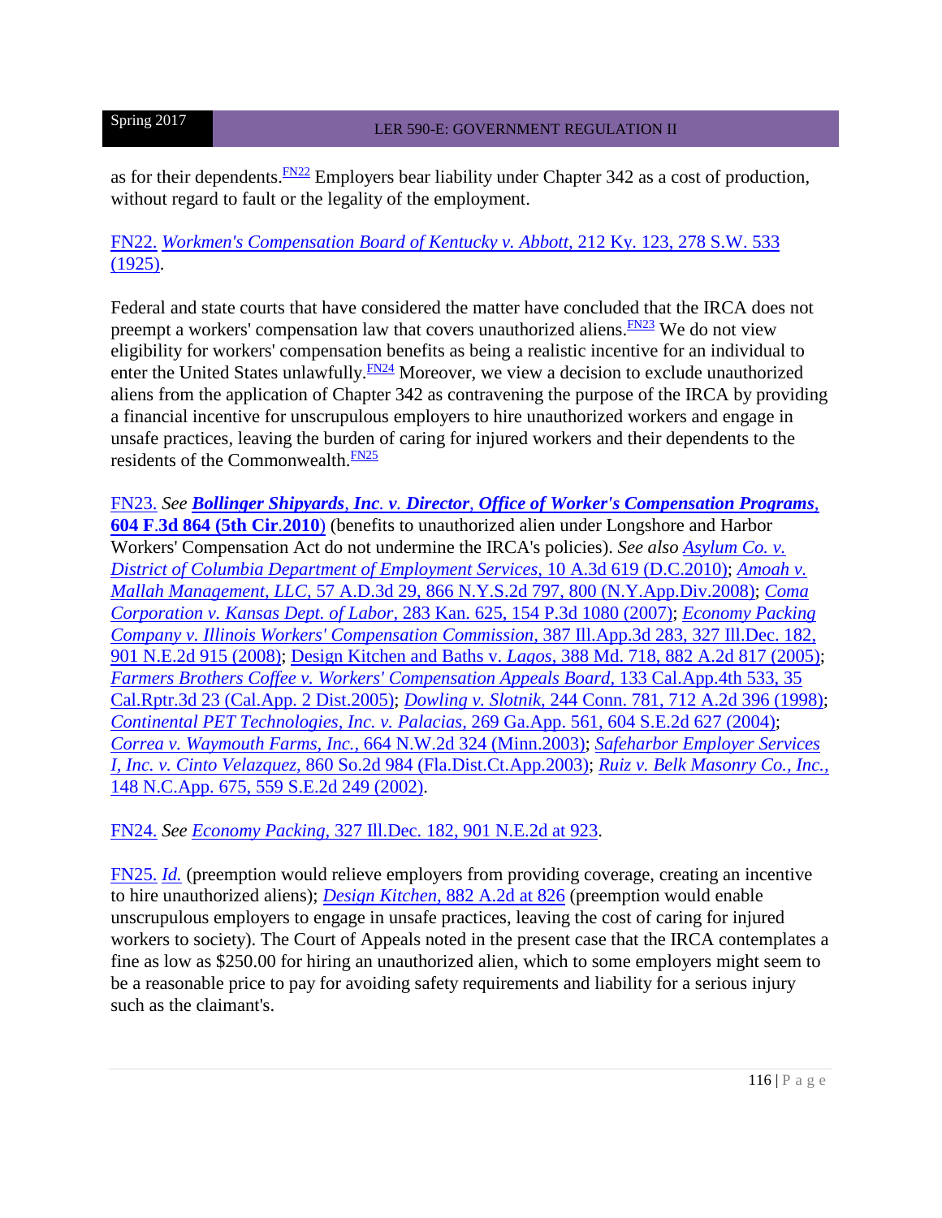as for their dependents.[FN22] Employers bear liability under Chapter 342 as a cost of production, without regard to fault or the legality of the employment.

FN22. *Workmen's Compensation Board of Kentucky v. Abbott,* 212 Ky. 123, 278 S.W. 533 (1925).

Federal and state courts that have considered the matter have concluded that the IRCA does not preempt a workers' compensation law that covers unauthorized aliens.[FN23] We do not view eligibility for workers' compensation benefits as being a realistic incentive for an individual to enter the United States unlawfully.[FN24] Moreover, we view a decision to exclude unauthorized aliens from the application of Chapter 342 as contravening the purpose of the IRCA by providing a financial incentive for unscrupulous employers to hire unauthorized workers and engage in unsafe practices, leaving the burden of caring for injured workers and their dependents to the residents of the Commonwealth.[FN25]

FN23. *See* ***Bollinger Shipyards, Inc. v. Director, Office of Worker's Compensation Programs,*** **604 F.3d 864 (5th Cir.2010)** (benefits to unauthorized alien under Longshore and Harbor Workers' Compensation Act do not undermine the IRCA's policies). *See also* *Asylum Co. v. District of Columbia Department of Employment Services,* 10 A.3d 619 (D.C.2010); *Amoah v. Mallah Management, LLC,* 57 A.D.3d 29, 866 N.Y.S.2d 797, 800 (N.Y.App.Div.2008); *Coma Corporation v. Kansas Dept. of Labor,* 283 Kan. 625, 154 P.3d 1080 (2007); *Economy Packing Company v. Illinois Workers' Compensation Commission,* 387 Ill.App.3d 283, 327 Ill.Dec. 182, 901 N.E.2d 915 (2008); Design Kitchen and Baths v. *Lagos,* 388 Md. 718, 882 A.2d 817 (2005); *Farmers Brothers Coffee v. Workers' Compensation Appeals Board,* 133 Cal.App.4th 533, 35 Cal.Rptr.3d 23 (Cal.App. 2 Dist.2005); *Dowling v. Slotnik,* 244 Conn. 781, 712 A.2d 396 (1998); *Continental PET Technologies, Inc. v. Palacias,* 269 Ga.App. 561, 604 S.E.2d 627 (2004); *Correa v. Waymouth Farms, Inc.,* 664 N.W.2d 324 (Minn.2003); *Safeharbor Employer Services I, Inc. v. Cinto Velazquez,* 860 So.2d 984 (Fla.Dist.Ct.App.2003); *Ruiz v. Belk Masonry Co., Inc.,* 148 N.C.App. 675, 559 S.E.2d 249 (2002).

FN24. *See* *Economy Packing,* 327 Ill.Dec. 182, 901 N.E.2d at 923.

FN25. *Id.* (preemption would relieve employers from providing coverage, creating an incentive to hire unauthorized aliens); *Design Kitchen,* 882 A.2d at 826 (preemption would enable unscrupulous employers to engage in unsafe practices, leaving the cost of caring for injured workers to society). The Court of Appeals noted in the present case that the IRCA contemplates a fine as low as $250.00 for hiring an unauthorized alien, which to some employers might seem to be a reasonable price to pay for avoiding safety requirements and liability for a serious injury such as the claimant's.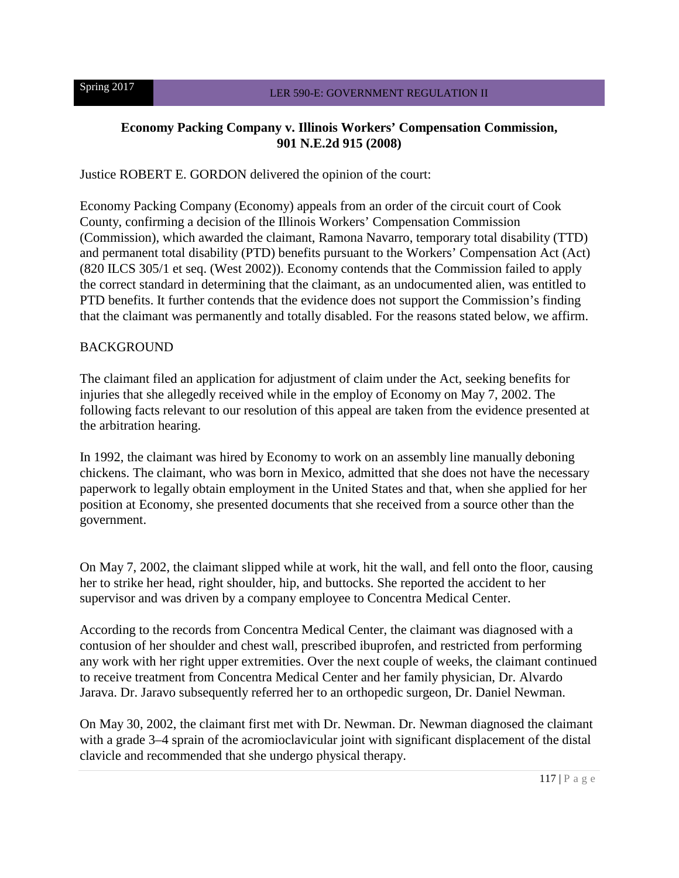**Economy Packing Company v. Illinois Workers' Compensation Commission, 901 N.E.2d 915 (2008)**

Justice ROBERT E. GORDON delivered the opinion of the court:

Economy Packing Company (Economy) appeals from an order of the circuit court of Cook County, confirming a decision of the Illinois Workers' Compensation Commission (Commission), which awarded the claimant, Ramona Navarro, temporary total disability (TTD) and permanent total disability (PTD) benefits pursuant to the Workers' Compensation Act (Act) (820 ILCS 305/1 et seq. (West 2002)). Economy contends that the Commission failed to apply the correct standard in determining that the claimant, as an undocumented alien, was entitled to PTD benefits. It further contends that the evidence does not support the Commission's finding that the claimant was permanently and totally disabled. For the reasons stated below, we affirm.

BACKGROUND

The claimant filed an application for adjustment of claim under the Act, seeking benefits for injuries that she allegedly received while in the employ of Economy on May 7, 2002. The following facts relevant to our resolution of this appeal are taken from the evidence presented at the arbitration hearing.

In 1992, the claimant was hired by Economy to work on an assembly line manually deboning chickens. The claimant, who was born in Mexico, admitted that she does not have the necessary paperwork to legally obtain employment in the United States and that, when she applied for her position at Economy, she presented documents that she received from a source other than the government.

On May 7, 2002, the claimant slipped while at work, hit the wall, and fell onto the floor, causing her to strike her head, right shoulder, hip, and buttocks. She reported the accident to her supervisor and was driven by a company employee to Concentra Medical Center.

According to the records from Concentra Medical Center, the claimant was diagnosed with a contusion of her shoulder and chest wall, prescribed ibuprofen, and restricted from performing any work with her right upper extremities. Over the next couple of weeks, the claimant continued to receive treatment from Concentra Medical Center and her family physician, Dr. Alvardo Jarava. Dr. Jaravo subsequently referred her to an orthopedic surgeon, Dr. Daniel Newman.

On May 30, 2002, the claimant first met with Dr. Newman. Dr. Newman diagnosed the claimant with a grade 3–4 sprain of the acromioclavicular joint with significant displacement of the distal clavicle and recommended that she undergo physical therapy.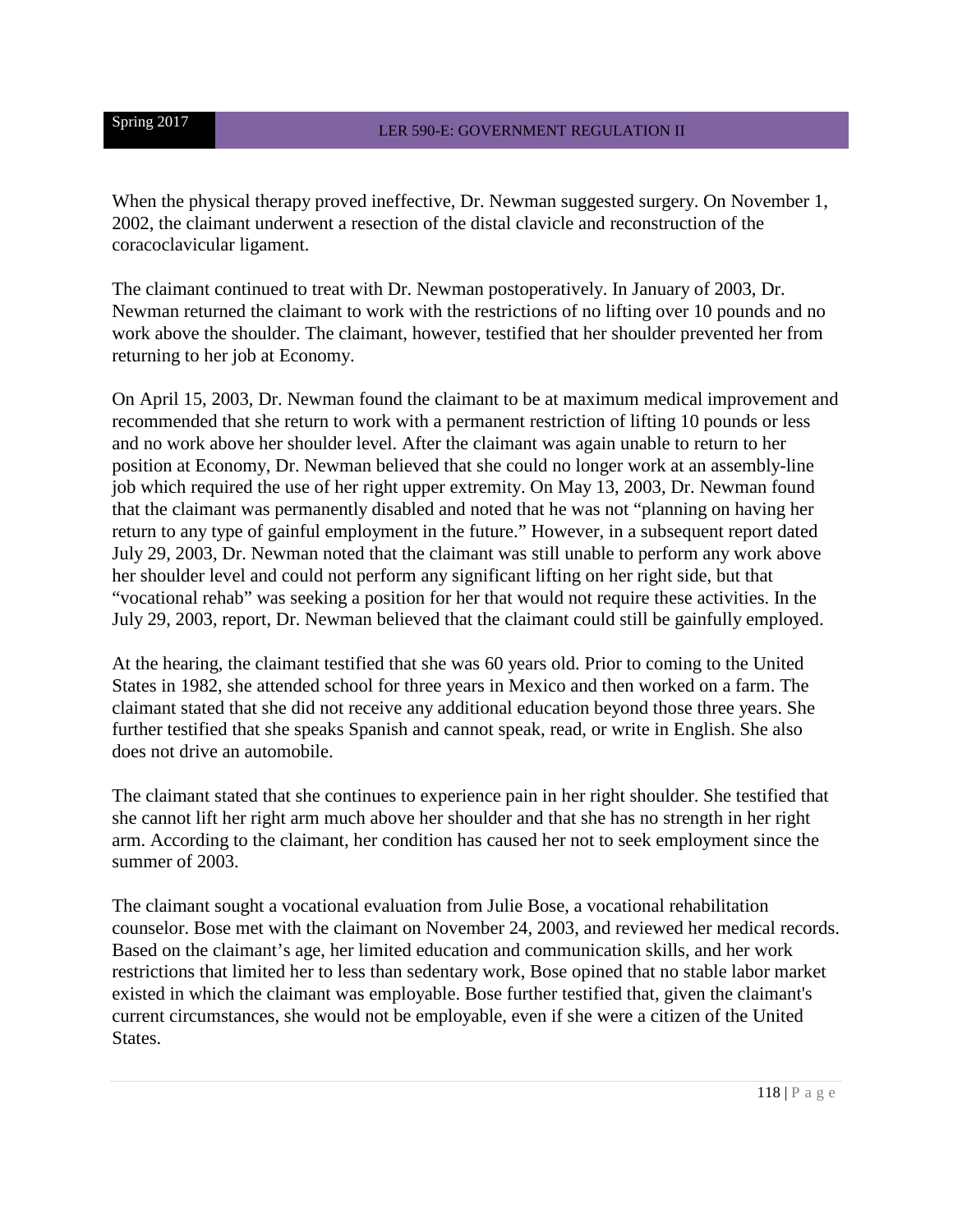When the physical therapy proved ineffective, Dr. Newman suggested surgery. On November 1, 2002, the claimant underwent a resection of the distal clavicle and reconstruction of the coracoclavicular ligament.

The claimant continued to treat with Dr. Newman postoperatively. In January of 2003, Dr. Newman returned the claimant to work with the restrictions of no lifting over 10 pounds and no work above the shoulder. The claimant, however, testified that her shoulder prevented her from returning to her job at Economy.

On April 15, 2003, Dr. Newman found the claimant to be at maximum medical improvement and recommended that she return to work with a permanent restriction of lifting 10 pounds or less and no work above her shoulder level. After the claimant was again unable to return to her position at Economy, Dr. Newman believed that she could no longer work at an assembly-line job which required the use of her right upper extremity. On May 13, 2003, Dr. Newman found that the claimant was permanently disabled and noted that he was not "planning on having her return to any type of gainful employment in the future." However, in a subsequent report dated July 29, 2003, Dr. Newman noted that the claimant was still unable to perform any work above her shoulder level and could not perform any significant lifting on her right side, but that "vocational rehab" was seeking a position for her that would not require these activities. In the July 29, 2003, report, Dr. Newman believed that the claimant could still be gainfully employed.

At the hearing, the claimant testified that she was 60 years old. Prior to coming to the United States in 1982, she attended school for three years in Mexico and then worked on a farm. The claimant stated that she did not receive any additional education beyond those three years. She further testified that she speaks Spanish and cannot speak, read, or write in English. She also does not drive an automobile.

The claimant stated that she continues to experience pain in her right shoulder. She testified that she cannot lift her right arm much above her shoulder and that she has no strength in her right arm. According to the claimant, her condition has caused her not to seek employment since the summer of 2003.

The claimant sought a vocational evaluation from Julie Bose, a vocational rehabilitation counselor. Bose met with the claimant on November 24, 2003, and reviewed her medical records. Based on the claimant's age, her limited education and communication skills, and her work restrictions that limited her to less than sedentary work, Bose opined that no stable labor market existed in which the claimant was employable. Bose further testified that, given the claimant's current circumstances, she would not be employable, even if she were a citizen of the United States.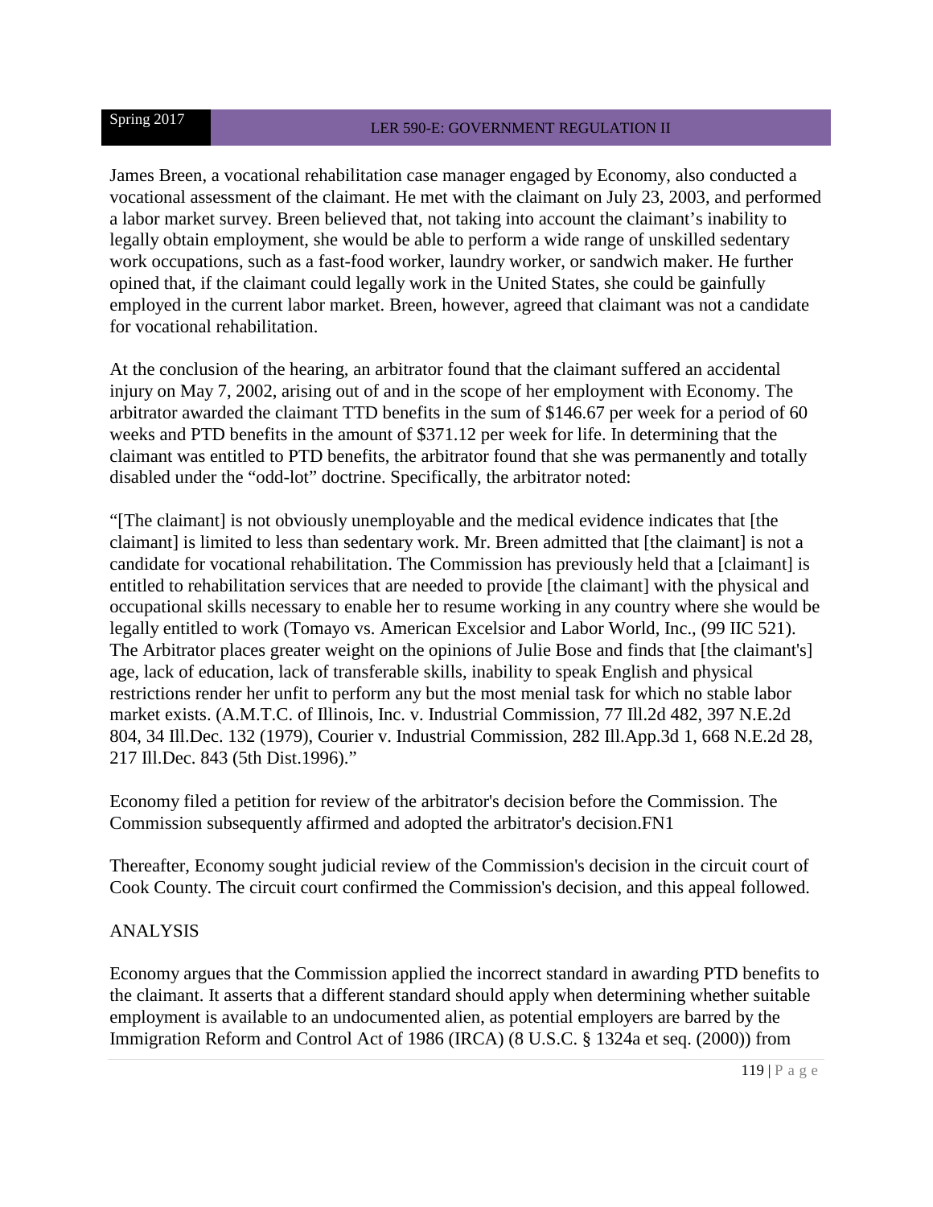James Breen, a vocational rehabilitation case manager engaged by Economy, also conducted a vocational assessment of the claimant. He met with the claimant on July 23, 2003, and performed a labor market survey. Breen believed that, not taking into account the claimant's inability to legally obtain employment, she would be able to perform a wide range of unskilled sedentary work occupations, such as a fast-food worker, laundry worker, or sandwich maker. He further opined that, if the claimant could legally work in the United States, she could be gainfully employed in the current labor market. Breen, however, agreed that claimant was not a candidate for vocational rehabilitation.

At the conclusion of the hearing, an arbitrator found that the claimant suffered an accidental injury on May 7, 2002, arising out of and in the scope of her employment with Economy. The arbitrator awarded the claimant TTD benefits in the sum of $146.67 per week for a period of 60 weeks and PTD benefits in the amount of $371.12 per week for life. In determining that the claimant was entitled to PTD benefits, the arbitrator found that she was permanently and totally disabled under the "odd-lot" doctrine. Specifically, the arbitrator noted:

"[The claimant] is not obviously unemployable and the medical evidence indicates that [the claimant] is limited to less than sedentary work. Mr. Breen admitted that [the claimant] is not a candidate for vocational rehabilitation. The Commission has previously held that a [claimant] is entitled to rehabilitation services that are needed to provide [the claimant] with the physical and occupational skills necessary to enable her to resume working in any country where she would be legally entitled to work (Tomayo vs. American Excelsior and Labor World, Inc., (99 IIC 521). The Arbitrator places greater weight on the opinions of Julie Bose and finds that [the claimant's] age, lack of education, lack of transferable skills, inability to speak English and physical restrictions render her unfit to perform any but the most menial task for which no stable labor market exists. (A.M.T.C. of Illinois, Inc. v. Industrial Commission, 77 Ill.2d 482, 397 N.E.2d 804, 34 Ill.Dec. 132 (1979), Courier v. Industrial Commission, 282 Ill.App.3d 1, 668 N.E.2d 28, 217 Ill.Dec. 843 (5th Dist.1996)."

Economy filed a petition for review of the arbitrator's decision before the Commission. The Commission subsequently affirmed and adopted the arbitrator's decision.FN1

Thereafter, Economy sought judicial review of the Commission's decision in the circuit court of Cook County. The circuit court confirmed the Commission's decision, and this appeal followed.

ANALYSIS

Economy argues that the Commission applied the incorrect standard in awarding PTD benefits to the claimant. It asserts that a different standard should apply when determining whether suitable employment is available to an undocumented alien, as potential employers are barred by the Immigration Reform and Control Act of 1986 (IRCA) (8 U.S.C. § 1324a et seq. (2000)) from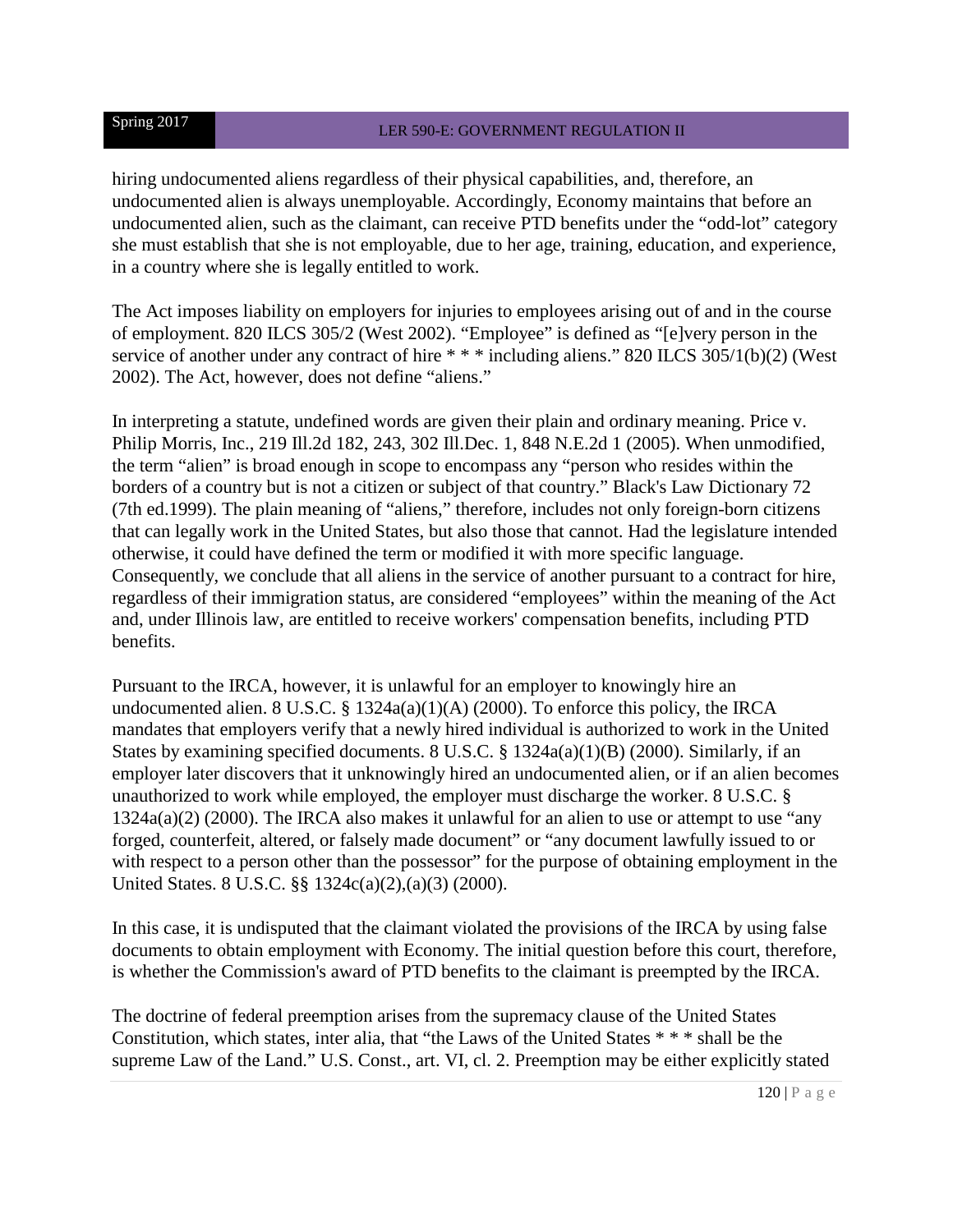hiring undocumented aliens regardless of their physical capabilities, and, therefore, an undocumented alien is always unemployable. Accordingly, Economy maintains that before an undocumented alien, such as the claimant, can receive PTD benefits under the "odd-lot" category she must establish that she is not employable, due to her age, training, education, and experience, in a country where she is legally entitled to work.

The Act imposes liability on employers for injuries to employees arising out of and in the course of employment. 820 ILCS 305/2 (West 2002). "Employee" is defined as "[e]very person in the service of another under any contract of hire * * * including aliens." 820 ILCS 305/1(b)(2) (West 2002). The Act, however, does not define "aliens."

In interpreting a statute, undefined words are given their plain and ordinary meaning. Price v. Philip Morris, Inc., 219 Ill.2d 182, 243, 302 Ill.Dec. 1, 848 N.E.2d 1 (2005). When unmodified, the term "alien" is broad enough in scope to encompass any "person who resides within the borders of a country but is not a citizen or subject of that country." Black's Law Dictionary 72 (7th ed.1999). The plain meaning of "aliens," therefore, includes not only foreign-born citizens that can legally work in the United States, but also those that cannot. Had the legislature intended otherwise, it could have defined the term or modified it with more specific language. Consequently, we conclude that all aliens in the service of another pursuant to a contract for hire, regardless of their immigration status, are considered "employees" within the meaning of the Act and, under Illinois law, are entitled to receive workers' compensation benefits, including PTD benefits.

Pursuant to the IRCA, however, it is unlawful for an employer to knowingly hire an undocumented alien. 8 U.S.C. § 1324a(a)(1)(A) (2000). To enforce this policy, the IRCA mandates that employers verify that a newly hired individual is authorized to work in the United States by examining specified documents. 8 U.S.C. § 1324a(a)(1)(B) (2000). Similarly, if an employer later discovers that it unknowingly hired an undocumented alien, or if an alien becomes unauthorized to work while employed, the employer must discharge the worker. 8 U.S.C. § 1324a(a)(2) (2000). The IRCA also makes it unlawful for an alien to use or attempt to use "any forged, counterfeit, altered, or falsely made document" or "any document lawfully issued to or with respect to a person other than the possessor" for the purpose of obtaining employment in the United States. 8 U.S.C. §§ 1324c(a)(2),(a)(3) (2000).

In this case, it is undisputed that the claimant violated the provisions of the IRCA by using false documents to obtain employment with Economy. The initial question before this court, therefore, is whether the Commission's award of PTD benefits to the claimant is preempted by the IRCA.

The doctrine of federal preemption arises from the supremacy clause of the United States Constitution, which states, inter alia, that "the Laws of the United States * * * shall be the supreme Law of the Land." U.S. Const., art. VI, cl. 2. Preemption may be either explicitly stated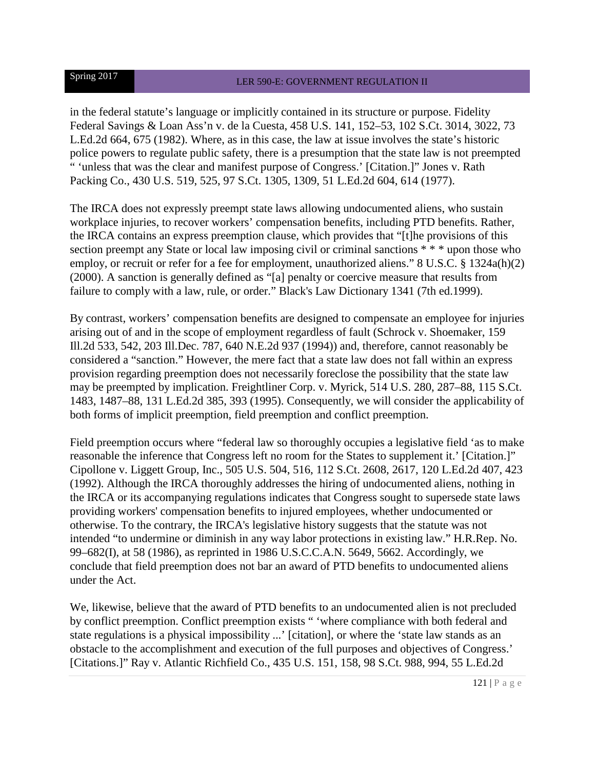in the federal statute's language or implicitly contained in its structure or purpose. Fidelity Federal Savings & Loan Ass'n v. de la Cuesta, 458 U.S. 141, 152–53, 102 S.Ct. 3014, 3022, 73 L.Ed.2d 664, 675 (1982). Where, as in this case, the law at issue involves the state's historic police powers to regulate public safety, there is a presumption that the state law is not preempted " 'unless that was the clear and manifest purpose of Congress.' [Citation.]" Jones v. Rath Packing Co., 430 U.S. 519, 525, 97 S.Ct. 1305, 1309, 51 L.Ed.2d 604, 614 (1977).

The IRCA does not expressly preempt state laws allowing undocumented aliens, who sustain workplace injuries, to recover workers' compensation benefits, including PTD benefits. Rather, the IRCA contains an express preemption clause, which provides that "[t]he provisions of this section preempt any State or local law imposing civil or criminal sanctions * * * upon those who employ, or recruit or refer for a fee for employment, unauthorized aliens." 8 U.S.C. § 1324a(h)(2) (2000). A sanction is generally defined as "[a] penalty or coercive measure that results from failure to comply with a law, rule, or order." Black's Law Dictionary 1341 (7th ed.1999).

By contrast, workers' compensation benefits are designed to compensate an employee for injuries arising out of and in the scope of employment regardless of fault (Schrock v. Shoemaker, 159 Ill.2d 533, 542, 203 Ill.Dec. 787, 640 N.E.2d 937 (1994)) and, therefore, cannot reasonably be considered a "sanction." However, the mere fact that a state law does not fall within an express provision regarding preemption does not necessarily foreclose the possibility that the state law may be preempted by implication. Freightliner Corp. v. Myrick, 514 U.S. 280, 287–88, 115 S.Ct. 1483, 1487–88, 131 L.Ed.2d 385, 393 (1995). Consequently, we will consider the applicability of both forms of implicit preemption, field preemption and conflict preemption.

Field preemption occurs where "federal law so thoroughly occupies a legislative field 'as to make reasonable the inference that Congress left no room for the States to supplement it.' [Citation.]" Cipollone v. Liggett Group, Inc., 505 U.S. 504, 516, 112 S.Ct. 2608, 2617, 120 L.Ed.2d 407, 423 (1992). Although the IRCA thoroughly addresses the hiring of undocumented aliens, nothing in the IRCA or its accompanying regulations indicates that Congress sought to supersede state laws providing workers' compensation benefits to injured employees, whether undocumented or otherwise. To the contrary, the IRCA's legislative history suggests that the statute was not intended "to undermine or diminish in any way labor protections in existing law." H.R.Rep. No. 99–682(I), at 58 (1986), as reprinted in 1986 U.S.C.C.A.N. 5649, 5662. Accordingly, we conclude that field preemption does not bar an award of PTD benefits to undocumented aliens under the Act.

We, likewise, believe that the award of PTD benefits to an undocumented alien is not precluded by conflict preemption. Conflict preemption exists " 'where compliance with both federal and state regulations is a physical impossibility ...' [citation], or where the 'state law stands as an obstacle to the accomplishment and execution of the full purposes and objectives of Congress.' [Citations.]" Ray v. Atlantic Richfield Co., 435 U.S. 151, 158, 98 S.Ct. 988, 994, 55 L.Ed.2d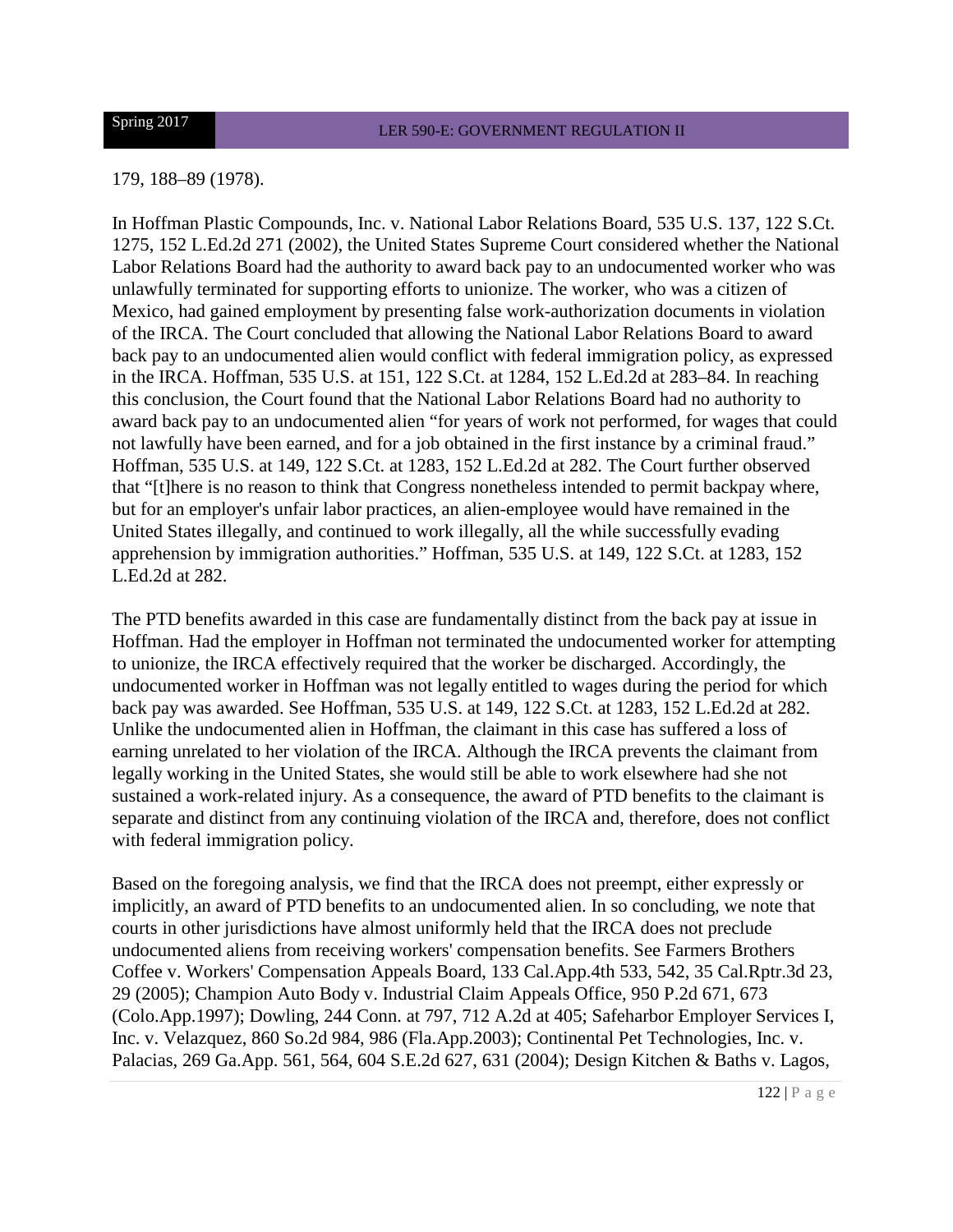179, 188–89 (1978).

In Hoffman Plastic Compounds, Inc. v. National Labor Relations Board, 535 U.S. 137, 122 S.Ct. 1275, 152 L.Ed.2d 271 (2002), the United States Supreme Court considered whether the National Labor Relations Board had the authority to award back pay to an undocumented worker who was unlawfully terminated for supporting efforts to unionize. The worker, who was a citizen of Mexico, had gained employment by presenting false work-authorization documents in violation of the IRCA. The Court concluded that allowing the National Labor Relations Board to award back pay to an undocumented alien would conflict with federal immigration policy, as expressed in the IRCA. Hoffman, 535 U.S. at 151, 122 S.Ct. at 1284, 152 L.Ed.2d at 283–84. In reaching this conclusion, the Court found that the National Labor Relations Board had no authority to award back pay to an undocumented alien "for years of work not performed, for wages that could not lawfully have been earned, and for a job obtained in the first instance by a criminal fraud." Hoffman, 535 U.S. at 149, 122 S.Ct. at 1283, 152 L.Ed.2d at 282. The Court further observed that "[t]here is no reason to think that Congress nonetheless intended to permit backpay where, but for an employer's unfair labor practices, an alien-employee would have remained in the United States illegally, and continued to work illegally, all the while successfully evading apprehension by immigration authorities." Hoffman, 535 U.S. at 149, 122 S.Ct. at 1283, 152 L.Ed.2d at 282.

The PTD benefits awarded in this case are fundamentally distinct from the back pay at issue in Hoffman. Had the employer in Hoffman not terminated the undocumented worker for attempting to unionize, the IRCA effectively required that the worker be discharged. Accordingly, the undocumented worker in Hoffman was not legally entitled to wages during the period for which back pay was awarded. See Hoffman, 535 U.S. at 149, 122 S.Ct. at 1283, 152 L.Ed.2d at 282. Unlike the undocumented alien in Hoffman, the claimant in this case has suffered a loss of earning unrelated to her violation of the IRCA. Although the IRCA prevents the claimant from legally working in the United States, she would still be able to work elsewhere had she not sustained a work-related injury. As a consequence, the award of PTD benefits to the claimant is separate and distinct from any continuing violation of the IRCA and, therefore, does not conflict with federal immigration policy.

Based on the foregoing analysis, we find that the IRCA does not preempt, either expressly or implicitly, an award of PTD benefits to an undocumented alien. In so concluding, we note that courts in other jurisdictions have almost uniformly held that the IRCA does not preclude undocumented aliens from receiving workers' compensation benefits. See Farmers Brothers Coffee v. Workers' Compensation Appeals Board, 133 Cal.App.4th 533, 542, 35 Cal.Rptr.3d 23, 29 (2005); Champion Auto Body v. Industrial Claim Appeals Office, 950 P.2d 671, 673 (Colo.App.1997); Dowling, 244 Conn. at 797, 712 A.2d at 405; Safeharbor Employer Services I, Inc. v. Velazquez, 860 So.2d 984, 986 (Fla.App.2003); Continental Pet Technologies, Inc. v. Palacias, 269 Ga.App. 561, 564, 604 S.E.2d 627, 631 (2004); Design Kitchen & Baths v. Lagos,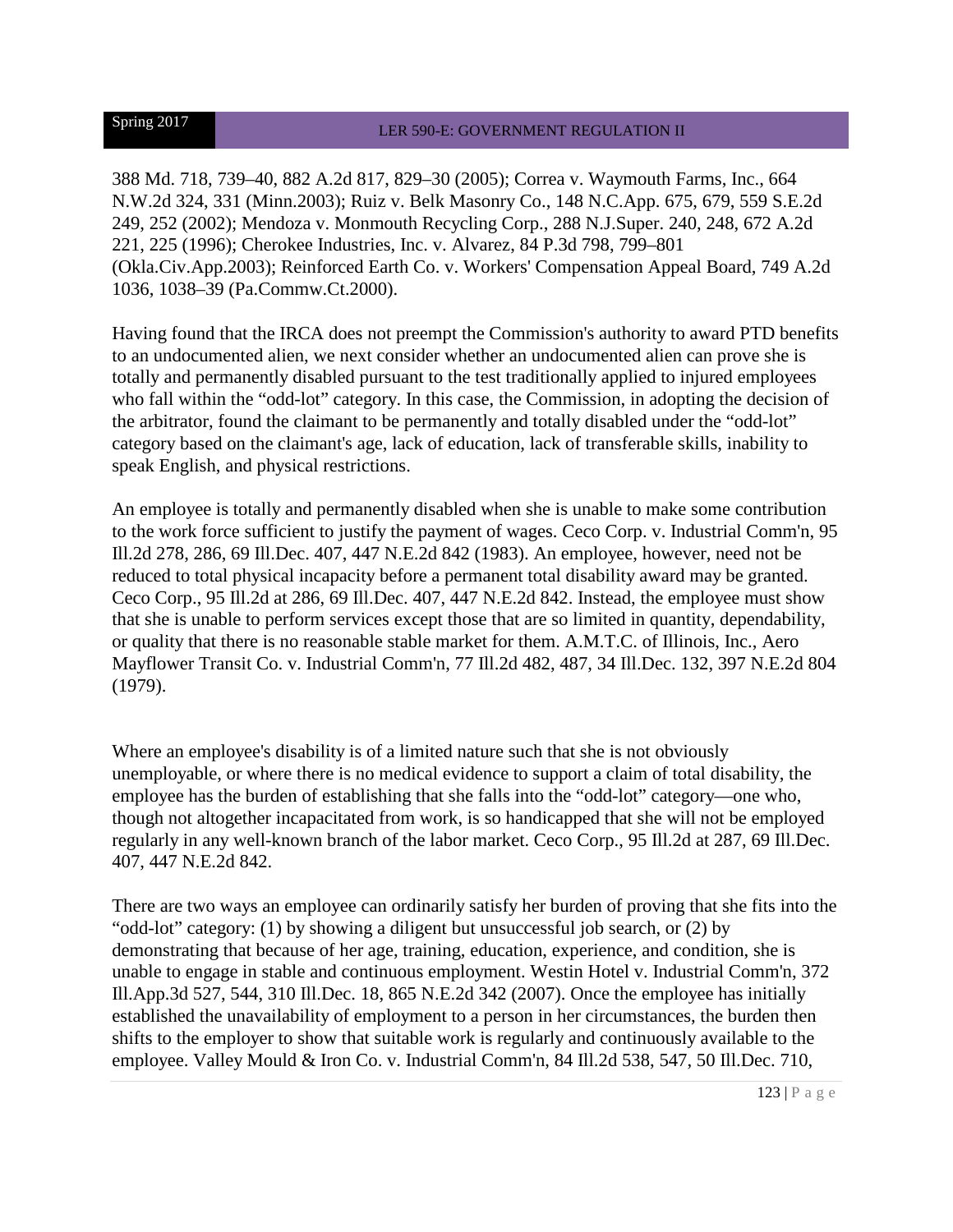388 Md. 718, 739–40, 882 A.2d 817, 829–30 (2005); Correa v. Waymouth Farms, Inc., 664 N.W.2d 324, 331 (Minn.2003); Ruiz v. Belk Masonry Co., 148 N.C.App. 675, 679, 559 S.E.2d 249, 252 (2002); Mendoza v. Monmouth Recycling Corp., 288 N.J.Super. 240, 248, 672 A.2d 221, 225 (1996); Cherokee Industries, Inc. v. Alvarez, 84 P.3d 798, 799–801 (Okla.Civ.App.2003); Reinforced Earth Co. v. Workers' Compensation Appeal Board, 749 A.2d 1036, 1038–39 (Pa.Commw.Ct.2000).

Having found that the IRCA does not preempt the Commission's authority to award PTD benefits to an undocumented alien, we next consider whether an undocumented alien can prove she is totally and permanently disabled pursuant to the test traditionally applied to injured employees who fall within the "odd-lot" category. In this case, the Commission, in adopting the decision of the arbitrator, found the claimant to be permanently and totally disabled under the "odd-lot" category based on the claimant's age, lack of education, lack of transferable skills, inability to speak English, and physical restrictions.

An employee is totally and permanently disabled when she is unable to make some contribution to the work force sufficient to justify the payment of wages. Ceco Corp. v. Industrial Comm'n, 95 Ill.2d 278, 286, 69 Ill.Dec. 407, 447 N.E.2d 842 (1983). An employee, however, need not be reduced to total physical incapacity before a permanent total disability award may be granted. Ceco Corp., 95 Ill.2d at 286, 69 Ill.Dec. 407, 447 N.E.2d 842. Instead, the employee must show that she is unable to perform services except those that are so limited in quantity, dependability, or quality that there is no reasonable stable market for them. A.M.T.C. of Illinois, Inc., Aero Mayflower Transit Co. v. Industrial Comm'n, 77 Ill.2d 482, 487, 34 Ill.Dec. 132, 397 N.E.2d 804 (1979).

Where an employee's disability is of a limited nature such that she is not obviously unemployable, or where there is no medical evidence to support a claim of total disability, the employee has the burden of establishing that she falls into the "odd-lot" category—one who, though not altogether incapacitated from work, is so handicapped that she will not be employed regularly in any well-known branch of the labor market. Ceco Corp., 95 Ill.2d at 287, 69 Ill.Dec. 407, 447 N.E.2d 842.

There are two ways an employee can ordinarily satisfy her burden of proving that she fits into the "odd-lot" category: (1) by showing a diligent but unsuccessful job search, or (2) by demonstrating that because of her age, training, education, experience, and condition, she is unable to engage in stable and continuous employment. Westin Hotel v. Industrial Comm'n, 372 Ill.App.3d 527, 544, 310 Ill.Dec. 18, 865 N.E.2d 342 (2007). Once the employee has initially established the unavailability of employment to a person in her circumstances, the burden then shifts to the employer to show that suitable work is regularly and continuously available to the employee. Valley Mould & Iron Co. v. Industrial Comm'n, 84 Ill.2d 538, 547, 50 Ill.Dec. 710,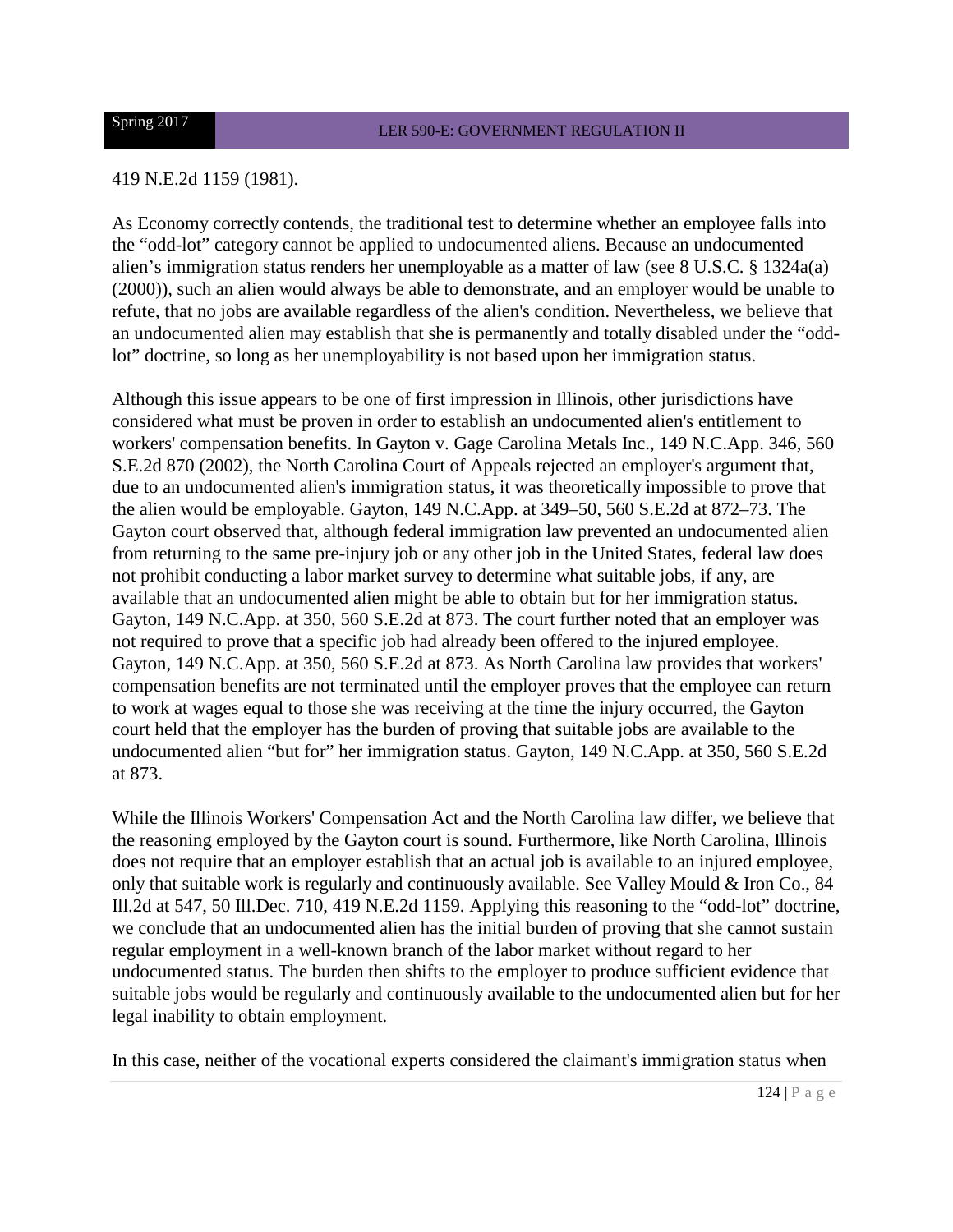419 N.E.2d 1159 (1981).

As Economy correctly contends, the traditional test to determine whether an employee falls into the "odd-lot" category cannot be applied to undocumented aliens. Because an undocumented alien's immigration status renders her unemployable as a matter of law (see 8 U.S.C. § 1324a(a) (2000)), such an alien would always be able to demonstrate, and an employer would be unable to refute, that no jobs are available regardless of the alien's condition. Nevertheless, we believe that an undocumented alien may establish that she is permanently and totally disabled under the "odd-lot" doctrine, so long as her unemployability is not based upon her immigration status.

Although this issue appears to be one of first impression in Illinois, other jurisdictions have considered what must be proven in order to establish an undocumented alien's entitlement to workers' compensation benefits. In Gayton v. Gage Carolina Metals Inc., 149 N.C.App. 346, 560 S.E.2d 870 (2002), the North Carolina Court of Appeals rejected an employer's argument that, due to an undocumented alien's immigration status, it was theoretically impossible to prove that the alien would be employable. Gayton, 149 N.C.App. at 349–50, 560 S.E.2d at 872–73. The Gayton court observed that, although federal immigration law prevented an undocumented alien from returning to the same pre-injury job or any other job in the United States, federal law does not prohibit conducting a labor market survey to determine what suitable jobs, if any, are available that an undocumented alien might be able to obtain but for her immigration status. Gayton, 149 N.C.App. at 350, 560 S.E.2d at 873. The court further noted that an employer was not required to prove that a specific job had already been offered to the injured employee. Gayton, 149 N.C.App. at 350, 560 S.E.2d at 873. As North Carolina law provides that workers' compensation benefits are not terminated until the employer proves that the employee can return to work at wages equal to those she was receiving at the time the injury occurred, the Gayton court held that the employer has the burden of proving that suitable jobs are available to the undocumented alien "but for" her immigration status. Gayton, 149 N.C.App. at 350, 560 S.E.2d at 873.

While the Illinois Workers' Compensation Act and the North Carolina law differ, we believe that the reasoning employed by the Gayton court is sound. Furthermore, like North Carolina, Illinois does not require that an employer establish that an actual job is available to an injured employee, only that suitable work is regularly and continuously available. See Valley Mould & Iron Co., 84 Ill.2d at 547, 50 Ill.Dec. 710, 419 N.E.2d 1159. Applying this reasoning to the "odd-lot" doctrine, we conclude that an undocumented alien has the initial burden of proving that she cannot sustain regular employment in a well-known branch of the labor market without regard to her undocumented status. The burden then shifts to the employer to produce sufficient evidence that suitable jobs would be regularly and continuously available to the undocumented alien but for her legal inability to obtain employment.

In this case, neither of the vocational experts considered the claimant's immigration status when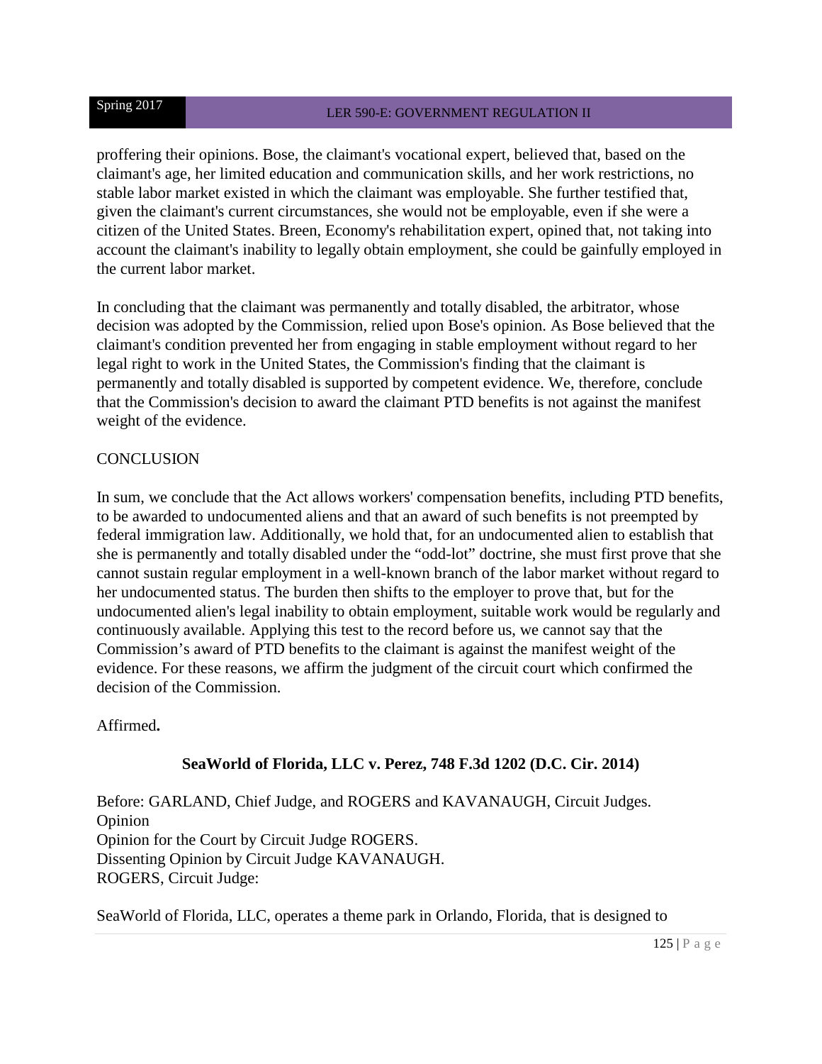proffering their opinions. Bose, the claimant's vocational expert, believed that, based on the claimant's age, her limited education and communication skills, and her work restrictions, no stable labor market existed in which the claimant was employable. She further testified that, given the claimant's current circumstances, she would not be employable, even if she were a citizen of the United States. Breen, Economy's rehabilitation expert, opined that, not taking into account the claimant's inability to legally obtain employment, she could be gainfully employed in the current labor market.

In concluding that the claimant was permanently and totally disabled, the arbitrator, whose decision was adopted by the Commission, relied upon Bose's opinion. As Bose believed that the claimant's condition prevented her from engaging in stable employment without regard to her legal right to work in the United States, the Commission's finding that the claimant is permanently and totally disabled is supported by competent evidence. We, therefore, conclude that the Commission's decision to award the claimant PTD benefits is not against the manifest weight of the evidence.

CONCLUSION

In sum, we conclude that the Act allows workers' compensation benefits, including PTD benefits, to be awarded to undocumented aliens and that an award of such benefits is not preempted by federal immigration law. Additionally, we hold that, for an undocumented alien to establish that she is permanently and totally disabled under the "odd-lot" doctrine, she must first prove that she cannot sustain regular employment in a well-known branch of the labor market without regard to her undocumented status. The burden then shifts to the employer to prove that, but for the undocumented alien's legal inability to obtain employment, suitable work would be regularly and continuously available. Applying this test to the record before us, we cannot say that the Commission's award of PTD benefits to the claimant is against the manifest weight of the evidence. For these reasons, we affirm the judgment of the circuit court which confirmed the decision of the Commission.

Affirmed**.**

## SeaWorld of Florida, LLC v. Perez, 748 F.3d 1202 (D.C. Cir. 2014)

Before: GARLAND, Chief Judge, and ROGERS and KAVANAUGH, Circuit Judges.
Opinion
Opinion for the Court by Circuit Judge ROGERS.
Dissenting Opinion by Circuit Judge KAVANAUGH.
ROGERS, Circuit Judge:

SeaWorld of Florida, LLC, operates a theme park in Orlando, Florida, that is designed to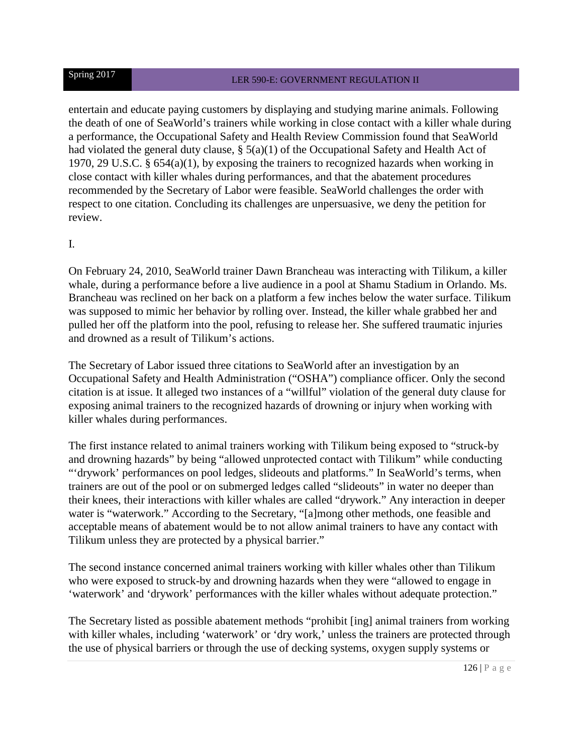entertain and educate paying customers by displaying and studying marine animals. Following the death of one of SeaWorld's trainers while working in close contact with a killer whale during a performance, the Occupational Safety and Health Review Commission found that SeaWorld had violated the general duty clause, § 5(a)(1) of the Occupational Safety and Health Act of 1970, 29 U.S.C. § 654(a)(1), by exposing the trainers to recognized hazards when working in close contact with killer whales during performances, and that the abatement procedures recommended by the Secretary of Labor were feasible. SeaWorld challenges the order with respect to one citation. Concluding its challenges are unpersuasive, we deny the petition for review.

I.

On February 24, 2010, SeaWorld trainer Dawn Brancheau was interacting with Tilikum, a killer whale, during a performance before a live audience in a pool at Shamu Stadium in Orlando. Ms. Brancheau was reclined on her back on a platform a few inches below the water surface. Tilikum was supposed to mimic her behavior by rolling over. Instead, the killer whale grabbed her and pulled her off the platform into the pool, refusing to release her. She suffered traumatic injuries and drowned as a result of Tilikum's actions.

The Secretary of Labor issued three citations to SeaWorld after an investigation by an Occupational Safety and Health Administration ("OSHA") compliance officer. Only the second citation is at issue. It alleged two instances of a "willful" violation of the general duty clause for exposing animal trainers to the recognized hazards of drowning or injury when working with killer whales during performances.

The first instance related to animal trainers working with Tilikum being exposed to "struck-by and drowning hazards" by being "allowed unprotected contact with Tilikum" while conducting "'drywork' performances on pool ledges, slideouts and platforms." In SeaWorld's terms, when trainers are out of the pool or on submerged ledges called "slideouts" in water no deeper than their knees, their interactions with killer whales are called "drywork." Any interaction in deeper water is "waterwork." According to the Secretary, "[a]mong other methods, one feasible and acceptable means of abatement would be to not allow animal trainers to have any contact with Tilikum unless they are protected by a physical barrier."

The second instance concerned animal trainers working with killer whales other than Tilikum who were exposed to struck-by and drowning hazards when they were "allowed to engage in 'waterwork' and 'drywork' performances with the killer whales without adequate protection."

The Secretary listed as possible abatement methods "prohibit [ing] animal trainers from working with killer whales, including 'waterwork' or 'dry work,' unless the trainers are protected through the use of physical barriers or through the use of decking systems, oxygen supply systems or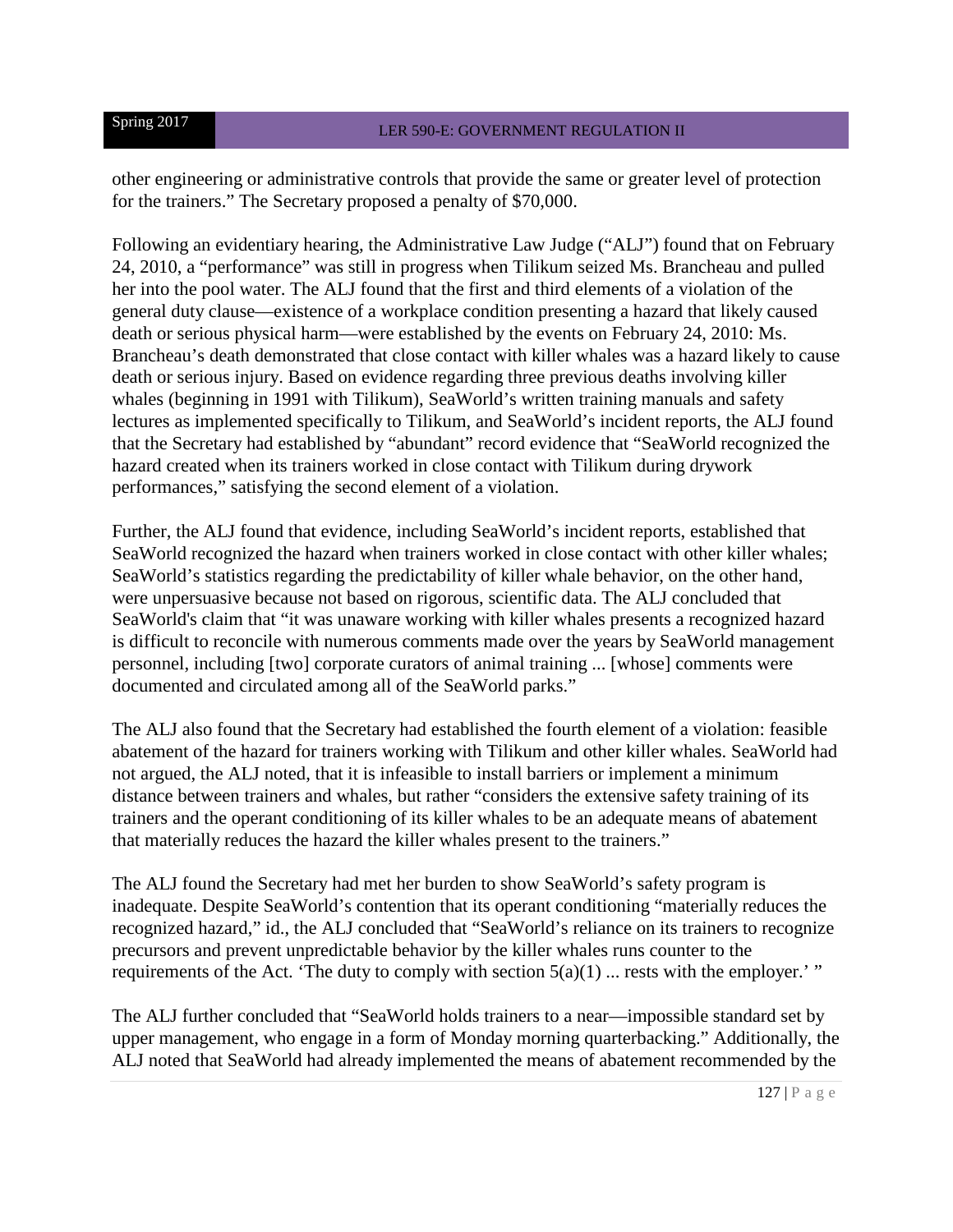other engineering or administrative controls that provide the same or greater level of protection for the trainers." The Secretary proposed a penalty of $70,000.

Following an evidentiary hearing, the Administrative Law Judge ("ALJ") found that on February 24, 2010, a "performance" was still in progress when Tilikum seized Ms. Brancheau and pulled her into the pool water. The ALJ found that the first and third elements of a violation of the general duty clause—existence of a workplace condition presenting a hazard that likely caused death or serious physical harm—were established by the events on February 24, 2010: Ms. Brancheau's death demonstrated that close contact with killer whales was a hazard likely to cause death or serious injury. Based on evidence regarding three previous deaths involving killer whales (beginning in 1991 with Tilikum), SeaWorld's written training manuals and safety lectures as implemented specifically to Tilikum, and SeaWorld's incident reports, the ALJ found that the Secretary had established by "abundant" record evidence that "SeaWorld recognized the hazard created when its trainers worked in close contact with Tilikum during drywork performances," satisfying the second element of a violation.

Further, the ALJ found that evidence, including SeaWorld's incident reports, established that SeaWorld recognized the hazard when trainers worked in close contact with other killer whales; SeaWorld's statistics regarding the predictability of killer whale behavior, on the other hand, were unpersuasive because not based on rigorous, scientific data. The ALJ concluded that SeaWorld's claim that "it was unaware working with killer whales presents a recognized hazard is difficult to reconcile with numerous comments made over the years by SeaWorld management personnel, including [two] corporate curators of animal training ... [whose] comments were documented and circulated among all of the SeaWorld parks."

The ALJ also found that the Secretary had established the fourth element of a violation: feasible abatement of the hazard for trainers working with Tilikum and other killer whales. SeaWorld had not argued, the ALJ noted, that it is infeasible to install barriers or implement a minimum distance between trainers and whales, but rather "considers the extensive safety training of its trainers and the operant conditioning of its killer whales to be an adequate means of abatement that materially reduces the hazard the killer whales present to the trainers."

The ALJ found the Secretary had met her burden to show SeaWorld's safety program is inadequate. Despite SeaWorld's contention that its operant conditioning "materially reduces the recognized hazard," id., the ALJ concluded that "SeaWorld's reliance on its trainers to recognize precursors and prevent unpredictable behavior by the killer whales runs counter to the requirements of the Act. 'The duty to comply with section 5(a)(1) ... rests with the employer.' "

The ALJ further concluded that "SeaWorld holds trainers to a near—impossible standard set by upper management, who engage in a form of Monday morning quarterbacking." Additionally, the ALJ noted that SeaWorld had already implemented the means of abatement recommended by the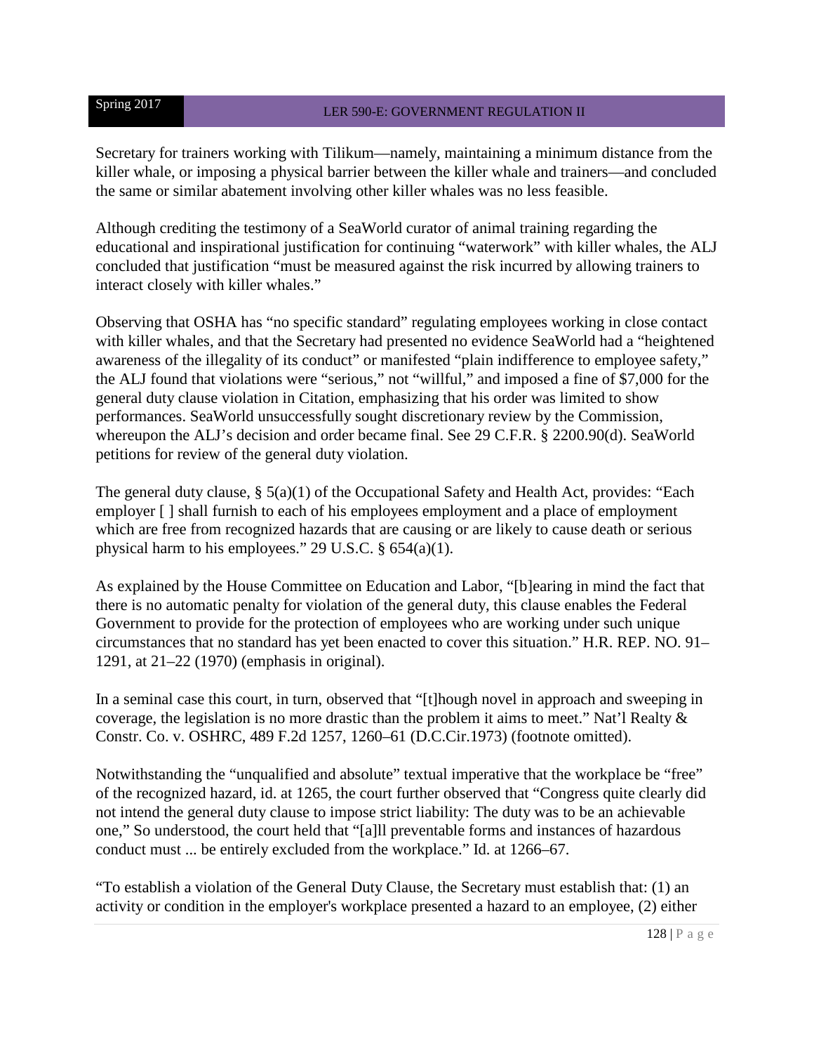Secretary for trainers working with Tilikum—namely, maintaining a minimum distance from the killer whale, or imposing a physical barrier between the killer whale and trainers—and concluded the same or similar abatement involving other killer whales was no less feasible.

Although crediting the testimony of a SeaWorld curator of animal training regarding the educational and inspirational justification for continuing "waterwork" with killer whales, the ALJ concluded that justification "must be measured against the risk incurred by allowing trainers to interact closely with killer whales."

Observing that OSHA has "no specific standard" regulating employees working in close contact with killer whales, and that the Secretary had presented no evidence SeaWorld had a "heightened awareness of the illegality of its conduct" or manifested "plain indifference to employee safety," the ALJ found that violations were "serious," not "willful," and imposed a fine of $7,000 for the general duty clause violation in Citation, emphasizing that his order was limited to show performances. SeaWorld unsuccessfully sought discretionary review by the Commission, whereupon the ALJ's decision and order became final. See 29 C.F.R. § 2200.90(d). SeaWorld petitions for review of the general duty violation.

The general duty clause, § 5(a)(1) of the Occupational Safety and Health Act, provides: "Each employer [ ] shall furnish to each of his employees employment and a place of employment which are free from recognized hazards that are causing or are likely to cause death or serious physical harm to his employees." 29 U.S.C. § 654(a)(1).

As explained by the House Committee on Education and Labor, "[b]earing in mind the fact that there is no automatic penalty for violation of the general duty, this clause enables the Federal Government to provide for the protection of employees who are working under such unique circumstances that no standard has yet been enacted to cover this situation." H.R. REP. NO. 91–1291, at 21–22 (1970) (emphasis in original).

In a seminal case this court, in turn, observed that "[t]hough novel in approach and sweeping in coverage, the legislation is no more drastic than the problem it aims to meet." Nat'l Realty & Constr. Co. v. OSHRC, 489 F.2d 1257, 1260–61 (D.C.Cir.1973) (footnote omitted).

Notwithstanding the "unqualified and absolute" textual imperative that the workplace be "free" of the recognized hazard, id. at 1265, the court further observed that "Congress quite clearly did not intend the general duty clause to impose strict liability: The duty was to be an achievable one," So understood, the court held that "[a]ll preventable forms and instances of hazardous conduct must ... be entirely excluded from the workplace." Id. at 1266–67.

"To establish a violation of the General Duty Clause, the Secretary must establish that: (1) an activity or condition in the employer's workplace presented a hazard to an employee, (2) either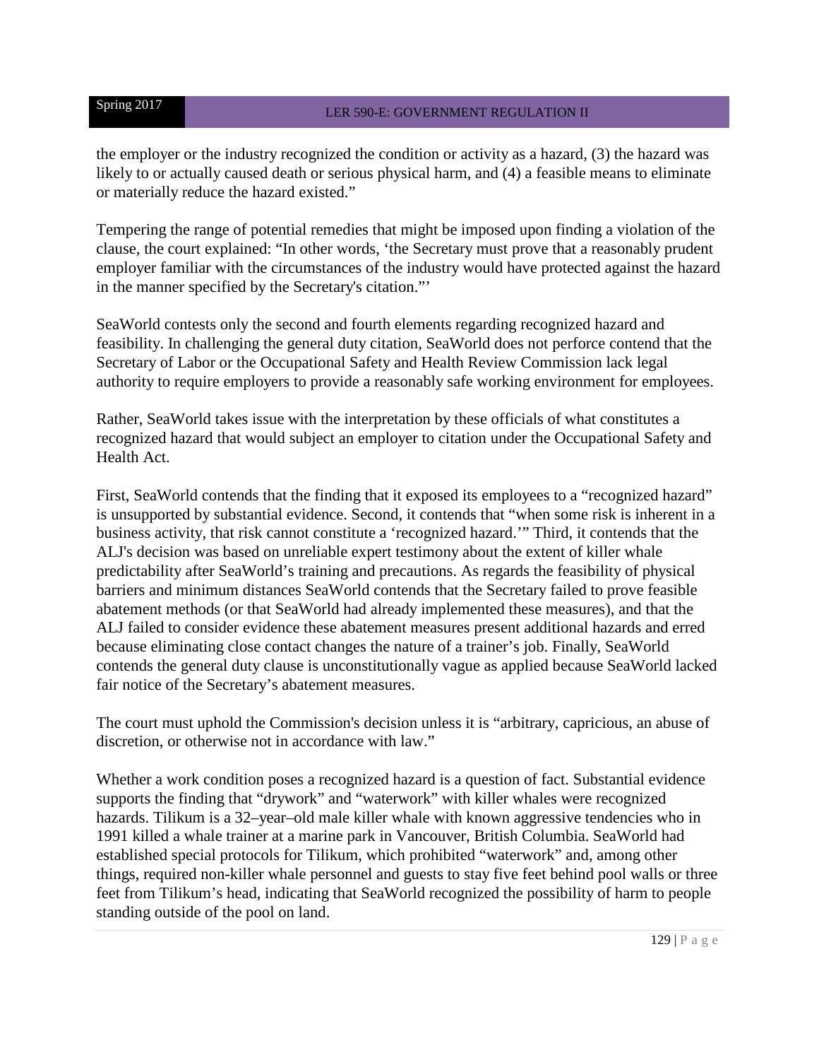the employer or the industry recognized the condition or activity as a hazard, (3) the hazard was likely to or actually caused death or serious physical harm, and (4) a feasible means to eliminate or materially reduce the hazard existed."

Tempering the range of potential remedies that might be imposed upon finding a violation of the clause, the court explained: "In other words, 'the Secretary must prove that a reasonably prudent employer familiar with the circumstances of the industry would have protected against the hazard in the manner specified by the Secretary's citation."'

SeaWorld contests only the second and fourth elements regarding recognized hazard and feasibility. In challenging the general duty citation, SeaWorld does not perforce contend that the Secretary of Labor or the Occupational Safety and Health Review Commission lack legal authority to require employers to provide a reasonably safe working environment for employees.

Rather, SeaWorld takes issue with the interpretation by these officials of what constitutes a recognized hazard that would subject an employer to citation under the Occupational Safety and Health Act.

First, SeaWorld contends that the finding that it exposed its employees to a "recognized hazard" is unsupported by substantial evidence. Second, it contends that "when some risk is inherent in a business activity, that risk cannot constitute a 'recognized hazard.'" Third, it contends that the ALJ's decision was based on unreliable expert testimony about the extent of killer whale predictability after SeaWorld's training and precautions. As regards the feasibility of physical barriers and minimum distances SeaWorld contends that the Secretary failed to prove feasible abatement methods (or that SeaWorld had already implemented these measures), and that the ALJ failed to consider evidence these abatement measures present additional hazards and erred because eliminating close contact changes the nature of a trainer's job. Finally, SeaWorld contends the general duty clause is unconstitutionally vague as applied because SeaWorld lacked fair notice of the Secretary's abatement measures.

The court must uphold the Commission's decision unless it is "arbitrary, capricious, an abuse of discretion, or otherwise not in accordance with law."

Whether a work condition poses a recognized hazard is a question of fact. Substantial evidence supports the finding that "drywork" and "waterwork" with killer whales were recognized hazards. Tilikum is a 32–year–old male killer whale with known aggressive tendencies who in 1991 killed a whale trainer at a marine park in Vancouver, British Columbia. SeaWorld had established special protocols for Tilikum, which prohibited "waterwork" and, among other things, required non-killer whale personnel and guests to stay five feet behind pool walls or three feet from Tilikum's head, indicating that SeaWorld recognized the possibility of harm to people standing outside of the pool on land.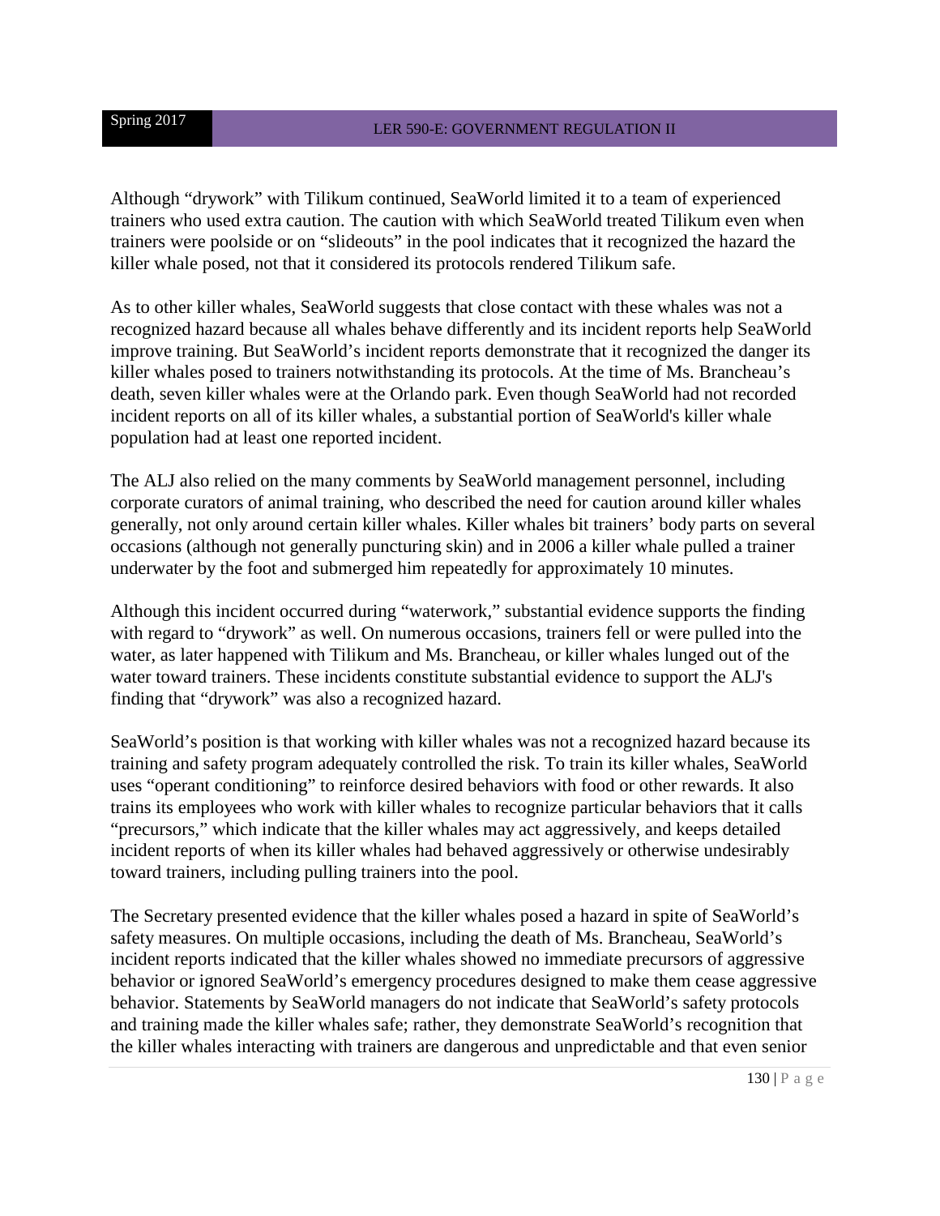Although "drywork" with Tilikum continued, SeaWorld limited it to a team of experienced trainers who used extra caution. The caution with which SeaWorld treated Tilikum even when trainers were poolside or on "slideouts" in the pool indicates that it recognized the hazard the killer whale posed, not that it considered its protocols rendered Tilikum safe.

As to other killer whales, SeaWorld suggests that close contact with these whales was not a recognized hazard because all whales behave differently and its incident reports help SeaWorld improve training. But SeaWorld's incident reports demonstrate that it recognized the danger its killer whales posed to trainers notwithstanding its protocols. At the time of Ms. Brancheau's death, seven killer whales were at the Orlando park. Even though SeaWorld had not recorded incident reports on all of its killer whales, a substantial portion of SeaWorld's killer whale population had at least one reported incident.

The ALJ also relied on the many comments by SeaWorld management personnel, including corporate curators of animal training, who described the need for caution around killer whales generally, not only around certain killer whales. Killer whales bit trainers' body parts on several occasions (although not generally puncturing skin) and in 2006 a killer whale pulled a trainer underwater by the foot and submerged him repeatedly for approximately 10 minutes.

Although this incident occurred during "waterwork," substantial evidence supports the finding with regard to "drywork" as well. On numerous occasions, trainers fell or were pulled into the water, as later happened with Tilikum and Ms. Brancheau, or killer whales lunged out of the water toward trainers. These incidents constitute substantial evidence to support the ALJ's finding that "drywork" was also a recognized hazard.

SeaWorld's position is that working with killer whales was not a recognized hazard because its training and safety program adequately controlled the risk. To train its killer whales, SeaWorld uses "operant conditioning" to reinforce desired behaviors with food or other rewards. It also trains its employees who work with killer whales to recognize particular behaviors that it calls "precursors," which indicate that the killer whales may act aggressively, and keeps detailed incident reports of when its killer whales had behaved aggressively or otherwise undesirably toward trainers, including pulling trainers into the pool.

The Secretary presented evidence that the killer whales posed a hazard in spite of SeaWorld's safety measures. On multiple occasions, including the death of Ms. Brancheau, SeaWorld's incident reports indicated that the killer whales showed no immediate precursors of aggressive behavior or ignored SeaWorld's emergency procedures designed to make them cease aggressive behavior. Statements by SeaWorld managers do not indicate that SeaWorld's safety protocols and training made the killer whales safe; rather, they demonstrate SeaWorld's recognition that the killer whales interacting with trainers are dangerous and unpredictable and that even senior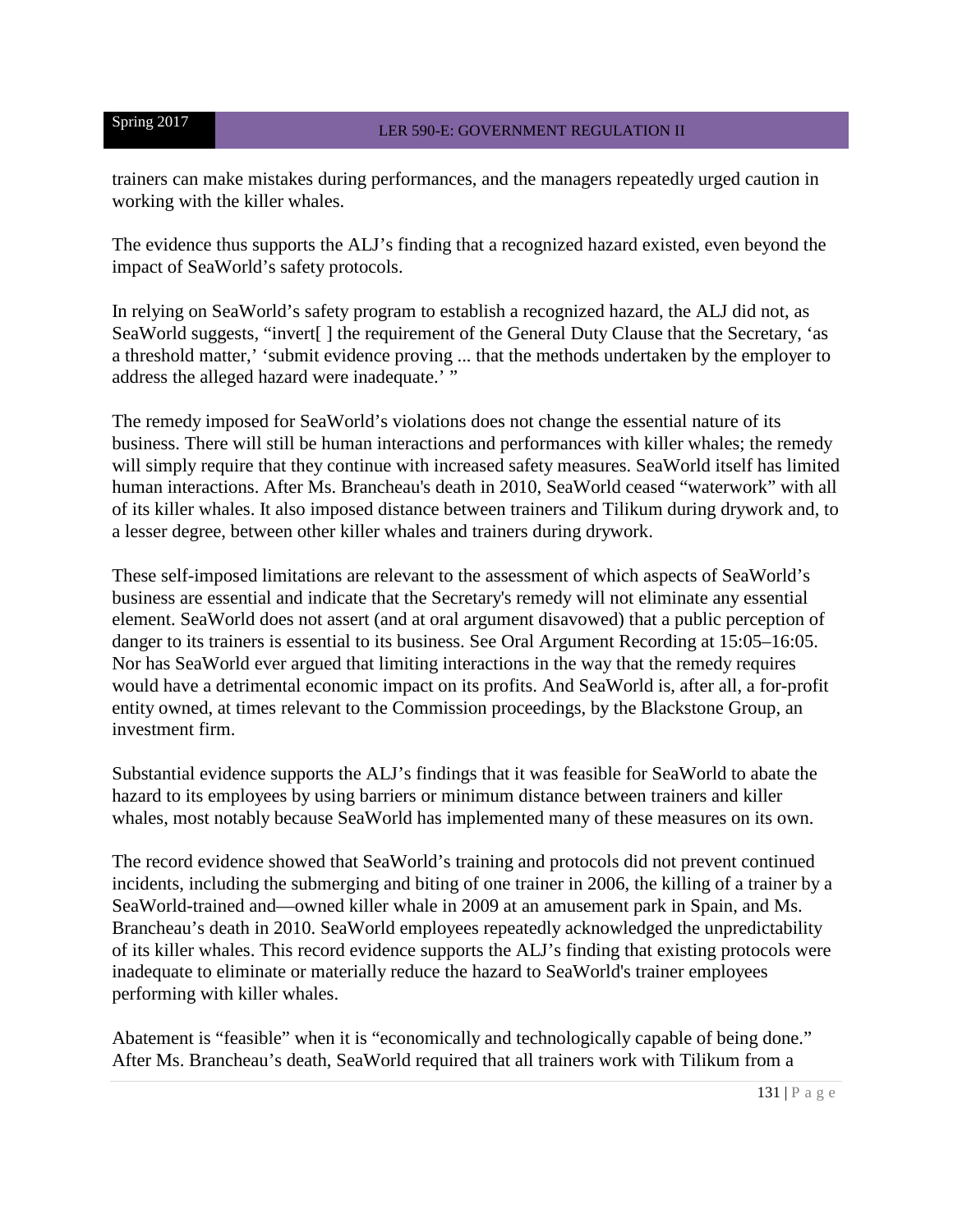trainers can make mistakes during performances, and the managers repeatedly urged caution in working with the killer whales.

The evidence thus supports the ALJ's finding that a recognized hazard existed, even beyond the impact of SeaWorld's safety protocols.

In relying on SeaWorld's safety program to establish a recognized hazard, the ALJ did not, as SeaWorld suggests, "invert[ ] the requirement of the General Duty Clause that the Secretary, 'as a threshold matter,' 'submit evidence proving ... that the methods undertaken by the employer to address the alleged hazard were inadequate.' "

The remedy imposed for SeaWorld's violations does not change the essential nature of its business. There will still be human interactions and performances with killer whales; the remedy will simply require that they continue with increased safety measures. SeaWorld itself has limited human interactions. After Ms. Brancheau's death in 2010, SeaWorld ceased "waterwork" with all of its killer whales. It also imposed distance between trainers and Tilikum during drywork and, to a lesser degree, between other killer whales and trainers during drywork.

These self-imposed limitations are relevant to the assessment of which aspects of SeaWorld's business are essential and indicate that the Secretary's remedy will not eliminate any essential element. SeaWorld does not assert (and at oral argument disavowed) that a public perception of danger to its trainers is essential to its business. See Oral Argument Recording at 15:05–16:05. Nor has SeaWorld ever argued that limiting interactions in the way that the remedy requires would have a detrimental economic impact on its profits. And SeaWorld is, after all, a for-profit entity owned, at times relevant to the Commission proceedings, by the Blackstone Group, an investment firm.

Substantial evidence supports the ALJ's findings that it was feasible for SeaWorld to abate the hazard to its employees by using barriers or minimum distance between trainers and killer whales, most notably because SeaWorld has implemented many of these measures on its own.

The record evidence showed that SeaWorld's training and protocols did not prevent continued incidents, including the submerging and biting of one trainer in 2006, the killing of a trainer by a SeaWorld-trained and—owned killer whale in 2009 at an amusement park in Spain, and Ms. Brancheau's death in 2010. SeaWorld employees repeatedly acknowledged the unpredictability of its killer whales. This record evidence supports the ALJ's finding that existing protocols were inadequate to eliminate or materially reduce the hazard to SeaWorld's trainer employees performing with killer whales.

Abatement is "feasible" when it is "economically and technologically capable of being done." After Ms. Brancheau's death, SeaWorld required that all trainers work with Tilikum from a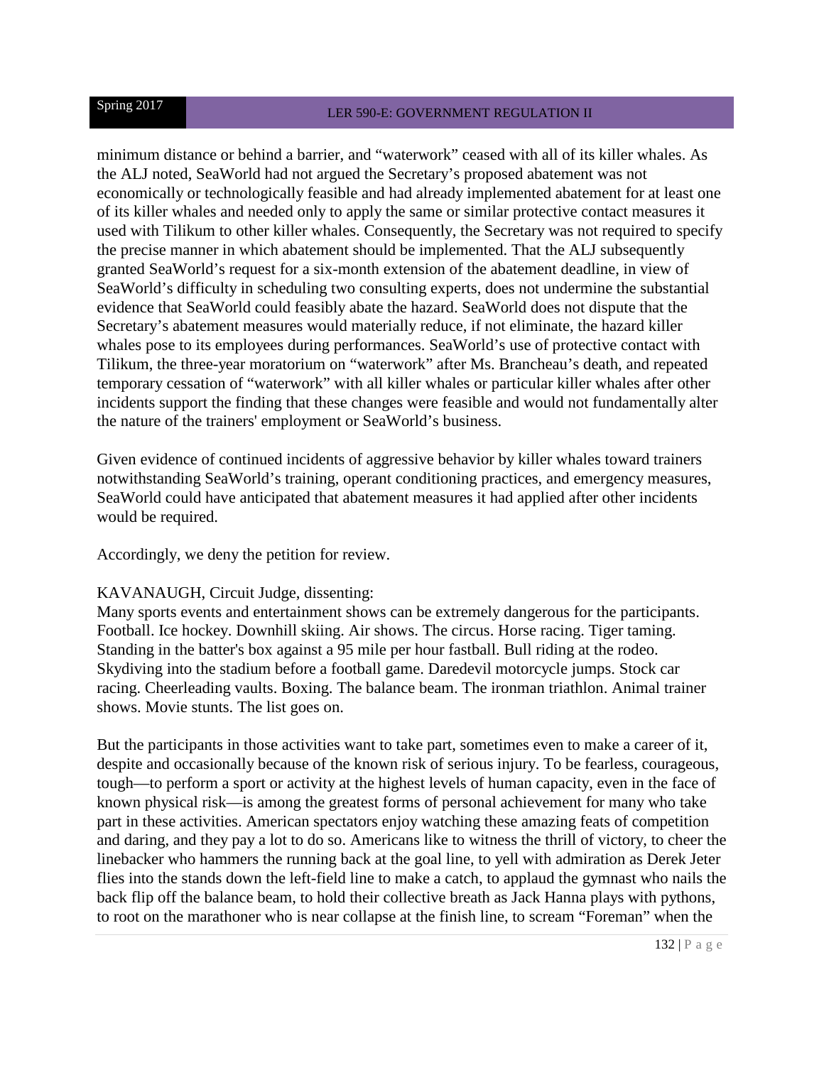minimum distance or behind a barrier, and "waterwork" ceased with all of its killer whales. As the ALJ noted, SeaWorld had not argued the Secretary's proposed abatement was not economically or technologically feasible and had already implemented abatement for at least one of its killer whales and needed only to apply the same or similar protective contact measures it used with Tilikum to other killer whales. Consequently, the Secretary was not required to specify the precise manner in which abatement should be implemented. That the ALJ subsequently granted SeaWorld's request for a six-month extension of the abatement deadline, in view of SeaWorld's difficulty in scheduling two consulting experts, does not undermine the substantial evidence that SeaWorld could feasibly abate the hazard. SeaWorld does not dispute that the Secretary's abatement measures would materially reduce, if not eliminate, the hazard killer whales pose to its employees during performances. SeaWorld's use of protective contact with Tilikum, the three-year moratorium on "waterwork" after Ms. Brancheau's death, and repeated temporary cessation of "waterwork" with all killer whales or particular killer whales after other incidents support the finding that these changes were feasible and would not fundamentally alter the nature of the trainers' employment or SeaWorld's business.

Given evidence of continued incidents of aggressive behavior by killer whales toward trainers notwithstanding SeaWorld's training, operant conditioning practices, and emergency measures, SeaWorld could have anticipated that abatement measures it had applied after other incidents would be required.

Accordingly, we deny the petition for review.

KAVANAUGH, Circuit Judge, dissenting:
Many sports events and entertainment shows can be extremely dangerous for the participants. Football. Ice hockey. Downhill skiing. Air shows. The circus. Horse racing. Tiger taming. Standing in the batter's box against a 95 mile per hour fastball. Bull riding at the rodeo. Skydiving into the stadium before a football game. Daredevil motorcycle jumps. Stock car racing. Cheerleading vaults. Boxing. The balance beam. The ironman triathlon. Animal trainer shows. Movie stunts. The list goes on.

But the participants in those activities want to take part, sometimes even to make a career of it, despite and occasionally because of the known risk of serious injury. To be fearless, courageous, tough—to perform a sport or activity at the highest levels of human capacity, even in the face of known physical risk—is among the greatest forms of personal achievement for many who take part in these activities. American spectators enjoy watching these amazing feats of competition and daring, and they pay a lot to do so. Americans like to witness the thrill of victory, to cheer the linebacker who hammers the running back at the goal line, to yell with admiration as Derek Jeter flies into the stands down the left-field line to make a catch, to applaud the gymnast who nails the back flip off the balance beam, to hold their collective breath as Jack Hanna plays with pythons, to root on the marathoner who is near collapse at the finish line, to scream "Foreman" when the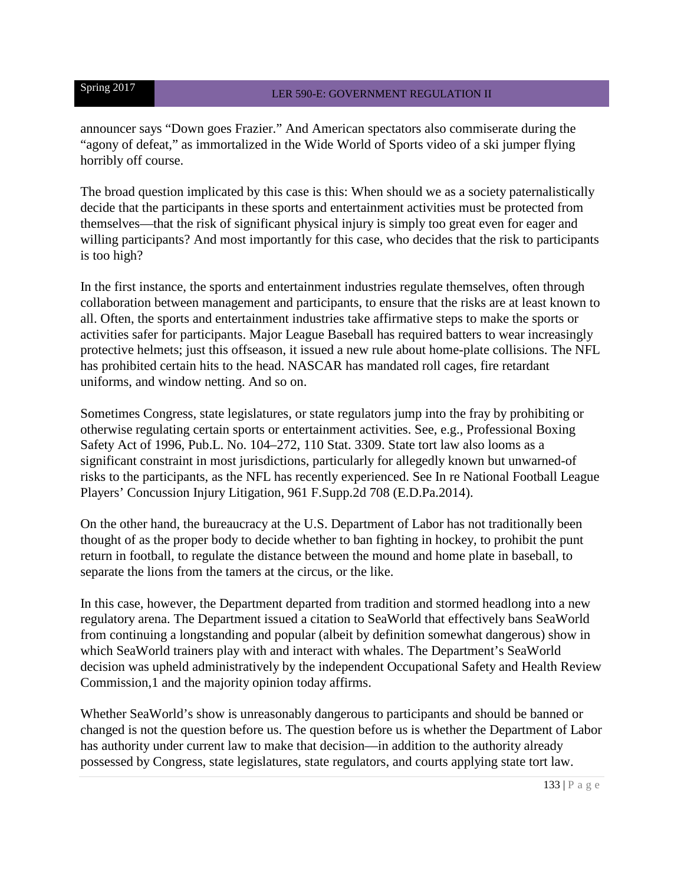announcer says "Down goes Frazier." And American spectators also commiserate during the "agony of defeat," as immortalized in the Wide World of Sports video of a ski jumper flying horribly off course.

The broad question implicated by this case is this: When should we as a society paternalistically decide that the participants in these sports and entertainment activities must be protected from themselves—that the risk of significant physical injury is simply too great even for eager and willing participants? And most importantly for this case, who decides that the risk to participants is too high?

In the first instance, the sports and entertainment industries regulate themselves, often through collaboration between management and participants, to ensure that the risks are at least known to all. Often, the sports and entertainment industries take affirmative steps to make the sports or activities safer for participants. Major League Baseball has required batters to wear increasingly protective helmets; just this offseason, it issued a new rule about home-plate collisions. The NFL has prohibited certain hits to the head. NASCAR has mandated roll cages, fire retardant uniforms, and window netting. And so on.

Sometimes Congress, state legislatures, or state regulators jump into the fray by prohibiting or otherwise regulating certain sports or entertainment activities. See, e.g., Professional Boxing Safety Act of 1996, Pub.L. No. 104–272, 110 Stat. 3309. State tort law also looms as a significant constraint in most jurisdictions, particularly for allegedly known but unwarned-of risks to the participants, as the NFL has recently experienced. See In re National Football League Players' Concussion Injury Litigation, 961 F.Supp.2d 708 (E.D.Pa.2014).

On the other hand, the bureaucracy at the U.S. Department of Labor has not traditionally been thought of as the proper body to decide whether to ban fighting in hockey, to prohibit the punt return in football, to regulate the distance between the mound and home plate in baseball, to separate the lions from the tamers at the circus, or the like.

In this case, however, the Department departed from tradition and stormed headlong into a new regulatory arena. The Department issued a citation to SeaWorld that effectively bans SeaWorld from continuing a longstanding and popular (albeit by definition somewhat dangerous) show in which SeaWorld trainers play with and interact with whales. The Department's SeaWorld decision was upheld administratively by the independent Occupational Safety and Health Review Commission,[1] and the majority opinion today affirms.

Whether SeaWorld's show is unreasonably dangerous to participants and should be banned or changed is not the question before us. The question before us is whether the Department of Labor has authority under current law to make that decision—in addition to the authority already possessed by Congress, state legislatures, state regulators, and courts applying state tort law.